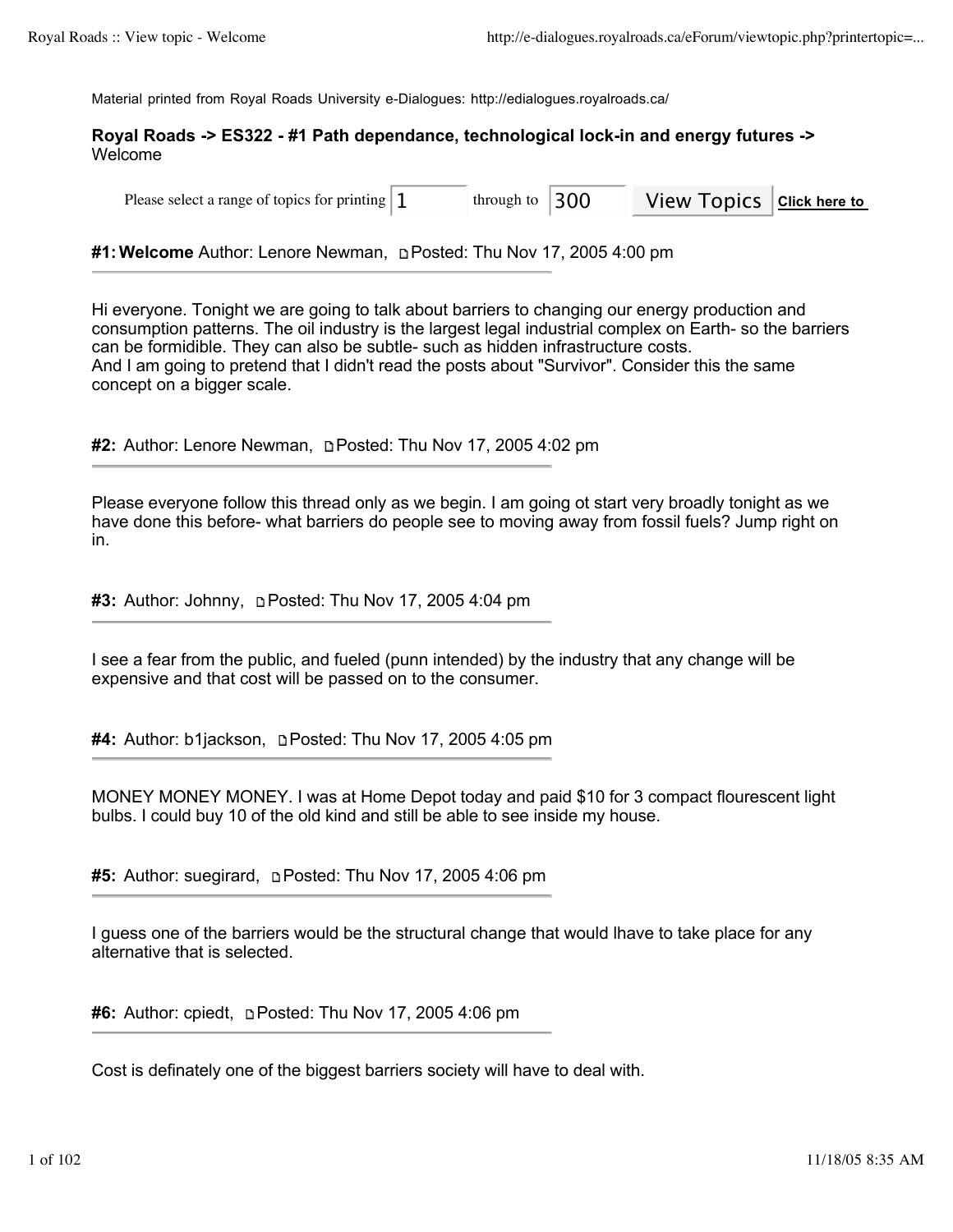Material printed from Royal Roads University e-Dialogues: http://edialogues.royalroads.ca/

**Royal Roads -> ES322 - #1 Path dependance, technological lock-in and energy futures ->** Welcome

Please select a range of topics for printing 1 through to 300 View Topics **Click here to**

**#1: Welcome** Author: Lenore Newman, Posted: Thu Nov 17, 2005 4:00 pm

---

Hi everyone. Tonight we are going to talk about barriers to changing our energy production and consumption patterns. The oil industry is the largest legal industrial complex on Earth- so the barriers can be formidible. They can also be subtle- such as hidden infrastructure costs.
And I am going to pretend that I didn't read the posts about "Survivor". Consider this the same concept on a bigger scale.

**#2:** Author: Lenore Newman, Posted: Thu Nov 17, 2005 4:02 pm

---

Please everyone follow this thread only as we begin. I am going ot start very broadly tonight as we have done this before- what barriers do people see to moving away from fossil fuels? Jump right on in.

**#3:** Author: Johnny, Posted: Thu Nov 17, 2005 4:04 pm

---

I see a fear from the public, and fueled (punn intended) by the industry that any change will be expensive and that cost will be passed on to the consumer.

**#4:** Author: b1jackson, Posted: Thu Nov 17, 2005 4:05 pm

---

MONEY MONEY MONEY. I was at Home Depot today and paid $10 for 3 compact flourescent light bulbs. I could buy 10 of the old kind and still be able to see inside my house.

**#5:** Author: suegirard, Posted: Thu Nov 17, 2005 4:06 pm

---

I guess one of the barriers would be the structural change that would lhave to take place for any alternative that is selected.

**#6:** Author: cpiedt, Posted: Thu Nov 17, 2005 4:06 pm

---

Cost is definately one of the biggest barriers society will have to deal with.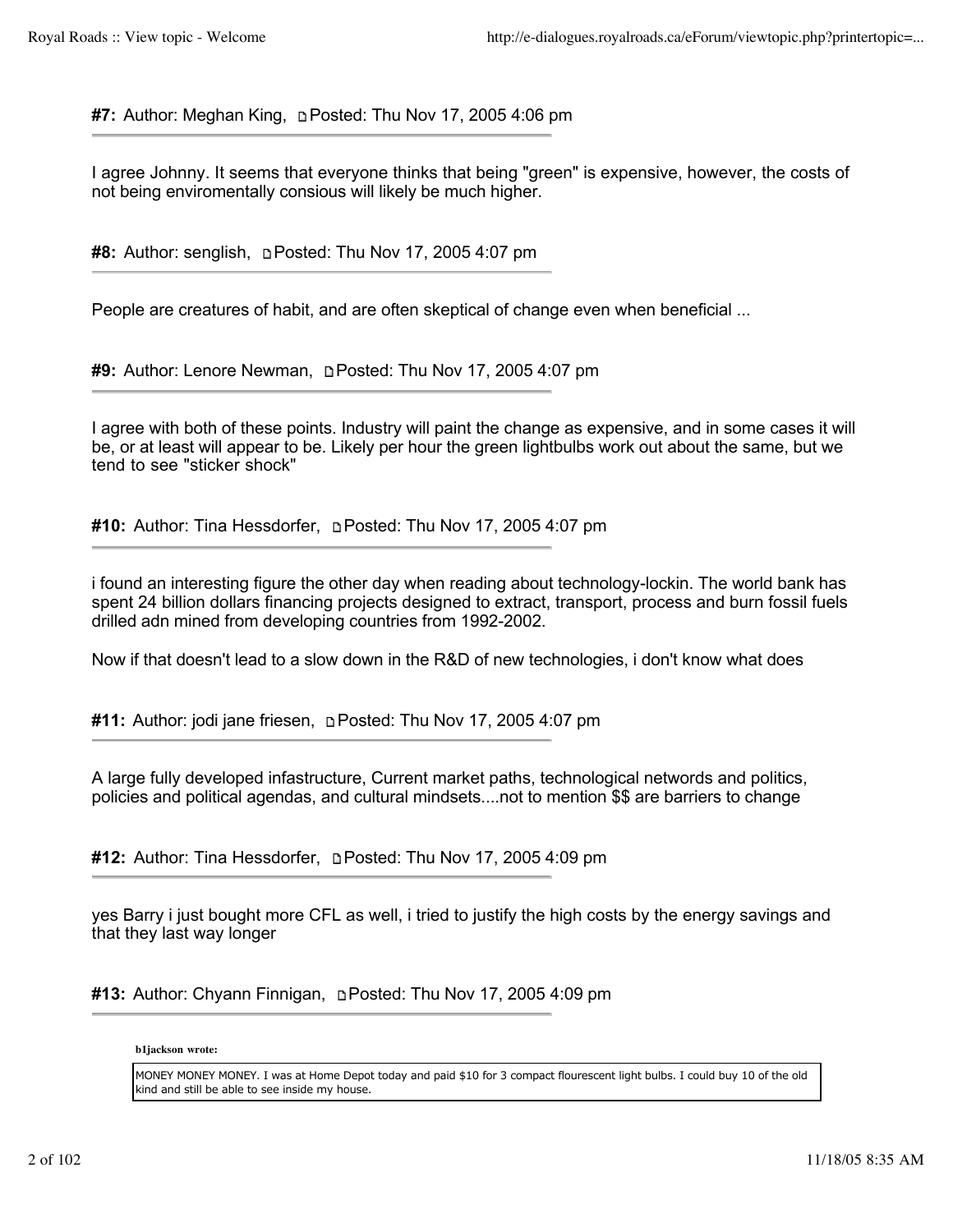**#7:** Author: Meghan King, Posted: Thu Nov 17, 2005 4:06 pm

I agree Johnny. It seems that everyone thinks that being "green" is expensive, however, the costs of not being enviromentally consious will likely be much higher.

**#8:** Author: senglish, Posted: Thu Nov 17, 2005 4:07 pm

People are creatures of habit, and are often skeptical of change even when beneficial ...

**#9:** Author: Lenore Newman, Posted: Thu Nov 17, 2005 4:07 pm

I agree with both of these points. Industry will paint the change as expensive, and in some cases it will be, or at least will appear to be. Likely per hour the green lightbulbs work out about the same, but we tend to see "sticker shock"

**#10:** Author: Tina Hessdorfer, Posted: Thu Nov 17, 2005 4:07 pm

i found an interesting figure the other day when reading about technology-lockin. The world bank has spent 24 billion dollars financing projects designed to extract, transport, process and burn fossil fuels drilled adn mined from developing countries from 1992-2002.

Now if that doesn't lead to a slow down in the R&D of new technologies, i don't know what does

**#11:** Author: jodi jane friesen, Posted: Thu Nov 17, 2005 4:07 pm

A large fully developed infastructure, Current market paths, technological networds and politics, policies and political agendas, and cultural mindsets....not to mention $$ are barriers to change

**#12:** Author: Tina Hessdorfer, Posted: Thu Nov 17, 2005 4:09 pm

yes Barry i just bought more CFL as well, i tried to justify the high costs by the energy savings and that they last way longer

**#13:** Author: Chyann Finnigan, Posted: Thu Nov 17, 2005 4:09 pm

> **b1jackson wrote:**
>
> MONEY MONEY MONEY. I was at Home Depot today and paid $10 for 3 compact flourescent light bulbs. I could buy 10 of the old kind and still be able to see inside my house.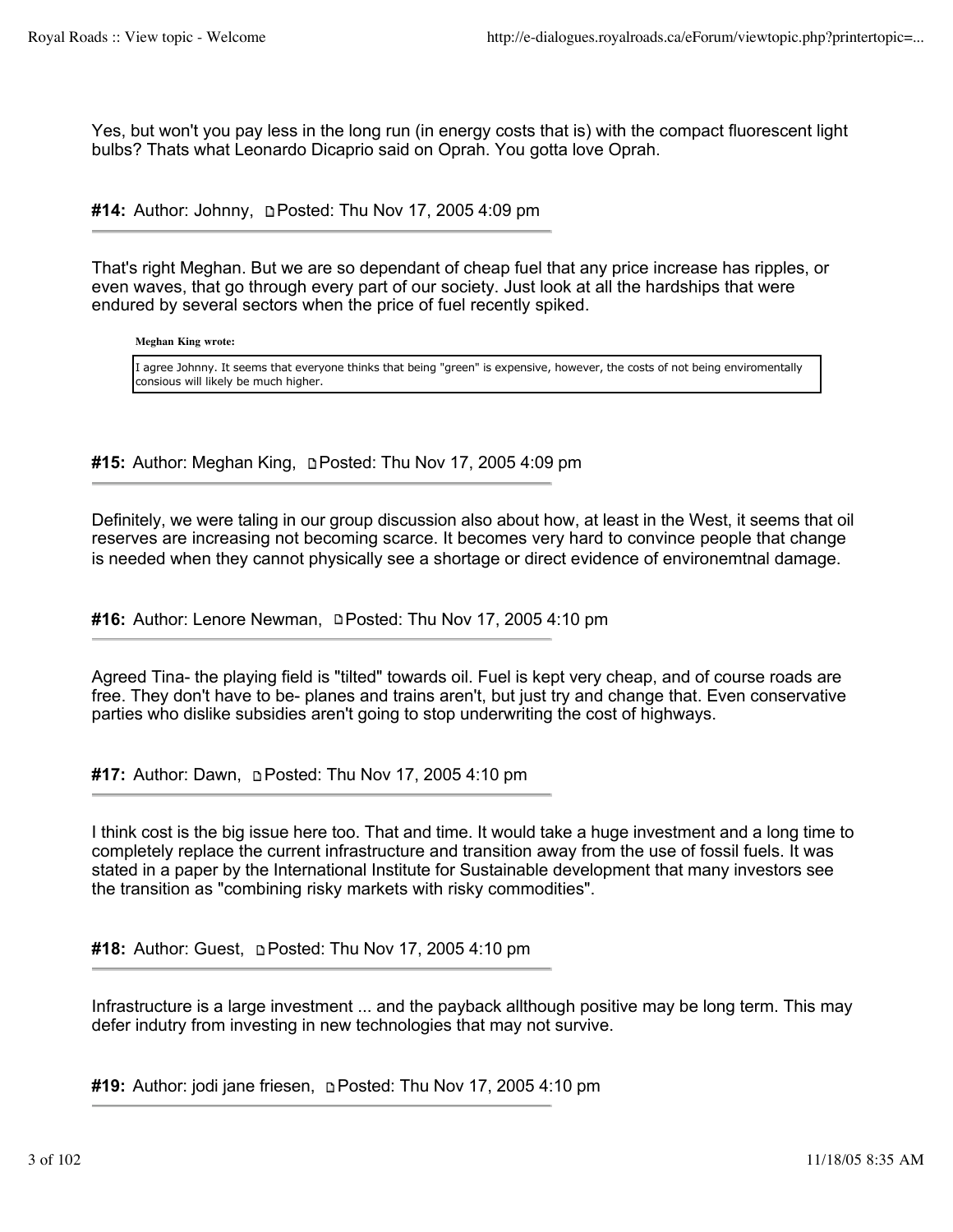Yes, but won't you pay less in the long run (in energy costs that is) with the compact fluorescent light bulbs? Thats what Leonardo Dicaprio said on Oprah. You gotta love Oprah.

**#14:** Author: Johnny, Posted: Thu Nov 17, 2005 4:09 pm

---

That's right Meghan. But we are so dependant of cheap fuel that any price increase has ripples, or even waves, that go through every part of our society. Just look at all the hardships that were endured by several sectors when the price of fuel recently spiked.

> **Meghan King wrote:**
>
> I agree Johnny. It seems that everyone thinks that being "green" is expensive, however, the costs of not being enviromentally consious will likely be much higher.

**#15:** Author: Meghan King, Posted: Thu Nov 17, 2005 4:09 pm

---

Definitely, we were taling in our group discussion also about how, at least in the West, it seems that oil reserves are increasing not becoming scarce. It becomes very hard to convince people that change is needed when they cannot physically see a shortage or direct evidence of environemtnal damage.

**#16:** Author: Lenore Newman, Posted: Thu Nov 17, 2005 4:10 pm

---

Agreed Tina- the playing field is "tilted" towards oil. Fuel is kept very cheap, and of course roads are free. They don't have to be- planes and trains aren't, but just try and change that. Even conservative parties who dislike subsidies aren't going to stop underwriting the cost of highways.

**#17:** Author: Dawn, Posted: Thu Nov 17, 2005 4:10 pm

---

I think cost is the big issue here too. That and time. It would take a huge investment and a long time to completely replace the current infrastructure and transition away from the use of fossil fuels. It was stated in a paper by the International Institute for Sustainable development that many investors see the transition as "combining risky markets with risky commodities".

**#18:** Author: Guest, Posted: Thu Nov 17, 2005 4:10 pm

---

Infrastructure is a large investment ... and the payback allthough positive may be long term. This may defer indutry from investing in new technologies that may not survive.

**#19:** Author: jodi jane friesen, Posted: Thu Nov 17, 2005 4:10 pm

---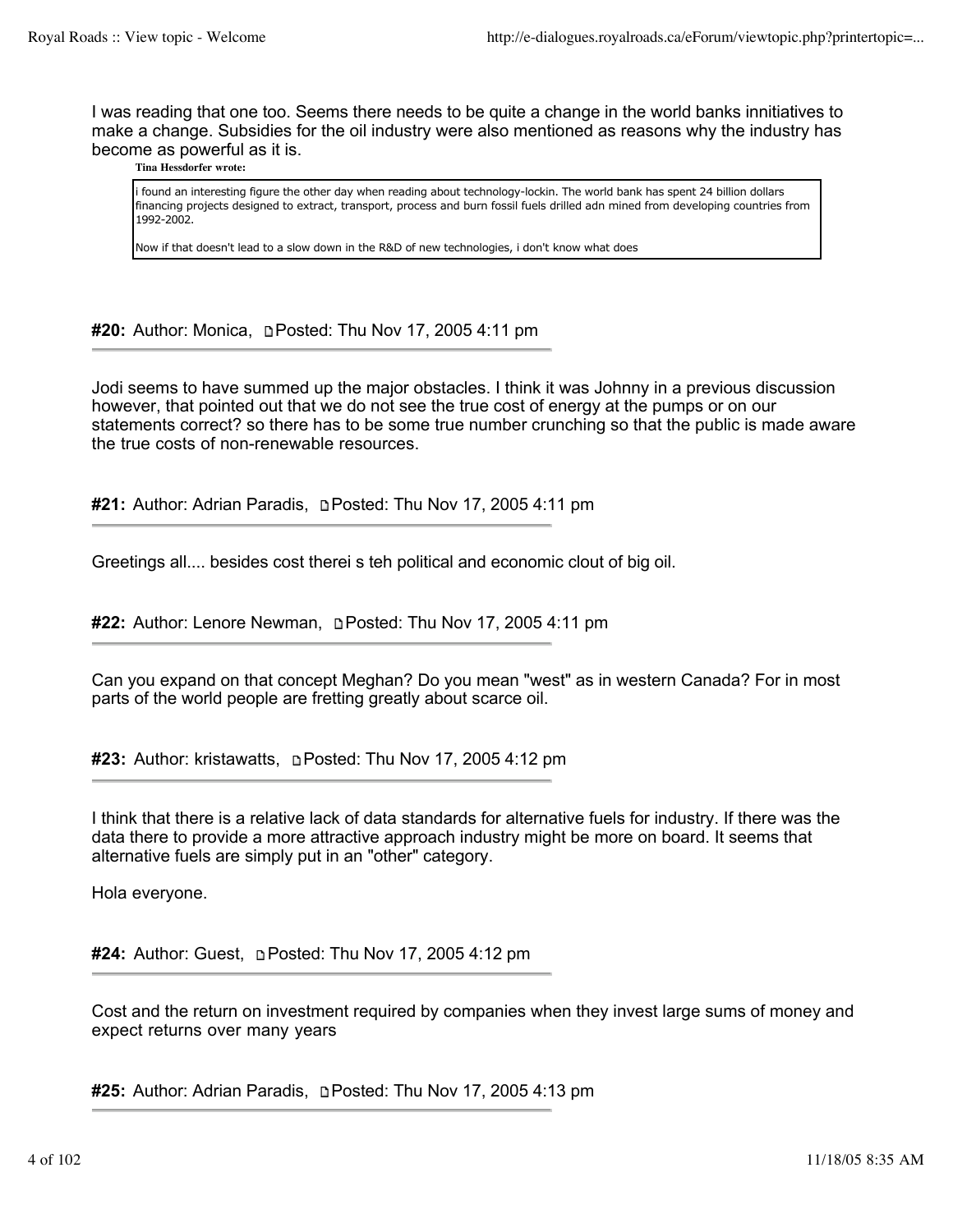I was reading that one too. Seems there needs to be quite a change in the world banks innitiatives to make a change. Subsidies for the oil industry were also mentioned as reasons why the industry has become as powerful as it is.

**Tina Hessdorfer wrote:**

> i found an interesting figure the other day when reading about technology-lockin. The world bank has spent 24 billion dollars financing projects designed to extract, transport, process and burn fossil fuels drilled adn mined from developing countries from 1992-2002.
>
> Now if that doesn't lead to a slow down in the R&D of new technologies, i don't know what does

**#20:** Author: Monica, Posted: Thu Nov 17, 2005 4:11 pm

---

Jodi seems to have summed up the major obstacles. I think it was Johnny in a previous discussion however, that pointed out that we do not see the true cost of energy at the pumps or on our statements correct? so there has to be some true number crunching so that the public is made aware the true costs of non-renewable resources.

**#21:** Author: Adrian Paradis, Posted: Thu Nov 17, 2005 4:11 pm

---

Greetings all.... besides cost therei s teh political and economic clout of big oil.

**#22:** Author: Lenore Newman, Posted: Thu Nov 17, 2005 4:11 pm

---

Can you expand on that concept Meghan? Do you mean "west" as in western Canada? For in most parts of the world people are fretting greatly about scarce oil.

**#23:** Author: kristawatts, Posted: Thu Nov 17, 2005 4:12 pm

---

I think that there is a relative lack of data standards for alternative fuels for industry. If there was the data there to provide a more attractive approach industry might be more on board. It seems that alternative fuels are simply put in an "other" category.

Hola everyone.

**#24:** Author: Guest, Posted: Thu Nov 17, 2005 4:12 pm

---

Cost and the return on investment required by companies when they invest large sums of money and expect returns over many years

**#25:** Author: Adrian Paradis, Posted: Thu Nov 17, 2005 4:13 pm

---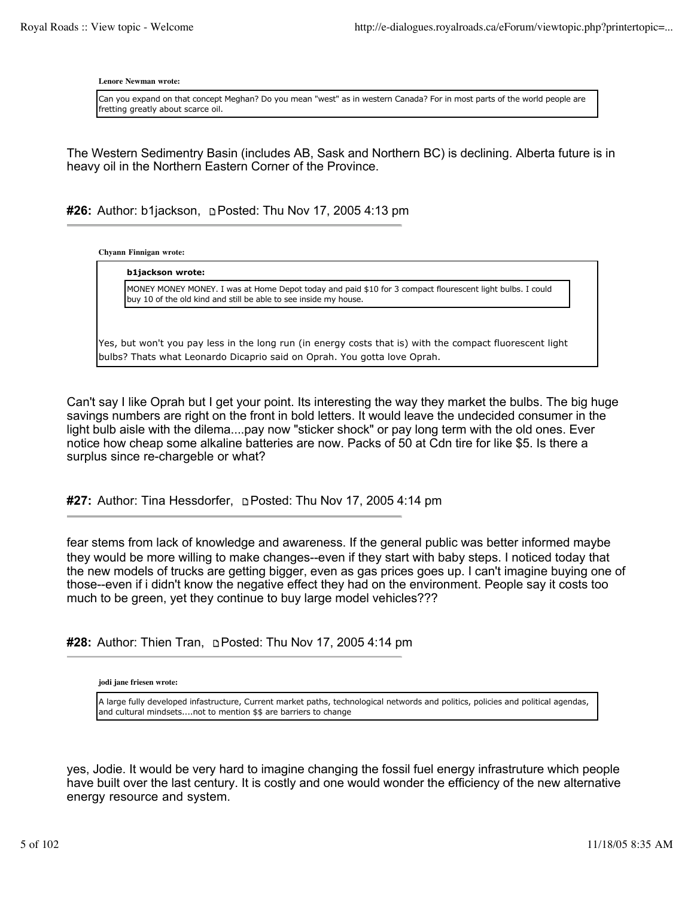**Lenore Newman wrote:**

> Can you expand on that concept Meghan? Do you mean "west" as in western Canada? For in most parts of the world people are fretting greatly about scarce oil.

The Western Sedimentry Basin (includes AB, Sask and Northern BC) is declining. Alberta future is in heavy oil in the Northern Eastern Corner of the Province.

#### #26: Author: b1jackson, Posted: Thu Nov 17, 2005 4:13 pm

**Chyann Finnigan wrote:**

> **b1jackson wrote:**
>
> > MONEY MONEY MONEY. I was at Home Depot today and paid $10 for 3 compact flourescent light bulbs. I could buy 10 of the old kind and still be able to see inside my house.
>
> Yes, but won't you pay less in the long run (in energy costs that is) with the compact fluorescent light bulbs? Thats what Leonardo Dicaprio said on Oprah. You gotta love Oprah.

Can't say I like Oprah but I get your point. Its interesting the way they market the bulbs. The big huge savings numbers are right on the front in bold letters. It would leave the undecided consumer in the light bulb aisle with the dilema....pay now "sticker shock" or pay long term with the old ones. Ever notice how cheap some alkaline batteries are now. Packs of 50 at Cdn tire for like $5. Is there a surplus since re-chargeble or what?

#### #27: Author: Tina Hessdorfer, Posted: Thu Nov 17, 2005 4:14 pm

fear stems from lack of knowledge and awareness. If the general public was better informed maybe they would be more willing to make changes--even if they start with baby steps. I noticed today that the new models of trucks are getting bigger, even as gas prices goes up. I can't imagine buying one of those--even if i didn't know the negative effect they had on the environment. People say it costs too much to be green, yet they continue to buy large model vehicles???

#### #28: Author: Thien Tran, Posted: Thu Nov 17, 2005 4:14 pm

**jodi jane friesen wrote:**

> A large fully developed infastructure, Current market paths, technological networks and politics, policies and political agendas, and cultural mindsets....not to mention $$ are barriers to change

yes, Jodie. It would be very hard to imagine changing the fossil fuel energy infrastruture which people have built over the last century. It is costly and one would wonder the efficiency of the new alternative energy resource and system.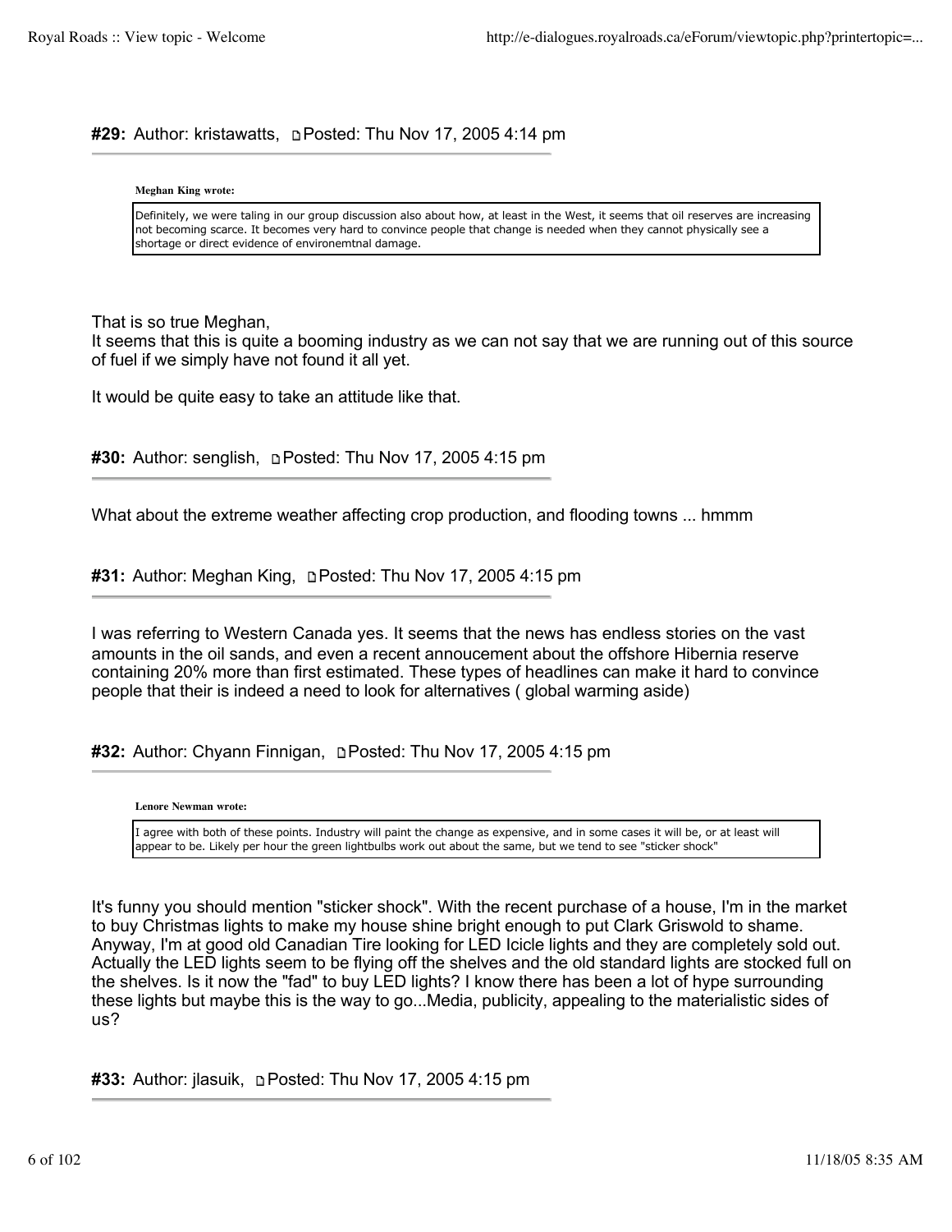**#29:** Author: kristawatts, Posted: Thu Nov 17, 2005 4:14 pm

> **Meghan King wrote:**
>
> Definitely, we were taling in our group discussion also about how, at least in the West, it seems that oil reserves are increasing not becoming scarce. It becomes very hard to convince people that change is needed when they cannot physically see a shortage or direct evidence of environemtnal damage.

That is so true Meghan,
It seems that this is quite a booming industry as we can not say that we are running out of this source of fuel if we simply have not found it all yet.

It would be quite easy to take an attitude like that.

**#30:** Author: senglish, Posted: Thu Nov 17, 2005 4:15 pm

What about the extreme weather affecting crop production, and flooding towns ... hmmm

**#31:** Author: Meghan King, Posted: Thu Nov 17, 2005 4:15 pm

I was referring to Western Canada yes. It seems that the news has endless stories on the vast amounts in the oil sands, and even a recent annoucement about the offshore Hibernia reserve containing 20% more than first estimated. These types of headlines can make it hard to convince people that their is indeed a need to look for alternatives ( global warming aside)

**#32:** Author: Chyann Finnigan, Posted: Thu Nov 17, 2005 4:15 pm

> **Lenore Newman wrote:**
>
> I agree with both of these points. Industry will paint the change as expensive, and in some cases it will be, or at least will appear to be. Likely per hour the green lightbulbs work out about the same, but we tend to see "sticker shock"

It's funny you should mention "sticker shock". With the recent purchase of a house, I'm in the market to buy Christmas lights to make my house shine bright enough to put Clark Griswold to shame. Anyway, I'm at good old Canadian Tire looking for LED Icicle lights and they are completely sold out. Actually the LED lights seem to be flying off the shelves and the old standard lights are stocked full on the shelves. Is it now the "fad" to buy LED lights? I know there has been a lot of hype surrounding these lights but maybe this is the way to go...Media, publicity, appealing to the materialistic sides of us?

**#33:** Author: jlasuik, Posted: Thu Nov 17, 2005 4:15 pm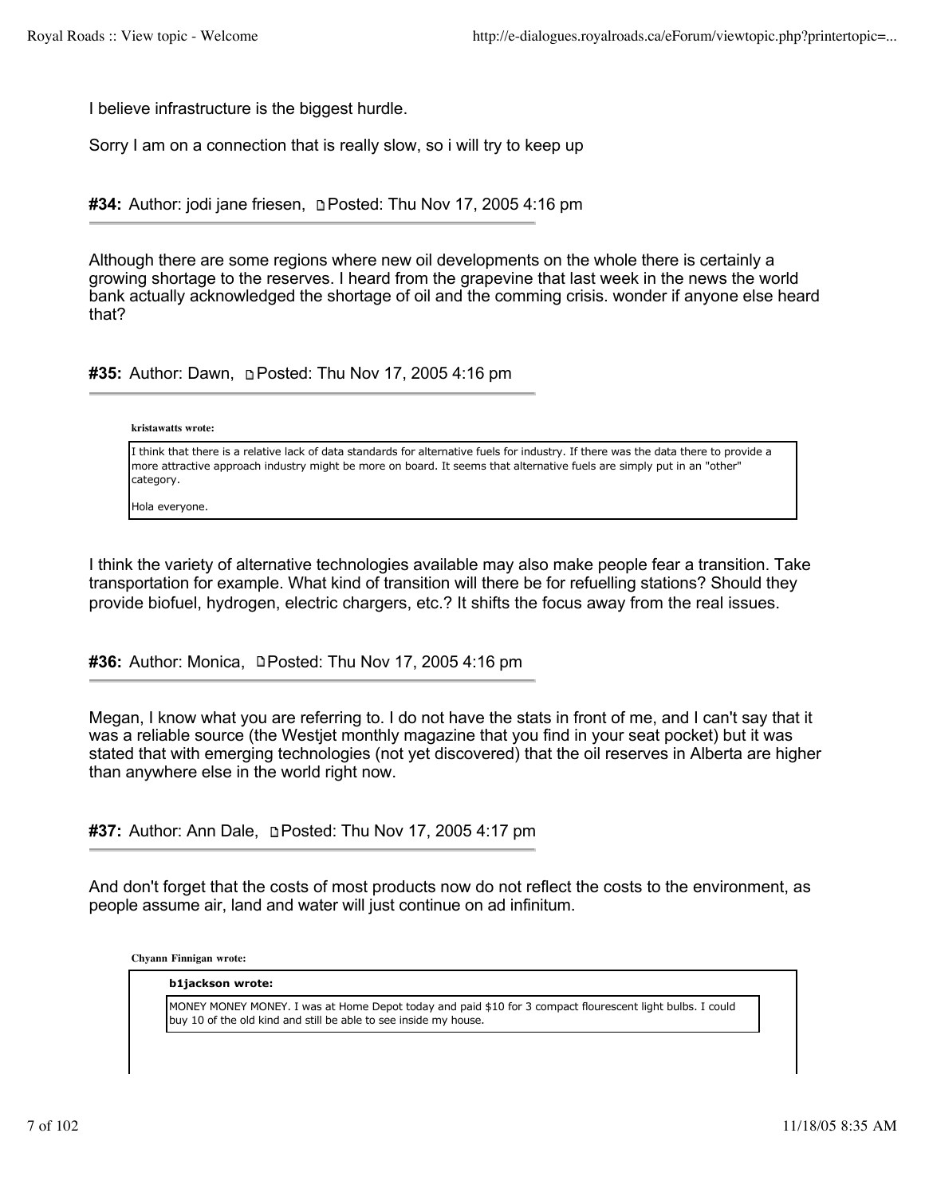I believe infrastructure is the biggest hurdle.

Sorry I am on a connection that is really slow, so i will try to keep up

**#34:** Author: jodi jane friesen, Posted: Thu Nov 17, 2005 4:16 pm

---

Although there are some regions where new oil developments on the whole there is certainly a growing shortage to the reserves. I heard from the grapevine that last week in the news the world bank actually acknowledged the shortage of oil and the comming crisis. wonder if anyone else heard that?

**#35:** Author: Dawn, Posted: Thu Nov 17, 2005 4:16 pm

---

> **kristawatts wrote:**
>
> I think that there is a relative lack of data standards for alternative fuels for industry. If there was the data there to provide a more attractive approach industry might be more on board. It seems that alternative fuels are simply put in an "other" category.
>
> Hola everyone.

I think the variety of alternative technologies available may also make people fear a transition. Take transportation for example. What kind of transition will there be for refuelling stations? Should they provide biofuel, hydrogen, electric chargers, etc.? It shifts the focus away from the real issues.

**#36:** Author: Monica, Posted: Thu Nov 17, 2005 4:16 pm

---

Megan, I know what you are referring to. I do not have the stats in front of me, and I can't say that it was a reliable source (the Westjet monthly magazine that you find in your seat pocket) but it was stated that with emerging technologies (not yet discovered) that the oil reserves in Alberta are higher than anywhere else in the world right now.

**#37:** Author: Ann Dale, Posted: Thu Nov 17, 2005 4:17 pm

---

And don't forget that the costs of most products now do not reflect the costs to the environment, as people assume air, land and water will just continue on ad infinitum.

> **Chyann Finnigan wrote:**
>
> > **b1jackson wrote:**
> >
> > MONEY MONEY MONEY. I was at Home Depot today and paid $10 for 3 compact flourescent light bulbs. I could buy 10 of the old kind and still be able to see inside my house.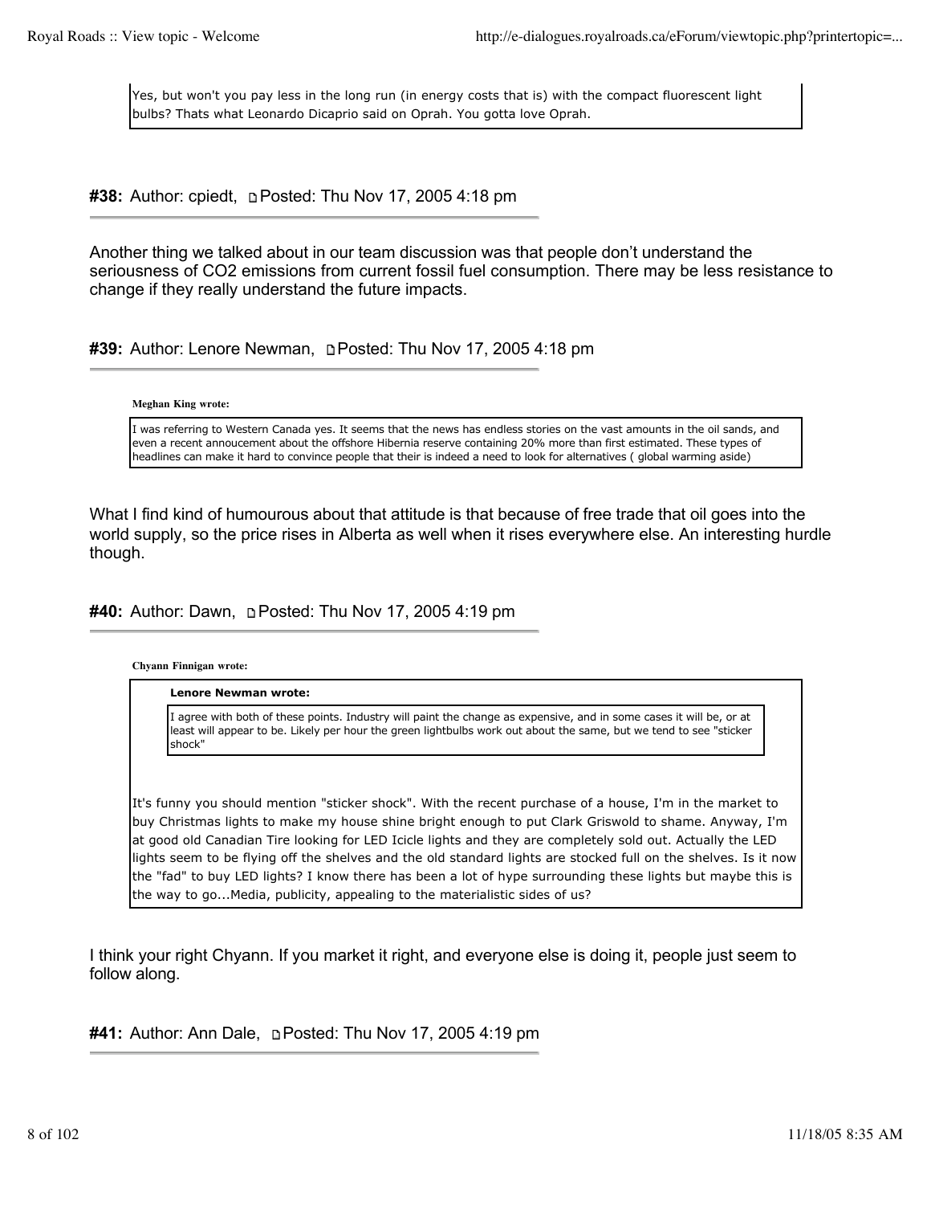> Yes, but won't you pay less in the long run (in energy costs that is) with the compact fluorescent light bulbs? Thats what Leonardo Dicaprio said on Oprah. You gotta love Oprah.

**#38:** Author: cpiedt, Posted: Thu Nov 17, 2005 4:18 pm

Another thing we talked about in our team discussion was that people don't understand the seriousness of $CO_2$ emissions from current fossil fuel consumption. There may be less resistance to change if they really understand the future impacts.

**#39:** Author: Lenore Newman, Posted: Thu Nov 17, 2005 4:18 pm

> **Meghan King wrote:**
>
> I was referring to Western Canada yes. It seems that the news has endless stories on the vast amounts in the oil sands, and even a recent annoucement about the offshore Hibernia reserve containing 20% more than first estimated. These types of headlines can make it hard to convince people that their is indeed a need to look for alternatives ( global warming aside)

What I find kind of humourous about that attitude is that because of free trade that oil goes into the world supply, so the price rises in Alberta as well when it rises everywhere else. An interesting hurdle though.

**#40:** Author: Dawn, Posted: Thu Nov 17, 2005 4:19 pm

> **Chyann Finnigan wrote:**
>
> > **Lenore Newman wrote:**
> >
> > I agree with both of these points. Industry will paint the change as expensive, and in some cases it will be, or at least will appear to be. Likely per hour the green lightbulbs work out about the same, but we tend to see "sticker shock"
>
> It's funny you should mention "sticker shock". With the recent purchase of a house, I'm in the market to buy Christmas lights to make my house shine bright enough to put Clark Griswold to shame. Anyway, I'm at good old Canadian Tire looking for LED Icicle lights and they are completely sold out. Actually the LED lights seem to be flying off the shelves and the old standard lights are stocked full on the shelves. Is it now the "fad" to buy LED lights? I know there has been a lot of hype surrounding these lights but maybe this is the way to go...Media, publicity, appealing to the materialistic sides of us?

I think your right Chyann. If you market it right, and everyone else is doing it, people just seem to follow along.

**#41:** Author: Ann Dale, Posted: Thu Nov 17, 2005 4:19 pm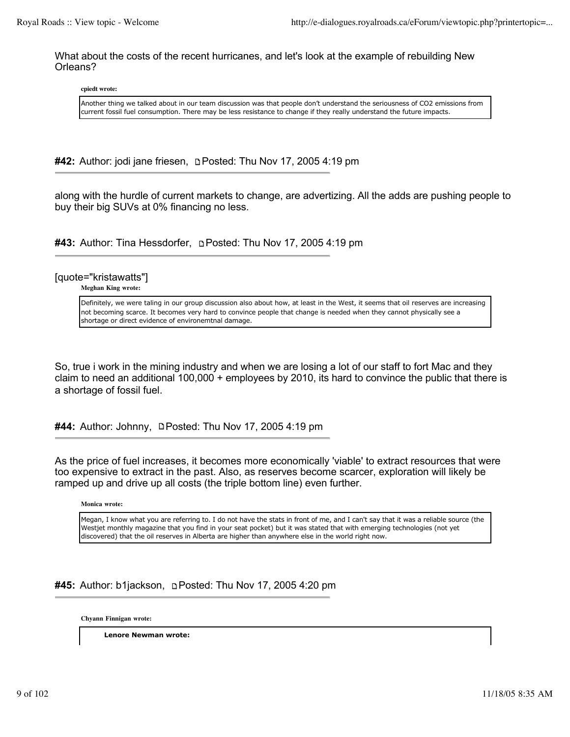What about the costs of the recent hurricanes, and let's look at the example of rebuilding New Orleans?

> **cpiedt wrote:**
>
> Another thing we talked about in our team discussion was that people don't understand the seriousness of $CO_2$ emissions from current fossil fuel consumption. There may be less resistance to change if they really understand the future impacts.

---

**#42:** Author: jodi jane friesen, Posted: Thu Nov 17, 2005 4:19 pm

along with the hurdle of current markets to change, are advertizing. All the adds are pushing people to buy their big SUVs at 0% financing no less.

---

**#43:** Author: Tina Hessdorfer, Posted: Thu Nov 17, 2005 4:19 pm

[quote="kristawatts"]

> **Meghan King wrote:**
>
> Definitely, we were taling in our group discussion also about how, at least in the West, it seems that oil reserves are increasing not becoming scarce. It becomes very hard to convince people that change is needed when they cannot physically see a shortage or direct evidence of environemtnal damage.

So, true i work in the mining industry and when we are losing a lot of our staff to fort Mac and they claim to need an additional 100,000 + employees by 2010, its hard to convince the public that there is a shortage of fossil fuel.

---

**#44:** Author: Johnny, Posted: Thu Nov 17, 2005 4:19 pm

As the price of fuel increases, it becomes more economically 'viable' to extract resources that were too expensive to extract in the past. Also, as reserves become scarcer, exploration will likely be ramped up and drive up all costs (the triple bottom line) even further.

> **Monica wrote:**
>
> Megan, I know what you are referring to. I do not have the stats in front of me, and I can't say that it was a reliable source (the Westjet monthly magazine that you find in your seat pocket) but it was stated that with emerging technologies (not yet discovered) that the oil reserves in Alberta are higher than anywhere else in the world right now.

---

**#45:** Author: b1jackson, Posted: Thu Nov 17, 2005 4:20 pm

> **Chyann Finnigan wrote:**
>
> > **Lenore Newman wrote:**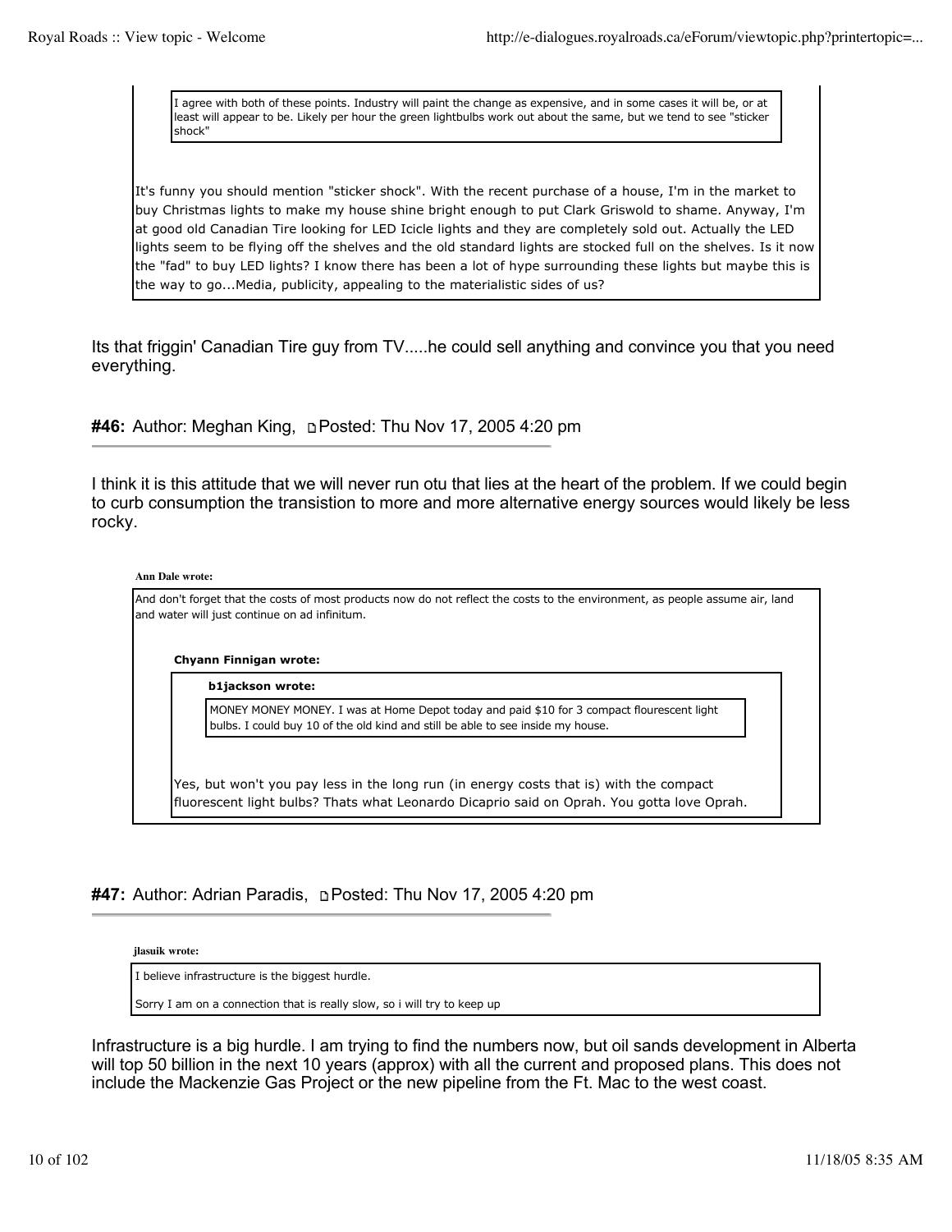> > I agree with both of these points. Industry will paint the change as expensive, and in some cases it will be, or at least will appear to be. Likely per hour the green lightbulbs work out about the same, but we tend to see "sticker shock"
>
> It's funny you should mention "sticker shock". With the recent purchase of a house, I'm in the market to buy Christmas lights to make my house shine bright enough to put Clark Griswold to shame. Anyway, I'm at good old Canadian Tire looking for LED Icicle lights and they are completely sold out. Actually the LED lights seem to be flying off the shelves and the old standard lights are stocked full on the shelves. Is it now the "fad" to buy LED lights? I know there has been a lot of hype surrounding these lights but maybe this is the way to go...Media, publicity, appealing to the materialistic sides of us?

Its that friggin' Canadian Tire guy from TV.....he could sell anything and convince you that you need everything.

**#46:** Author: Meghan King, Posted: Thu Nov 17, 2005 4:20 pm

I think it is this attitude that we will never run otu that lies at the heart of the problem. If we could begin to curb consumption the transistion to more and more alternative energy sources would likely be less rocky.

**Ann Dale wrote:**

> And don't forget that the costs of most products now do not reflect the costs to the environment, as people assume air, land and water will just continue on ad infinitum.
>
> **Chyann Finnigan wrote:**
>
> > **b1jackson wrote:**
> >
> > > MONEY MONEY MONEY. I was at Home Depot today and paid $10 for 3 compact flourescent light bulbs. I could buy 10 of the old kind and still be able to see inside my house.
> >
> > Yes, but won't you pay less in the long run (in energy costs that is) with the compact fluorescent light bulbs? Thats what Leonardo Dicaprio said on Oprah. You gotta love Oprah.

**#47:** Author: Adrian Paradis, Posted: Thu Nov 17, 2005 4:20 pm

**jlasuik wrote:**

> I believe infrastructure is the biggest hurdle.
>
> Sorry I am on a connection that is really slow, so i will try to keep up

Infrastructure is a big hurdle. I am trying to find the numbers now, but oil sands development in Alberta will top 50 billion in the next 10 years (approx) with all the current and proposed plans. This does not include the Mackenzie Gas Project or the new pipeline from the Ft. Mac to the west coast.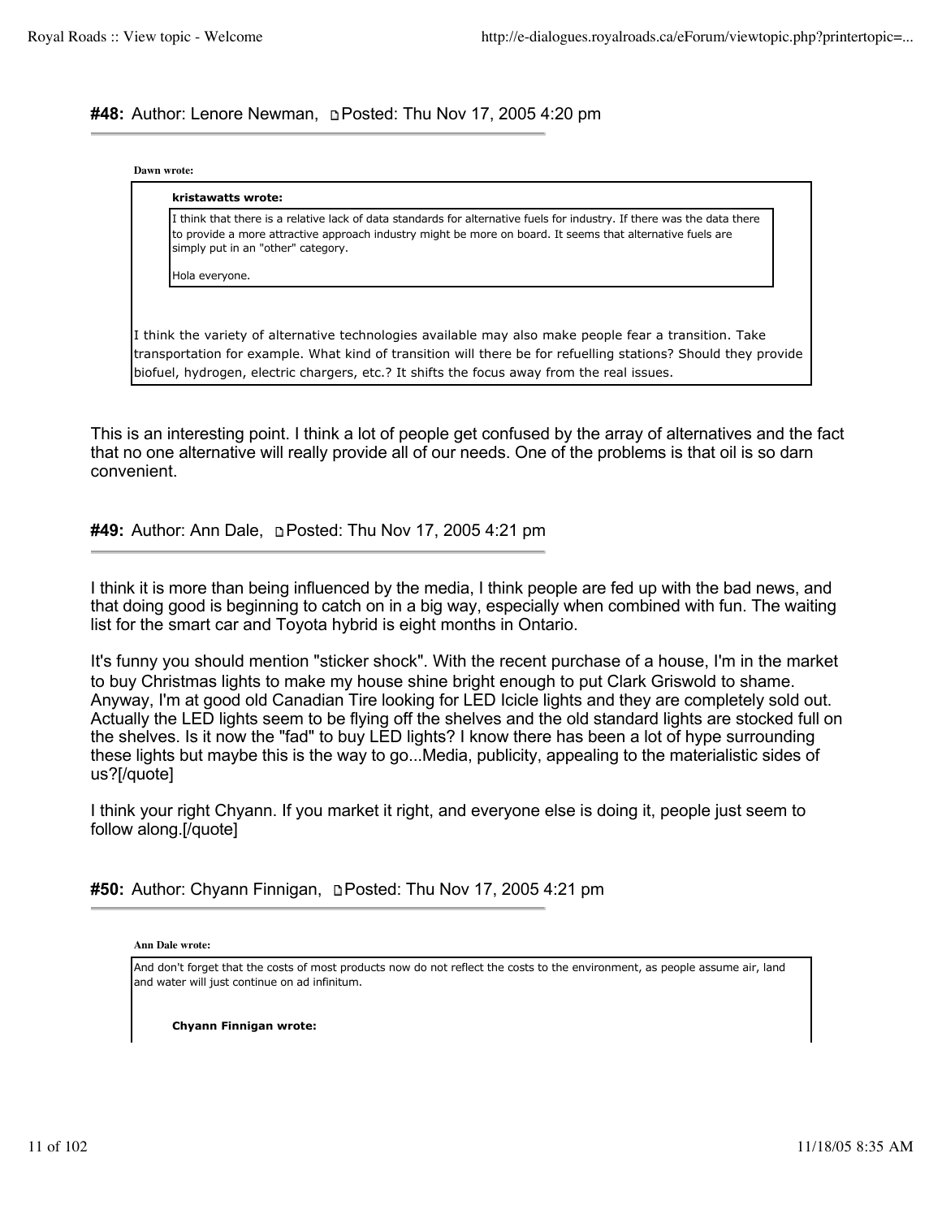**#48:** Author: Lenore Newman, Posted: Thu Nov 17, 2005 4:20 pm

> **Dawn wrote:**
>
> > **kristawatts wrote:**
> >
> > I think that there is a relative lack of data standards for alternative fuels for industry. If there was the data there to provide a more attractive approach industry might be more on board. It seems that alternative fuels are simply put in an "other" category.
> >
> > Hola everyone.
>
> I think the variety of alternative technologies available may also make people fear a transition. Take transportation for example. What kind of transition will there be for refuelling stations? Should they provide biofuel, hydrogen, electric chargers, etc.? It shifts the focus away from the real issues.

This is an interesting point. I think a lot of people get confused by the array of alternatives and the fact that no one alternative will really provide all of our needs. One of the problems is that oil is so darn convenient.

**#49:** Author: Ann Dale, Posted: Thu Nov 17, 2005 4:21 pm

I think it is more than being influenced by the media, I think people are fed up with the bad news, and that doing good is beginning to catch on in a big way, especially when combined with fun. The waiting list for the smart car and Toyota hybrid is eight months in Ontario.

It's funny you should mention "sticker shock". With the recent purchase of a house, I'm in the market to buy Christmas lights to make my house shine bright enough to put Clark Griswold to shame. Anyway, I'm at good old Canadian Tire looking for LED Icicle lights and they are completely sold out. Actually the LED lights seem to be flying off the shelves and the old standard lights are stocked full on the shelves. Is it now the "fad" to buy LED lights? I know there has been a lot of hype surrounding these lights but maybe this is the way to go...Media, publicity, appealing to the materialistic sides of us?[/quote]

I think your right Chyann. If you market it right, and everyone else is doing it, people just seem to follow along.[/quote]

**#50:** Author: Chyann Finnigan, Posted: Thu Nov 17, 2005 4:21 pm

> **Ann Dale wrote:**
>
> And don't forget that the costs of most products now do not reflect the costs to the environment, as people assume air, land and water will just continue on ad infinitum.
>
> > **Chyann Finnigan wrote:**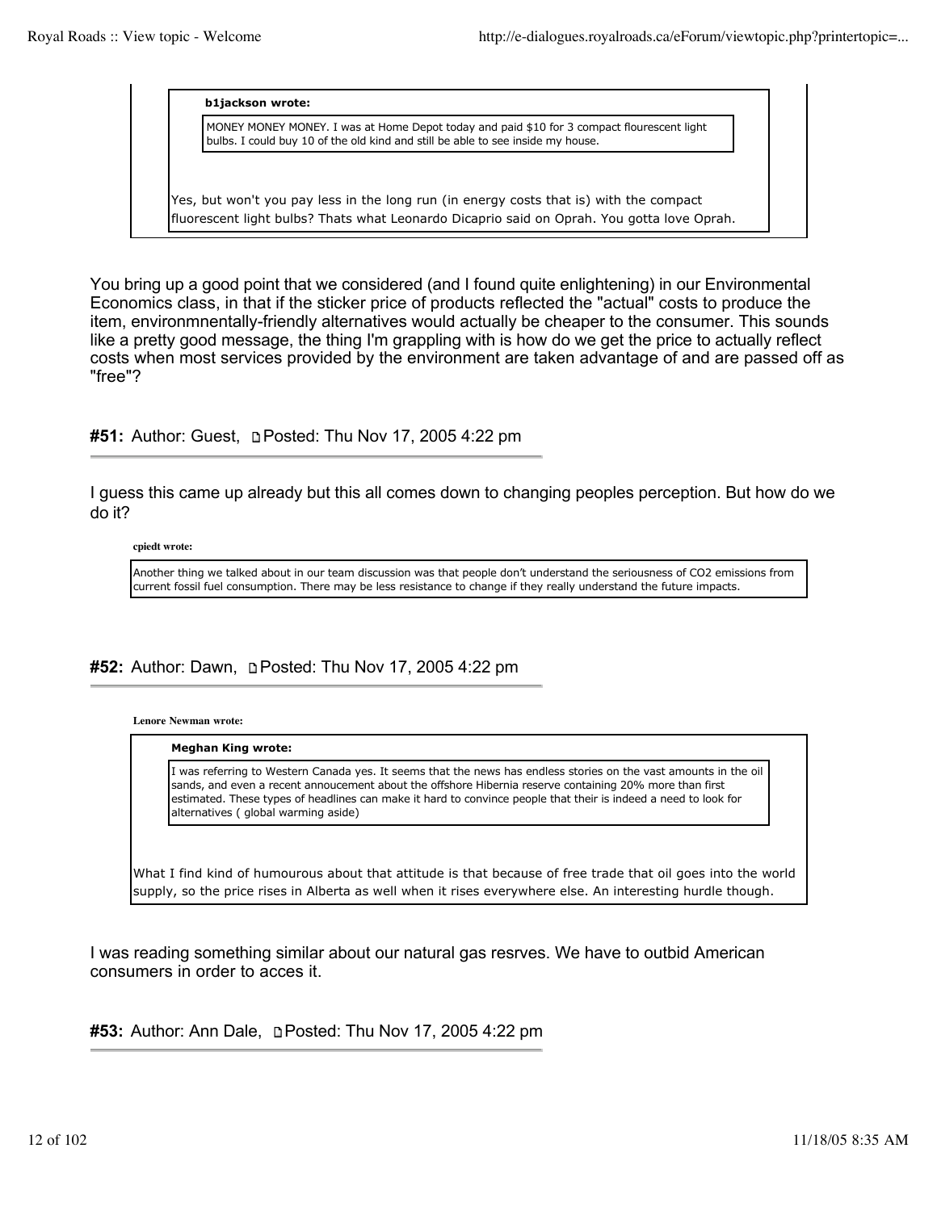> **b1jackson wrote:**
>
> > MONEY MONEY MONEY. I was at Home Depot today and paid $10 for 3 compact flourescent light bulbs. I could buy 10 of the old kind and still be able to see inside my house.
>
> Yes, but won't you pay less in the long run (in energy costs that is) with the compact fluorescent light bulbs? Thats what Leonardo Dicaprio said on Oprah. You gotta love Oprah.

You bring up a good point that we considered (and I found quite enlightening) in our Environmental Economics class, in that if the sticker price of products reflected the "actual" costs to produce the item, environmnentally-friendly alternatives would actually be cheaper to the consumer. This sounds like a pretty good message, the thing I'm grappling with is how do we get the price to actually reflect costs when most services provided by the environment are taken advantage of and are passed off as "free"?

**#51:** Author: Guest, Posted: Thu Nov 17, 2005 4:22 pm

I guess this came up already but this all comes down to changing peoples perception. But how do we do it?

> **cpiedt wrote:**
>
> Another thing we talked about in our team discussion was that people don't understand the seriousness of $CO_2$ emissions from current fossil fuel consumption. There may be less resistance to change if they really understand the future impacts.

**#52:** Author: Dawn, Posted: Thu Nov 17, 2005 4:22 pm

> **Lenore Newman wrote:**
>
> > **Meghan King wrote:**
> >
> > I was referring to Western Canada yes. It seems that the news has endless stories on the vast amounts in the oil sands, and even a recent annoucement about the offshore Hibernia reserve containing 20% more than first estimated. These types of headlines can make it hard to convince people that their is indeed a need to look for alternatives ( global warming aside)
>
> What I find kind of humourous about that attitude is that because of free trade that oil goes into the world supply, so the price rises in Alberta as well when it rises everywhere else. An interesting hurdle though.

I was reading something similar about our natural gas resrves. We have to outbid American consumers in order to acces it.

**#53:** Author: Ann Dale, Posted: Thu Nov 17, 2005 4:22 pm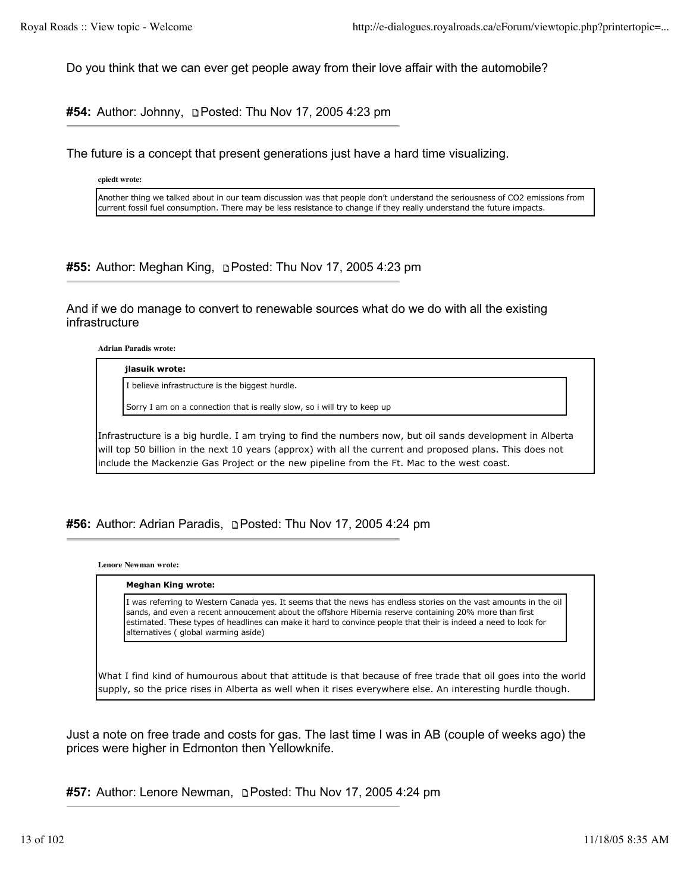Do you think that we can ever get people away from their love affair with the automobile?

**#54:** Author: Johnny, Posted: Thu Nov 17, 2005 4:23 pm

The future is a concept that present generations just have a hard time visualizing.

> **cpiedt wrote:**
>
> Another thing we talked about in our team discussion was that people don't understand the seriousness of $CO_2$ emissions from current fossil fuel consumption. There may be less resistance to change if they really understand the future impacts.

**#55:** Author: Meghan King, Posted: Thu Nov 17, 2005 4:23 pm

And if we do manage to convert to renewable sources what do we do with all the existing infrastructure

> **Adrian Paradis wrote:**
>
> > **jlasuik wrote:**
> >
> > I believe infrastructure is the biggest hurdle.
> >
> > Sorry I am on a connection that is really slow, so i will try to keep up
>
> Infrastructure is a big hurdle. I am trying to find the numbers now, but oil sands development in Alberta will top 50 billion in the next 10 years (approx) with all the current and proposed plans. This does not include the Mackenzie Gas Project or the new pipeline from the Ft. Mac to the west coast.

**#56:** Author: Adrian Paradis, Posted: Thu Nov 17, 2005 4:24 pm

> **Lenore Newman wrote:**
>
> > **Meghan King wrote:**
> >
> > I was referring to Western Canada yes. It seems that the news has endless stories on the vast amounts in the oil sands, and even a recent annoucement about the offshore Hibernia reserve containing 20% more than first estimated. These types of headlines can make it hard to convince people that their is indeed a need to look for alternatives ( global warming aside)
>
> What I find kind of humourous about that attitude is that because of free trade that oil goes into the world supply, so the price rises in Alberta as well when it rises everywhere else. An interesting hurdle though.

Just a note on free trade and costs for gas. The last time I was in AB (couple of weeks ago) the prices were higher in Edmonton then Yellowknife.

**#57:** Author: Lenore Newman, Posted: Thu Nov 17, 2005 4:24 pm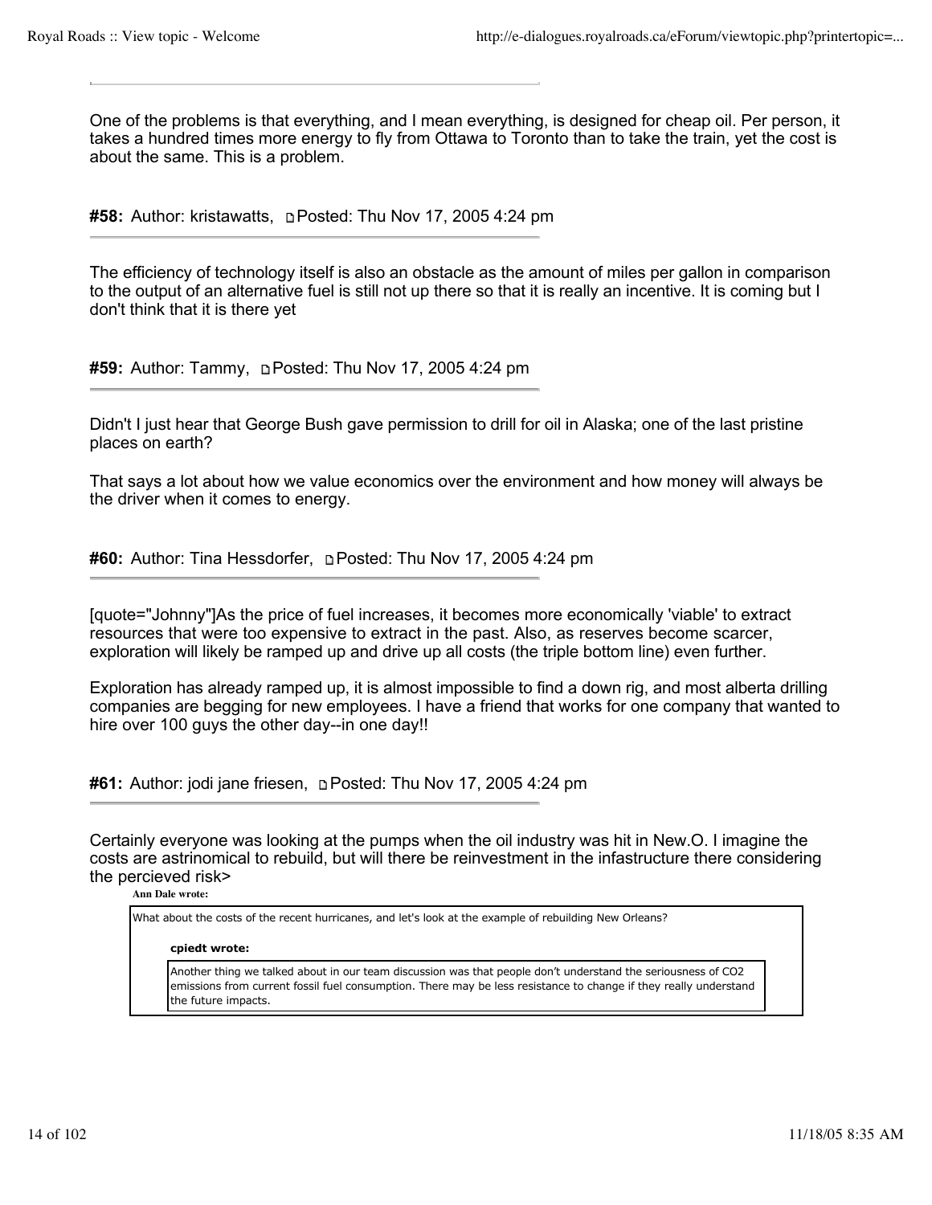One of the problems is that everything, and I mean everything, is designed for cheap oil. Per person, it takes a hundred times more energy to fly from Ottawa to Toronto than to take the train, yet the cost is about the same. This is a problem.

---

**#58:** Author: kristawatts, Posted: Thu Nov 17, 2005 4:24 pm

---

The efficiency of technology itself is also an obstacle as the amount of miles per gallon in comparison to the output of an alternative fuel is still not up there so that it is really an incentive. It is coming but I don't think that it is there yet

---

**#59:** Author: Tammy, Posted: Thu Nov 17, 2005 4:24 pm

---

Didn't I just hear that George Bush gave permission to drill for oil in Alaska; one of the last pristine places on earth?

That says a lot about how we value economics over the environment and how money will always be the driver when it comes to energy.

---

**#60:** Author: Tina Hessdorfer, Posted: Thu Nov 17, 2005 4:24 pm

---

[quote="Johnny"]As the price of fuel increases, it becomes more economically 'viable' to extract resources that were too expensive to extract in the past. Also, as reserves become scarcer, exploration will likely be ramped up and drive up all costs (the triple bottom line) even further.

Exploration has already ramped up, it is almost impossible to find a down rig, and most alberta drilling companies are begging for new employees. I have a friend that works for one company that wanted to hire over 100 guys the other day--in one day!!

---

**#61:** Author: jodi jane friesen, Posted: Thu Nov 17, 2005 4:24 pm

---

Certainly everyone was looking at the pumps when the oil industry was hit in New.O. I imagine the costs are astrinomical to rebuild, but will there be reinvestment in the infastructure there considering the percieved risk>

> **Ann Dale wrote:**
>
> What about the costs of the recent hurricanes, and let's look at the example of rebuilding New Orleans?
>
> > **cpiedt wrote:**
> >
> > Another thing we talked about in our team discussion was that people don't understand the seriousness of $CO_2$ emissions from current fossil fuel consumption. There may be less resistance to change if they really understand the future impacts.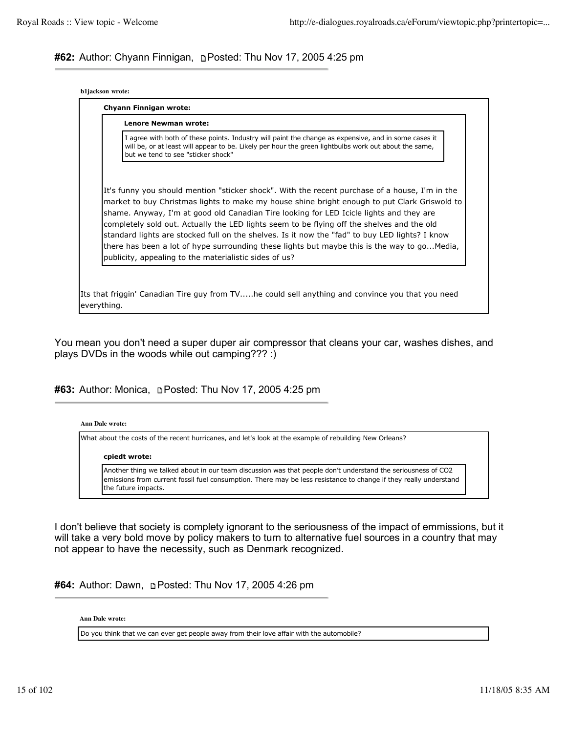#### **#62:** Author: Chyann Finnigan, Posted: Thu Nov 17, 2005 4:25 pm

> **b1jackson wrote:**
>
> > **Chyann Finnigan wrote:**
> >
> > > **Lenore Newman wrote:**
> > >
> > > I agree with both of these points. Industry will paint the change as expensive, and in some cases it will be, or at least will appear to be. Likely per hour the green lightbulbs work out about the same, but we tend to see "sticker shock"
> >
> > It's funny you should mention "sticker shock". With the recent purchase of a house, I'm in the market to buy Christmas lights to make my house shine bright enough to put Clark Griswold to shame. Anyway, I'm at good old Canadian Tire looking for LED Icicle lights and they are completely sold out. Actually the LED lights seem to be flying off the shelves and the old standard lights are stocked full on the shelves. Is it now the "fad" to buy LED lights? I know there has been a lot of hype surrounding these lights but maybe this is the way to go...Media, publicity, appealing to the materialistic sides of us?
>
> Its that friggin' Canadian Tire guy from TV.....he could sell anything and convince you that you need everything.

You mean you don't need a super duper air compressor that cleans your car, washes dishes, and plays DVDs in the woods while out camping??? :)

#### **#63:** Author: Monica, Posted: Thu Nov 17, 2005 4:25 pm

> **Ann Dale wrote:**
>
> What about the costs of the recent hurricanes, and let's look at the example of rebuilding New Orleans?
>
> > **cpiedt wrote:**
> >
> > Another thing we talked about in our team discussion was that people don't understand the seriousness of $CO_2$ emissions from current fossil fuel consumption. There may be less resistance to change if they really understand the future impacts.

I don't believe that society is complety ignorant to the seriousness of the impact of emmissions, but it will take a very bold move by policy makers to turn to alternative fuel sources in a country that may not appear to have the necessity, such as Denmark recognized.

#### **#64:** Author: Dawn, Posted: Thu Nov 17, 2005 4:26 pm

> **Ann Dale wrote:**
>
> Do you think that we can ever get people away from their love affair with the automobile?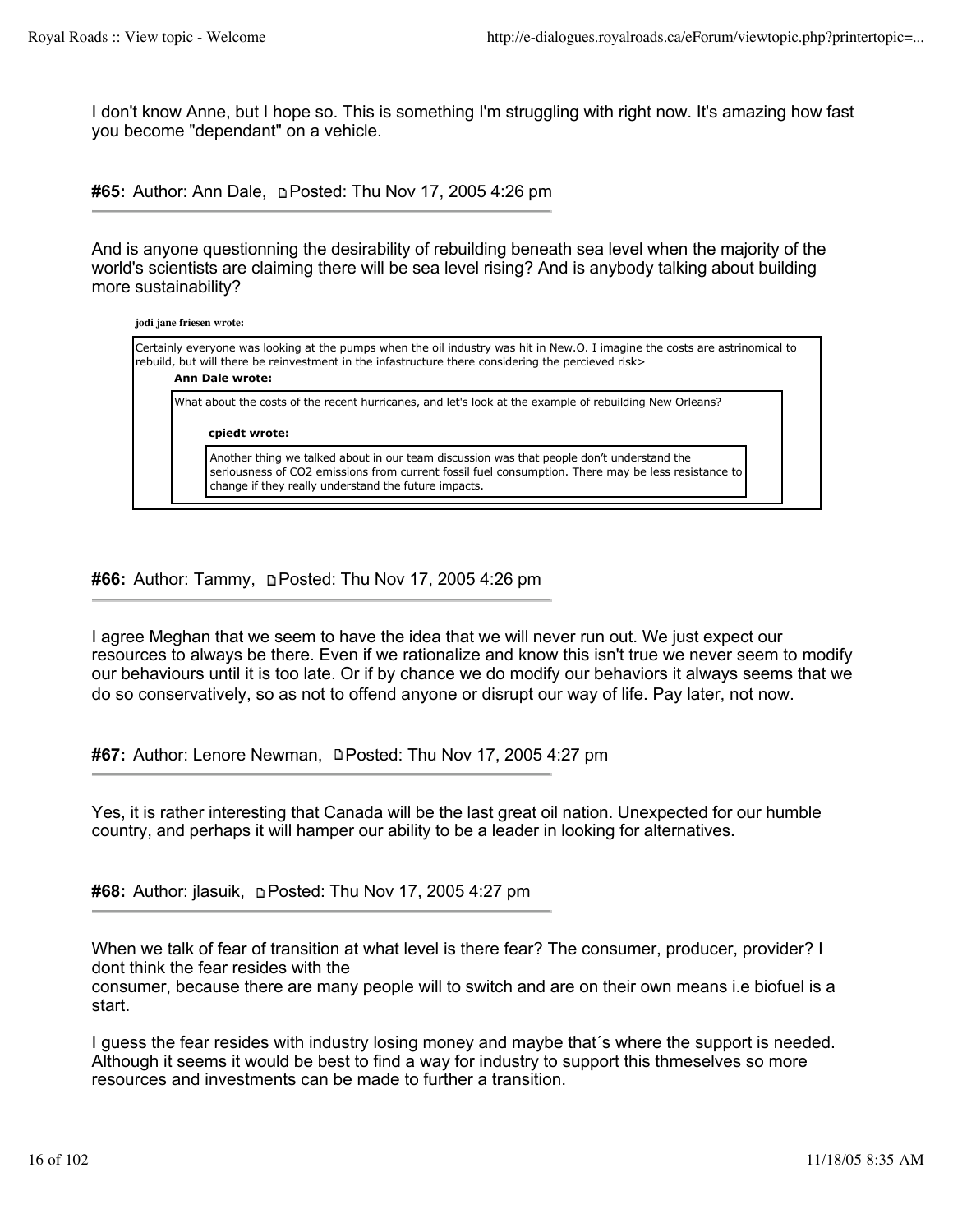I don't know Anne, but I hope so. This is something I'm struggling with right now. It's amazing how fast you become "dependant" on a vehicle.

**#65:** Author: Ann Dale, Posted: Thu Nov 17, 2005 4:26 pm

And is anyone questionning the desirability of rebuilding beneath sea level when the majority of the world's scientists are claiming there will be sea level rising? And is anybody talking about building more sustainability?

> **jodi jane friesen wrote:**
>
> Certainly everyone was looking at the pumps when the oil industry was hit in New.O. I imagine the costs are astrinomical to rebuild, but will there be reinvestment in the infastructure there considering the percieved risk>
>
> > **Ann Dale wrote:**
> >
> > What about the costs of the recent hurricanes, and let's look at the example of rebuilding New Orleans?
> >
> > > **cpiedt wrote:**
> > >
> > > Another thing we talked about in our team discussion was that people don't understand the seriousness of $CO_2$ emissions from current fossil fuel consumption. There may be less resistance to change if they really understand the future impacts.

**#66:** Author: Tammy, Posted: Thu Nov 17, 2005 4:26 pm

I agree Meghan that we seem to have the idea that we will never run out. We just expect our resources to always be there. Even if we rationalize and know this isn't true we never seem to modify our behaviours until it is too late. Or if by chance we do modify our behaviors it always seems that we do so conservatively, so as not to offend anyone or disrupt our way of life. Pay later, not now.

**#67:** Author: Lenore Newman, Posted: Thu Nov 17, 2005 4:27 pm

Yes, it is rather interesting that Canada will be the last great oil nation. Unexpected for our humble country, and perhaps it will hamper our ability to be a leader in looking for alternatives.

**#68:** Author: jlasuik, Posted: Thu Nov 17, 2005 4:27 pm

When we talk of fear of transition at what level is there fear? The consumer, producer, provider? I dont think the fear resides with the consumer, because there are many people will to switch and are on their own means i.e biofuel is a start.

I guess the fear resides with industry losing money and maybe that´s where the support is needed. Although it seems it would be best to find a way for industry to support this thmeselves so more resources and investments can be made to further a transition.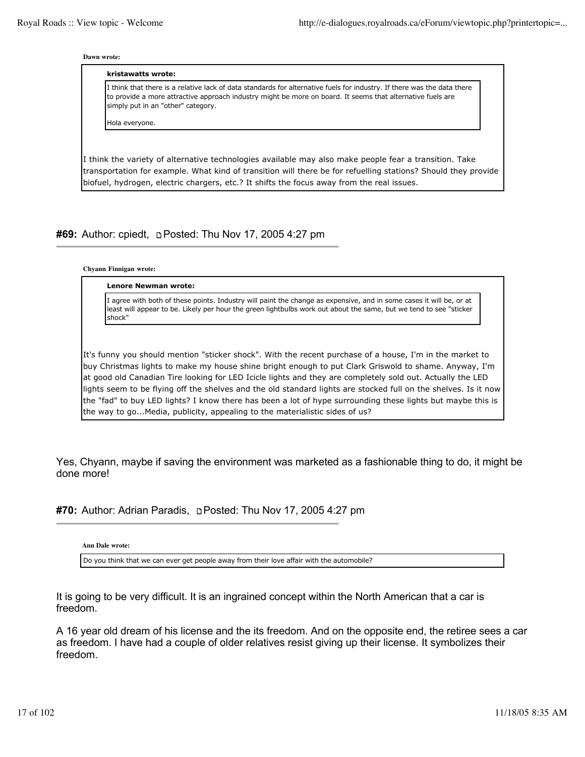**Dawn wrote:**

> **kristawatts wrote:**
>
> > I think that there is a relative lack of data standards for alternative fuels for industry. If there was the data there to provide a more attractive approach industry might be more on board. It seems that alternative fuels are simply put in an "other" category.
> >
> > Hola everyone.
>
> I think the variety of alternative technologies available may also make people fear a transition. Take transportation for example. What kind of transition will there be for refuelling stations? Should they provide biofuel, hydrogen, electric chargers, etc.? It shifts the focus away from the real issues.

### #69: Author: cpiedt, Posted: Thu Nov 17, 2005 4:27 pm

**Chyann Finnigan wrote:**

> **Lenore Newman wrote:**
>
> > I agree with both of these points. Industry will paint the change as expensive, and in some cases it will be, or at least will appear to be. Likely per hour the green lightbulbs work out about the same, but we tend to see "sticker shock"
>
> It's funny you should mention "sticker shock". With the recent purchase of a house, I'm in the market to buy Christmas lights to make my house shine bright enough to put Clark Griswold to shame. Anyway, I'm at good old Canadian Tire looking for LED Icicle lights and they are completely sold out. Actually the LED lights seem to be flying off the shelves and the old standard lights are stocked full on the shelves. Is it now the "fad" to buy LED lights? I know there has been a lot of hype surrounding these lights but maybe this is the way to go...Media, publicity, appealing to the materialistic sides of us?

Yes, Chyann, maybe if saving the environment was marketed as a fashionable thing to do, it might be done more!

### #70: Author: Adrian Paradis, Posted: Thu Nov 17, 2005 4:27 pm

**Ann Dale wrote:**

> Do you think that we can ever get people away from their love affair with the automobile?

It is going to be very difficult. It is an ingrained concept within the North American that a car is freedom.

A 16 year old dream of his license and the its freedom. And on the opposite end, the retiree sees a car as freedom. I have had a couple of older relatives resist giving up their license. It symbolizes their freedom.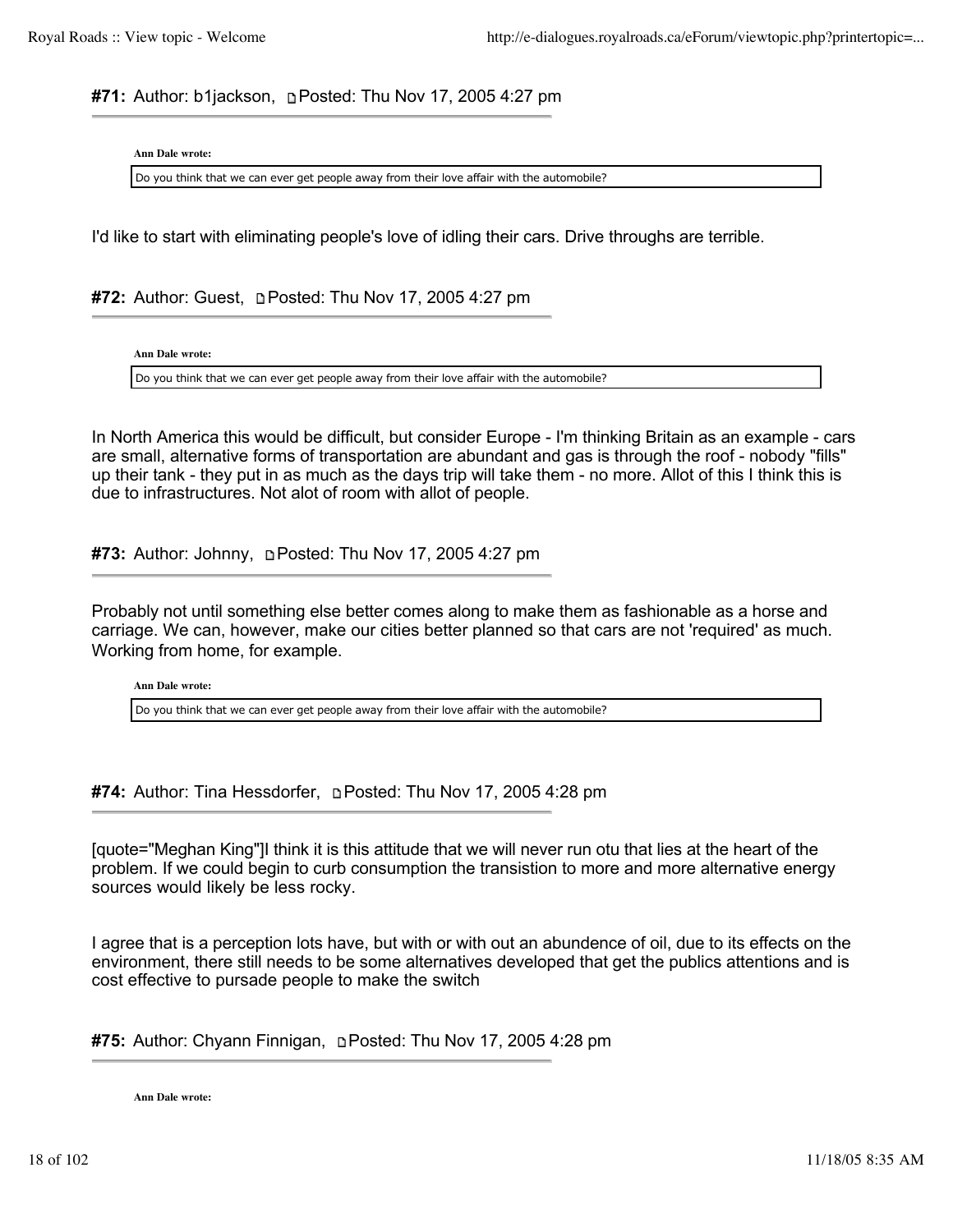**#71:** Author: b1jackson, Posted: Thu Nov 17, 2005 4:27 pm

> **Ann Dale wrote:**
> Do you think that we can ever get people away from their love affair with the automobile?

I'd like to start with eliminating people's love of idling their cars. Drive throughs are terrible.

**#72:** Author: Guest, Posted: Thu Nov 17, 2005 4:27 pm

> **Ann Dale wrote:**
> Do you think that we can ever get people away from their love affair with the automobile?

In North America this would be difficult, but consider Europe - I'm thinking Britain as an example - cars are small, alternative forms of transportation are abundant and gas is through the roof - nobody "fills" up their tank - they put in as much as the days trip will take them - no more. Allot of this I think this is due to infrastructures. Not alot of room with allot of people.

**#73:** Author: Johnny, Posted: Thu Nov 17, 2005 4:27 pm

Probably not until something else better comes along to make them as fashionable as a horse and carriage. We can, however, make our cities better planned so that cars are not 'required' as much. Working from home, for example.

> **Ann Dale wrote:**
> Do you think that we can ever get people away from their love affair with the automobile?

**#74:** Author: Tina Hessdorfer, Posted: Thu Nov 17, 2005 4:28 pm

[quote="Meghan King"]I think it is this attitude that we will never run otu that lies at the heart of the problem. If we could begin to curb consumption the transistion to more and more alternative energy sources would likely be less rocky.

I agree that is a perception lots have, but with or with out an abundence of oil, due to its effects on the environment, there still needs to be some alternatives developed that get the publics attentions and is cost effective to pursade people to make the switch

**#75:** Author: Chyann Finnigan, Posted: Thu Nov 17, 2005 4:28 pm

> **Ann Dale wrote:**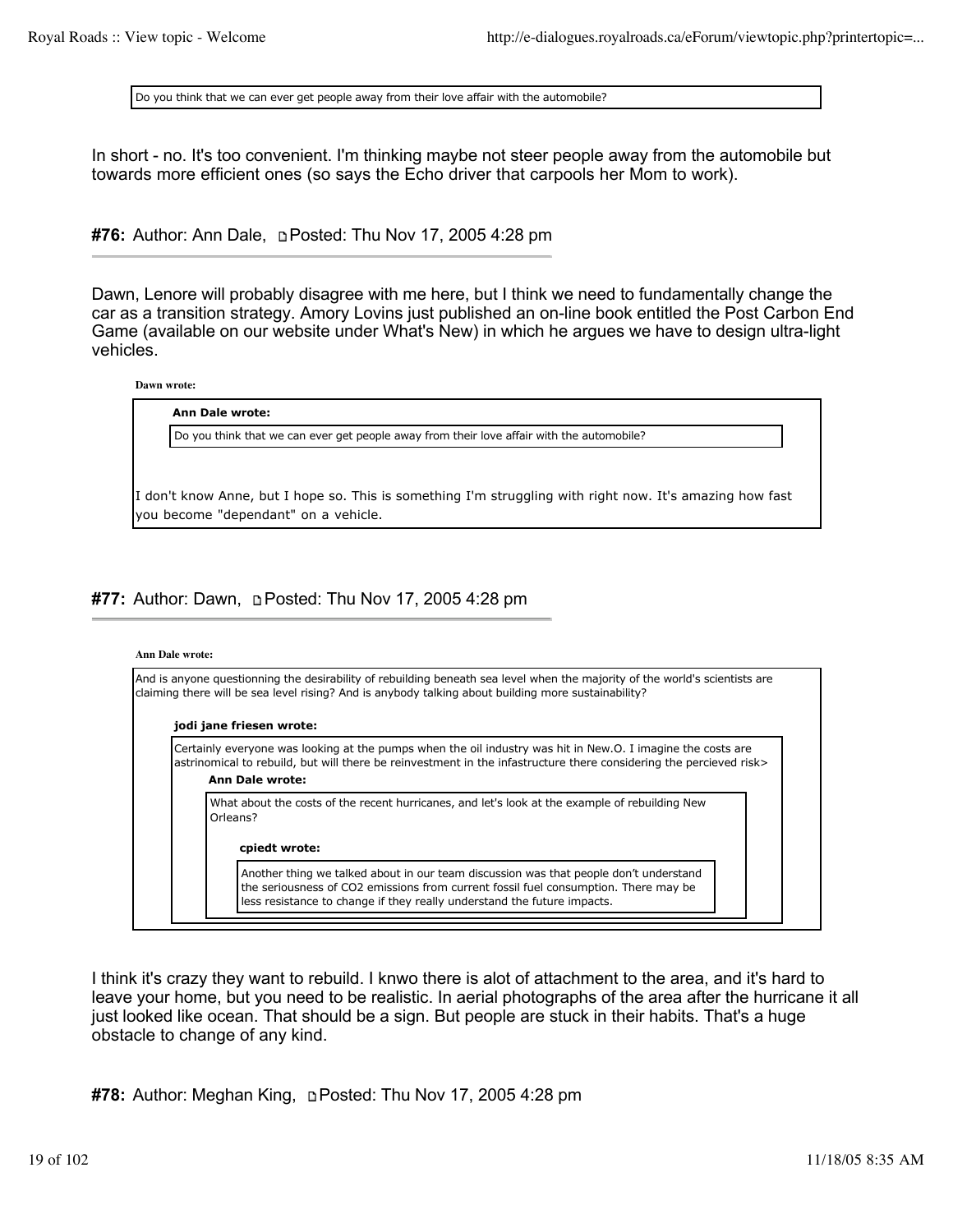> Do you think that we can ever get people away from their love affair with the automobile?

In short - no. It's too convenient. I'm thinking maybe not steer people away from the automobile but towards more efficient ones (so says the Echo driver that carpools her Mom to work).

**#76:** Author: Ann Dale, Posted: Thu Nov 17, 2005 4:28 pm

Dawn, Lenore will probably disagree with me here, but I think we need to fundamentally change the car as a transition strategy. Amory Lovins just published an on-line book entitled the Post Carbon End Game (available on our website under What's New) in which he argues we have to design ultra-light vehicles.

**Dawn wrote:**

> **Ann Dale wrote:**
>
> > Do you think that we can ever get people away from their love affair with the automobile?
>
> I don't know Anne, but I hope so. This is something I'm struggling with right now. It's amazing how fast you become "dependant" on a vehicle.

**#77:** Author: Dawn, Posted: Thu Nov 17, 2005 4:28 pm

**Ann Dale wrote:**

> And is anyone questionning the desirability of rebuilding beneath sea level when the majority of the world's scientists are claiming there will be sea level rising? And is anybody talking about building more sustainability?
>
> **jodi jane friesen wrote:**
>
> > Certainly everyone was looking at the pumps when the oil industry was hit in New.O. I imagine the costs are astrinomical to rebuild, but will there be reinvestment in the infastructure there considering the percieved risk>
> >
> > **Ann Dale wrote:**
> >
> > > What about the costs of the recent hurricanes, and let's look at the example of rebuilding New Orleans?
> > >
> > > **cpiedt wrote:**
> > >
> > > > Another thing we talked about in our team discussion was that people don't understand the seriousness of CO2 emissions from current fossil fuel consumption. There may be less resistance to change if they really understand the future impacts.

I think it's crazy they want to rebuild. I knwo there is alot of attachment to the area, and it's hard to leave your home, but you need to be realistic. In aerial photographs of the area after the hurricane it all just looked like ocean. That should be a sign. But people are stuck in their habits. That's a huge obstacle to change of any kind.

**#78:** Author: Meghan King, Posted: Thu Nov 17, 2005 4:28 pm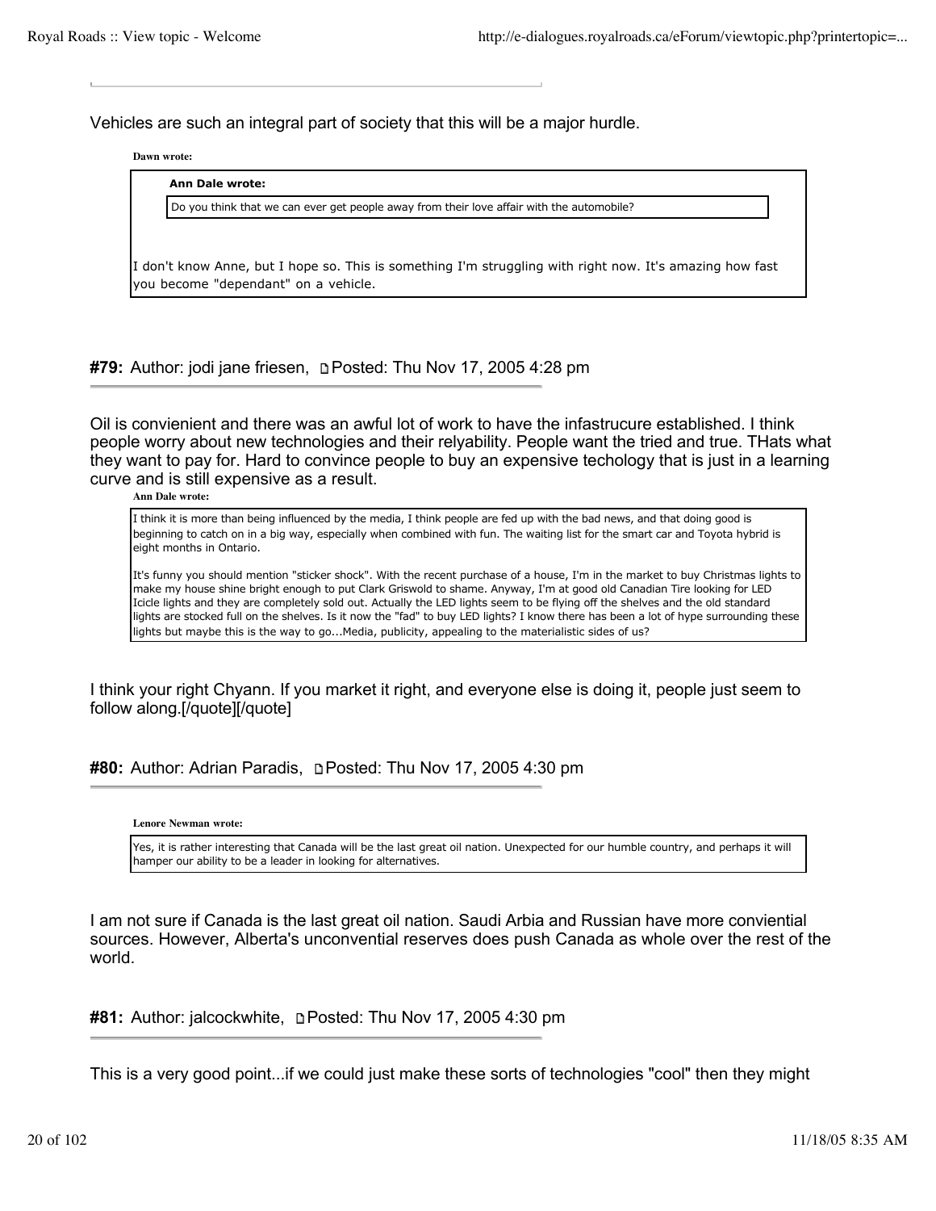Vehicles are such an integral part of society that this will be a major hurdle.

> **Dawn wrote:**
>
> > **Ann Dale wrote:**
> >
> > Do you think that we can ever get people away from their love affair with the automobile?
>
> I don't know Anne, but I hope so. This is something I'm struggling with right now. It's amazing how fast you become "dependant" on a vehicle.

**#79:** Author: jodi jane friesen, Posted: Thu Nov 17, 2005 4:28 pm

---

Oil is convienient and there was an awful lot of work to have the infastrucure established. I think people worry about new technologies and their relyability. People want the tried and true. THats what they want to pay for. Hard to convince people to buy an expensive techology that is just in a learning curve and is still expensive as a result.

> **Ann Dale wrote:**
>
> I think it is more than being influenced by the media, I think people are fed up with the bad news, and that doing good is beginning to catch on in a big way, especially when combined with fun. The waiting list for the smart car and Toyota hybrid is eight months in Ontario.
>
> It's funny you should mention "sticker shock". With the recent purchase of a house, I'm in the market to buy Christmas lights to make my house shine bright enough to put Clark Griswold to shame. Anyway, I'm at good old Canadian Tire looking for LED Icicle lights and they are completely sold out. Actually the LED lights seem to be flying off the shelves and the old standard lights are stocked full on the shelves. Is it now the "fad" to buy LED lights? I know there has been a lot of hype surrounding these lights but maybe this is the way to go...Media, publicity, appealing to the materialistic sides of us?

I think your right Chyann. If you market it right, and everyone else is doing it, people just seem to follow along.[/quote][/quote]

**#80:** Author: Adrian Paradis, Posted: Thu Nov 17, 2005 4:30 pm

---

> **Lenore Newman wrote:**
>
> Yes, it is rather interesting that Canada will be the last great oil nation. Unexpected for our humble country, and perhaps it will hamper our ability to be a leader in looking for alternatives.

I am not sure if Canada is the last great oil nation. Saudi Arbia and Russian have more conviential sources. However, Alberta's unconvential reserves does push Canada as whole over the rest of the world.

**#81:** Author: jalcockwhite, Posted: Thu Nov 17, 2005 4:30 pm

---

This is a very good point...if we could just make these sorts of technologies "cool" then they might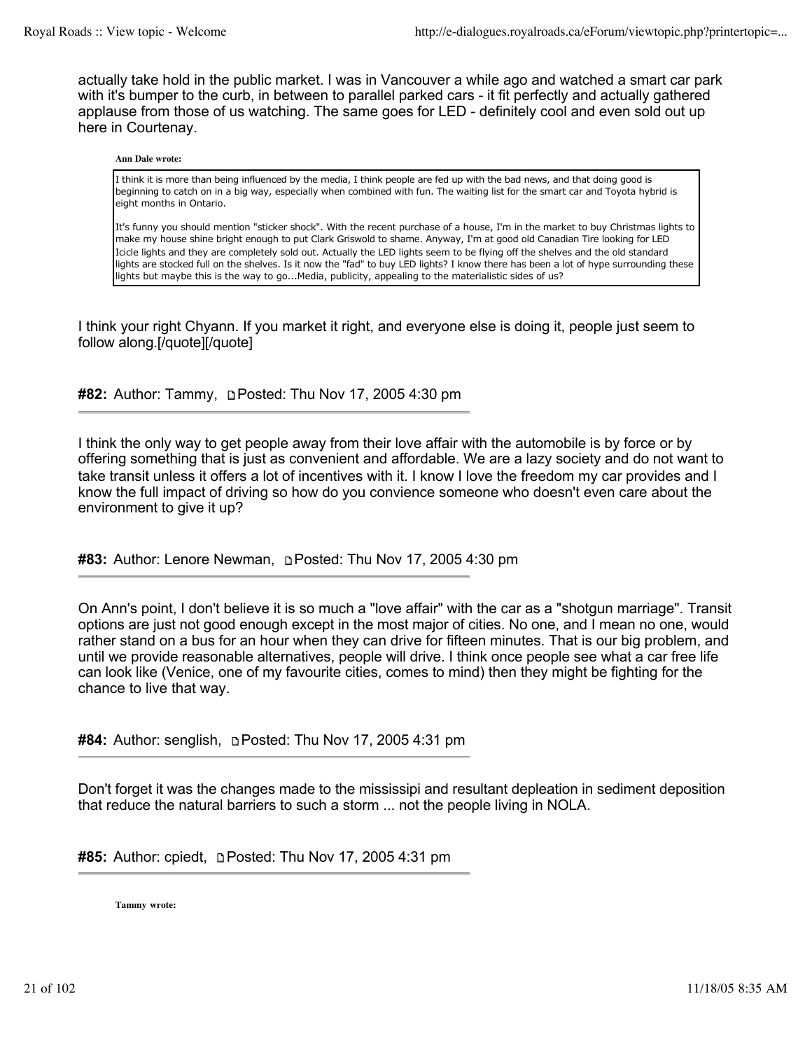actually take hold in the public market. I was in Vancouver a while ago and watched a smart car park with it's bumper to the curb, in between to parallel parked cars - it fit perfectly and actually gathered applause from those of us watching. The same goes for LED - definitely cool and even sold out up here in Courtenay.

> **Ann Dale wrote:**
>
> I think it is more than being influenced by the media, I think people are fed up with the bad news, and that doing good is beginning to catch on in a big way, especially when combined with fun. The waiting list for the smart car and Toyota hybrid is eight months in Ontario.
>
> It's funny you should mention "sticker shock". With the recent purchase of a house, I'm in the market to buy Christmas lights to make my house shine bright enough to put Clark Griswold to shame. Anyway, I'm at good old Canadian Tire looking for LED Icicle lights and they are completely sold out. Actually the LED lights seem to be flying off the shelves and the old standard lights are stocked full on the shelves. Is it now the "fad" to buy LED lights? I know there has been a lot of hype surrounding these lights but maybe this is the way to go...Media, publicity, appealing to the materialistic sides of us?

I think your right Chyann. If you market it right, and everyone else is doing it, people just seem to follow along.[/quote][/quote]

**#82:** Author: Tammy, Posted: Thu Nov 17, 2005 4:30 pm

I think the only way to get people away from their love affair with the automobile is by force or by offering something that is just as convenient and affordable. We are a lazy society and do not want to take transit unless it offers a lot of incentives with it. I know I love the freedom my car provides and I know the full impact of driving so how do you convience someone who doesn't even care about the environment to give it up?

**#83:** Author: Lenore Newman, Posted: Thu Nov 17, 2005 4:30 pm

On Ann's point, I don't believe it is so much a "love affair" with the car as a "shotgun marriage". Transit options are just not good enough except in the most major of cities. No one, and I mean no one, would rather stand on a bus for an hour when they can drive for fifteen minutes. That is our big problem, and until we provide reasonable alternatives, people will drive. I think once people see what a car free life can look like (Venice, one of my favourite cities, comes to mind) then they might be fighting for the chance to live that way.

**#84:** Author: senglish, Posted: Thu Nov 17, 2005 4:31 pm

Don't forget it was the changes made to the mississipi and resultant depleation in sediment deposition that reduce the natural barriers to such a storm ... not the people living in NOLA.

**#85:** Author: cpiedt, Posted: Thu Nov 17, 2005 4:31 pm

> **Tammy wrote:**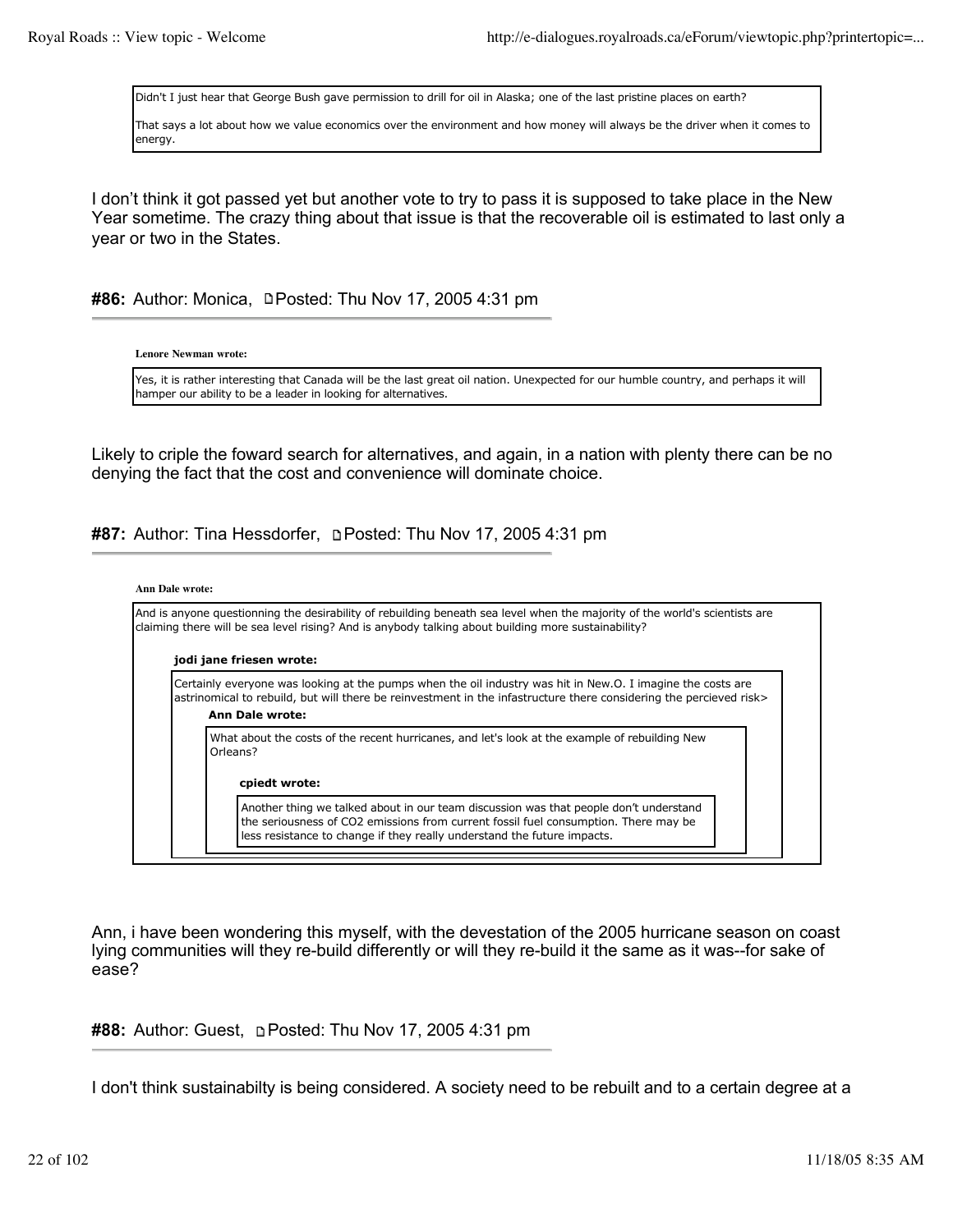> Didn't I just hear that George Bush gave permission to drill for oil in Alaska; one of the last pristine places on earth?
>
> That says a lot about how we value economics over the environment and how money will always be the driver when it comes to energy.

I don't think it got passed yet but another vote to try to pass it is supposed to take place in the New Year sometime. The crazy thing about that issue is that the recoverable oil is estimated to last only a year or two in the States.

**#86:** Author: Monica, Posted: Thu Nov 17, 2005 4:31 pm

**Lenore Newman wrote:**

> Yes, it is rather interesting that Canada will be the last great oil nation. Unexpected for our humble country, and perhaps it will hamper our ability to be a leader in looking for alternatives.

Likely to criple the foward search for alternatives, and again, in a nation with plenty there can be no denying the fact that the cost and convenience will dominate choice.

**#87:** Author: Tina Hessdorfer, Posted: Thu Nov 17, 2005 4:31 pm

**Ann Dale wrote:**

> And is anyone questionning the desirability of rebuilding beneath sea level when the majority of the world's scientists are claiming there will be sea level rising? And is anybody talking about building more sustainability?
>
> **jodi jane friesen wrote:**
>
> > Certainly everyone was looking at the pumps when the oil industry was hit in New.O. I imagine the costs are astrinomical to rebuild, but will there be reinvestment in the infastructure there considering the percieved risk>
> >
> > **Ann Dale wrote:**
> >
> > > What about the costs of the recent hurricanes, and let's look at the example of rebuilding New Orleans?
> > >
> > > **cpiedt wrote:**
> > >
> > > > Another thing we talked about in our team discussion was that people don't understand the seriousness of $CO_2$ emissions from current fossil fuel consumption. There may be less resistance to change if they really understand the future impacts.

Ann, i have been wondering this myself, with the devestation of the 2005 hurricane season on coast lying communities will they re-build differently or will they re-build it the same as it was--for sake of ease?

**#88:** Author: Guest, Posted: Thu Nov 17, 2005 4:31 pm

I don't think sustainabilty is being considered. A society need to be rebuilt and to a certain degree at a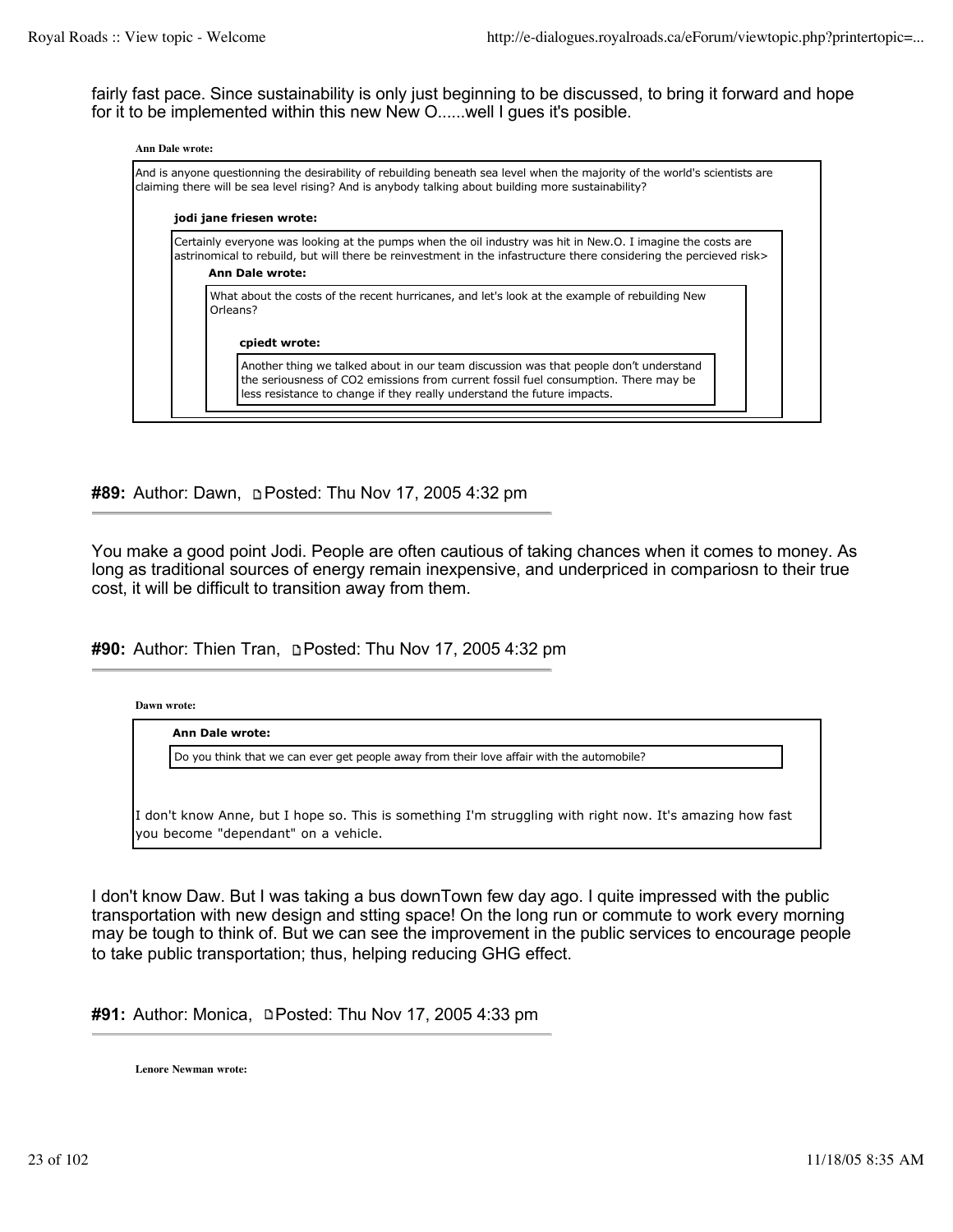fairly fast pace. Since sustainability is only just beginning to be discussed, to bring it forward and hope for it to be implemented within this new New O......well I gues it's posible.

> **Ann Dale wrote:**
>
> And is anyone questionning the desirability of rebuilding beneath sea level when the majority of the world's scientists are claiming there will be sea level rising? And is anybody talking about building more sustainability?
>
> > **jodi jane friesen wrote:**
> >
> > Certainly everyone was looking at the pumps when the oil industry was hit in New.O. I imagine the costs are astrinomical to rebuild, but will there be reinvestment in the infastructure there considering the percieved risk>
> >
> > > **Ann Dale wrote:**
> > >
> > > What about the costs of the recent hurricanes, and let's look at the example of rebuilding New Orleans?
> > >
> > > > **cpiedt wrote:**
> > > >
> > > > Another thing we talked about in our team discussion was that people don't understand the seriousness of $CO_2$ emissions from current fossil fuel consumption. There may be less resistance to change if they really understand the future impacts.

**#89:** Author: Dawn, Posted: Thu Nov 17, 2005 4:32 pm

You make a good point Jodi. People are often cautious of taking chances when it comes to money. As long as traditional sources of energy remain inexpensive, and underpriced in compariosn to their true cost, it will be difficult to transition away from them.

**#90:** Author: Thien Tran, Posted: Thu Nov 17, 2005 4:32 pm

> **Dawn wrote:**
>
> > **Ann Dale wrote:**
> >
> > Do you think that we can ever get people away from their love affair with the automobile?
>
> I don't know Anne, but I hope so. This is something I'm struggling with right now. It's amazing how fast you become "dependant" on a vehicle.

I don't know Daw. But I was taking a bus downTown few day ago. I quite impressed with the public transportation with new design and stting space! On the long run or commute to work every morning may be tough to think of. But we can see the improvement in the public services to encourage people to take public transportation; thus, helping reducing GHG effect.

**#91:** Author: Monica, Posted: Thu Nov 17, 2005 4:33 pm

> **Lenore Newman wrote:**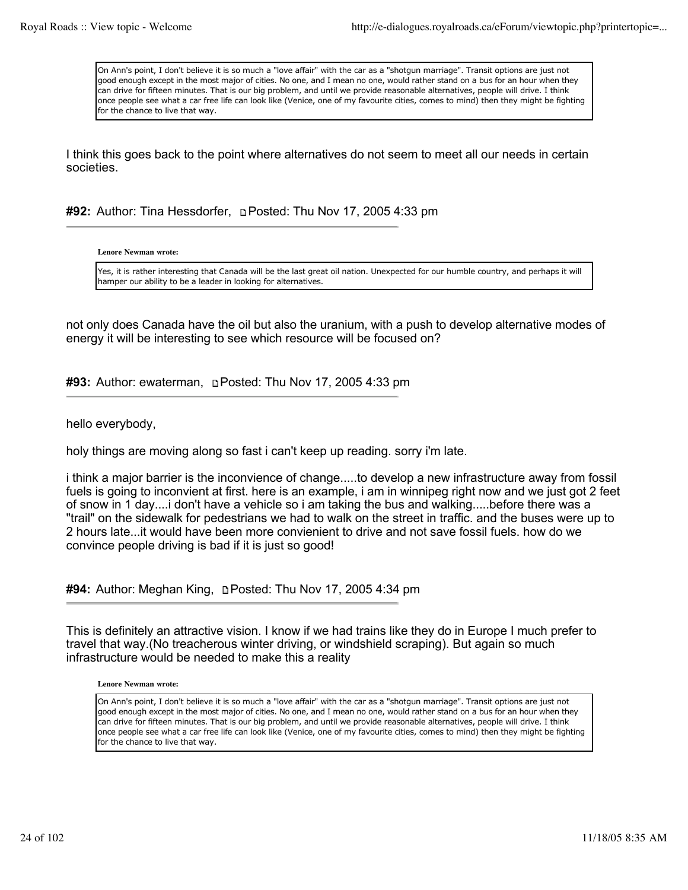> On Ann's point, I don't believe it is so much a "love affair" with the car as a "shotgun marriage". Transit options are just not good enough except in the most major of cities. No one, and I mean no one, would rather stand on a bus for an hour when they can drive for fifteen minutes. That is our big problem, and until we provide reasonable alternatives, people will drive. I think once people see what a car free life can look like (Venice, one of my favourite cities, comes to mind) then they might be fighting for the chance to live that way.

I think this goes back to the point where alternatives do not seem to meet all our needs in certain societies.

**#92:** Author: Tina Hessdorfer, Posted: Thu Nov 17, 2005 4:33 pm

**Lenore Newman wrote:**

> Yes, it is rather interesting that Canada will be the last great oil nation. Unexpected for our humble country, and perhaps it will hamper our ability to be a leader in looking for alternatives.

not only does Canada have the oil but also the uranium, with a push to develop alternative modes of energy it will be interesting to see which resource will be focused on?

**#93:** Author: ewaterman, Posted: Thu Nov 17, 2005 4:33 pm

hello everybody,

holy things are moving along so fast i can't keep up reading. sorry i'm late.

i think a major barrier is the inconvience of change.....to develop a new infrastructure away from fossil fuels is going to inconvient at first. here is an example, i am in winnipeg right now and we just got 2 feet of snow in 1 day....i don't have a vehicle so i am taking the bus and walking.....before there was a "trail" on the sidewalk for pedestrians we had to walk on the street in traffic. and the buses were up to 2 hours late...it would have been more convienient to drive and not save fossil fuels. how do we convince people driving is bad if it is just so good!

**#94:** Author: Meghan King, Posted: Thu Nov 17, 2005 4:34 pm

This is definitely an attractive vision. I know if we had trains like they do in Europe I much prefer to travel that way.(No treacherous winter driving, or windshield scraping). But again so much infrastructure would be needed to make this a reality

**Lenore Newman wrote:**

> On Ann's point, I don't believe it is so much a "love affair" with the car as a "shotgun marriage". Transit options are just not good enough except in the most major of cities. No one, and I mean no one, would rather stand on a bus for an hour when they can drive for fifteen minutes. That is our big problem, and until we provide reasonable alternatives, people will drive. I think once people see what a car free life can look like (Venice, one of my favourite cities, comes to mind) then they might be fighting for the chance to live that way.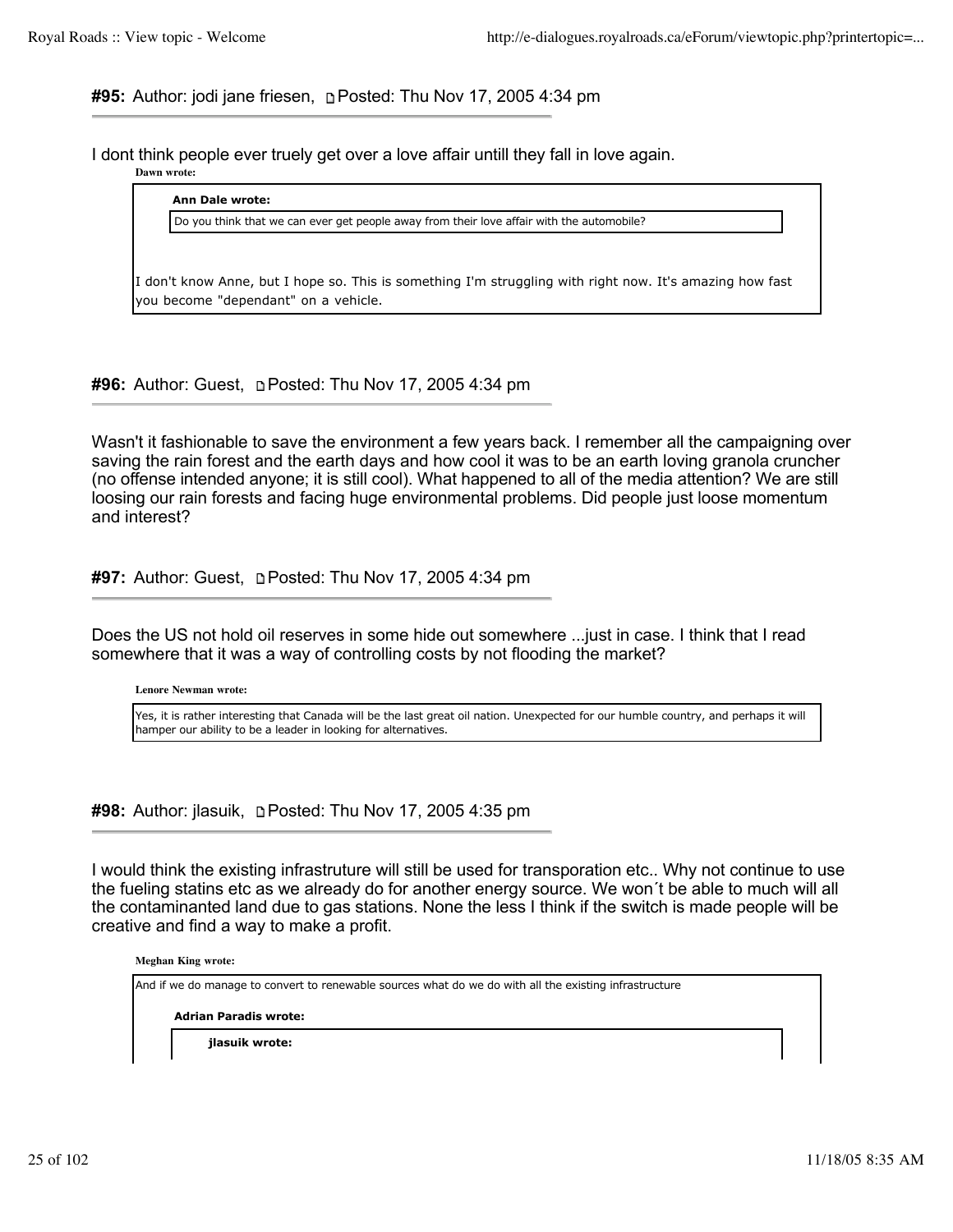**#95:** Author: jodi jane friesen, Posted: Thu Nov 17, 2005 4:34 pm

I dont think people ever truely get over a love affair untill they fall in love again.

> **Dawn wrote:**
>
> > **Ann Dale wrote:**
> >
> > Do you think that we can ever get people away from their love affair with the automobile?
>
> I don't know Anne, but I hope so. This is something I'm struggling with right now. It's amazing how fast you become "dependant" on a vehicle.

**#96:** Author: Guest, Posted: Thu Nov 17, 2005 4:34 pm

Wasn't it fashionable to save the environment a few years back. I remember all the campaigning over saving the rain forest and the earth days and how cool it was to be an earth loving granola cruncher (no offense intended anyone; it is still cool). What happened to all of the media attention? We are still loosing our rain forests and facing huge environmental problems. Did people just loose momentum and interest?

**#97:** Author: Guest, Posted: Thu Nov 17, 2005 4:34 pm

Does the US not hold oil reserves in some hide out somewhere ...just in case. I think that I read somewhere that it was a way of controlling costs by not flooding the market?

> **Lenore Newman wrote:**
>
> Yes, it is rather interesting that Canada will be the last great oil nation. Unexpected for our humble country, and perhaps it will hamper our ability to be a leader in looking for alternatives.

**#98:** Author: jlasuik, Posted: Thu Nov 17, 2005 4:35 pm

I would think the existing infrastruture will still be used for transporation etc.. Why not continue to use the fueling statins etc as we already do for another energy source. We won´t be able to much will all the contaminanted land due to gas stations. None the less I think if the switch is made people will be creative and find a way to make a profit.

> **Meghan King wrote:**
>
> And if we do manage to convert to renewable sources what do we do with all the existing infrastructure
>
> > **Adrian Paradis wrote:**
> >
> > > **jlasuik wrote:**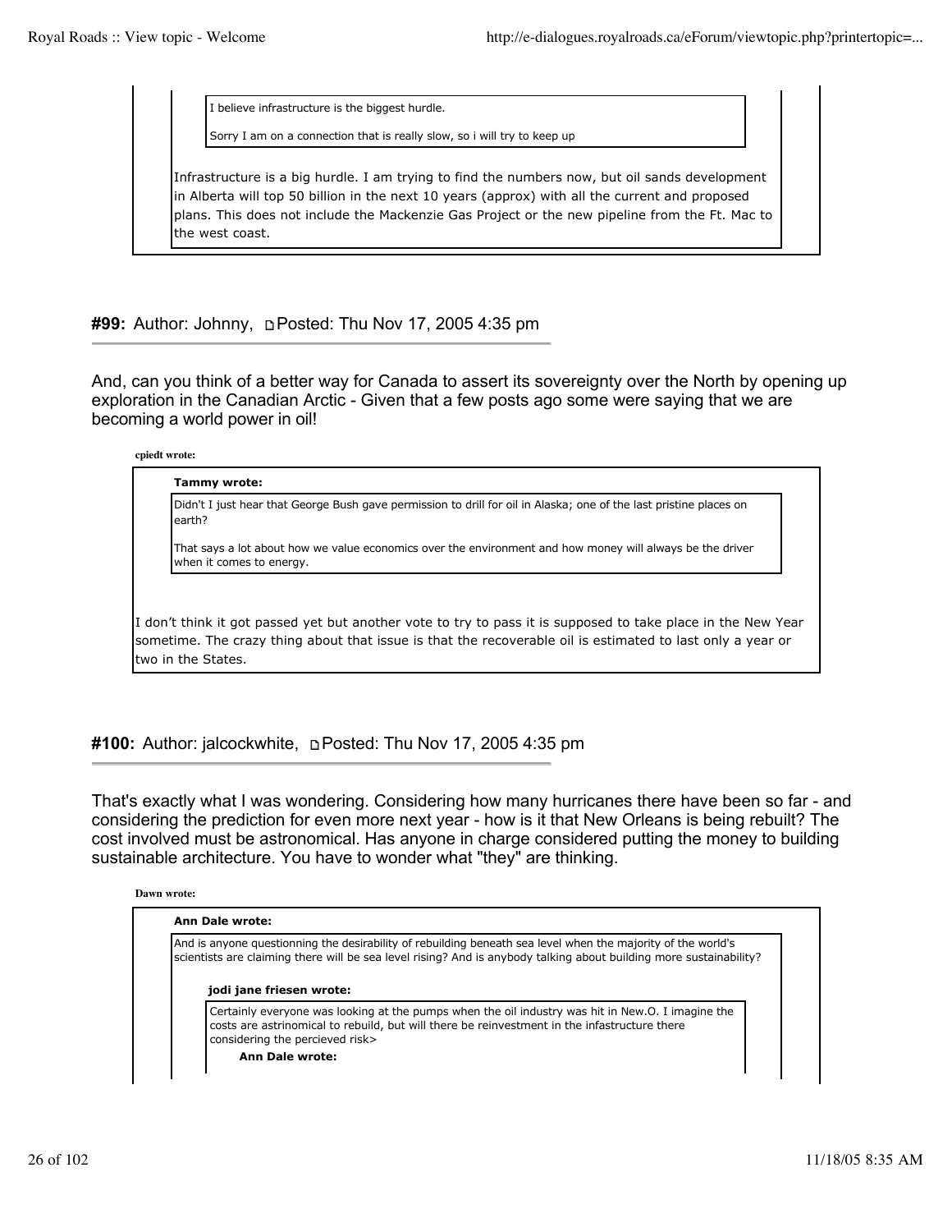> > I believe infrastructure is the biggest hurdle.
> >
> > Sorry I am on a connection that is really slow, so i will try to keep up
>
> Infrastructure is a big hurdle. I am trying to find the numbers now, but oil sands development in Alberta will top 50 billion in the next 10 years (approx) with all the current and proposed plans. This does not include the Mackenzie Gas Project or the new pipeline from the Ft. Mac to the west coast.

**#99:** Author: Johnny, Posted: Thu Nov 17, 2005 4:35 pm

---

And, can you think of a better way for Canada to assert its sovereignty over the North by opening up exploration in the Canadian Arctic - Given that a few posts ago some were saying that we are becoming a world power in oil!

**cpiedt wrote:**

> **Tammy wrote:**
>
> > Didn't I just hear that George Bush gave permission to drill for oil in Alaska; one of the last pristine places on earth?
> >
> > That says a lot about how we value economics over the environment and how money will always be the driver when it comes to energy.
>
> I don't think it got passed yet but another vote to try to pass it is supposed to take place in the New Year sometime. The crazy thing about that issue is that the recoverable oil is estimated to last only a year or two in the States.

**#100:** Author: jalcockwhite, Posted: Thu Nov 17, 2005 4:35 pm

---

That's exactly what I was wondering. Considering how many hurricanes there have been so far - and considering the prediction for even more next year - how is it that New Orleans is being rebuilt? The cost involved must be astronomical. Has anyone in charge considered putting the money to building sustainable architecture. You have to wonder what "they" are thinking.

**Dawn wrote:**

> **Ann Dale wrote:**
>
> > And is anyone questionning the desirability of rebuilding beneath sea level when the majority of the world's scientists are claiming there will be sea level rising? And is anybody talking about building more sustainability?
> >
> > **jodi jane friesen wrote:**
> >
> > > Certainly everyone was looking at the pumps when the oil industry was hit in New.O. I imagine the costs are astrinomical to rebuild, but will there be reinvestment in the infastructure there considering the percieved risk>
> > >
> > > **Ann Dale wrote:**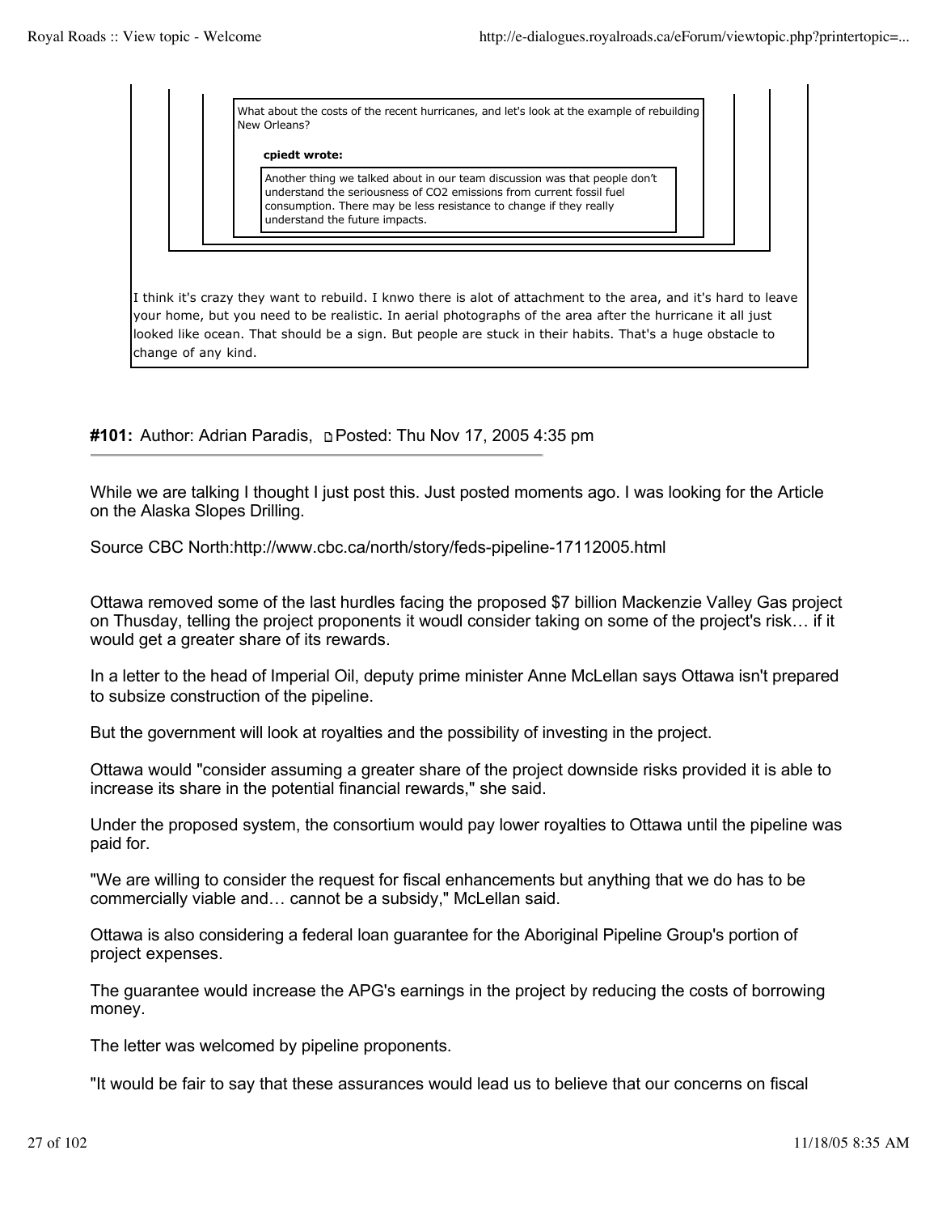> > > What about the costs of the recent hurricanes, and let's look at the example of rebuilding New Orleans?
> > >
> > > **cpiedt wrote:**
> > >
> > > > Another thing we talked about in our team discussion was that people don't understand the seriousness of $CO_2$ emissions from current fossil fuel consumption. There may be less resistance to change if they really understand the future impacts.

I think it's crazy they want to rebuild. I knwo there is alot of attachment to the area, and it's hard to leave your home, but you need to be realistic. In aerial photographs of the area after the hurricane it all just looked like ocean. That should be a sign. But people are stuck in their habits. That's a huge obstacle to change of any kind.

**#101:** Author: Adrian Paradis, Posted: Thu Nov 17, 2005 4:35 pm

While we are talking I thought I just post this. Just posted moments ago. I was looking for the Article on the Alaska Slopes Drilling.

Source CBC North:http://www.cbc.ca/north/story/feds-pipeline-17112005.html

Ottawa removed some of the last hurdles facing the proposed $7 billion Mackenzie Valley Gas project on Thursday, telling the project proponents it woudl consider taking on some of the project's risk… if it would get a greater share of its rewards.

In a letter to the head of Imperial Oil, deputy prime minister Anne McLellan says Ottawa isn't prepared to subsize construction of the pipeline.

But the government will look at royalties and the possibility of investing in the project.

Ottawa would "consider assuming a greater share of the project downside risks provided it is able to increase its share in the potential financial rewards," she said.

Under the proposed system, the consortium would pay lower royalties to Ottawa until the pipeline was paid for.

"We are willing to consider the request for fiscal enhancements but anything that we do has to be commercially viable and… cannot be a subsidy," McLellan said.

Ottawa is also considering a federal loan guarantee for the Aboriginal Pipeline Group's portion of project expenses.

The guarantee would increase the APG's earnings in the project by reducing the costs of borrowing money.

The letter was welcomed by pipeline proponents.

"It would be fair to say that these assurances would lead us to believe that our concerns on fiscal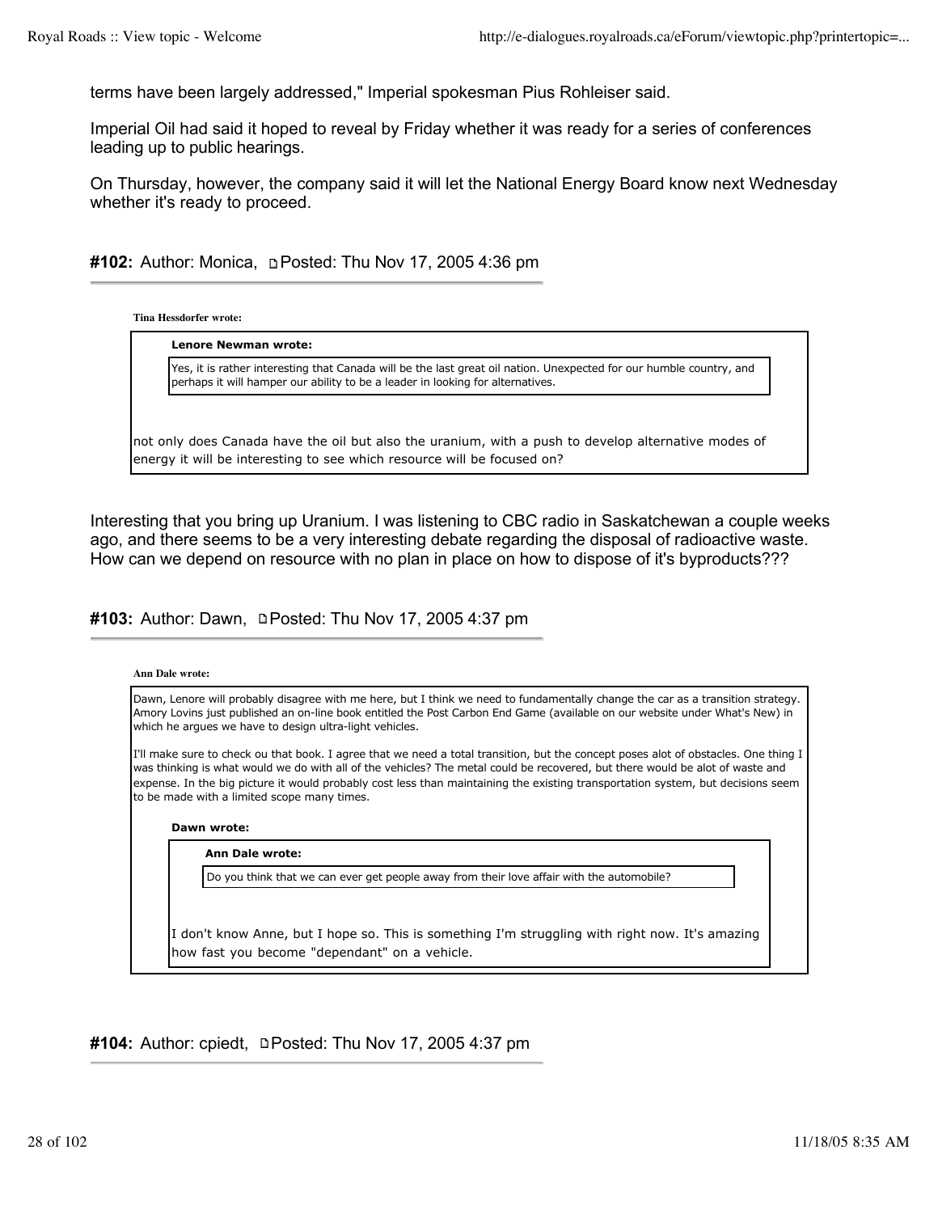terms have been largely addressed," Imperial spokesman Pius Rohleiser said.

Imperial Oil had said it hoped to reveal by Friday whether it was ready for a series of conferences leading up to public hearings.

On Thursday, however, the company said it will let the National Energy Board know next Wednesday whether it's ready to proceed.

**#102:** Author: Monica, Posted: Thu Nov 17, 2005 4:36 pm

> **Tina Hessdorfer wrote:**
>
> > **Lenore Newman wrote:**
> >
> > Yes, it is rather interesting that Canada will be the last great oil nation. Unexpected for our humble country, and perhaps it will hamper our ability to be a leader in looking for alternatives.
>
> not only does Canada have the oil but also the uranium, with a push to develop alternative modes of energy it will be interesting to see which resource will be focused on?

Interesting that you bring up Uranium. I was listening to CBC radio in Saskatchewan a couple weeks ago, and there seems to be a very interesting debate regarding the disposal of radioactive waste. How can we depend on resource with no plan in place on how to dispose of it's byproducts???

**#103:** Author: Dawn, Posted: Thu Nov 17, 2005 4:37 pm

> **Ann Dale wrote:**
>
> Dawn, Lenore will probably disagree with me here, but I think we need to fundamentally change the car as a transition strategy. Amory Lovins just published an on-line book entitled the Post Carbon End Game (available on our website under What's New) in which he argues we have to design ultra-light vehicles.
>
> I'll make sure to check ou that book. I agree that we need a total transition, but the concept poses alot of obstacles. One thing I was thinking is what would we do with all of the vehicles? The metal could be recovered, but there would be alot of waste and expense. In the big picture it would probably cost less than maintaining the existing transportation system, but decisions seem to be made with a limited scope many times.
>
> > **Dawn wrote:**
> >
> > > **Ann Dale wrote:**
> > >
> > > Do you think that we can ever get people away from their love affair with the automobile?
> >
> > I don't know Anne, but I hope so. This is something I'm struggling with right now. It's amazing how fast you become "dependant" on a vehicle.

**#104:** Author: cpiedt, Posted: Thu Nov 17, 2005 4:37 pm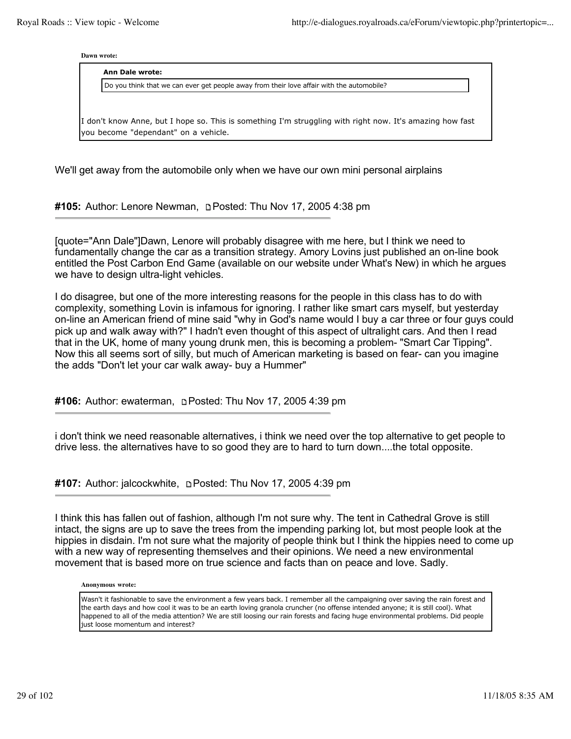> **Dawn wrote:**
>
> > **Ann Dale wrote:**
> >
> > Do you think that we can ever get people away from their love affair with the automobile?
>
> I don't know Anne, but I hope so. This is something I'm struggling with right now. It's amazing how fast you become "dependant" on a vehicle.

We'll get away from the automobile only when we have our own mini personal airplains

**#105:** Author: Lenore Newman, Posted: Thu Nov 17, 2005 4:38 pm

---

[quote="Ann Dale"]Dawn, Lenore will probably disagree with me here, but I think we need to fundamentally change the car as a transition strategy. Amory Lovins just published an on-line book entitled the Post Carbon End Game (available on our website under What's New) in which he argues we have to design ultra-light vehicles.

I do disagree, but one of the more interesting reasons for the people in this class has to do with complexity, something Lovin is infamous for ignoring. I rather like smart cars myself, but yesterday on-line an American friend of mine said "why in God's name would I buy a car three or four guys could pick up and walk away with?" I hadn't even thought of this aspect of ultralight cars. And then I read that in the UK, home of many young drunk men, this is becoming a problem- "Smart Car Tipping". Now this all seems sort of silly, but much of American marketing is based on fear- can you imagine the adds "Don't let your car walk away- buy a Hummer"

**#106:** Author: ewaterman, Posted: Thu Nov 17, 2005 4:39 pm

---

i don't think we need reasonable alternatives, i think we need over the top alternative to get people to drive less. the alternatives have to so good they are to hard to turn down....the total opposite.

**#107:** Author: jalcockwhite, Posted: Thu Nov 17, 2005 4:39 pm

---

I think this has fallen out of fashion, although I'm not sure why. The tent in Cathedral Grove is still intact, the signs are up to save the trees from the impending parking lot, but most people look at the hippies in disdain. I'm not sure what the majority of people think but I think the hippies need to come up with a new way of representing themselves and their opinions. We need a new environmental movement that is based more on true science and facts than on peace and love. Sadly.

> **Anonymous wrote:**
>
> Wasn't it fashionable to save the environment a few years back. I remember all the campaigning over saving the rain forest and the earth days and how cool it was to be an earth loving granola cruncher (no offense intended anyone; it is still cool). What happened to all of the media attention? We are still loosing our rain forests and facing huge environmental problems. Did people just loose momentum and interest?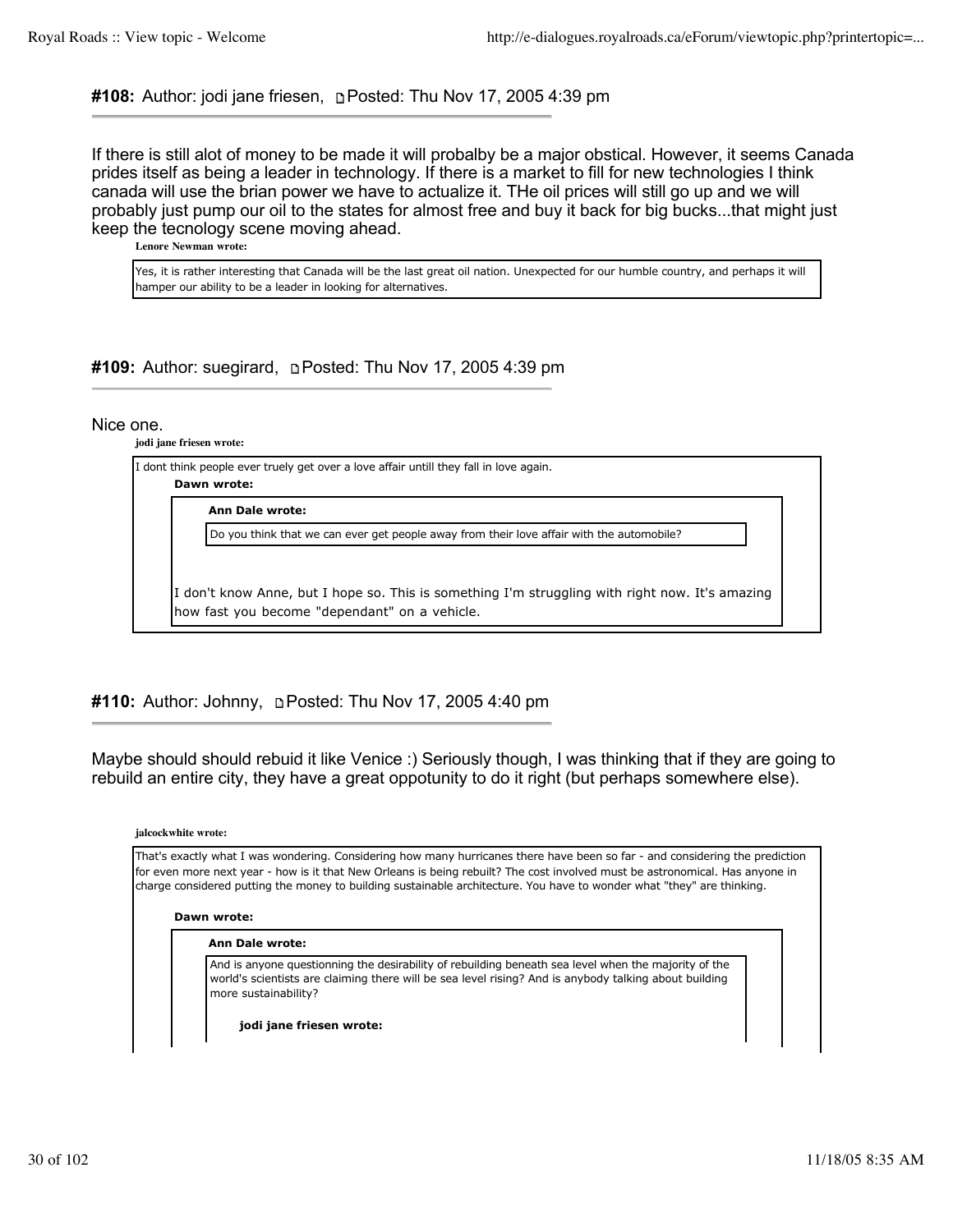**#108:** Author: jodi jane friesen, Posted: Thu Nov 17, 2005 4:39 pm

---

If there is still alot of money to be made it will probalby be a major obstical. However, it seems Canada prides itself as being a leader in technology. If there is a market to fill for new technologies I think canada will use the brian power we have to actualize it. THe oil prices will still go up and we will probably just pump our oil to the states for almost free and buy it back for big bucks...that might just keep the tecnology scene moving ahead.

> **Lenore Newman wrote:**
>
> Yes, it is rather interesting that Canada will be the last great oil nation. Unexpected for our humble country, and perhaps it will hamper our ability to be a leader in looking for alternatives.

**#109:** Author: suegirard, Posted: Thu Nov 17, 2005 4:39 pm

---

Nice one.

> **jodi jane friesen wrote:**
>
> I dont think people ever truely get over a love affair untill they fall in love again.
>
> > **Dawn wrote:**
> >
> > > **Ann Dale wrote:**
> > >
> > > Do you think that we can ever get people away from their love affair with the automobile?
> >
> > I don't know Anne, but I hope so. This is something I'm struggling with right now. It's amazing how fast you become "dependant" on a vehicle.

**#110:** Author: Johnny, Posted: Thu Nov 17, 2005 4:40 pm

---

Maybe should should rebuid it like Venice :) Seriously though, I was thinking that if they are going to rebuild an entire city, they have a great oppotunity to do it right (but perhaps somewhere else).

> **jalcockwhite wrote:**
>
> That's exactly what I was wondering. Considering how many hurricanes there have been so far - and considering the prediction for even more next year - how is it that New Orleans is being rebuilt? The cost involved must be astronomical. Has anyone in charge considered putting the money to building sustainable architecture. You have to wonder what "they" are thinking.
>
> > **Dawn wrote:**
> >
> > > **Ann Dale wrote:**
> > >
> > > And is anyone questionning the desirability of rebuilding beneath sea level when the majority of the world's scientists are claiming there will be sea level rising? And is anybody talking about building more sustainability?
> > >
> > > > **jodi jane friesen wrote:**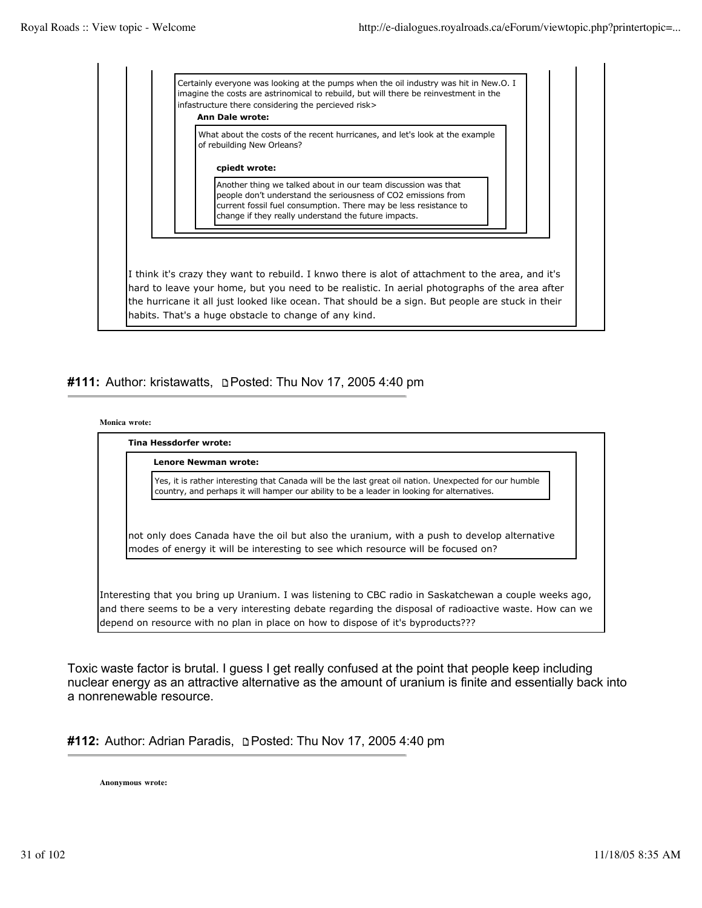> > > Certainly everyone was looking at the pumps when the oil industry was hit in New.O. I imagine the costs are astrinomical to rebuild, but will there be reinvestment in the infastructure there considering the percieved risk>
> > >
> > > **Ann Dale wrote:**
> > >
> > > > What about the costs of the recent hurricanes, and let's look at the example of rebuilding New Orleans?
> > > >
> > > > **cpiedt wrote:**
> > > >
> > > > > Another thing we talked about in our team discussion was that people don't understand the seriousness of $CO_2$ emissions from current fossil fuel consumption. There may be less resistance to change if they really understand the future impacts.
>
> I think it's crazy they want to rebuild. I knwo there is alot of attachment to the area, and it's hard to leave your home, but you need to be realistic. In aerial photographs of the area after the hurricane it all just looked like ocean. That should be a sign. But people are stuck in their habits. That's a huge obstacle to change of any kind.

## #111: Author: kristawatts, Posted: Thu Nov 17, 2005 4:40 pm

**Monica wrote:**

> **Tina Hessdorfer wrote:**
>
> > **Lenore Newman wrote:**
> >
> > > Yes, it is rather interesting that Canada will be the last great oil nation. Unexpected for our humble country, and perhaps it will hamper our ability to be a leader in looking for alternatives.
> >
> > not only does Canada have the oil but also the uranium, with a push to develop alternative modes of energy it will be interesting to see which resource will be focused on?
>
> Interesting that you bring up Uranium. I was listening to CBC radio in Saskatchewan a couple weeks ago, and there seems to be a very interesting debate regarding the disposal of radioactive waste. How can we depend on resource with no plan in place on how to dispose of it's byproducts???

Toxic waste factor is brutal. I guess I get really confused at the point that people keep including nuclear energy as an attractive alternative as the amount of uranium is finite and essentially back into a nonrenewable resource.

## #112: Author: Adrian Paradis, Posted: Thu Nov 17, 2005 4:40 pm

**Anonymous wrote:**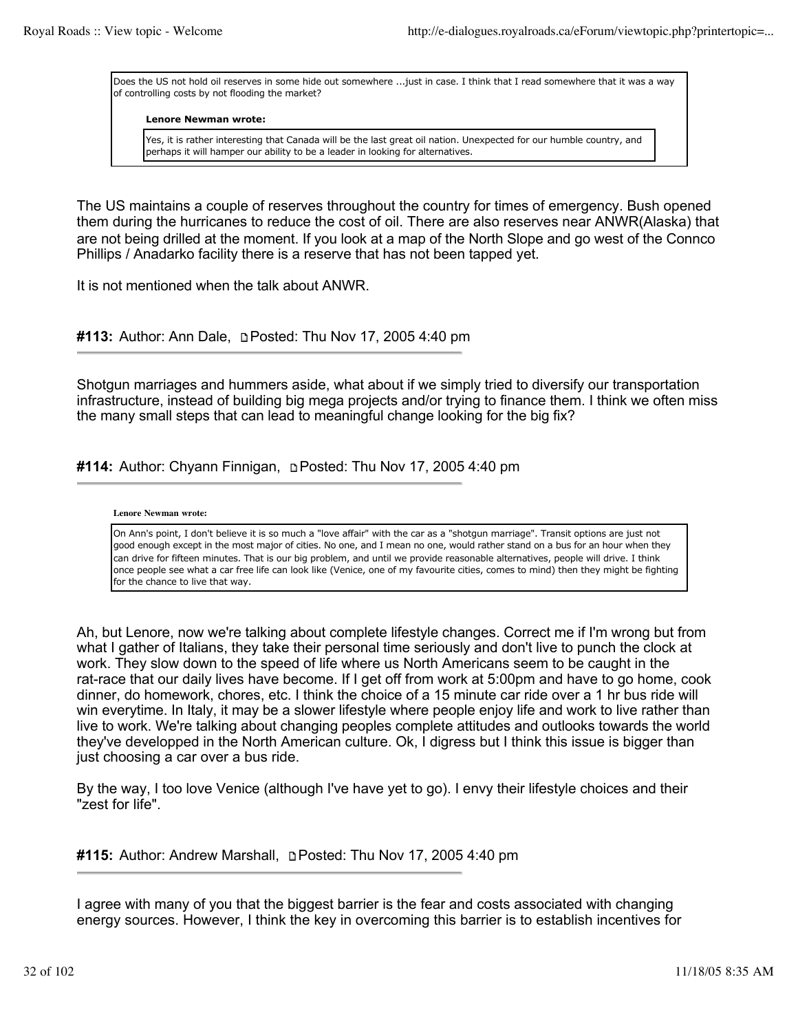> Does the US not hold oil reserves in some hide out somewhere ...just in case. I think that I read somewhere that it was a way of controlling costs by not flooding the market?
>
> **Lenore Newman wrote:**
>
> > Yes, it is rather interesting that Canada will be the last great oil nation. Unexpected for our humble country, and perhaps it will hamper our ability to be a leader in looking for alternatives.

The US maintains a couple of reserves throughout the country for times of emergency. Bush opened them during the hurricanes to reduce the cost of oil. There are also reserves near ANWR(Alaska) that are not being drilled at the moment. If you look at a map of the North Slope and go west of the Connco Phillips / Anadarko facility there is a reserve that has not been tapped yet.

It is not mentioned when the talk about ANWR.

**#113:** Author: Ann Dale, Posted: Thu Nov 17, 2005 4:40 pm

Shotgun marriages and hummers aside, what about if we simply tried to diversify our transportation infrastructure, instead of building big mega projects and/or trying to finance them. I think we often miss the many small steps that can lead to meaningful change looking for the big fix?

**#114:** Author: Chyann Finnigan, Posted: Thu Nov 17, 2005 4:40 pm

> **Lenore Newman wrote:**
>
> On Ann's point, I don't believe it is so much a "love affair" with the car as a "shotgun marriage". Transit options are just not good enough except in the most major of cities. No one, and I mean no one, would rather stand on a bus for an hour when they can drive for fifteen minutes. That is our big problem, and until we provide reasonable alternatives, people will drive. I think once people see what a car free life can look like (Venice, one of my favourite cities, comes to mind) then they might be fighting for the chance to live that way.

Ah, but Lenore, now we're talking about complete lifestyle changes. Correct me if I'm wrong but from what I gather of Italians, they take their personal time seriously and don't live to punch the clock at work. They slow down to the speed of life where us North Americans seem to be caught in the rat-race that our daily lives have become. If I get off from work at 5:00pm and have to go home, cook dinner, do homework, chores, etc. I think the choice of a 15 minute car ride over a 1 hr bus ride will win everytime. In Italy, it may be a slower lifestyle where people enjoy life and work to live rather than live to work. We're talking about changing peoples complete attitudes and outlooks towards the world they've developped in the North American culture. Ok, I digress but I think this issue is bigger than just choosing a car over a bus ride.

By the way, I too love Venice (although I've have yet to go). I envy their lifestyle choices and their "zest for life".

**#115:** Author: Andrew Marshall, Posted: Thu Nov 17, 2005 4:40 pm

I agree with many of you that the biggest barrier is the fear and costs associated with changing energy sources. However, I think the key in overcoming this barrier is to establish incentives for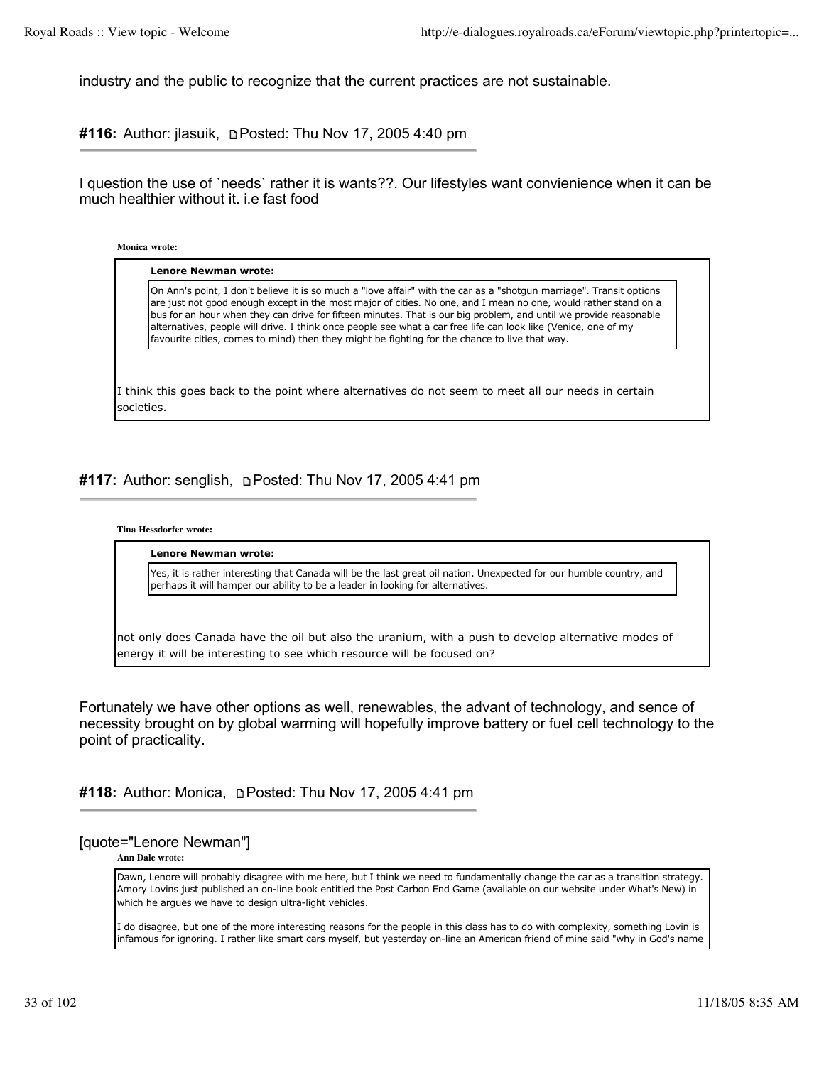industry and the public to recognize that the current practices are not sustainable.

**#116:** Author: jlasuik, Posted: Thu Nov 17, 2005 4:40 pm

---

I question the use of `needs` rather it is wants??. Our lifestyles want convienience when it can be much healthier without it. i.e fast food

> **Monica wrote:**
>
> > **Lenore Newman wrote:**
> >
> > On Ann's point, I don't believe it is so much a "love affair" with the car as a "shotgun marriage". Transit options are just not good enough except in the most major of cities. No one, and I mean no one, would rather stand on a bus for an hour when they can drive for fifteen minutes. That is our big problem, and until we provide reasonable alternatives, people will drive. I think once people see what a car free life can look like (Venice, one of my favourite cities, comes to mind) then they might be fighting for the chance to live that way.
>
> I think this goes back to the point where alternatives do not seem to meet all our needs in certain societies.

**#117:** Author: senglish, Posted: Thu Nov 17, 2005 4:41 pm

---

> **Tina Hessdorfer wrote:**
>
> > **Lenore Newman wrote:**
> >
> > Yes, it is rather interesting that Canada will be the last great oil nation. Unexpected for our humble country, and perhaps it will hamper our ability to be a leader in looking for alternatives.
>
> not only does Canada have the oil but also the uranium, with a push to develop alternative modes of energy it will be interesting to see which resource will be focused on?

Fortunately we have other options as well, renewables, the advant of technology, and sence of necessity brought on by global warming will hopefully improve battery or fuel cell technology to the point of practicality.

**#118:** Author: Monica, Posted: Thu Nov 17, 2005 4:41 pm

---

[quote="Lenore Newman"]

> **Ann Dale wrote:**
>
> Dawn, Lenore will probably disagree with me here, but I think we need to fundamentally change the car as a transition strategy. Amory Lovins just published an on-line book entitled the Post Carbon End Game (available on our website under What's New) in which he argues we have to design ultra-light vehicles.
>
> I do disagree, but one of the more interesting reasons for the people in this class has to do with complexity, something Lovin is infamous for ignoring. I rather like smart cars myself, but yesterday on-line an American friend of mine said "why in God's name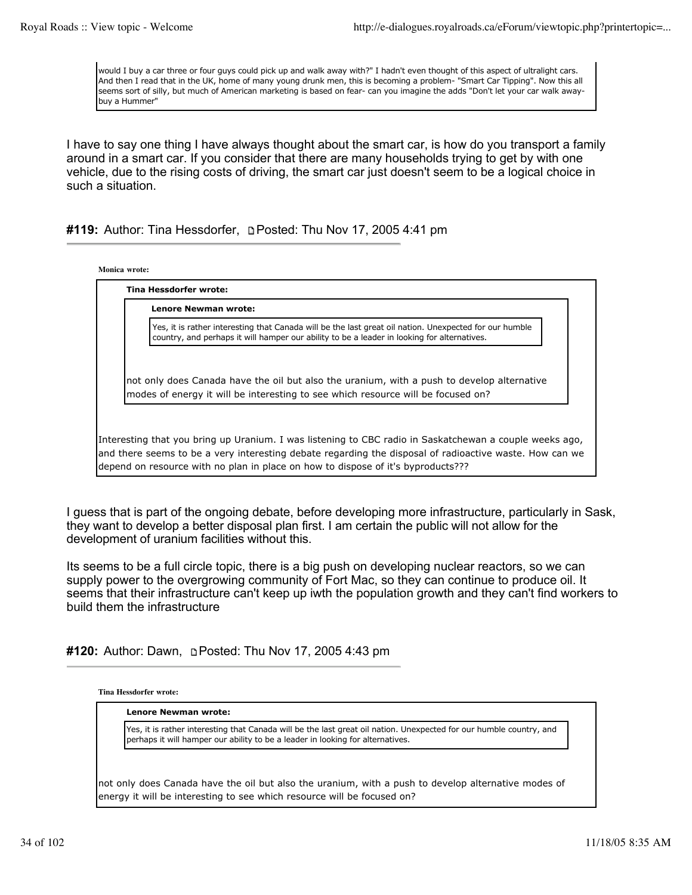> would I buy a car three or four guys could pick up and walk away with?" I hadn't even thought of this aspect of ultralight cars. And then I read that in the UK, home of many young drunk men, this is becoming a problem- "Smart Car Tipping". Now this all seems sort of silly, but much of American marketing is based on fear- can you imagine the adds "Don't let your car walk away- buy a Hummer"

I have to say one thing I have always thought about the smart car, is how do you transport a family around in a smart car. If you consider that there are many households trying to get by with one vehicle, due to the rising costs of driving, the smart car just doesn't seem to be a logical choice in such a situation.

### #119: Author: Tina Hessdorfer, Posted: Thu Nov 17, 2005 4:41 pm

**Monica wrote:**

> **Tina Hessdorfer wrote:**
>
> > **Lenore Newman wrote:**
> >
> > > Yes, it is rather interesting that Canada will be the last great oil nation. Unexpected for our humble country, and perhaps it will hamper our ability to be a leader in looking for alternatives.
> >
> > not only does Canada have the oil but also the uranium, with a push to develop alternative modes of energy it will be interesting to see which resource will be focused on?
>
> Interesting that you bring up Uranium. I was listening to CBC radio in Saskatchewan a couple weeks ago, and there seems to be a very interesting debate regarding the disposal of radioactive waste. How can we depend on resource with no plan in place on how to dispose of it's byproducts???

I guess that is part of the ongoing debate, before developing more infrastructure, particularly in Sask, they want to develop a better disposal plan first. I am certain the public will not allow for the development of uranium facilities without this.

Its seems to be a full circle topic, there is a big push on developing nuclear reactors, so we can supply power to the overgrowing community of Fort Mac, so they can continue to produce oil. It seems that their infrastructure can't keep up iwth the population growth and they can't find workers to build them the infrastructure

### #120: Author: Dawn, Posted: Thu Nov 17, 2005 4:43 pm

**Tina Hessdorfer wrote:**

> **Lenore Newman wrote:**
>
> > Yes, it is rather interesting that Canada will be the last great oil nation. Unexpected for our humble country, and perhaps it will hamper our ability to be a leader in looking for alternatives.
>
> not only does Canada have the oil but also the uranium, with a push to develop alternative modes of energy it will be interesting to see which resource will be focused on?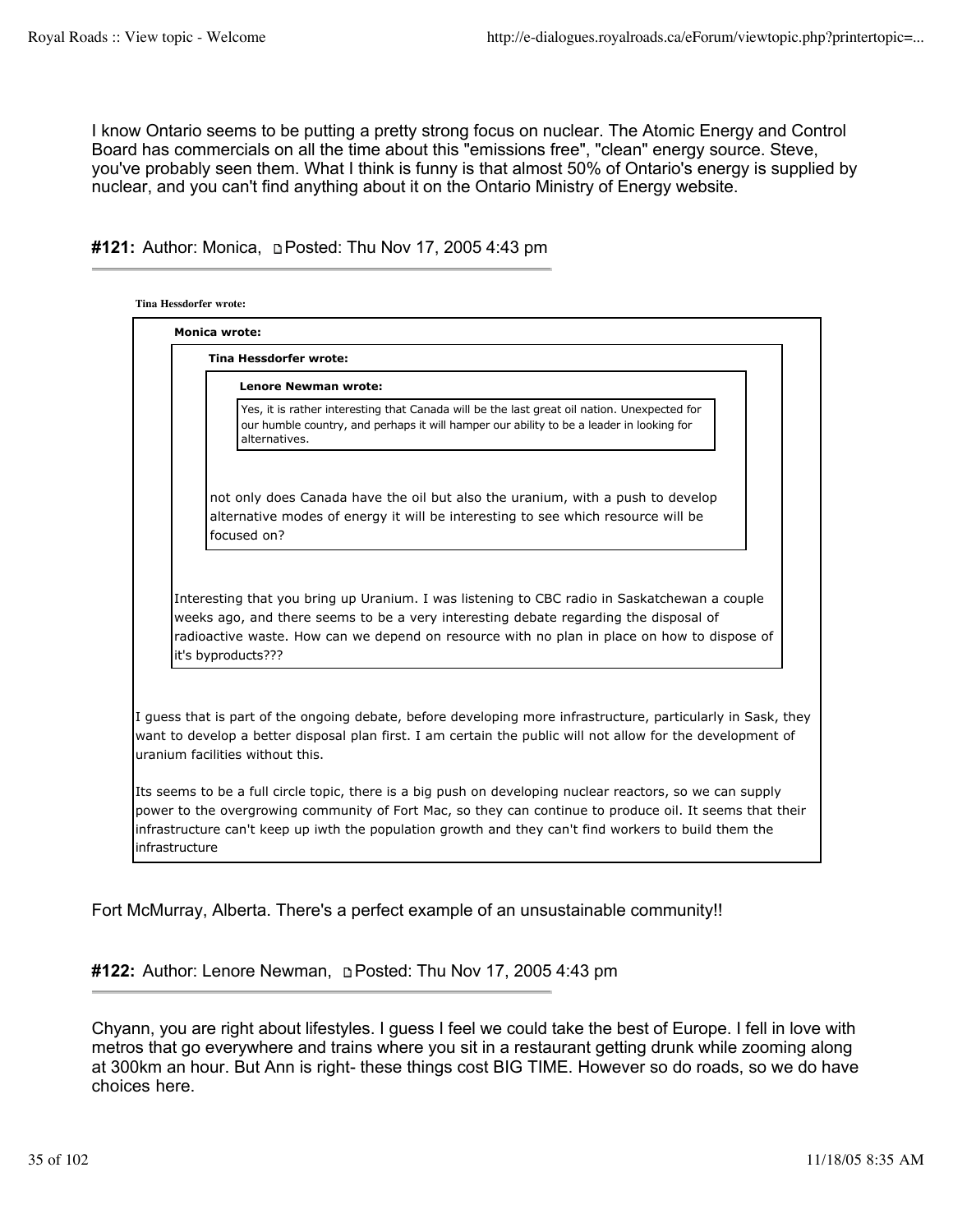I know Ontario seems to be putting a pretty strong focus on nuclear. The Atomic Energy and Control Board has commercials on all the time about this "emissions free", "clean" energy source. Steve, you've probably seen them. What I think is funny is that almost 50% of Ontario's energy is supplied by nuclear, and you can't find anything about it on the Ontario Ministry of Energy website.

#### #121: Author: Monica, Posted: Thu Nov 17, 2005 4:43 pm

> **Tina Hessdorfer wrote:**
>
> > **Monica wrote:**
> >
> > > **Tina Hessdorfer wrote:**
> > >
> > > > **Lenore Newman wrote:**
> > > >
> > > > Yes, it is rather interesting that Canada will be the last great oil nation. Unexpected for our humble country, and perhaps it will hamper our ability to be a leader in looking for alternatives.
> > >
> > > not only does Canada have the oil but also the uranium, with a push to develop alternative modes of energy it will be interesting to see which resource will be focused on?
> >
> > Interesting that you bring up Uranium. I was listening to CBC radio in Saskatchewan a couple weeks ago, and there seems to be a very interesting debate regarding the disposal of radioactive waste. How can we depend on resource with no plan in place on how to dispose of it's byproducts???
>
> I guess that is part of the ongoing debate, before developing more infrastructure, particularly in Sask, they want to develop a better disposal plan first. I am certain the public will not allow for the development of uranium facilities without this.
>
> Its seems to be a full circle topic, there is a big push on developing nuclear reactors, so we can supply power to the overgrowing community of Fort Mac, so they can continue to produce oil. It seems that their infrastructure can't keep up iwth the population growth and they can't find workers to build them the infrastructure

Fort McMurray, Alberta. There's a perfect example of an unsustainable community!!

#### #122: Author: Lenore Newman, Posted: Thu Nov 17, 2005 4:43 pm

Chyann, you are right about lifestyles. I guess I feel we could take the best of Europe. I fell in love with metros that go everywhere and trains where you sit in a restaurant getting drunk while zooming along at 300km an hour. But Ann is right- these things cost BIG TIME. However so do roads, so we do have choices here.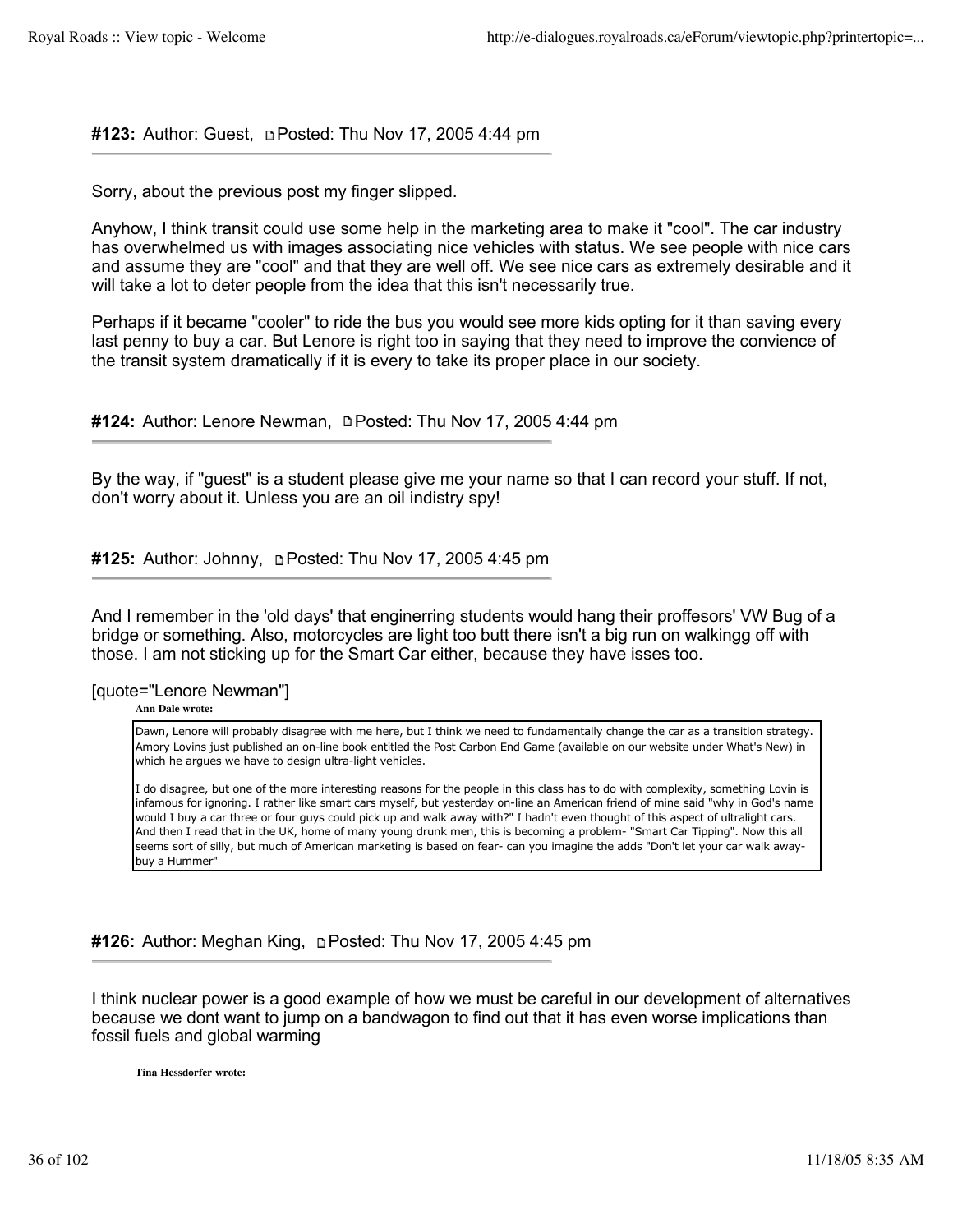**#123:** Author: Guest, Posted: Thu Nov 17, 2005 4:44 pm

---

Sorry, about the previous post my finger slipped.

Anyhow, I think transit could use some help in the marketing area to make it "cool". The car industry has overwhelmed us with images associating nice vehicles with status. We see people with nice cars and assume they are "cool" and that they are well off. We see nice cars as extremely desirable and it will take a lot to deter people from the idea that this isn't necessarily true.

Perhaps if it became "cooler" to ride the bus you would see more kids opting for it than saving every last penny to buy a car. But Lenore is right too in saying that they need to improve the convience of the transit system dramatically if it is every to take its proper place in our society.

**#124:** Author: Lenore Newman, Posted: Thu Nov 17, 2005 4:44 pm

---

By the way, if "guest" is a student please give me your name so that I can record your stuff. If not, don't worry about it. Unless you are an oil indistry spy!

**#125:** Author: Johnny, Posted: Thu Nov 17, 2005 4:45 pm

---

And I remember in the 'old days' that enginerring students would hang their proffesors' VW Bug of a bridge or something. Also, motorcycles are light too butt there isn't a big run on walkingg off with those. I am not sticking up for the Smart Car either, because they have isses too.

[quote="Lenore Newman"]

> **Ann Dale wrote:**
>
> Dawn, Lenore will probably disagree with me here, but I think we need to fundamentally change the car as a transition strategy. Amory Lovins just published an on-line book entitled the Post Carbon End Game (available on our website under What's New) in which he argues we have to design ultra-light vehicles.
>
> I do disagree, but one of the more interesting reasons for the people in this class has to do with complexity, something Lovin is infamous for ignoring. I rather like smart cars myself, but yesterday on-line an American friend of mine said "why in God's name would I buy a car three or four guys could pick up and walk away with?" I hadn't even thought of this aspect of ultralight cars. And then I read that in the UK, home of many young drunk men, this is becoming a problem- "Smart Car Tipping". Now this all seems sort of silly, but much of American marketing is based on fear- can you imagine the adds "Don't let your car walk away- buy a Hummer"

**#126:** Author: Meghan King, Posted: Thu Nov 17, 2005 4:45 pm

---

I think nuclear power is a good example of how we must be careful in our development of alternatives because we dont want to jump on a bandwagon to find out that it has even worse implications than fossil fuels and global warming

> **Tina Hessdorfer wrote:**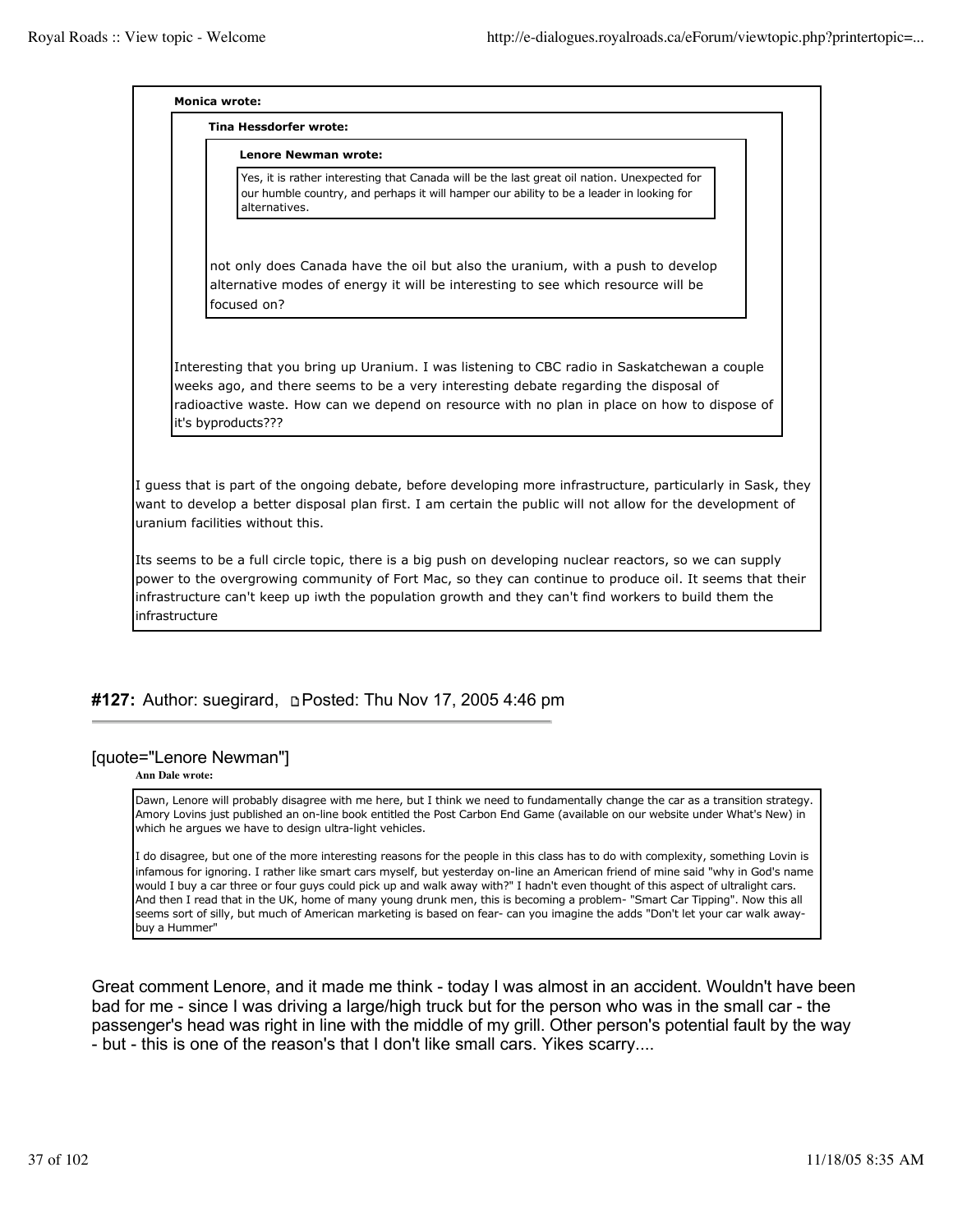> **Monica wrote:**
>
> > **Tina Hessdorfer wrote:**
> >
> > > **Lenore Newman wrote:**
> > >
> > > Yes, it is rather interesting that Canada will be the last great oil nation. Unexpected for our humble country, and perhaps it will hamper our ability to be a leader in looking for alternatives.
> >
> > not only does Canada have the oil but also the uranium, with a push to develop alternative modes of energy it will be interesting to see which resource will be focused on?
>
> Interesting that you bring up Uranium. I was listening to CBC radio in Saskatchewan a couple weeks ago, and there seems to be a very interesting debate regarding the disposal of radioactive waste. How can we depend on resource with no plan in place on how to dispose of it's byproducts???

I guess that is part of the ongoing debate, before developing more infrastructure, particularly in Sask, they want to develop a better disposal plan first. I am certain the public will not allow for the development of uranium facilities without this.

Its seems to be a full circle topic, there is a big push on developing nuclear reactors, so we can supply power to the overgrowing community of Fort Mac, so they can continue to produce oil. It seems that their infrastructure can't keep up iwth the population growth and they can't find workers to build them the infrastructure

## #127: Author: suegirard, Posted: Thu Nov 17, 2005 4:46 pm

[quote="Lenore Newman"]

> **Ann Dale wrote:**
>
> Dawn, Lenore will probably disagree with me here, but I think we need to fundamentally change the car as a transition strategy. Amory Lovins just published an on-line book entitled the Post Carbon End Game (available on our website under What's New) in which he argues we have to design ultra-light vehicles.
>
> I do disagree, but one of the more interesting reasons for the people in this class has to do with complexity, something Lovin is infamous for ignoring. I rather like smart cars myself, but yesterday on-line an American friend of mine said "why in God's name would I buy a car three or four guys could pick up and walk away with?" I hadn't even thought of this aspect of ultralight cars. And then I read that in the UK, home of many young drunk men, this is becoming a problem- "Smart Car Tipping". Now this all seems sort of silly, but much of American marketing is based on fear- can you imagine the adds "Don't let your car walk away- buy a Hummer"

Great comment Lenore, and it made me think - today I was almost in an accident. Wouldn't have been bad for me - since I was driving a large/high truck but for the person who was in the small car - the passenger's head was right in line with the middle of my grill. Other person's potential fault by the way - but - this is one of the reason's that I don't like small cars. Yikes scarry....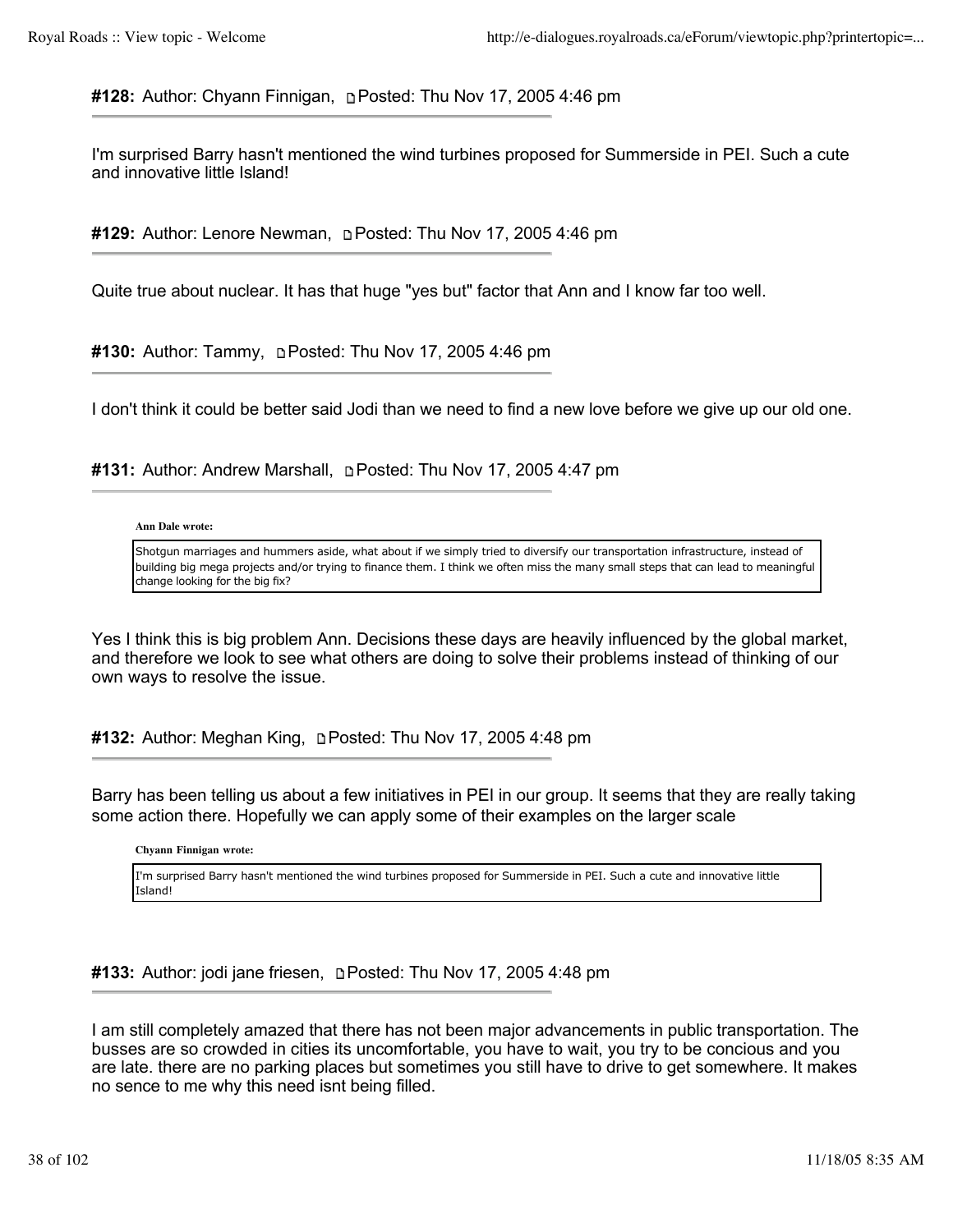**#128:** Author: Chyann Finnigan, Posted: Thu Nov 17, 2005 4:46 pm

---

I'm surprised Barry hasn't mentioned the wind turbines proposed for Summerside in PEI. Such a cute and innovative little Island!

**#129:** Author: Lenore Newman, Posted: Thu Nov 17, 2005 4:46 pm

---

Quite true about nuclear. It has that huge "yes but" factor that Ann and I know far too well.

**#130:** Author: Tammy, Posted: Thu Nov 17, 2005 4:46 pm

---

I don't think it could be better said Jodi than we need to find a new love before we give up our old one.

**#131:** Author: Andrew Marshall, Posted: Thu Nov 17, 2005 4:47 pm

---

> **Ann Dale wrote:**
>
> Shotgun marriages and hummers aside, what about if we simply tried to diversify our transportation infrastructure, instead of building big mega projects and/or trying to finance them. I think we often miss the many small steps that can lead to meaningful change looking for the big fix?

Yes I think this is big problem Ann. Decisions these days are heavily influenced by the global market, and therefore we look to see what others are doing to solve their problems instead of thinking of our own ways to resolve the issue.

**#132:** Author: Meghan King, Posted: Thu Nov 17, 2005 4:48 pm

---

Barry has been telling us about a few initiatives in PEI in our group. It seems that they are really taking some action there. Hopefully we can apply some of their examples on the larger scale

> **Chyann Finnigan wrote:**
>
> I'm surprised Barry hasn't mentioned the wind turbines proposed for Summerside in PEI. Such a cute and innovative little Island!

**#133:** Author: jodi jane friesen, Posted: Thu Nov 17, 2005 4:48 pm

---

I am still completely amazed that there has not been major advancements in public transportation. The busses are so crowded in cities its uncomfortable, you have to wait, you try to be concious and you are late. there are no parking places but sometimes you still have to drive to get somewhere. It makes no sence to me why this need isnt being filled.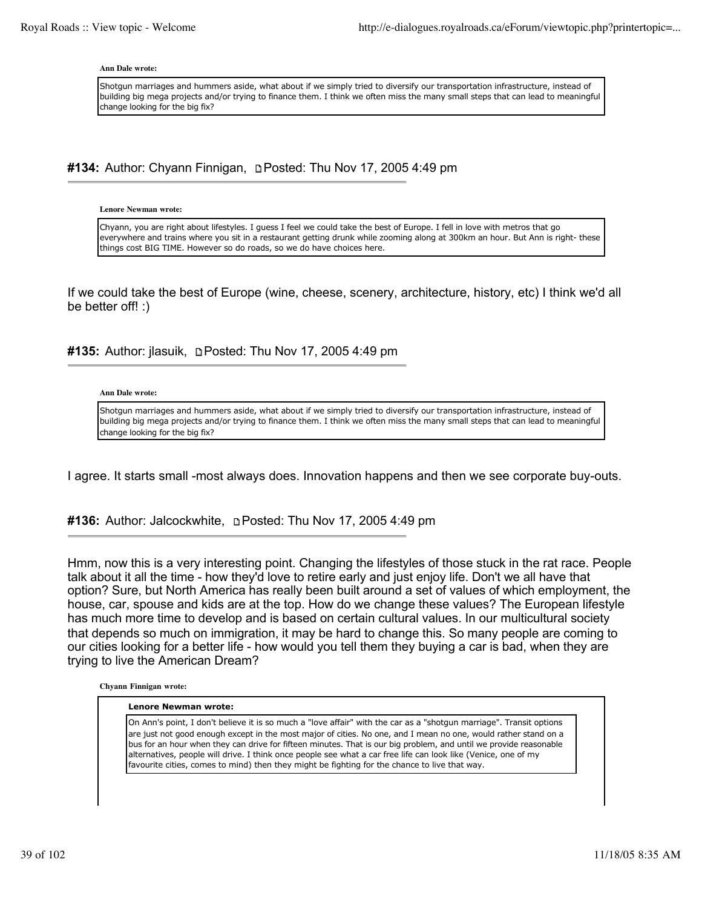**Ann Dale wrote:**

> Shotgun marriages and hummers aside, what about if we simply tried to diversify our transportation infrastructure, instead of building big mega projects and/or trying to finance them. I think we often miss the many small steps that can lead to meaningful change looking for the big fix?

### #134: Author: Chyann Finnigan, Posted: Thu Nov 17, 2005 4:49 pm

**Lenore Newman wrote:**

> Chyann, you are right about lifestyles. I guess I feel we could take the best of Europe. I fell in love with metros that go everywhere and trains where you sit in a restaurant getting drunk while zooming along at 300km an hour. But Ann is right- these things cost BIG TIME. However so do roads, so we do have choices here.

If we could take the best of Europe (wine, cheese, scenery, architecture, history, etc) I think we'd all be better off! :)

### #135: Author: jlasuik, Posted: Thu Nov 17, 2005 4:49 pm

**Ann Dale wrote:**

> Shotgun marriages and hummers aside, what about if we simply tried to diversify our transportation infrastructure, instead of building big mega projects and/or trying to finance them. I think we often miss the many small steps that can lead to meaningful change looking for the big fix?

I agree. It starts small -most always does. Innovation happens and then we see corporate buy-outs.

### #136: Author: Jalcockwhite, Posted: Thu Nov 17, 2005 4:49 pm

Hmm, now this is a very interesting point. Changing the lifestyles of those stuck in the rat race. People talk about it all the time - how they'd love to retire early and just enjoy life. Don't we all have that option? Sure, but North America has really been built around a set of values of which employment, the house, car, spouse and kids are at the top. How do we change these values? The European lifestyle has much more time to develop and is based on certain cultural values. In our multicultural society that depends so much on immigration, it may be hard to change this. So many people are coming to our cities looking for a better life - how would you tell them they buying a car is bad, when they are trying to live the American Dream?

**Chyann Finnigan wrote:**

> **Lenore Newman wrote:**
>
> > On Ann's point, I don't believe it is so much a "love affair" with the car as a "shotgun marriage". Transit options are just not good enough except in the most major of cities. No one, and I mean no one, would rather stand on a bus for an hour when they can drive for fifteen minutes. That is our big problem, and until we provide reasonable alternatives, people will drive. I think once people see what a car free life can look like (Venice, one of my favourite cities, comes to mind) then they might be fighting for the chance to live that way.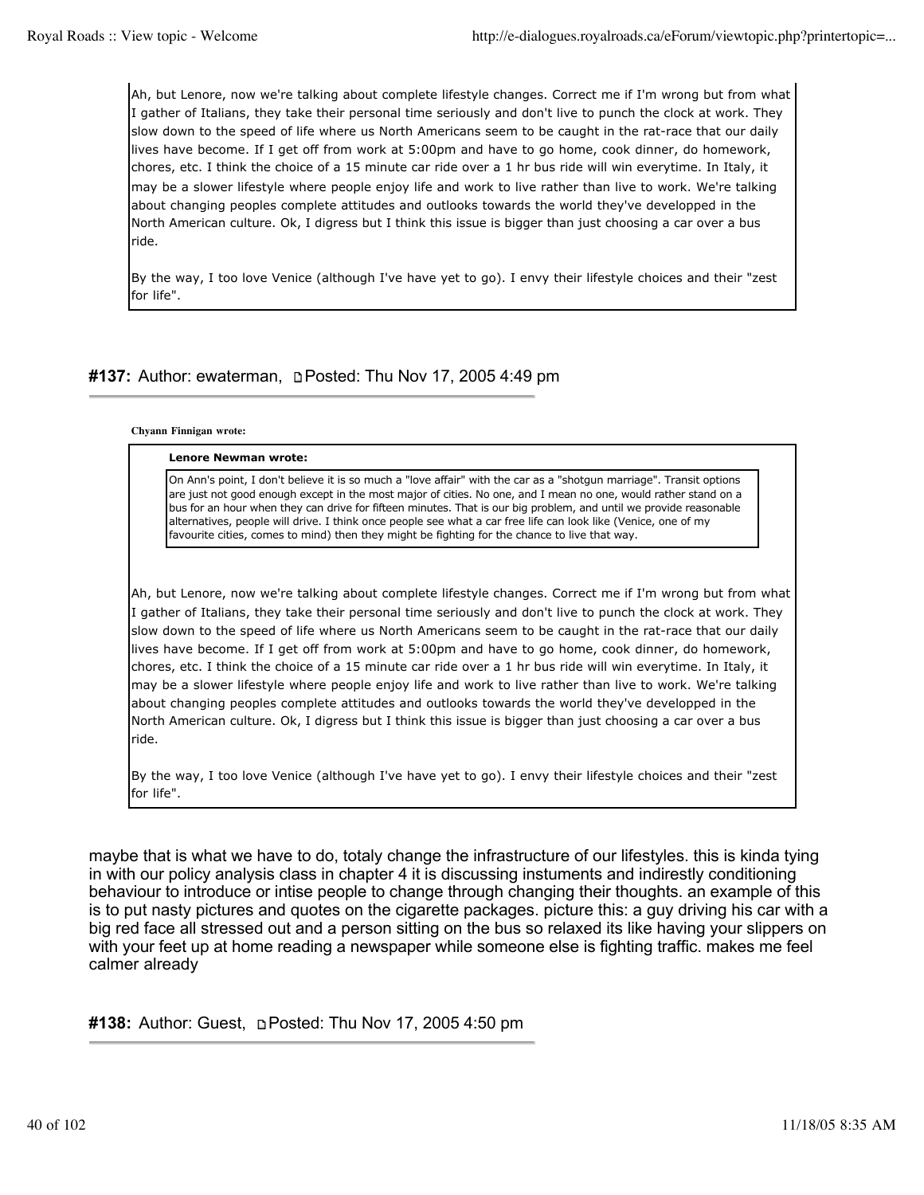> Ah, but Lenore, now we're talking about complete lifestyle changes. Correct me if I'm wrong but from what I gather of Italians, they take their personal time seriously and don't live to punch the clock at work. They slow down to the speed of life where us North Americans seem to be caught in the rat-race that our daily lives have become. If I get off from work at 5:00pm and have to go home, cook dinner, do homework, chores, etc. I think the choice of a 15 minute car ride over a 1 hr bus ride will win everytime. In Italy, it may be a slower lifestyle where people enjoy life and work to live rather than live to work. We're talking about changing peoples complete attitudes and outlooks towards the world they've developped in the North American culture. Ok, I digress but I think this issue is bigger than just choosing a car over a bus ride.
>
> By the way, I too love Venice (although I've have yet to go). I envy their lifestyle choices and their "zest for life".

#### #137: Author: ewaterman, Posted: Thu Nov 17, 2005 4:49 pm

**Chyann Finnigan wrote:**

> **Lenore Newman wrote:**
>
> > On Ann's point, I don't believe it is so much a "love affair" with the car as a "shotgun marriage". Transit options are just not good enough except in the most major of cities. No one, and I mean no one, would rather stand on a bus for an hour when they can drive for fifteen minutes. That is our big problem, and until we provide reasonable alternatives, people will drive. I think once people see what a car free life can look like (Venice, one of my favourite cities, comes to mind) then they might be fighting for the chance to live that way.
>
> Ah, but Lenore, now we're talking about complete lifestyle changes. Correct me if I'm wrong but from what I gather of Italians, they take their personal time seriously and don't live to punch the clock at work. They slow down to the speed of life where us North Americans seem to be caught in the rat-race that our daily lives have become. If I get off from work at 5:00pm and have to go home, cook dinner, do homework, chores, etc. I think the choice of a 15 minute car ride over a 1 hr bus ride will win everytime. In Italy, it may be a slower lifestyle where people enjoy life and work to live rather than live to work. We're talking about changing peoples complete attitudes and outlooks towards the world they've developped in the North American culture. Ok, I digress but I think this issue is bigger than just choosing a car over a bus ride.
>
> By the way, I too love Venice (although I've have yet to go). I envy their lifestyle choices and their "zest for life".

maybe that is what we have to do, totaly change the infrastructure of our lifestyles. this is kinda tying in with our policy analysis class in chapter 4 it is discussing instuments and indirectly conditioning behaviour to introduce or intise people to change through changing their thoughts. an example of this is to put nasty pictures and quotes on the cigarette packages. picture this: a guy driving his car with a big red face all stressed out and a person sitting on the bus so relaxed its like having your slippers on with your feet up at home reading a newspaper while someone else is fighting traffic. makes me feel calmer already

#### #138: Author: Guest, Posted: Thu Nov 17, 2005 4:50 pm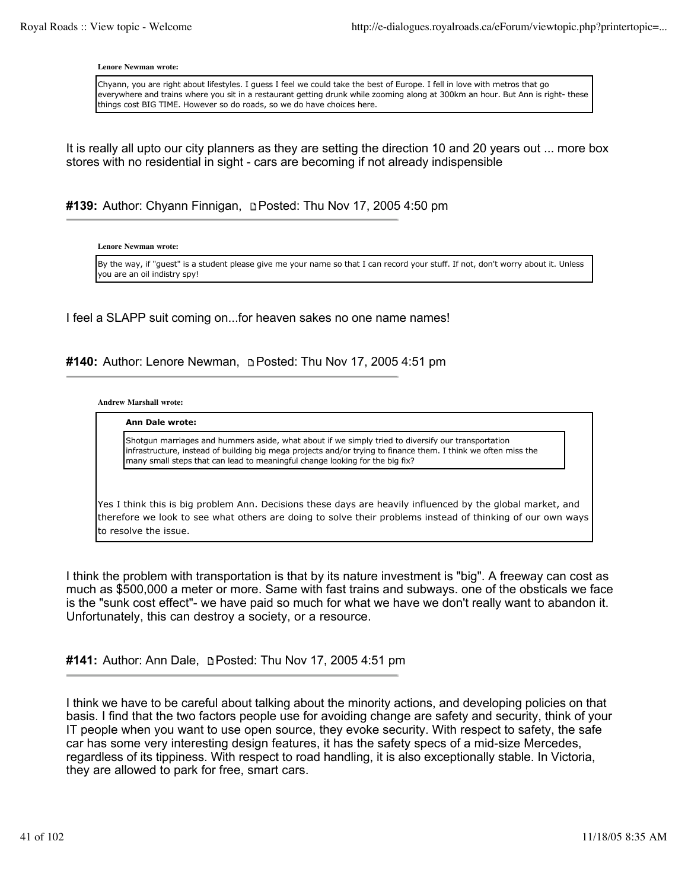**Lenore Newman wrote:**

> Chyann, you are right about lifestyles. I guess I feel we could take the best of Europe. I fell in love with metros that go everywhere and trains where you sit in a restaurant getting drunk while zooming along at 300km an hour. But Ann is right- these things cost BIG TIME. However so do roads, so we do have choices here.

It is really all upto our city planners as they are setting the direction 10 and 20 years out ... more box stores with no residential in sight - cars are becoming if not already indispensible

#### #139: Author: Chyann Finnigan, Posted: Thu Nov 17, 2005 4:50 pm

**Lenore Newman wrote:**

> By the way, if "guest" is a student please give me your name so that I can record your stuff. If not, don't worry about it. Unless you are an oil indistry spy!

I feel a SLAPP suit coming on...for heaven sakes no one name names!

#### #140: Author: Lenore Newman, Posted: Thu Nov 17, 2005 4:51 pm

**Andrew Marshall wrote:**

> **Ann Dale wrote:**
>
> > Shotgun marriages and hummers aside, what about if we simply tried to diversify our transportation infrastructure, instead of building big mega projects and/or trying to finance them. I think we often miss the many small steps that can lead to meaningful change looking for the big fix?
>
> Yes I think this is big problem Ann. Decisions these days are heavily influenced by the global market, and therefore we look to see what others are doing to solve their problems instead of thinking of our own ways to resolve the issue.

I think the problem with transportation is that by its nature investment is "big". A freeway can cost as much as $500,000 a meter or more. Same with fast trains and subways. one of the obsticals we face is the "sunk cost effect"- we have paid so much for what we have we don't really want to abandon it. Unfortunately, this can destroy a society, or a resource.

#### #141: Author: Ann Dale, Posted: Thu Nov 17, 2005 4:51 pm

I think we have to be careful about talking about the minority actions, and developing policies on that basis. I find that the two factors people use for avoiding change are safety and security, think of your IT people when you want to use open source, they evoke security. With respect to safety, the safe car has some very interesting design features, it has the safety specs of a mid-size Mercedes, regardless of its tippiness. With respect to road handling, it is also exceptionally stable. In Victoria, they are allowed to park for free, smart cars.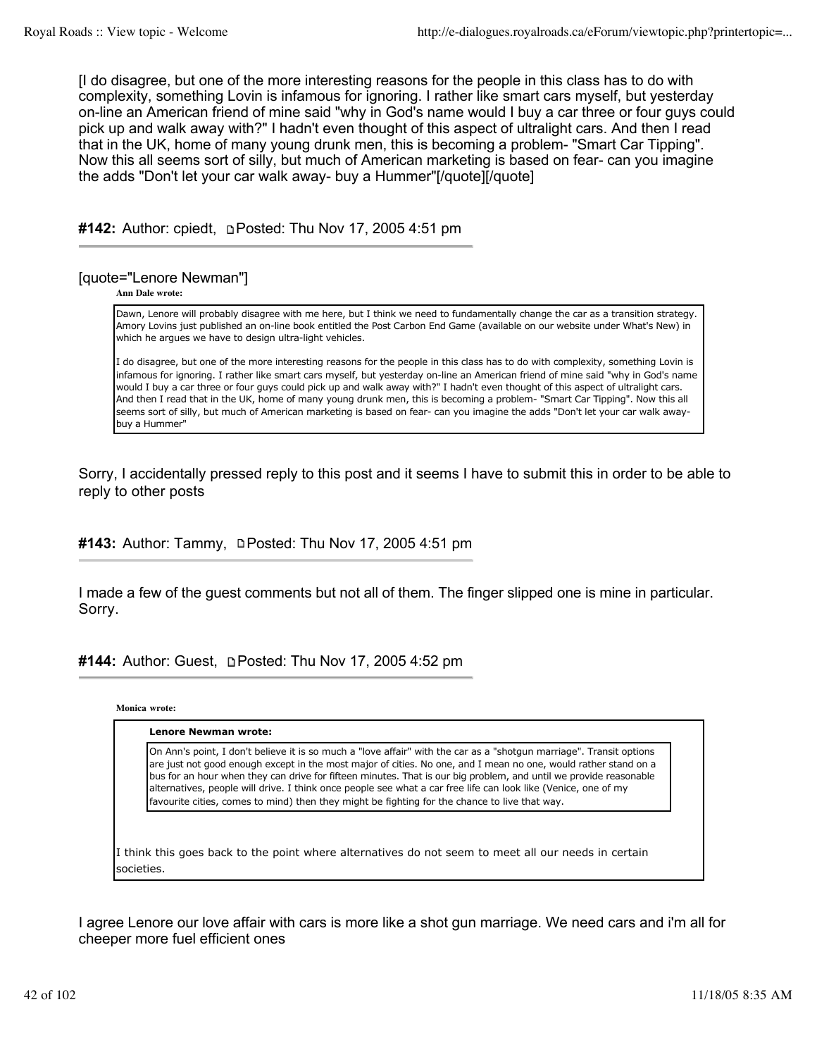[I do disagree, but one of the more interesting reasons for the people in this class has to do with complexity, something Lovin is infamous for ignoring. I rather like smart cars myself, but yesterday on-line an American friend of mine said "why in God's name would I buy a car three or four guys could pick up and walk away with?" I hadn't even thought of this aspect of ultralight cars. And then I read that in the UK, home of many young drunk men, this is becoming a problem- "Smart Car Tipping". Now this all seems sort of silly, but much of American marketing is based on fear- can you imagine the adds "Don't let your car walk away- buy a Hummer"[/quote][/quote]

**#142:** Author: cpiedt, Posted: Thu Nov 17, 2005 4:51 pm

---

[quote="Lenore Newman"]

> **Ann Dale wrote:**
>
> Dawn, Lenore will probably disagree with me here, but I think we need to fundamentally change the car as a transition strategy. Amory Lovins just published an on-line book entitled the Post Carbon End Game (available on our website under What's New) in which he argues we have to design ultra-light vehicles.
>
> I do disagree, but one of the more interesting reasons for the people in this class has to do with complexity, something Lovin is infamous for ignoring. I rather like smart cars myself, but yesterday on-line an American friend of mine said "why in God's name would I buy a car three or four guys could pick up and walk away with?" I hadn't even thought of this aspect of ultralight cars. And then I read that in the UK, home of many young drunk men, this is becoming a problem- "Smart Car Tipping". Now this all seems sort of silly, but much of American marketing is based on fear- can you imagine the adds "Don't let your car walk away- buy a Hummer"

Sorry, I accidentally pressed reply to this post and it seems I have to submit this in order to be able to reply to other posts

**#143:** Author: Tammy, Posted: Thu Nov 17, 2005 4:51 pm

---

I made a few of the guest comments but not all of them. The finger slipped one is mine in particular. Sorry.

**#144:** Author: Guest, Posted: Thu Nov 17, 2005 4:52 pm

---

> **Monica wrote:**
>
> > **Lenore Newman wrote:**
> >
> > On Ann's point, I don't believe it is so much a "love affair" with the car as a "shotgun marriage". Transit options are just not good enough except in the most major of cities. No one, and I mean no one, would rather stand on a bus for an hour when they can drive for fifteen minutes. That is our big problem, and until we provide reasonable alternatives, people will drive. I think once people see what a car free life can look like (Venice, one of my favourite cities, comes to mind) then they might be fighting for the chance to live that way.
>
> I think this goes back to the point where alternatives do not seem to meet all our needs in certain societies.

I agree Lenore our love affair with cars is more like a shot gun marriage. We need cars and i'm all for cheeper more fuel efficient ones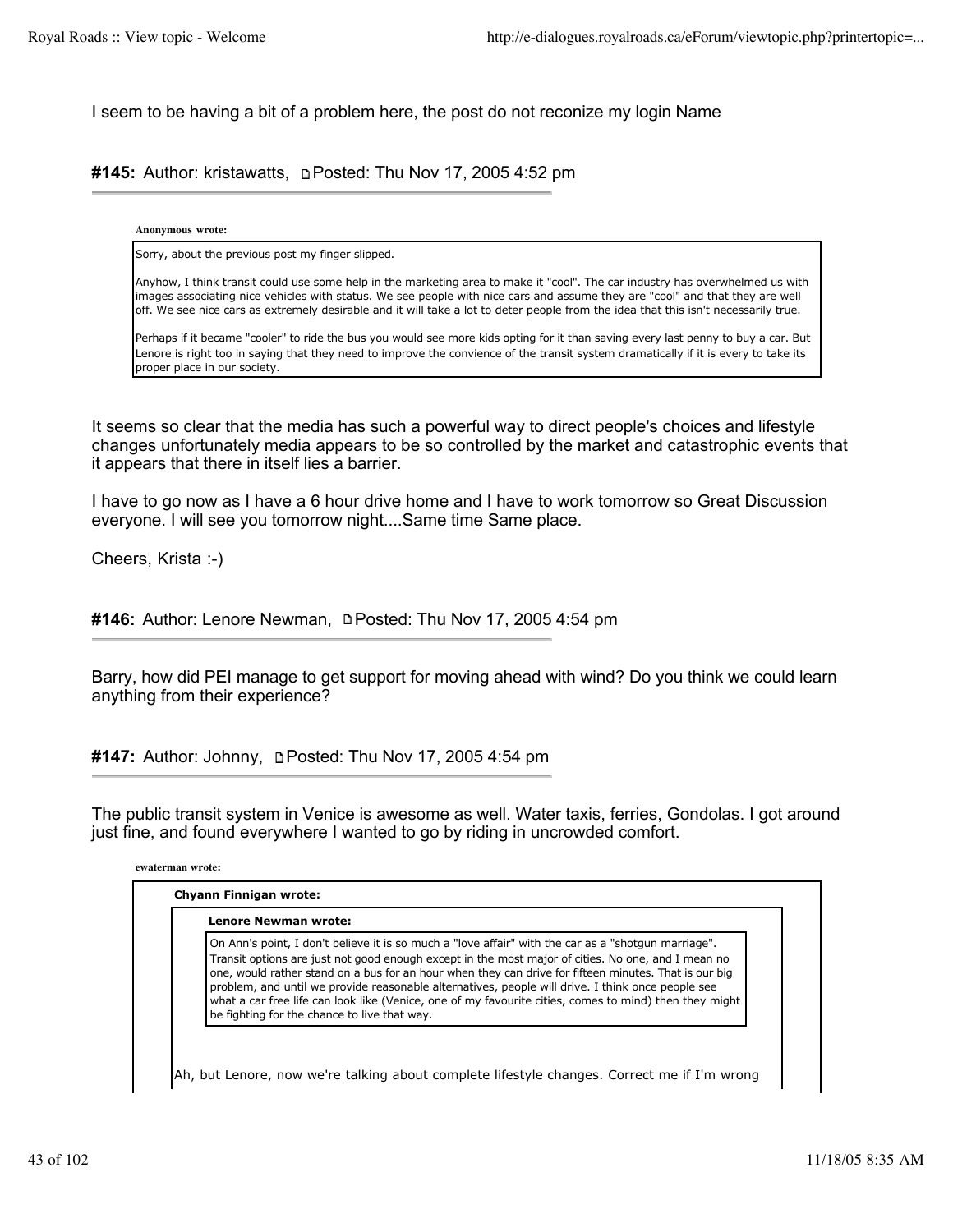I seem to be having a bit of a problem here, the post do not reconize my login Name

**#145:** Author: kristawatts, Posted: Thu Nov 17, 2005 4:52 pm

> **Anonymous wrote:**
>
> Sorry, about the previous post my finger slipped.
>
> Anyhow, I think transit could use some help in the marketing area to make it "cool". The car industry has overwhelmed us with images associating nice vehicles with status. We see people with nice cars and assume they are "cool" and that they are well off. We see nice cars as extremely desirable and it will take a lot to deter people from the idea that this isn't necessarily true.
>
> Perhaps if it became "cooler" to ride the bus you would see more kids opting for it than saving every last penny to buy a car. But Lenore is right too in saying that they need to improve the convience of the transit system dramatically if it is every to take its proper place in our society.

It seems so clear that the media has such a powerful way to direct people's choices and lifestyle changes unfortunately media appears to be so controlled by the market and catastrophic events that it appears that there in itself lies a barrier.

I have to go now as I have a 6 hour drive home and I have to work tomorrow so Great Discussion everyone. I will see you tomorrow night....Same time Same place.

Cheers, Krista :-)

**#146:** Author: Lenore Newman, Posted: Thu Nov 17, 2005 4:54 pm

Barry, how did PEI manage to get support for moving ahead with wind? Do you think we could learn anything from their experience?

**#147:** Author: Johnny, Posted: Thu Nov 17, 2005 4:54 pm

The public transit system in Venice is awesome as well. Water taxis, ferries, Gondolas. I got around just fine, and found everywhere I wanted to go by riding in uncrowded comfort.

> **ewaterman wrote:**
>
> > **Chyann Finnigan wrote:**
> >
> > > **Lenore Newman wrote:**
> > >
> > > On Ann's point, I don't believe it is so much a "love affair" with the car as a "shotgun marriage". Transit options are just not good enough except in the most major of cities. No one, and I mean no one, would rather stand on a bus for an hour when they can drive for fifteen minutes. That is our big problem, and until we provide reasonable alternatives, people will drive. I think once people see what a car free life can look like (Venice, one of my favourite cities, comes to mind) then they might be fighting for the chance to live that way.
> >
> > Ah, but Lenore, now we're talking about complete lifestyle changes. Correct me if I'm wrong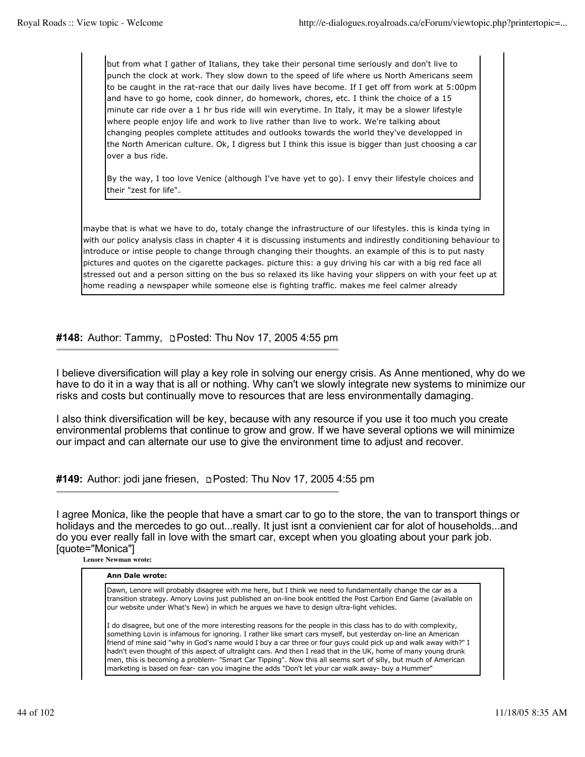> > but from what I gather of Italians, they take their personal time seriously and don't live to punch the clock at work. They slow down to the speed of life where us North Americans seem to be caught in the rat-race that our daily lives have become. If I get off from work at 5:00pm and have to go home, cook dinner, do homework, chores, etc. I think the choice of a 15 minute car ride over a 1 hr bus ride will win everytime. In Italy, it may be a slower lifestyle where people enjoy life and work to live rather than live to work. We're talking about changing peoples complete attitudes and outlooks towards the world they've developped in the North American culture. Ok, I digress but I think this issue is bigger than just choosing a car over a bus ride.
> >
> > By the way, I too love Venice (although I've have yet to go). I envy their lifestyle choices and their "zest for life".
>
> maybe that is what we have to do, totaly change the infrastructure of our lifestyles. this is kinda tying in with our policy analysis class in chapter 4 it is discussing instuments and indirestly conditioning behaviour to introduce or intise people to change through changing their thoughts. an example of this is to put nasty pictures and quotes on the cigarette packages. picture this: a guy driving his car with a big red face all stressed out and a person sitting on the bus so relaxed its like having your slippers on with your feet up at home reading a newspaper while someone else is fighting traffic. makes me feel calmer already

**#148:** Author: Tammy, Posted: Thu Nov 17, 2005 4:55 pm

I believe diversification will play a key role in solving our energy crisis. As Anne mentioned, why do we have to do it in a way that is all or nothing. Why can't we slowly integrate new systems to minimize our risks and costs but continually move to resources that are less environmentally damaging.

I also think diversification will be key, because with any resource if you use it too much you create environmental problems that continue to grow and grow. If we have several options we will minimize our impact and can alternate our use to give the environment time to adjust and recover.

**#149:** Author: jodi jane friesen, Posted: Thu Nov 17, 2005 4:55 pm

I agree Monica, like the people that have a smart car to go to the store, the van to transport things or holidays and the mercedes to go out...really. It just isnt a convienient car for alot of households...and do you ever really fall in love with the smart car, except when you gloating about your park job.
[quote="Monica"]

**Lenore Newman wrote:**

> **Ann Dale wrote:**
>
> > Dawn, Lenore will probably disagree with me here, but I think we need to fundamentally change the car as a transition strategy. Amory Lovins just published an on-line book entitled the Post Carbon End Game (available on our website under What's New) in which he argues we have to design ultra-light vehicles.
>
> I do disagree, but one of the more interesting reasons for the people in this class has to do with complexity, something Lovin is infamous for ignoring. I rather like smart cars myself, but yesterday on-line an American friend of mine said "why in God's name would I buy a car three or four guys could pick up and walk away with?" I hadn't even thought of this aspect of ultralight cars. And then I read that in the UK, home of many young drunk men, this is becoming a problem- "Smart Car Tipping". Now this all seems sort of silly, but much of American marketing is based on fear- can you imagine the adds "Don't let your car walk away- buy a Hummer"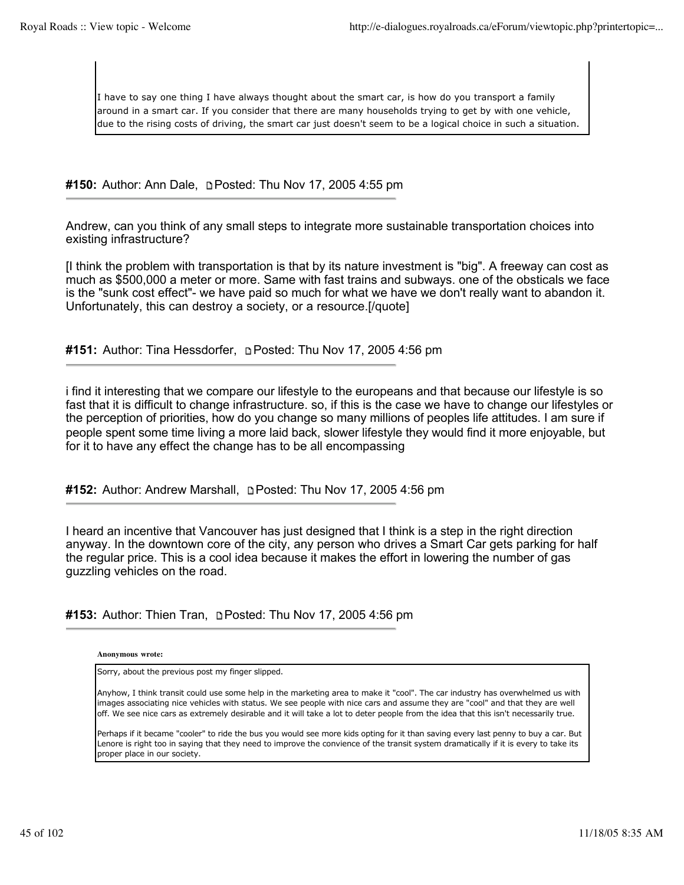> I have to say one thing I have always thought about the smart car, is how do you transport a family around in a smart car. If you consider that there are many households trying to get by with one vehicle, due to the rising costs of driving, the smart car just doesn't seem to be a logical choice in such a situation.

**#150:** Author: Ann Dale, Posted: Thu Nov 17, 2005 4:55 pm

Andrew, can you think of any small steps to integrate more sustainable transportation choices into existing infrastructure?

[I think the problem with transportation is that by its nature investment is "big". A freeway can cost as much as $500,000 a meter or more. Same with fast trains and subways. one of the obsticals we face is the "sunk cost effect"- we have paid so much for what we have we don't really want to abandon it. Unfortunately, this can destroy a society, or a resource.[/quote]

**#151:** Author: Tina Hessdorfer, Posted: Thu Nov 17, 2005 4:56 pm

i find it interesting that we compare our lifestyle to the europeans and that because our lifestyle is so fast that it is difficult to change infrastructure. so, if this is the case we have to change our lifestyles or the perception of priorities, how do you change so many millions of peoples life attitudes. I am sure if people spent some time living a more laid back, slower lifestyle they would find it more enjoyable, but for it to have any effect the change has to be all encompassing

**#152:** Author: Andrew Marshall, Posted: Thu Nov 17, 2005 4:56 pm

I heard an incentive that Vancouver has just designed that I think is a step in the right direction anyway. In the downtown core of the city, any person who drives a Smart Car gets parking for half the regular price. This is a cool idea because it makes the effort in lowering the number of gas guzzling vehicles on the road.

**#153:** Author: Thien Tran, Posted: Thu Nov 17, 2005 4:56 pm

**Anonymous wrote:**

> Sorry, about the previous post my finger slipped.
>
> Anyhow, I think transit could use some help in the marketing area to make it "cool". The car industry has overwhelmed us with images associating nice vehicles with status. We see people with nice cars and assume they are "cool" and that they are well off. We see nice cars as extremely desirable and it will take a lot to deter people from the idea that this isn't necessarily true.
>
> Perhaps if it became "cooler" to ride the bus you would see more kids opting for it than saving every last penny to buy a car. But Lenore is right too in saying that they need to improve the convience of the transit system dramatically if it is every to take its proper place in our society.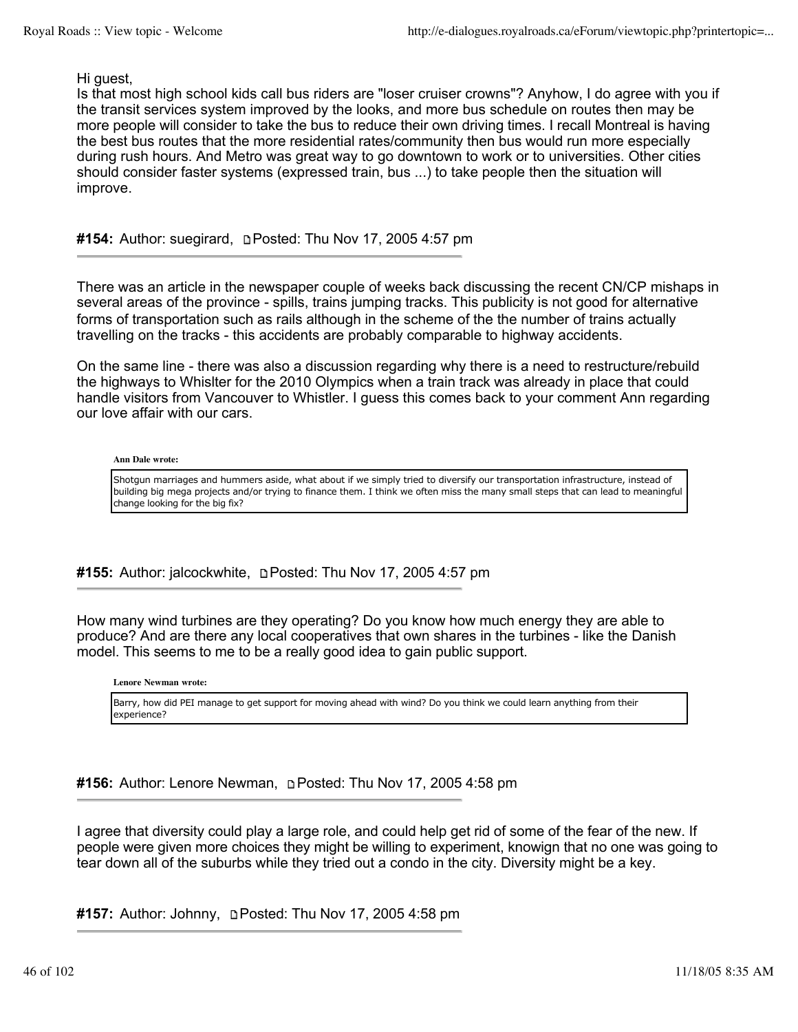Hi guest,
Is that most high school kids call bus riders are "loser cruiser crowns"? Anyhow, I do agree with you if the transit services system improved by the looks, and more bus schedule on routes then may be more people will consider to take the bus to reduce their own driving times. I recall Montreal is having the best bus routes that the more residential rates/community then bus would run more especially during rush hours. And Metro was great way to go downtown to work or to universities. Other cities should consider faster systems (expressed train, bus ...) to take people then the situation will improve.

**#154:** Author: suegirard, Posted: Thu Nov 17, 2005 4:57 pm

---

There was an article in the newspaper couple of weeks back discussing the recent CN/CP mishaps in several areas of the province - spills, trains jumping tracks. This publicity is not good for alternative forms of transportation such as rails although in the scheme of the the number of trains actually travelling on the tracks - this accidents are probably comparable to highway accidents.

On the same line - there was also a discussion regarding why there is a need to restructure/rebuild the highways to Whislter for the 2010 Olympics when a train track was already in place that could handle visitors from Vancouver to Whistler. I guess this comes back to your comment Ann regarding our love affair with our cars.

> **Ann Dale wrote:**
>
> Shotgun marriages and hummers aside, what about if we simply tried to diversify our transportation infrastructure, instead of building big mega projects and/or trying to finance them. I think we often miss the many small steps that can lead to meaningful change looking for the big fix?

**#155:** Author: jalcockwhite, Posted: Thu Nov 17, 2005 4:57 pm

---

How many wind turbines are they operating? Do you know how much energy they are able to produce? And are there any local cooperatives that own shares in the turbines - like the Danish model. This seems to me to be a really good idea to gain public support.

> **Lenore Newman wrote:**
>
> Barry, how did PEI manage to get support for moving ahead with wind? Do you think we could learn anything from their experience?

**#156:** Author: Lenore Newman, Posted: Thu Nov 17, 2005 4:58 pm

---

I agree that diversity could play a large role, and could help get rid of some of the fear of the new. If people were given more choices they might be willing to experiment, knowign that no one was going to tear down all of the suburbs while they tried out a condo in the city. Diversity might be a key.

**#157:** Author: Johnny, Posted: Thu Nov 17, 2005 4:58 pm

---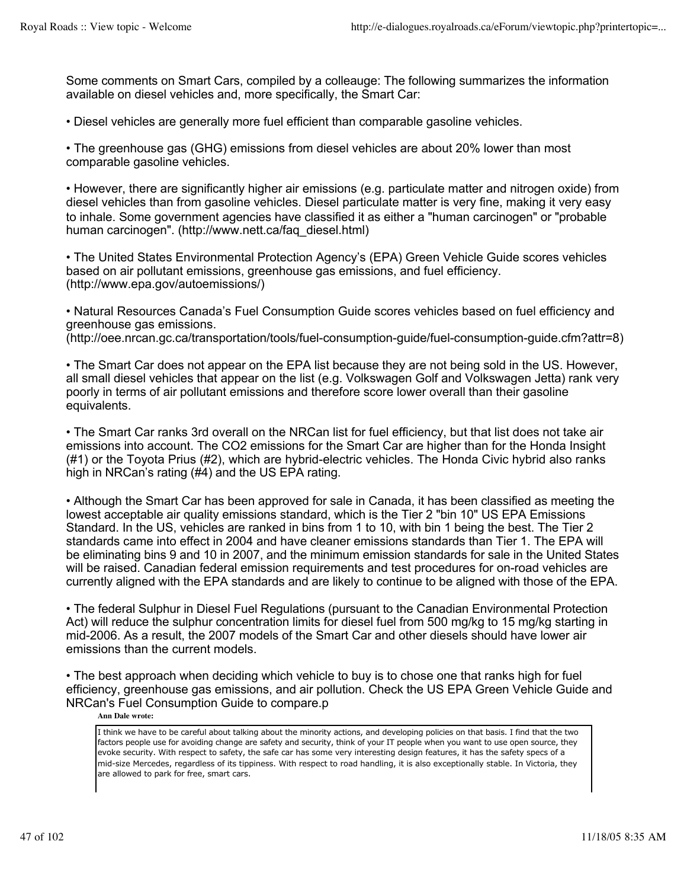Some comments on Smart Cars, compiled by a colleauge: The following summarizes the information available on diesel vehicles and, more specifically, the Smart Car:

• Diesel vehicles are generally more fuel efficient than comparable gasoline vehicles.

• The greenhouse gas (GHG) emissions from diesel vehicles are about 20% lower than most comparable gasoline vehicles.

• However, there are significantly higher air emissions (e.g. particulate matter and nitrogen oxide) from diesel vehicles than from gasoline vehicles. Diesel particulate matter is very fine, making it very easy to inhale. Some government agencies have classified it as either a "human carcinogen" or "probable human carcinogen". (http://www.nett.ca/faq_diesel.html)

• The United States Environmental Protection Agency's (EPA) Green Vehicle Guide scores vehicles based on air pollutant emissions, greenhouse gas emissions, and fuel efficiency. (http://www.epa.gov/autoemissions/)

• Natural Resources Canada's Fuel Consumption Guide scores vehicles based on fuel efficiency and greenhouse gas emissions. (http://oee.nrcan.gc.ca/transportation/tools/fuel-consumption-guide/fuel-consumption-guide.cfm?attr=8)

• The Smart Car does not appear on the EPA list because they are not being sold in the US. However, all small diesel vehicles that appear on the list (e.g. Volkswagen Golf and Volkswagen Jetta) rank very poorly in terms of air pollutant emissions and therefore score lower overall than their gasoline equivalents.

• The Smart Car ranks 3rd overall on the NRCan list for fuel efficiency, but that list does not take air emissions into account. The $CO_2$ emissions for the Smart Car are higher than for the Honda Insight (#1) or the Toyota Prius (#2), which are hybrid-electric vehicles. The Honda Civic hybrid also ranks high in NRCan's rating (#4) and the US EPA rating.

• Although the Smart Car has been approved for sale in Canada, it has been classified as meeting the lowest acceptable air quality emissions standard, which is the Tier 2 "bin 10" US EPA Emissions Standard. In the US, vehicles are ranked in bins from 1 to 10, with bin 1 being the best. The Tier 2 standards came into effect in 2004 and have cleaner emissions standards than Tier 1. The EPA will be eliminating bins 9 and 10 in 2007, and the minimum emission standards for sale in the United States will be raised. Canadian federal emission requirements and test procedures for on-road vehicles are currently aligned with the EPA standards and are likely to continue to be aligned with those of the EPA.

• The federal Sulphur in Diesel Fuel Regulations (pursuant to the Canadian Environmental Protection Act) will reduce the sulphur concentration limits for diesel fuel from 500 mg/kg to 15 mg/kg starting in mid-2006. As a result, the 2007 models of the Smart Car and other diesels should have lower air emissions than the current models.

• The best approach when deciding which vehicle to buy is to chose one that ranks high for fuel efficiency, greenhouse gas emissions, and air pollution. Check the US EPA Green Vehicle Guide and NRCan's Fuel Consumption Guide to compare.p

**Ann Dale wrote:**

> I think we have to be careful about talking about the minority actions, and developing policies on that basis. I find that the two factors people use for avoiding change are safety and security, think of your IT people when you want to use open source, they evoke security. With respect to safety, the safe car has some very interesting design features, it has the safety specs of a mid-size Mercedes, regardless of its tippiness. With respect to road handling, it is also exceptionally stable. In Victoria, they are allowed to park for free, smart cars.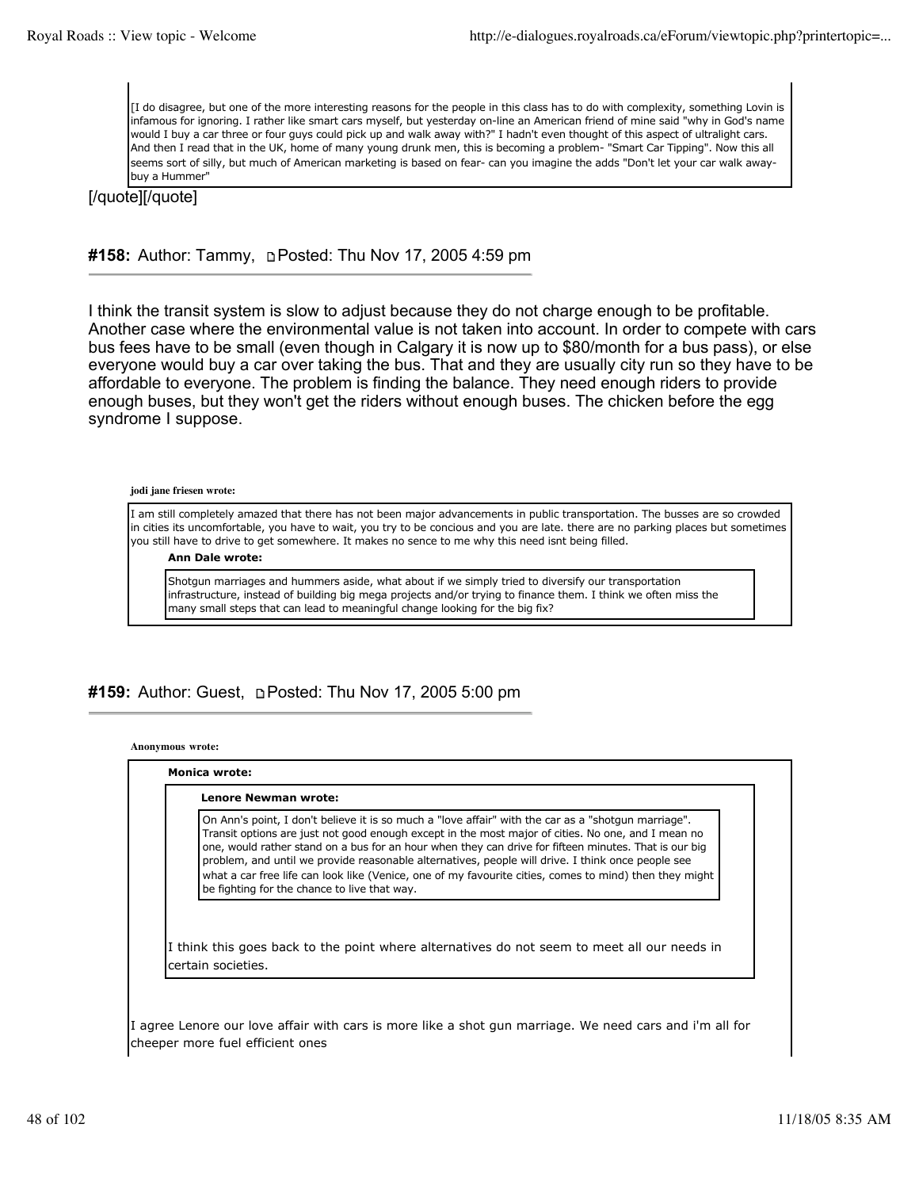> [I do disagree, but one of the more interesting reasons for the people in this class has to do with complexity, something Lovin is infamous for ignoring. I rather like smart cars myself, but yesterday on-line an American friend of mine said "why in God's name would I buy a car three or four guys could pick up and walk away with?" I hadn't even thought of this aspect of ultralight cars. And then I read that in the UK, home of many young drunk men, this is becoming a problem- "Smart Car Tipping". Now this all seems sort of silly, but much of American marketing is based on fear- can you imagine the adds "Don't let your car walk away- buy a Hummer"

[/quote][/quote]

#### #158: Author: Tammy, Posted: Thu Nov 17, 2005 4:59 pm

I think the transit system is slow to adjust because they do not charge enough to be profitable. Another case where the environmental value is not taken into account. In order to compete with cars bus fees have to be small (even though in Calgary it is now up to $80/month for a bus pass), or else everyone would buy a car over taking the bus. That and they are usually city run so they have to be affordable to everyone. The problem is finding the balance. They need enough riders to provide enough buses, but they won't get the riders without enough buses. The chicken before the egg syndrome I suppose.

**jodi jane friesen wrote:**

> I am still completely amazed that there has not been major advancements in public transportation. The busses are so crowded in cities its uncomfortable, you have to wait, you try to be concious and you are late. there are no parking places but sometimes you still have to drive to get somewhere. It makes no sence to me why this need isnt being filled.
>
> **Ann Dale wrote:**
>
> > Shotgun marriages and hummers aside, what about if we simply tried to diversify our transportation infrastructure, instead of building big mega projects and/or trying to finance them. I think we often miss the many small steps that can lead to meaningful change looking for the big fix?

#### #159: Author: Guest, Posted: Thu Nov 17, 2005 5:00 pm

**Anonymous wrote:**

> **Monica wrote:**
>
> > **Lenore Newman wrote:**
> >
> > > On Ann's point, I don't believe it is so much a "love affair" with the car as a "shotgun marriage". Transit options are just not good enough except in the most major of cities. No one, and I mean no one, would rather stand on a bus for an hour when they can drive for fifteen minutes. That is our big problem, and until we provide reasonable alternatives, people will drive. I think once people see what a car free life can look like (Venice, one of my favourite cities, comes to mind) then they might be fighting for the chance to live that way.
> >
> > I think this goes back to the point where alternatives do not seem to meet all our needs in certain societies.
>
> I agree Lenore our love affair with cars is more like a shot gun marriage. We need cars and i'm all for cheeper more fuel efficient ones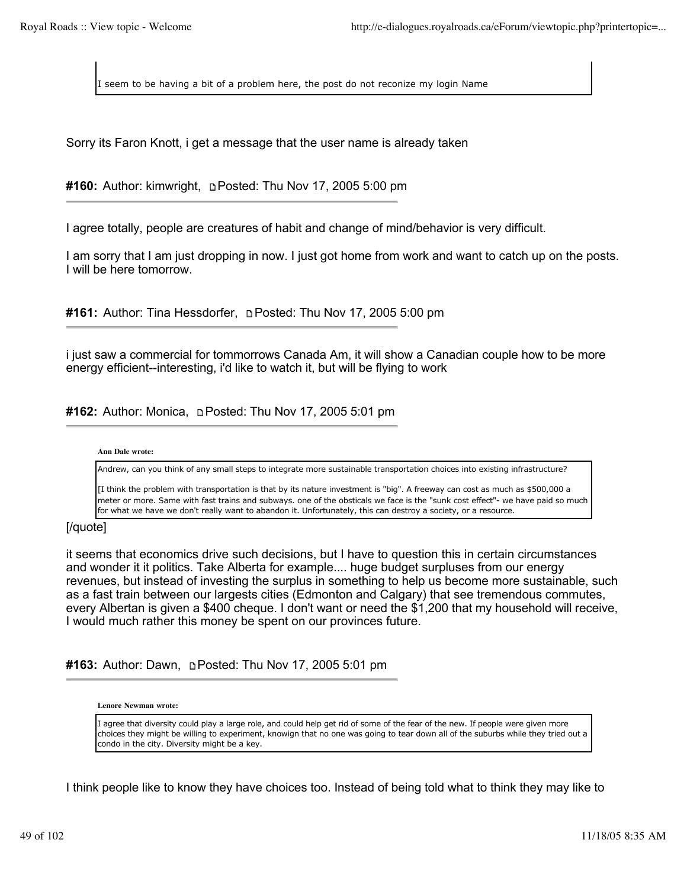> I seem to be having a bit of a problem here, the post do not reconize my login Name

Sorry its Faron Knott, i get a message that the user name is already taken

**#160:** Author: kimwright, Posted: Thu Nov 17, 2005 5:00 pm

---

I agree totally, people are creatures of habit and change of mind/behavior is very difficult.

I am sorry that I am just dropping in now. I just got home from work and want to catch up on the posts. I will be here tomorrow.

**#161:** Author: Tina Hessdorfer, Posted: Thu Nov 17, 2005 5:00 pm

---

i just saw a commercial for tommorrows Canada Am, it will show a Canadian couple how to be more energy efficient--interesting, i'd like to watch it, but will be flying to work

**#162:** Author: Monica, Posted: Thu Nov 17, 2005 5:01 pm

---

**Ann Dale wrote:**

> Andrew, can you think of any small steps to integrate more sustainable transportation choices into existing infrastructure?
>
> [I think the problem with transportation is that by its nature investment is "big". A freeway can cost as much as $500,000 a meter or more. Same with fast trains and subways. one of the obsticals we face is the "sunk cost effect"- we have paid so much for what we have we don't really want to abandon it. Unfortunately, this can destroy a society, or a resource.

[/quote]

it seems that economics drive such decisions, but I have to question this in certain circumstances and wonder it it politics. Take Alberta for example.... huge budget surpluses from our energy revenues, but instead of investing the surplus in something to help us become more sustainable, such as a fast train between our largests cities (Edmonton and Calgary) that see tremendous commutes, every Albertan is given a $400 cheque. I don't want or need the $1,200 that my household will receive, I would much rather this money be spent on our provinces future.

**#163:** Author: Dawn, Posted: Thu Nov 17, 2005 5:01 pm

---

**Lenore Newman wrote:**

> I agree that diversity could play a large role, and could help get rid of some of the fear of the new. If people were given more choices they might be willing to experiment, knowign that no one was going to tear down all of the suburbs while they tried out a condo in the city. Diversity might be a key.

I think people like to know they have choices too. Instead of being told what to think they may like to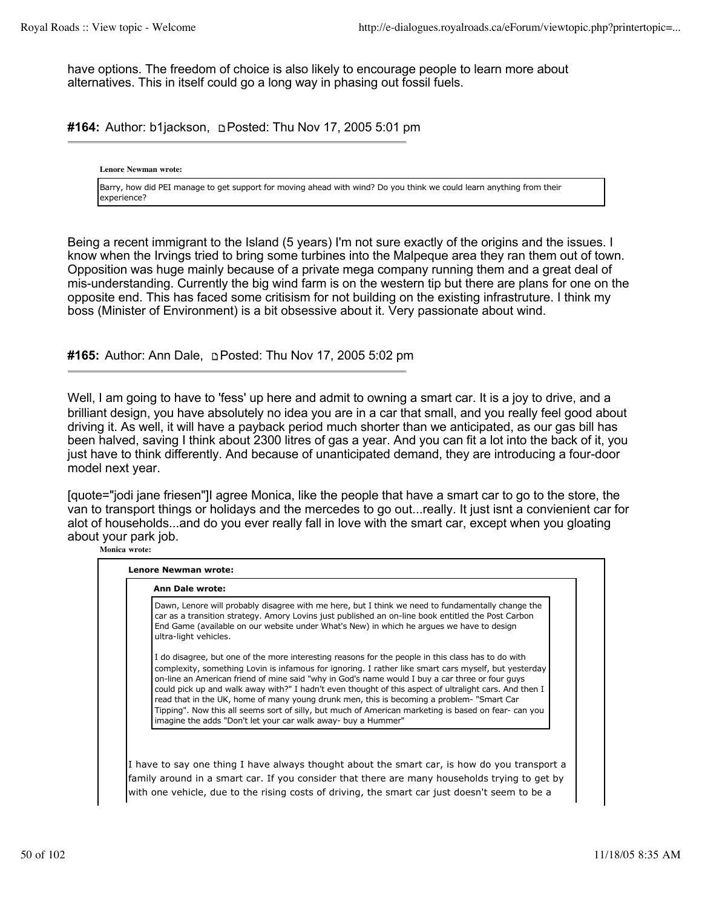have options. The freedom of choice is also likely to encourage people to learn more about alternatives. This in itself could go a long way in phasing out fossil fuels.

**#164:** Author: b1jackson, Posted: Thu Nov 17, 2005 5:01 pm

> **Lenore Newman wrote:**
>
> Barry, how did PEI manage to get support for moving ahead with wind? Do you think we could learn anything from their experience?

Being a recent immigrant to the Island (5 years) I'm not sure exactly of the origins and the issues. I know when the Irvings tried to bring some turbines into the Malpeque area they ran them out of town. Opposition was huge mainly because of a private mega company running them and a great deal of mis-understanding. Currently the big wind farm is on the western tip but there are plans for one on the opposite end. This has faced some critisism for not building on the existing infrastruture. I think my boss (Minister of Environment) is a bit obsessive about it. Very passionate about wind.

**#165:** Author: Ann Dale, Posted: Thu Nov 17, 2005 5:02 pm

Well, I am going to have to 'fess' up here and admit to owning a smart car. It is a joy to drive, and a brilliant design, you have absolutely no idea you are in a car that small, and you really feel good about driving it. As well, it will have a payback period much shorter than we anticipated, as our gas bill has been halved, saving I think about 2300 litres of gas a year. And you can fit a lot into the back of it, you just have to think differently. And because of unanticipated demand, they are introducing a four-door model next year.

[quote="jodi jane friesen"]I agree Monica, like the people that have a smart car to go to the store, the van to transport things or holidays and the mercedes to go out...really. It just isnt a convienient car for alot of households...and do you ever really fall in love with the smart car, except when you gloating about your park job.

> **Monica wrote:**
>
> > **Lenore Newman wrote:**
> >
> > > **Ann Dale wrote:**
> > >
> > > Dawn, Lenore will probably disagree with me here, but I think we need to fundamentally change the car as a transition strategy. Amory Lovins just published an on-line book entitled the Post Carbon End Game (available on our website under What's New) in which he argues we have to design ultra-light vehicles.
> > >
> > > I do disagree, but one of the more interesting reasons for the people in this class has to do with complexity, something Lovin is infamous for ignoring. I rather like smart cars myself, but yesterday on-line an American friend of mine said "why in God's name would I buy a car three or four guys could pick up and walk away with?" I hadn't even thought of this aspect of ultralight cars. And then I read that in the UK, home of many young drunk men, this is becoming a problem- "Smart Car Tipping". Now this all seems sort of silly, but much of American marketing is based on fear- can you imagine the adds "Don't let your car walk away- buy a Hummer"
>
> I have to say one thing I have always thought about the smart car, is how do you transport a family around in a smart car. If you consider that there are many households trying to get by with one vehicle, due to the rising costs of driving, the smart car just doesn't seem to be a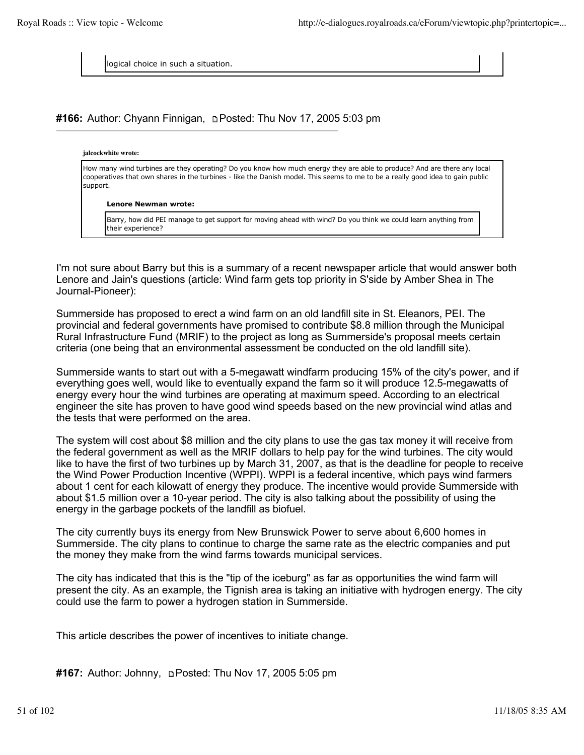> logical choice in such a situation.

**#166:** Author: Chyann Finnigan, Posted: Thu Nov 17, 2005 5:03 pm

> **jalcockwhite wrote:**
>
> How many wind turbines are they operating? Do you know how much energy they are able to produce? And are there any local cooperatives that own shares in the turbines - like the Danish model. This seems to me to be a really good idea to gain public support.
>
> > **Lenore Newman wrote:**
> >
> > Barry, how did PEI manage to get support for moving ahead with wind? Do you think we could learn anything from their experience?

I'm not sure about Barry but this is a summary of a recent newspaper article that would answer both Lenore and Jain's questions (article: Wind farm gets top priority in S'side by Amber Shea in The Journal-Pioneer):

Summerside has proposed to erect a wind farm on an old landfill site in St. Eleanors, PEI. The provincial and federal governments have promised to contribute $8.8 million through the Municipal Rural Infrastructure Fund (MRIF) to the project as long as Summerside's proposal meets certain criteria (one being that an environmental assessment be conducted on the old landfill site).

Summerside wants to start out with a 5-megawatt windfarm producing 15% of the city's power, and if everything goes well, would like to eventually expand the farm so it will produce 12.5-megawatts of energy every hour the wind turbines are operating at maximum speed. According to an electrical engineer the site has proven to have good wind speeds based on the new provincial wind atlas and the tests that were performed on the area.

The system will cost about $8 million and the city plans to use the gas tax money it will receive from the federal government as well as the MRIF dollars to help pay for the wind turbines. The city would like to have the first of two turbines up by March 31, 2007, as that is the deadline for people to receive the Wind Power Production Incentive (WPPI). WPPI is a federal incentive, which pays wind farmers about 1 cent for each kilowatt of energy they produce. The incentive would provide Summerside with about $1.5 million over a 10-year period. The city is also talking about the possibility of using the energy in the garbage pockets of the landfill as biofuel.

The city currently buys its energy from New Brunswick Power to serve about 6,600 homes in Summerside. The city plans to continue to charge the same rate as the electric companies and put the money they make from the wind farms towards municipal services.

The city has indicated that this is the "tip of the iceburg" as far as opportunities the wind farm will present the city. As an example, the Tignish area is taking an initiative with hydrogen energy. The city could use the farm to power a hydrogen station in Summerside.

This article describes the power of incentives to initiate change.

**#167:** Author: Johnny, Posted: Thu Nov 17, 2005 5:05 pm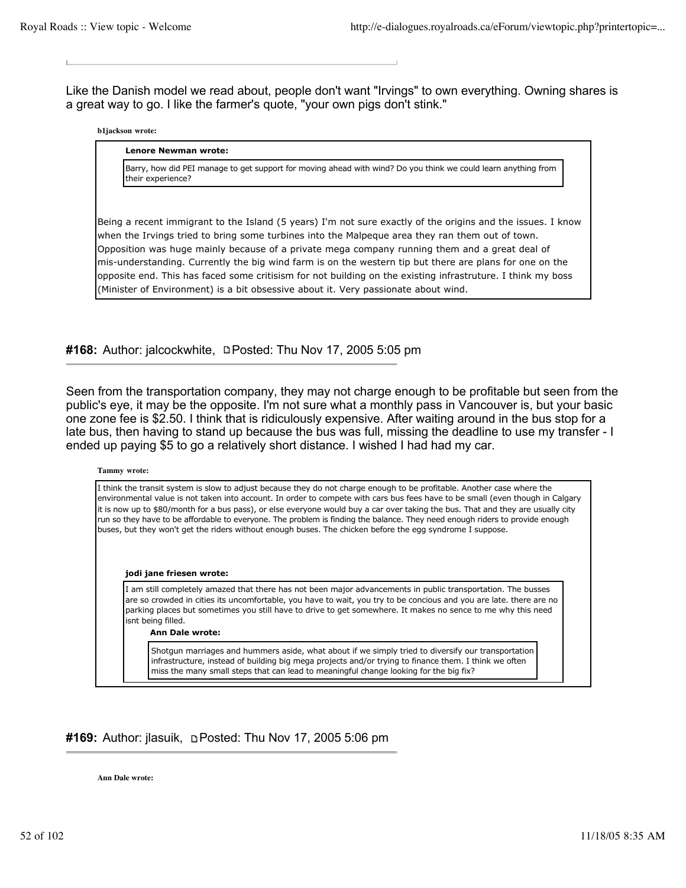Like the Danish model we read about, people don't want "Irvings" to own everything. Owning shares is a great way to go. I like the farmer's quote, "your own pigs don't stink."

**b1jackson wrote:**

> **Lenore Newman wrote:**
>
> > Barry, how did PEI manage to get support for moving ahead with wind? Do you think we could learn anything from their experience?
>
> Being a recent immigrant to the Island (5 years) I'm not sure exactly of the origins and the issues. I know when the Irvings tried to bring some turbines into the Malpeque area they ran them out of town. Opposition was huge mainly because of a private mega company running them and a great deal of mis-understanding. Currently the big wind farm is on the western tip but there are plans for one on the opposite end. This has faced some critisism for not building on the existing infrastruture. I think my boss (Minister of Environment) is a bit obsessive about it. Very passionate about wind.

## #168: Author: jalcockwhite, Posted: Thu Nov 17, 2005 5:05 pm

Seen from the transportation company, they may not charge enough to be profitable but seen from the public's eye, it may be the opposite. I'm not sure what a monthly pass in Vancouver is, but your basic one zone fee is $2.50. I think that is ridiculously expensive. After waiting around in the bus stop for a late bus, then having to stand up because the bus was full, missing the deadline to use my transfer - I ended up paying $5 to go a relatively short distance. I wished I had had my car.

**Tammy wrote:**

> I think the transit system is slow to adjust because they do not charge enough to be profitable. Another case where the environmental value is not taken into account. In order to compete with cars bus fees have to be small (even though in Calgary it is now up to $80/month for a bus pass), or else everyone would buy a car over taking the bus. That and they are usually city run so they have to be affordable to everyone. The problem is finding the balance. They need enough riders to provide enough buses, but they won't get the riders without enough buses. The chicken before the egg syndrome I suppose.
>
> **jodi jane friesen wrote:**
>
> > I am still completely amazed that there has not been major advancements in public transportation. The busses are so crowded in cities its uncomfortable, you have to wait, you try to be concious and you are late. there are no parking places but sometimes you still have to drive to get somewhere. It makes no sence to me why this need isnt being filled.
> >
> > **Ann Dale wrote:**
> >
> > > Shotgun marriages and hummers aside, what about if we simply tried to diversify our transportation infrastructure, instead of building big mega projects and/or trying to finance them. I think we often miss the many small steps that can lead to meaningful change looking for the big fix?

## #169: Author: jlasuik, Posted: Thu Nov 17, 2005 5:06 pm

**Ann Dale wrote:**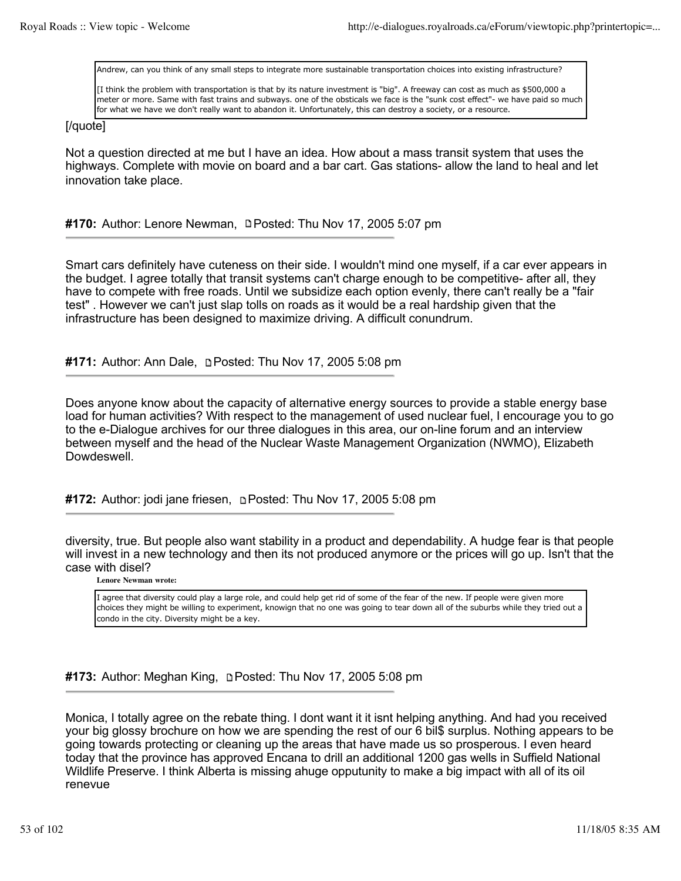> Andrew, can you think of any small steps to integrate more sustainable transportation choices into existing infrastructure?
>
> [I think the problem with transportation is that by its nature investment is "big". A freeway can cost as much as $500,000 a meter or more. Same with fast trains and subways. one of the obsticals we face is the "sunk cost effect"- we have paid so much for what we have we don't really want to abandon it. Unfortunately, this can destroy a society, or a resource.

[/quote]

Not a question directed at me but I have an idea. How about a mass transit system that uses the highways. Complete with movie on board and a bar cart. Gas stations- allow the land to heal and let innovation take place.

**#170:** Author: Lenore Newman, Posted: Thu Nov 17, 2005 5:07 pm

---

Smart cars definitely have cuteness on their side. I wouldn't mind one myself, if a car ever appears in the budget. I agree totally that transit systems can't charge enough to be competitive- after all, they have to compete with free roads. Until we subsidize each option evenly, there can't really be a "fair test" . However we can't just slap tolls on roads as it would be a real hardship given that the infrastructure has been designed to maximize driving. A difficult conundrum.

**#171:** Author: Ann Dale, Posted: Thu Nov 17, 2005 5:08 pm

---

Does anyone know about the capacity of alternative energy sources to provide a stable energy base load for human activities? With respect to the management of used nuclear fuel, I encourage you to go to the e-Dialogue archives for our three dialogues in this area, our on-line forum and an interview between myself and the head of the Nuclear Waste Management Organization (NWMO), Elizabeth Dowdeswell.

**#172:** Author: jodi jane friesen, Posted: Thu Nov 17, 2005 5:08 pm

---

diversity, true. But people also want stability in a product and dependability. A hudge fear is that people will invest in a new technology and then its not produced anymore or the prices will go up. Isn't that the case with disel?

**Lenore Newman wrote:**

> I agree that diversity could play a large role, and could help get rid of some of the fear of the new. If people were given more choices they might be willing to experiment, knowign that no one was going to tear down all of the suburbs while they tried out a condo in the city. Diversity might be a key.

**#173:** Author: Meghan King, Posted: Thu Nov 17, 2005 5:08 pm

---

Monica, I totally agree on the rebate thing. I dont want it it isnt helping anything. And had you received your big glossy brochure on how we are spending the rest of our 6 bil$ surplus. Nothing appears to be going towards protecting or cleaning up the areas that have made us so prosperous. I even heard today that the province has approved Encana to drill an additional 1200 gas wells in Suffield National Wildlife Preserve. I think Alberta is missing ahuge opputunity to make a big impact with all of its oil renevue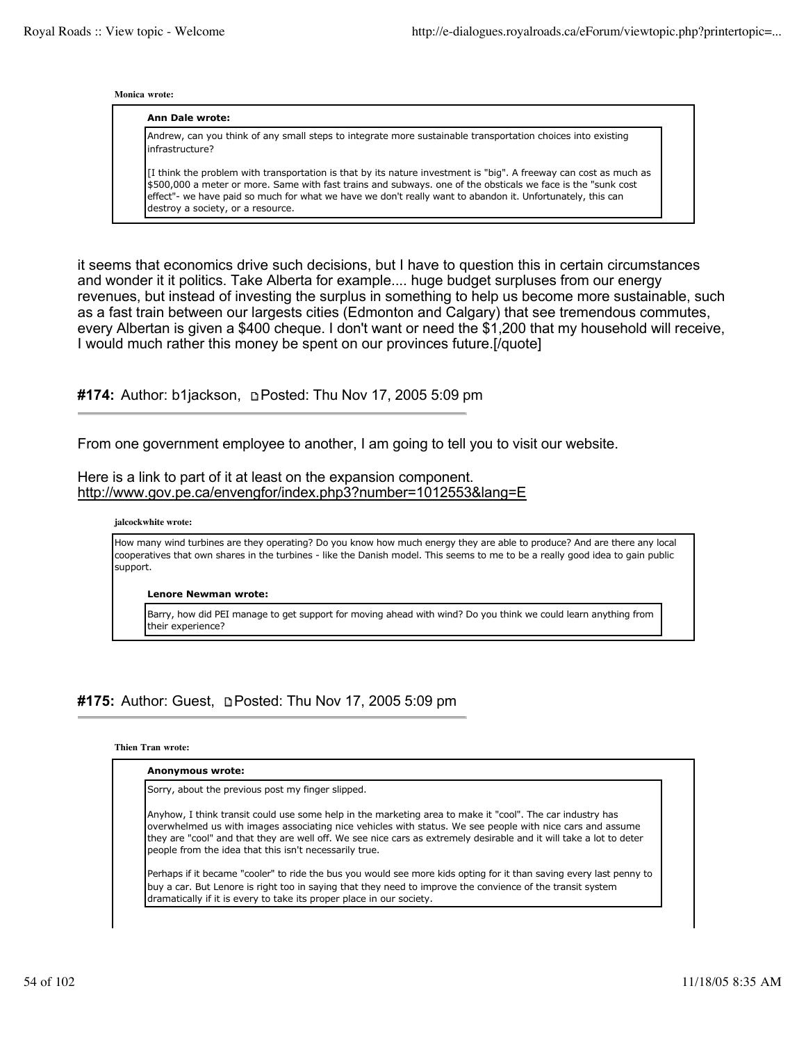**Monica wrote:**

> **Ann Dale wrote:**
>
> > Andrew, can you think of any small steps to integrate more sustainable transportation choices into existing infrastructure?
> >
> > [I think the problem with transportation is that by its nature investment is "big". A freeway can cost as much as $500,000 a meter or more. Same with fast trains and subways. one of the obsticals we face is the "sunk cost effect"- we have paid so much for what we have we don't really want to abandon it. Unfortunately, this can destroy a society, or a resource.

it seems that economics drive such decisions, but I have to question this in certain circumstances and wonder it it politics. Take Alberta for example.... huge budget surpluses from our energy revenues, but instead of investing the surplus in something to help us become more sustainable, such as a fast train between our largests cities (Edmonton and Calgary) that see tremendous commutes, every Albertan is given a $400 cheque. I don't want or need the $1,200 that my household will receive, I would much rather this money be spent on our provinces future.[/quote]

**#174:** Author: b1jackson, Posted: Thu Nov 17, 2005 5:09 pm

From one government employee to another, I am going to tell you to visit our website.

Here is a link to part of it at least on the expansion component.
http://www.gov.pe.ca/envengfor/index.php3?number=1012553&lang=E

**jalcockwhite wrote:**

> How many wind turbines are they operating? Do you know how much energy they are able to produce? And are there any local cooperatives that own shares in the turbines - like the Danish model. This seems to me to be a really good idea to gain public support.
>
> **Lenore Newman wrote:**
>
> > Barry, how did PEI manage to get support for moving ahead with wind? Do you think we could learn anything from their experience?

**#175:** Author: Guest, Posted: Thu Nov 17, 2005 5:09 pm

**Thien Tran wrote:**

> **Anonymous wrote:**
>
> > Sorry, about the previous post my finger slipped.
> >
> > Anyhow, I think transit could use some help in the marketing area to make it "cool". The car industry has overwhelmed us with images associating nice vehicles with status. We see people with nice cars and assume they are "cool" and that they are well off. We see nice cars as extremely desirable and it will take a lot to deter people from the idea that this isn't necessarily true.
> >
> > Perhaps if it became "cooler" to ride the bus you would see more kids opting for it than saving every last penny to buy a car. But Lenore is right too in saying that they need to improve the convience of the transit system dramatically if it is every to take its proper place in our society.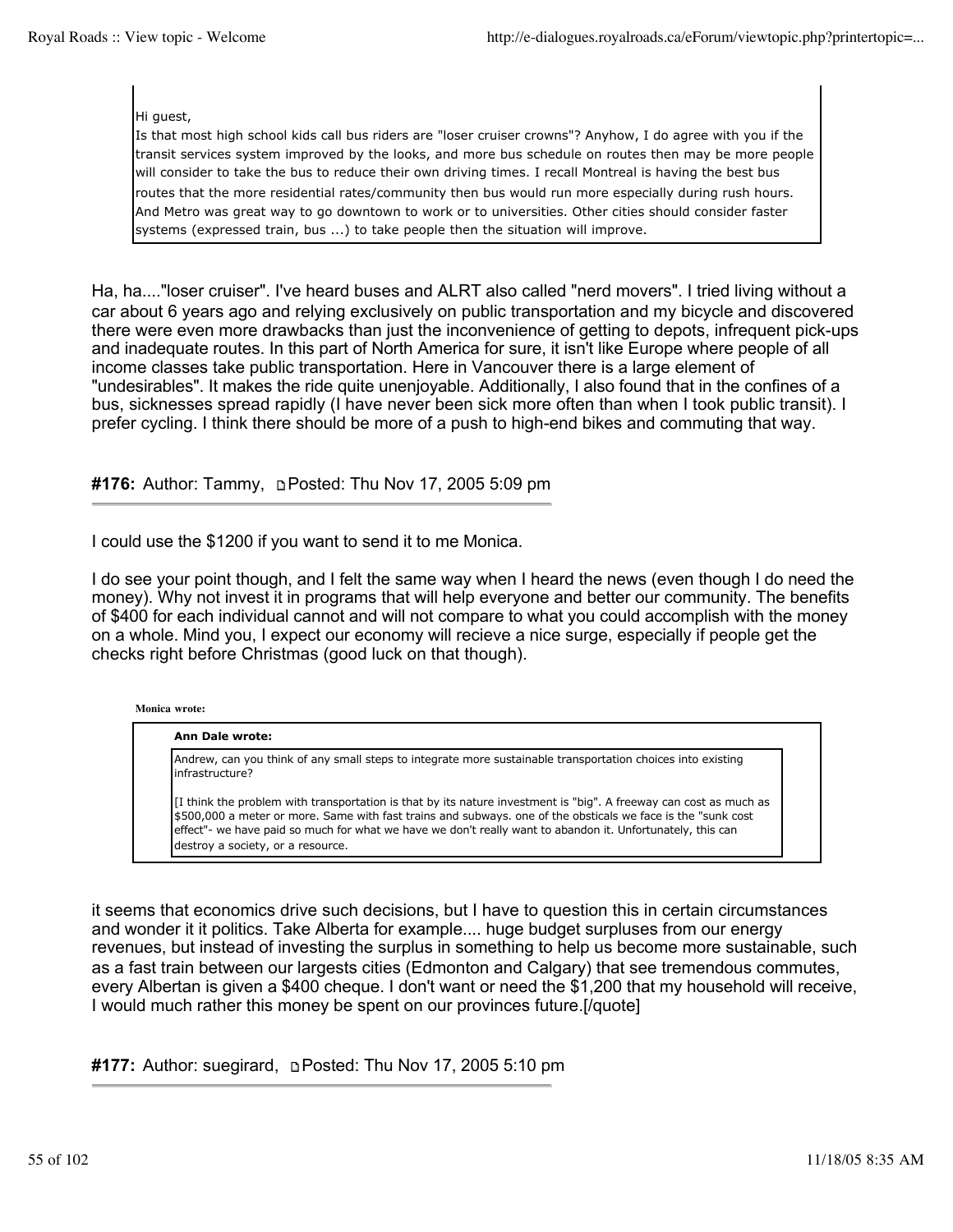> Hi guest,
> Is that most high school kids call bus riders are "loser cruiser crowns"? Anyhow, I do agree with you if the transit services system improved by the looks, and more bus schedule on routes then may be more people will consider to take the bus to reduce their own driving times. I recall Montreal is having the best bus routes that the more residential rates/community then bus would run more especially during rush hours. And Metro was great way to go downtown to work or to universities. Other cities should consider faster systems (expressed train, bus ...) to take people then the situation will improve.

Ha, ha...."loser cruiser". I've heard buses and ALRT also called "nerd movers". I tried living without a car about 6 years ago and relying exclusively on public transportation and my bicycle and discovered there were even more drawbacks than just the inconvenience of getting to depots, infrequent pick-ups and inadequate routes. In this part of North America for sure, it isn't like Europe where people of all income classes take public transportation. Here in Vancouver there is a large element of "undesirables". It makes the ride quite unenjoyable. Additionally, I also found that in the confines of a bus, sicknesses spread rapidly (I have never been sick more often than when I took public transit). I prefer cycling. I think there should be more of a push to high-end bikes and commuting that way.

**#176:** Author: Tammy, Posted: Thu Nov 17, 2005 5:09 pm

---

I could use the $1200 if you want to send it to me Monica.

I do see your point though, and I felt the same way when I heard the news (even though I do need the money). Why not invest it in programs that will help everyone and better our community. The benefits of $400 for each individual cannot and will not compare to what you could accomplish with the money on a whole. Mind you, I expect our economy will recieve a nice surge, especially if people get the checks right before Christmas (good luck on that though).

**Monica wrote:**

> **Ann Dale wrote:**
>
> > Andrew, can you think of any small steps to integrate more sustainable transportation choices into existing infrastructure?
> >
> > [I think the problem with transportation is that by its nature investment is "big". A freeway can cost as much as $500,000 a meter or more. Same with fast trains and subways. one of the obsticals we face is the "sunk cost effect"- we have paid so much for what we have we don't really want to abandon it. Unfortunately, this can destroy a society, or a resource.

it seems that economics drive such decisions, but I have to question this in certain circumstances and wonder it it politics. Take Alberta for example.... huge budget surpluses from our energy revenues, but instead of investing the surplus in something to help us become more sustainable, such as a fast train between our largests cities (Edmonton and Calgary) that see tremendous commutes, every Albertan is given a $400 cheque. I don't want or need the $1,200 that my household will receive, I would much rather this money be spent on our provinces future.[/quote]

**#177:** Author: suegirard, Posted: Thu Nov 17, 2005 5:10 pm

---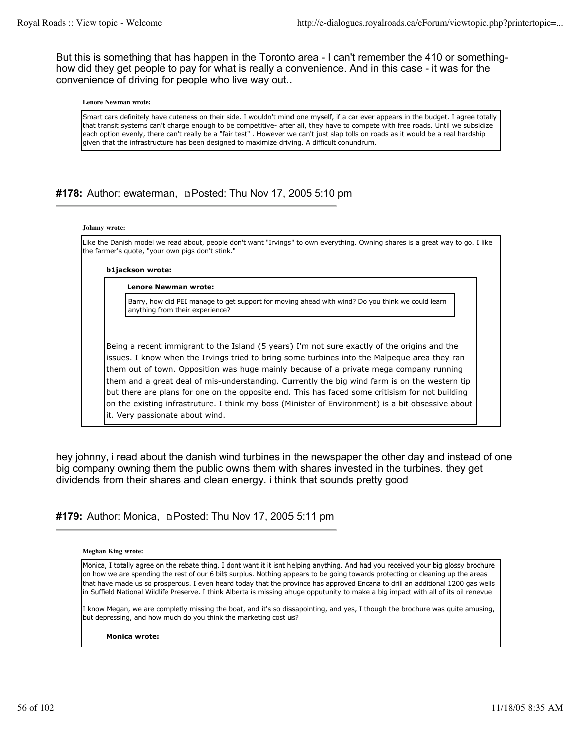But this is something that has happen in the Toronto area - I can't remember the 410 or something- how did they get people to pay for what is really a convenience. And in this case - it was for the convenience of driving for people who live way out..

> **Lenore Newman wrote:**
>
> Smart cars definitely have cuteness on their side. I wouldn't mind one myself, if a car ever appears in the budget. I agree totally that transit systems can't charge enough to be competitive- after all, they have to compete with free roads. Until we subsidize each option evenly, there can't really be a "fair test" . However we can't just slap tolls on roads as it would be a real hardship given that the infrastructure has been designed to maximize driving. A difficult conundrum.

## #178: Author: ewaterman, Posted: Thu Nov 17, 2005 5:10 pm

> **Johnny wrote:**
>
> Like the Danish model we read about, people don't want "Irvings" to own everything. Owning shares is a great way to go. I like the farmer's quote, "your own pigs don't stink."
>
> > **b1jackson wrote:**
> >
> > > **Lenore Newman wrote:**
> > >
> > > Barry, how did PEI manage to get support for moving ahead with wind? Do you think we could learn anything from their experience?
> >
> > Being a recent immigrant to the Island (5 years) I'm not sure exactly of the origins and the issues. I know when the Irvings tried to bring some turbines into the Malpeque area they ran them out of town. Opposition was huge mainly because of a private mega company running them and a great deal of mis-understanding. Currently the big wind farm is on the western tip but there are plans for one on the opposite end. This has faced some critisism for not building on the existing infrastruture. I think my boss (Minister of Environment) is a bit obsessive about it. Very passionate about wind.

hey johnny, i read about the danish wind turbines in the newspaper the other day and instead of one big company owning them the public owns them with shares invested in the turbines. they get dividends from their shares and clean energy. i think that sounds pretty good

## #179: Author: Monica, Posted: Thu Nov 17, 2005 5:11 pm

> **Meghan King wrote:**
>
> Monica, I totally agree on the rebate thing. I dont want it it isnt helping anything. And had you received your big glossy brochure on how we are spending the rest of our 6 bil$ surplus. Nothing appears to be going towards protecting or cleaning up the areas that have made us so prosperous. I even heard today that the province has approved Encana to drill an additional 1200 gas wells in Suffield National Wildlife Preserve. I think Alberta is missing ahuge opputunity to make a big impact with all of its oil renevue
>
> I know Megan, we are completly missing the boat, and it's so dissapointing, and yes, I though the brochure was quite amusing, but depressing, and how much do you think the marketing cost us?
>
> > **Monica wrote:**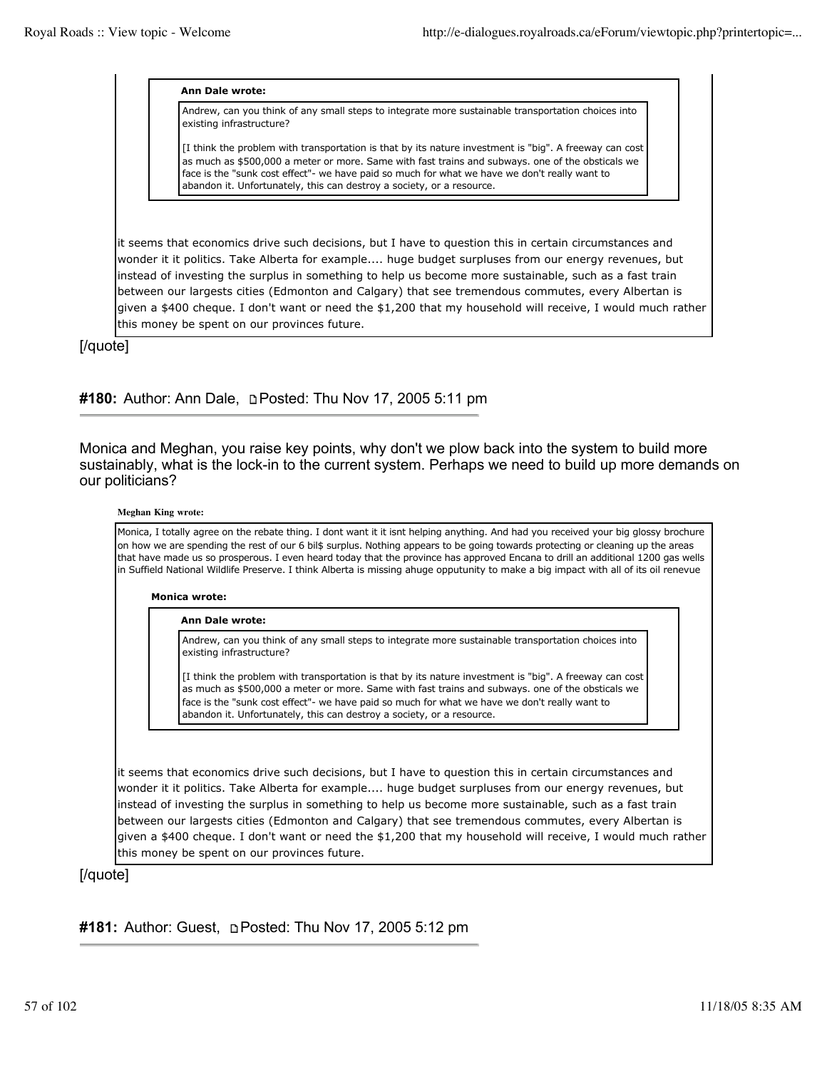> **Ann Dale wrote:**
>
> > Andrew, can you think of any small steps to integrate more sustainable transportation choices into existing infrastructure?
> >
> > [I think the problem with transportation is that by its nature investment is "big". A freeway can cost as much as $500,000 a meter or more. Same with fast trains and subways. one of the obsticals we face is the "sunk cost effect"- we have paid so much for what we have we don't really want to abandon it. Unfortunately, this can destroy a society, or a resource.
>
> it seems that economics drive such decisions, but I have to question this in certain circumstances and wonder it it politics. Take Alberta for example.... huge budget surpluses from our energy revenues, but instead of investing the surplus in something to help us become more sustainable, such as a fast train between our largests cities (Edmonton and Calgary) that see tremendous commutes, every Albertan is given a $400 cheque. I don't want or need the $1,200 that my household will receive, I would much rather this money be spent on our provinces future.

[/quote]

**#180:** Author: Ann Dale, Posted: Thu Nov 17, 2005 5:11 pm

Monica and Meghan, you raise key points, why don't we plow back into the system to build more sustainably, what is the lock-in to the current system. Perhaps we need to build up more demands on our politicians?

> **Meghan King wrote:**
>
> Monica, I totally agree on the rebate thing. I dont want it it isnt helping anything. And had you received your big glossy brochure on how we are spending the rest of our 6 bil$ surplus. Nothing appears to be going towards protecting or cleaning up the areas that have made us so prosperous. I even heard today that the province has approved Encana to drill an additional 1200 gas wells in Suffield National Wildlife Preserve. I think Alberta is missing ahuge opputunity to make a big impact with all of its oil renevue
>
> > **Monica wrote:**
> >
> > > **Ann Dale wrote:**
> > >
> > > > Andrew, can you think of any small steps to integrate more sustainable transportation choices into existing infrastructure?
> > > >
> > > > [I think the problem with transportation is that by its nature investment is "big". A freeway can cost as much as $500,000 a meter or more. Same with fast trains and subways. one of the obsticals we face is the "sunk cost effect"- we have paid so much for what we have we don't really want to abandon it. Unfortunately, this can destroy a society, or a resource.
> >
> > it seems that economics drive such decisions, but I have to question this in certain circumstances and wonder it it politics. Take Alberta for example.... huge budget surpluses from our energy revenues, but instead of investing the surplus in something to help us become more sustainable, such as a fast train between our largests cities (Edmonton and Calgary) that see tremendous commutes, every Albertan is given a $400 cheque. I don't want or need the $1,200 that my household will receive, I would much rather this money be spent on our provinces future.

[/quote]

**#181:** Author: Guest, Posted: Thu Nov 17, 2005 5:12 pm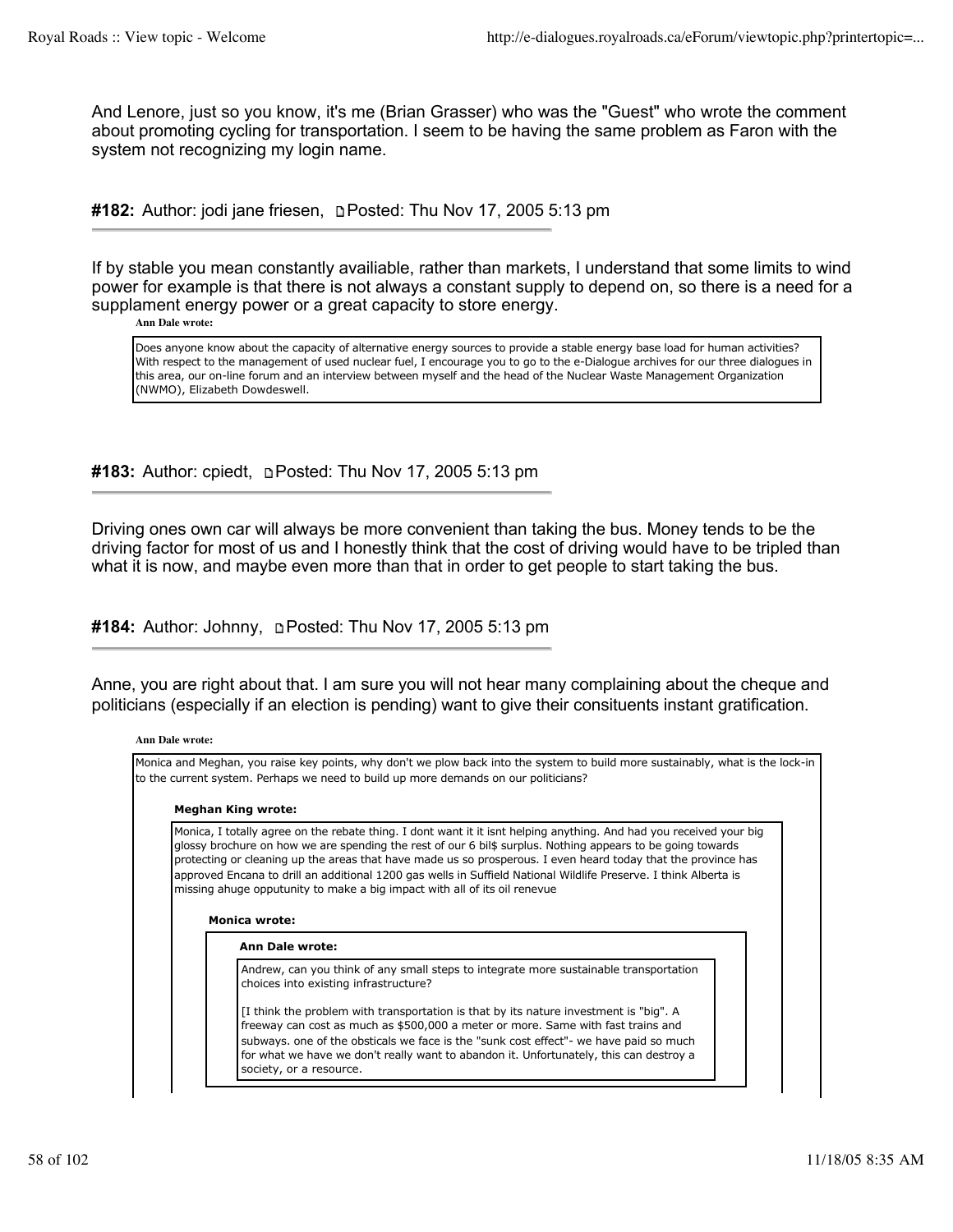And Lenore, just so you know, it's me (Brian Grasser) who was the "Guest" who wrote the comment about promoting cycling for transportation. I seem to be having the same problem as Faron with the system not recognizing my login name.

**#182:** Author: jodi jane friesen, Posted: Thu Nov 17, 2005 5:13 pm

If by stable you mean constantly availiable, rather than markets, I understand that some limits to wind power for example is that there is not always a constant supply to depend on, so there is a need for a supplament energy power or a great capacity to store energy.

> **Ann Dale wrote:**
>
> Does anyone know about the capacity of alternative energy sources to provide a stable energy base load for human activities? With respect to the management of used nuclear fuel, I encourage you to go to the e-Dialogue archives for our three dialogues in this area, our on-line forum and an interview between myself and the head of the Nuclear Waste Management Organization (NWMO), Elizabeth Dowdeswell.

**#183:** Author: cpiedt, Posted: Thu Nov 17, 2005 5:13 pm

Driving ones own car will always be more convenient than taking the bus. Money tends to be the driving factor for most of us and I honestly think that the cost of driving would have to be tripled than what it is now, and maybe even more than that in order to get people to start taking the bus.

**#184:** Author: Johnny, Posted: Thu Nov 17, 2005 5:13 pm

Anne, you are right about that. I am sure you will not hear many complaining about the cheque and politicians (especially if an election is pending) want to give their consituents instant gratification.

> **Ann Dale wrote:**
>
> Monica and Meghan, you raise key points, why don't we plow back into the system to build more sustainably, what is the lock-in to the current system. Perhaps we need to build up more demands on our politicians?
>
> > **Meghan King wrote:**
> >
> > Monica, I totally agree on the rebate thing. I dont want it it isnt helping anything. And had you received your big glossy brochure on how we are spending the rest of our 6 bil$ surplus. Nothing appears to be going towards protecting or cleaning up the areas that have made us so prosperous. I even heard today that the province has approved Encana to drill an additional 1200 gas wells in Suffield National Wildlife Preserve. I think Alberta is missing ahuge opputunity to make a big impact with all of its oil renevue
> >
> > > **Monica wrote:**
> > >
> > > > **Ann Dale wrote:**
> > > >
> > > > Andrew, can you think of any small steps to integrate more sustainable transportation choices into existing infrastructure?
> > > >
> > > > [I think the problem with transportation is that by its nature investment is "big". A freeway can cost as much as $500,000 a meter or more. Same with fast trains and subways. one of the obsticals we face is the "sunk cost effect"- we have paid so much for what we have we don't really want to abandon it. Unfortunately, this can destroy a society, or a resource.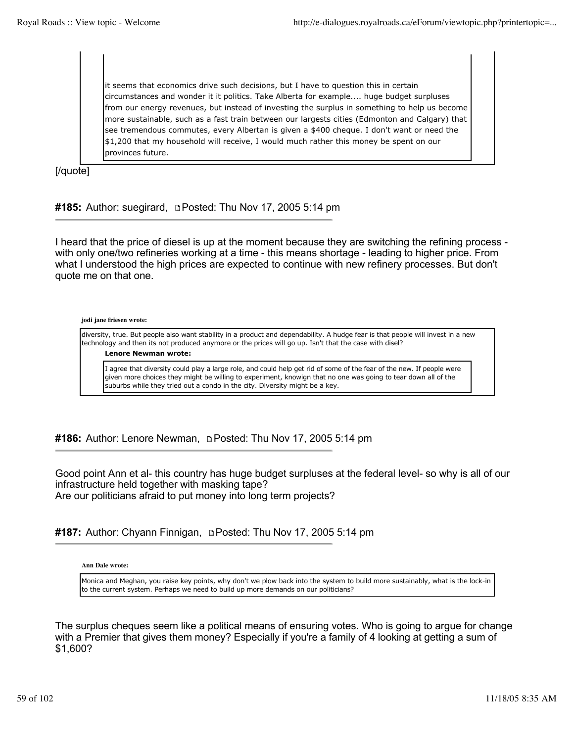> it seems that economics drive such decisions, but I have to question this in certain circumstances and wonder it it politics. Take Alberta for example.... huge budget surpluses from our energy revenues, but instead of investing the surplus in something to help us become more sustainable, such as a fast train between our largests cities (Edmonton and Calgary) that see tremendous commutes, every Albertan is given a $400 cheque. I don't want or need the $1,200 that my household will receive, I would much rather this money be spent on our provinces future.

[/quote]

**#185:** Author: suegirard, Posted: Thu Nov 17, 2005 5:14 pm

I heard that the price of diesel is up at the moment because they are switching the refining process - with only one/two refineries working at a time - this means shortage - leading to higher price. From what I understood the high prices are expected to continue with new refinery processes. But don't quote me on that one.

**jodi jane friesen wrote:**

> diversity, true. But people also want stability in a product and dependability. A hudge fear is that people will invest in a new technology and then its not produced anymore or the prices will go up. Isn't that the case with disel?
>
> **Lenore Newman wrote:**
>
> > I agree that diversity could play a large role, and could help get rid of some of the fear of the new. If people were given more choices they might be willing to experiment, knowign that no one was going to tear down all of the suburbs while they tried out a condo in the city. Diversity might be a key.

**#186:** Author: Lenore Newman, Posted: Thu Nov 17, 2005 5:14 pm

Good point Ann et al- this country has huge budget surpluses at the federal level- so why is all of our infrastructure held together with masking tape?
Are our politicians afraid to put money into long term projects?

**#187:** Author: Chyann Finnigan, Posted: Thu Nov 17, 2005 5:14 pm

**Ann Dale wrote:**

> Monica and Meghan, you raise key points, why don't we plow back into the system to build more sustainably, what is the lock-in to the current system. Perhaps we need to build up more demands on our politicians?

The surplus cheques seem like a political means of ensuring votes. Who is going to argue for change with a Premier that gives them money? Especially if you're a family of 4 looking at getting a sum of $1,600?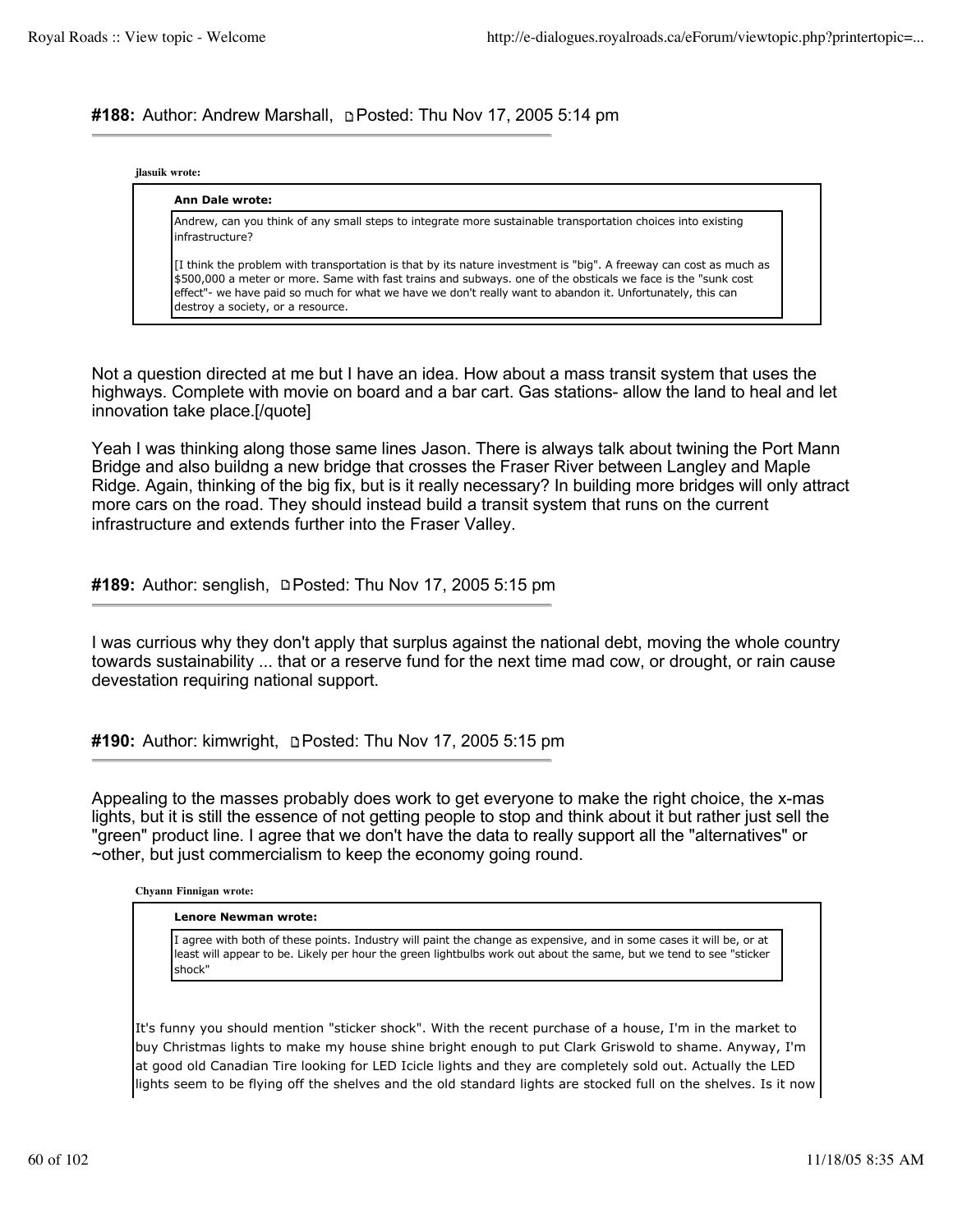**#188:** Author: Andrew Marshall, Posted: Thu Nov 17, 2005 5:14 pm

> **jlasuik wrote:**
>
> > **Ann Dale wrote:**
> >
> > Andrew, can you think of any small steps to integrate more sustainable transportation choices into existing infrastructure?
> >
> > [I think the problem with transportation is that by its nature investment is "big". A freeway can cost as much as $500,000 a meter or more. Same with fast trains and subways. one of the obsticals we face is the "sunk cost effect"- we have paid so much for what we have we don't really want to abandon it. Unfortunately, this can destroy a society, or a resource.

Not a question directed at me but I have an idea. How about a mass transit system that uses the highways. Complete with movie on board and a bar cart. Gas stations- allow the land to heal and let innovation take place.[/quote]

Yeah I was thinking along those same lines Jason. There is always talk about twining the Port Mann Bridge and also buildng a new bridge that crosses the Fraser River between Langley and Maple Ridge. Again, thinking of the big fix, but is it really necessary? In building more bridges will only attract more cars on the road. They should instead build a transit system that runs on the current infrastructure and extends further into the Fraser Valley.

**#189:** Author: senglish, Posted: Thu Nov 17, 2005 5:15 pm

I was currious why they don't apply that surplus against the national debt, moving the whole country towards sustainability ... that or a reserve fund for the next time mad cow, or drought, or rain cause devestation requiring national support.

**#190:** Author: kimwright, Posted: Thu Nov 17, 2005 5:15 pm

Appealing to the masses probably does work to get everyone to make the right choice, the x-mas lights, but it is still the essence of not getting people to stop and think about it but rather just sell the "green" product line. I agree that we don't have the data to really support all the "alternatives" or ~other, but just commercialism to keep the economy going round.

> **Chyann Finnigan wrote:**
>
> > **Lenore Newman wrote:**
> >
> > I agree with both of these points. Industry will paint the change as expensive, and in some cases it will be, or at least will appear to be. Likely per hour the green lightbulbs work out about the same, but we tend to see "sticker shock"
>
> It's funny you should mention "sticker shock". With the recent purchase of a house, I'm in the market to buy Christmas lights to make my house shine bright enough to put Clark Griswold to shame. Anyway, I'm at good old Canadian Tire looking for LED Icicle lights and they are completely sold out. Actually the LED lights seem to be flying off the shelves and the old standard lights are stocked full on the shelves. Is it now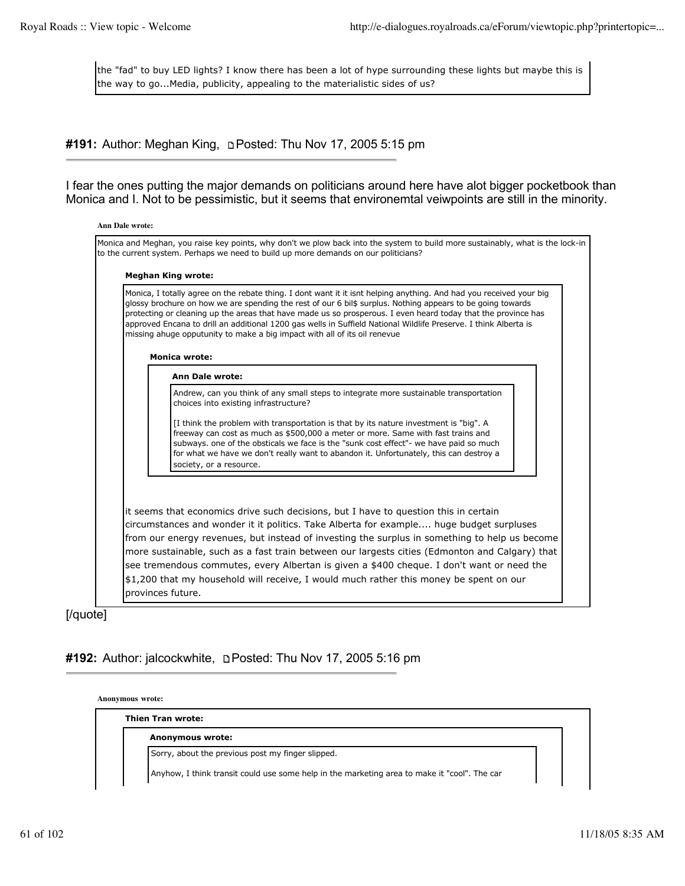> the "fad" to buy LED lights? I know there has been a lot of hype surrounding these lights but maybe this is the way to go...Media, publicity, appealing to the materialistic sides of us?

## #191: Author: Meghan King, Posted: Thu Nov 17, 2005 5:15 pm

I fear the ones putting the major demands on politicians around here have alot bigger pocketbook than Monica and I. Not to be pessimistic, but it seems that environemtal veiwpoints are still in the minority.

> **Ann Dale wrote:**
>
> Monica and Meghan, you raise key points, why don't we plow back into the system to build more sustainably, what is the lock-in to the current system. Perhaps we need to build up more demands on our politicians?
>
> > **Meghan King wrote:**
> >
> > Monica, I totally agree on the rebate thing. I dont want it it isnt helping anything. And had you received your big glossy brochure on how we are spending the rest of our 6 bil$ surplus. Nothing appears to be going towards protecting or cleaning up the areas that have made us so prosperous. I even heard today that the province has approved Encana to drill an additional 1200 gas wells in Suffield National Wildlife Preserve. I think Alberta is missing ahuge opputunity to make a big impact with all of its oil renevue
> >
> > > **Monica wrote:**
> > >
> > > > **Ann Dale wrote:**
> > > >
> > > > Andrew, can you think of any small steps to integrate more sustainable transportation choices into existing infrastructure?
> > > >
> > > > [I think the problem with transportation is that by its nature investment is "big". A freeway can cost as much as $500,000 a meter or more. Same with fast trains and subways. one of the obsticals we face is the "sunk cost effect"- we have paid so much for what we have we don't really want to abandon it. Unfortunately, this can destroy a society, or a resource.
> > >
> > > it seems that economics drive such decisions, but I have to question this in certain circumstances and wonder it it politics. Take Alberta for example.... huge budget surpluses from our energy revenues, but instead of investing the surplus in something to help us become more sustainable, such as a fast train between our largests cities (Edmonton and Calgary) that see tremendous commutes, every Albertan is given a $400 cheque. I don't want or need the $1,200 that my household will receive, I would much rather this money be spent on our provinces future.

[/quote]

## #192: Author: jalcockwhite, Posted: Thu Nov 17, 2005 5:16 pm

> **Anonymous wrote:**
>
> > **Thien Tran wrote:**
> >
> > > **Anonymous wrote:**
> > >
> > > Sorry, about the previous post my finger slipped.
> > >
> > > Anyhow, I think transit could use some help in the marketing area to make it "cool". The car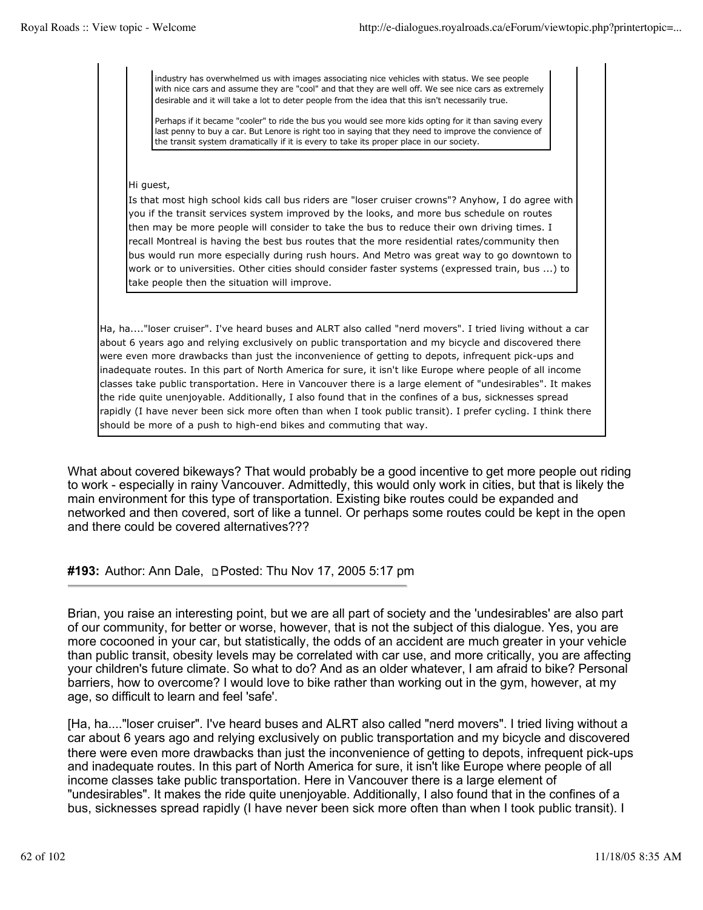> > > industry has overwhelmed us with images associating nice vehicles with status. We see people with nice cars and assume they are "cool" and that they are well off. We see nice cars as extremely desirable and it will take a lot to deter people from the idea that this isn't necessarily true.
> > >
> > > Perhaps if it became "cooler" to ride the bus you would see more kids opting for it than saving every last penny to buy a car. But Lenore is right too in saying that they need to improve the convience of the transit system dramatically if it is every to take its proper place in our society.
> >
> > Hi guest,
> >
> > Is that most high school kids call bus riders are "loser cruiser crowns"? Anyhow, I do agree with you if the transit services system improved by the looks, and more bus schedule on routes then may be more people will consider to take the bus to reduce their own driving times. I recall Montreal is having the best bus routes that the more residential rates/community then bus would run more especially during rush hours. And Metro was great way to go downtown to work or to universities. Other cities should consider faster systems (expressed train, bus ...) to take people then the situation will improve.
>
> Ha, ha...."loser cruiser". I've heard buses and ALRT also called "nerd movers". I tried living without a car about 6 years ago and relying exclusively on public transportation and my bicycle and discovered there were even more drawbacks than just the inconvenience of getting to depots, infrequent pick-ups and inadequate routes. In this part of North America for sure, it isn't like Europe where people of all income classes take public transportation. Here in Vancouver there is a large element of "undesirables". It makes the ride quite unenjoyable. Additionally, I also found that in the confines of a bus, sicknesses spread rapidly (I have never been sick more often than when I took public transit). I prefer cycling. I think there should be more of a push to high-end bikes and commuting that way.

What about covered bikeways? That would probably be a good incentive to get more people out riding to work - especially in rainy Vancouver. Admittedly, this would only work in cities, but that is likely the main environment for this type of transportation. Existing bike routes could be expanded and networked and then covered, sort of like a tunnel. Or perhaps some routes could be kept in the open and there could be covered alternatives???

**#193:** Author: Ann Dale, Posted: Thu Nov 17, 2005 5:17 pm

Brian, you raise an interesting point, but we are all part of society and the 'undesirables' are also part of our community, for better or worse, however, that is not the subject of this dialogue. Yes, you are more cocooned in your car, but statistically, the odds of an accident are much greater in your vehicle than public transit, obesity levels may be correlated with car use, and more critically, you are affecting your children's future climate. So what to do? And as an older whatever, I am afraid to bike? Personal barriers, how to overcome? I would love to bike rather than working out in the gym, however, at my age, so difficult to learn and feel 'safe'.

[Ha, ha...."loser cruiser". I've heard buses and ALRT also called "nerd movers". I tried living without a car about 6 years ago and relying exclusively on public transportation and my bicycle and discovered there were even more drawbacks than just the inconvenience of getting to depots, infrequent pick-ups and inadequate routes. In this part of North America for sure, it isn't like Europe where people of all income classes take public transportation. Here in Vancouver there is a large element of "undesirables". It makes the ride quite unenjoyable. Additionally, I also found that in the confines of a bus, sicknesses spread rapidly (I have never been sick more often than when I took public transit). I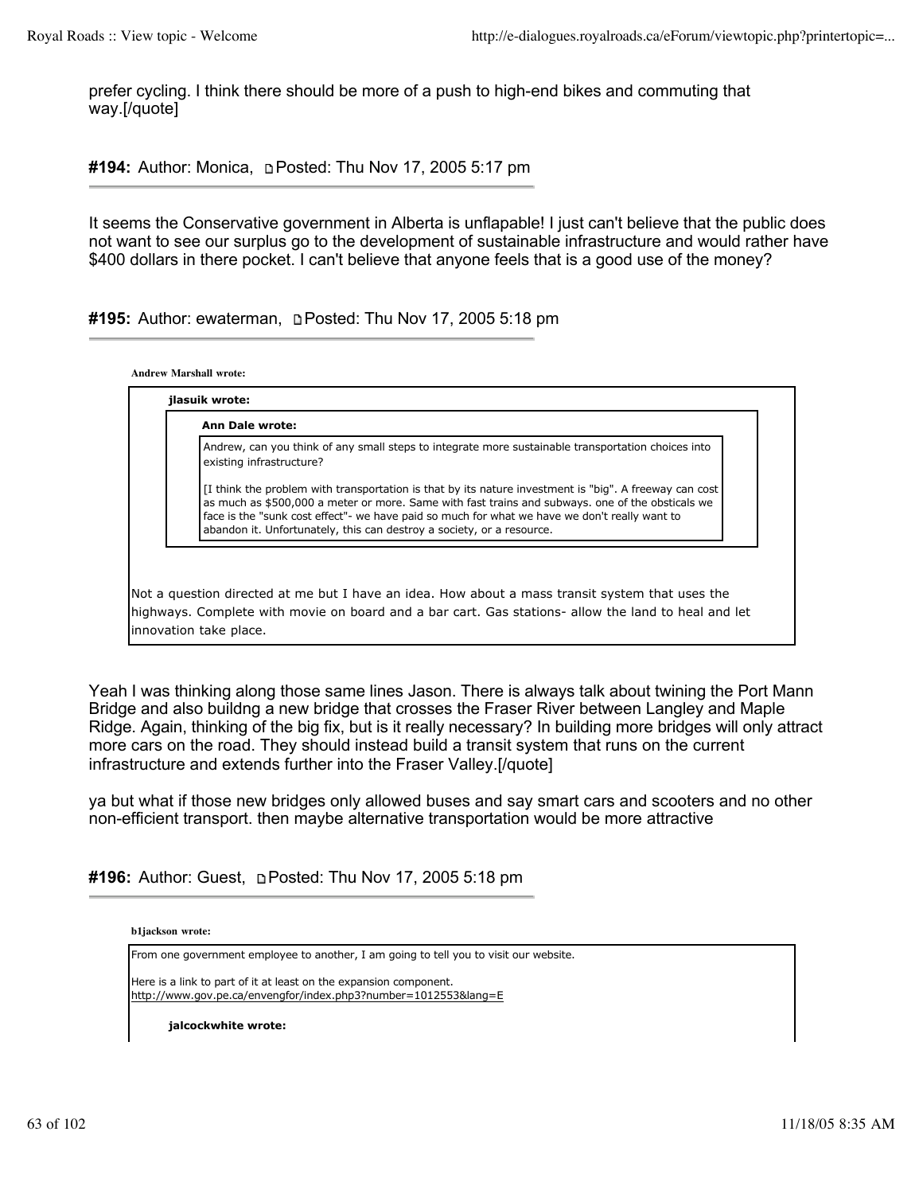prefer cycling. I think there should be more of a push to high-end bikes and commuting that way.[/quote]

**#194:** Author: Monica, Posted: Thu Nov 17, 2005 5:17 pm

It seems the Conservative government in Alberta is unflapable! I just can't believe that the public does not want to see our surplus go to the development of sustainable infrastructure and would rather have $400 dollars in there pocket. I can't believe that anyone feels that is a good use of the money?

**#195:** Author: ewaterman, Posted: Thu Nov 17, 2005 5:18 pm

> **Andrew Marshall wrote:**
>
> > **jlasuik wrote:**
> >
> > > **Ann Dale wrote:**
> > >
> > > Andrew, can you think of any small steps to integrate more sustainable transportation choices into existing infrastructure?
> > >
> > > [I think the problem with transportation is that by its nature investment is "big". A freeway can cost as much as $500,000 a meter or more. Same with fast trains and subways. one of the obsticals we face is the "sunk cost effect"- we have paid so much for what we have we don't really want to abandon it. Unfortunately, this can destroy a society, or a resource.
> >
> > Not a question directed at me but I have an idea. How about a mass transit system that uses the highways. Complete with movie on board and a bar cart. Gas stations- allow the land to heal and let innovation take place.
>
> Yeah I was thinking along those same lines Jason. There is always talk about twining the Port Mann Bridge and also buildng a new bridge that crosses the Fraser River between Langley and Maple Ridge. Again, thinking of the big fix, but is it really necessary? In building more bridges will only attract more cars on the road. They should instead build a transit system that runs on the current infrastructure and extends further into the Fraser Valley.[/quote]

ya but what if those new bridges only allowed buses and say smart cars and scooters and no other non-efficient transport. then maybe alternative transportation would be more attractive

**#196:** Author: Guest, Posted: Thu Nov 17, 2005 5:18 pm

> **b1jackson wrote:**
>
> From one government employee to another, I am going to tell you to visit our website.
>
> Here is a link to part of it at least on the expansion component.
> http://www.gov.pe.ca/envengfor/index.php3?number=1012553&lang=E
>
> > **jalcockwhite wrote:**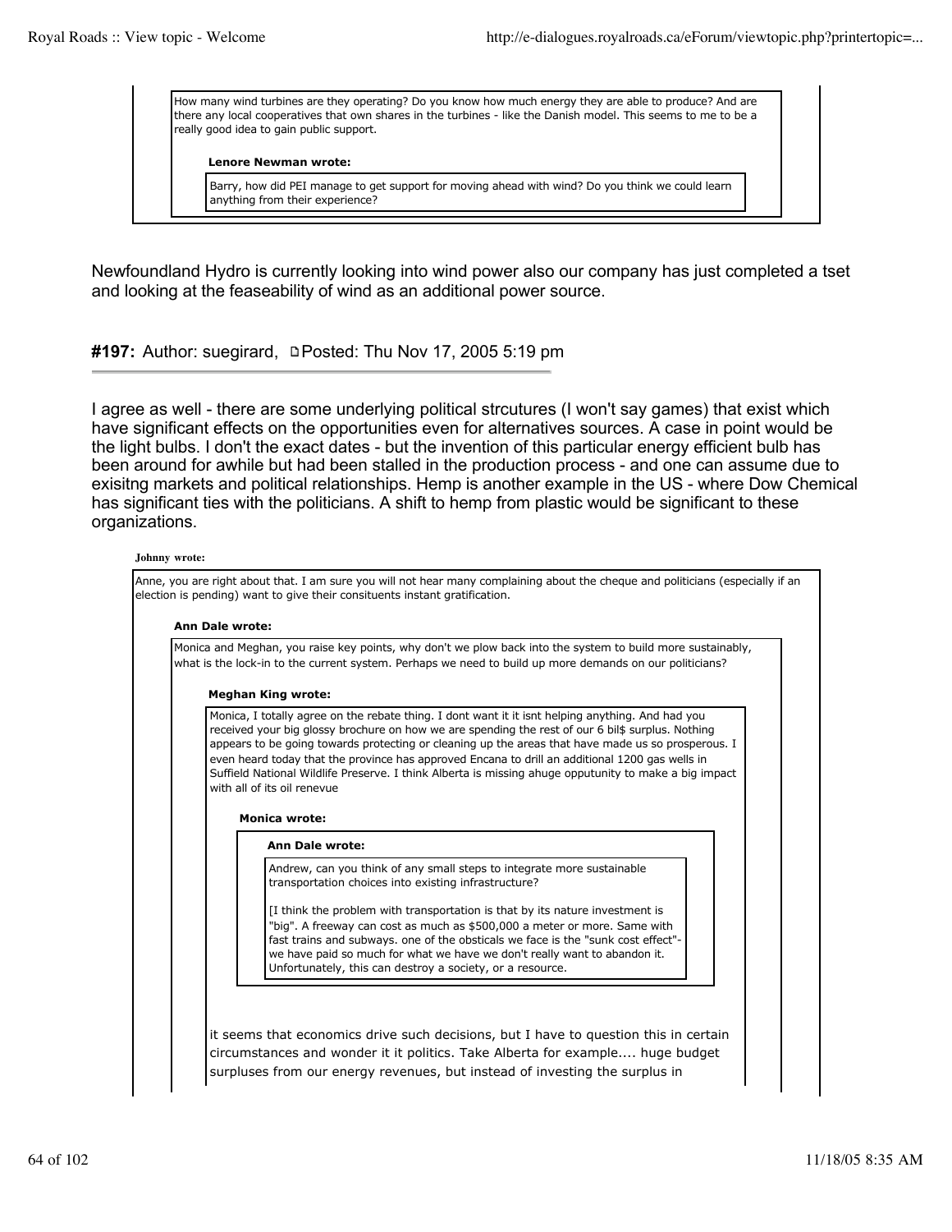> How many wind turbines are they operating? Do you know how much energy they are able to produce? And are there any local cooperatives that own shares in the turbines - like the Danish model. This seems to me to be a really good idea to gain public support.
>
> **Lenore Newman wrote:**
>
>> Barry, how did PEI manage to get support for moving ahead with wind? Do you think we could learn anything from their experience?

Newfoundland Hydro is currently looking into wind power also our company has just completed a tset and looking at the feaseability of wind as an additional power source.

**#197:** Author: suegirard, Posted: Thu Nov 17, 2005 5:19 pm

---

I agree as well - there are some underlying political strcutures (I won't say games) that exist which have significant effects on the opportunities even for alternatives sources. A case in point would be the light bulbs. I don't the exact dates - but the invention of this particular energy efficient bulb has been around for awhile but had been stalled in the production process - and one can assume due to exisitng markets and political relationships. Hemp is another example in the US - where Dow Chemical has significant ties with the politicians. A shift to hemp from plastic would be significant to these organizations.

**Johnny wrote:**

> Anne, you are right about that. I am sure you will not hear many complaining about the cheque and politicians (especially if an election is pending) want to give their consituents instant gratification.
>
> **Ann Dale wrote:**
>
>> Monica and Meghan, you raise key points, why don't we plow back into the system to build more sustainably, what is the lock-in to the current system. Perhaps we need to build up more demands on our politicians?
>>
>> **Meghan King wrote:**
>>
>>> Monica, I totally agree on the rebate thing. I dont want it it isnt helping anything. And had you received your big glossy brochure on how we are spending the rest of our 6 bil$ surplus. Nothing appears to be going towards protecting or cleaning up the areas that have made us so prosperous. I even heard today that the province has approved Encana to drill an additional 1200 gas wells in Suffield National Wildlife Preserve. I think Alberta is missing ahuge opputunity to make a big impact with all of its oil renevue
>>>
>>> **Monica wrote:**
>>>
>>>> **Ann Dale wrote:**
>>>>
>>>>> Andrew, can you think of any small steps to integrate more sustainable transportation choices into existing infrastructure?
>>>>>
>>>>> [I think the problem with transportation is that by its nature investment is "big". A freeway can cost as much as $500,000 a meter or more. Same with fast trains and subways. one of the obsticals we face is the "sunk cost effect"- we have paid so much for what we have we don't really want to abandon it. Unfortunately, this can destroy a society, or a resource.
>>>
>>> it seems that economics drive such decisions, but I have to question this in certain circumstances and wonder it it politics. Take Alberta for example.... huge budget surpluses from our energy revenues, but instead of investing the surplus in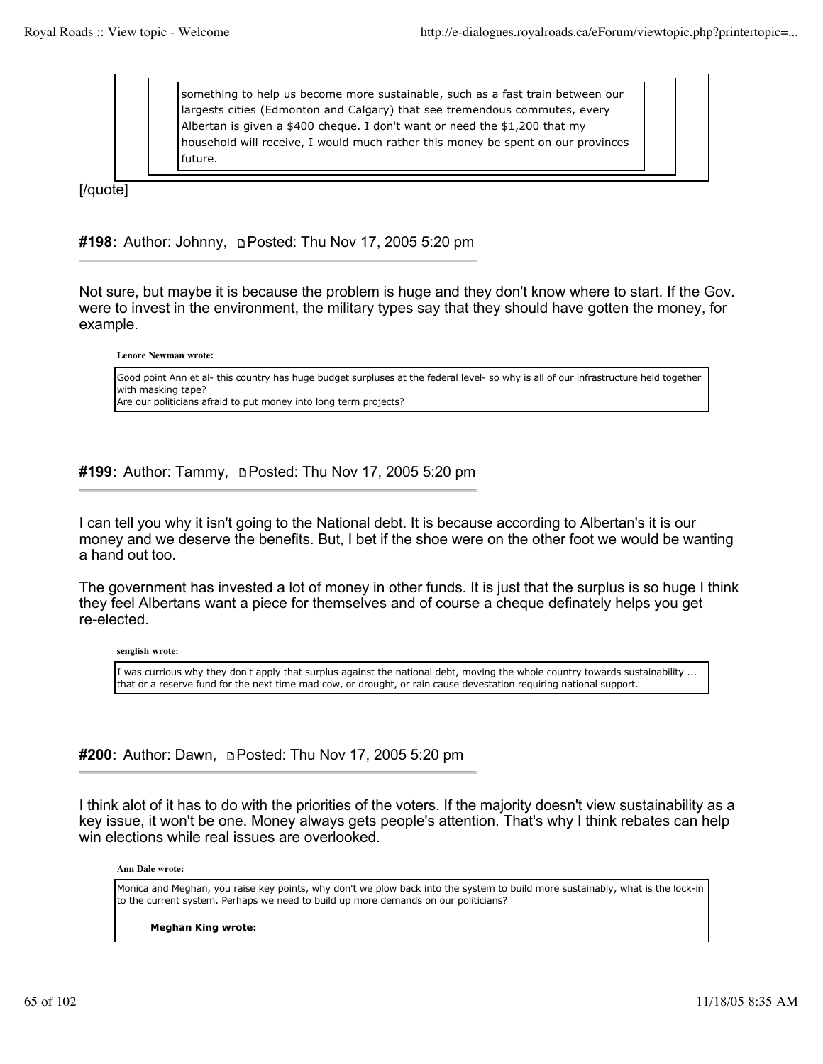> > something to help us become more sustainable, such as a fast train between our largests cities (Edmonton and Calgary) that see tremendous commutes, every Albertan is given a $400 cheque. I don't want or need the $1,200 that my household will receive, I would much rather this money be spent on our provinces future.

[/quote]

**#198:** Author: Johnny, Posted: Thu Nov 17, 2005 5:20 pm

Not sure, but maybe it is because the problem is huge and they don't know where to start. If the Gov. were to invest in the environment, the military types say that they should have gotten the money, for example.

> **Lenore Newman wrote:**
>
> Good point Ann et al- this country has huge budget surpluses at the federal level- so why is all of our infrastructure held together with masking tape?
> Are our politicians afraid to put money into long term projects?

**#199:** Author: Tammy, Posted: Thu Nov 17, 2005 5:20 pm

I can tell you why it isn't going to the National debt. It is because according to Albertan's it is our money and we deserve the benefits. But, I bet if the shoe were on the other foot we would be wanting a hand out too.

The government has invested a lot of money in other funds. It is just that the surplus is so huge I think they feel Albertans want a piece for themselves and of course a cheque definately helps you get re-elected.

> **senglish wrote:**
>
> I was currious why they don't apply that surplus against the national debt, moving the whole country towards sustainability ... that or a reserve fund for the next time mad cow, or drought, or rain cause devestation requiring national support.

**#200:** Author: Dawn, Posted: Thu Nov 17, 2005 5:20 pm

I think alot of it has to do with the priorities of the voters. If the majority doesn't view sustainability as a key issue, it won't be one. Money always gets people's attention. That's why I think rebates can help win elections while real issues are overlooked.

> **Ann Dale wrote:**
>
> Monica and Meghan, you raise key points, why don't we plow back into the system to build more sustainably, what is the lock-in to the current system. Perhaps we need to build up more demands on our politicians?
>
> > **Meghan King wrote:**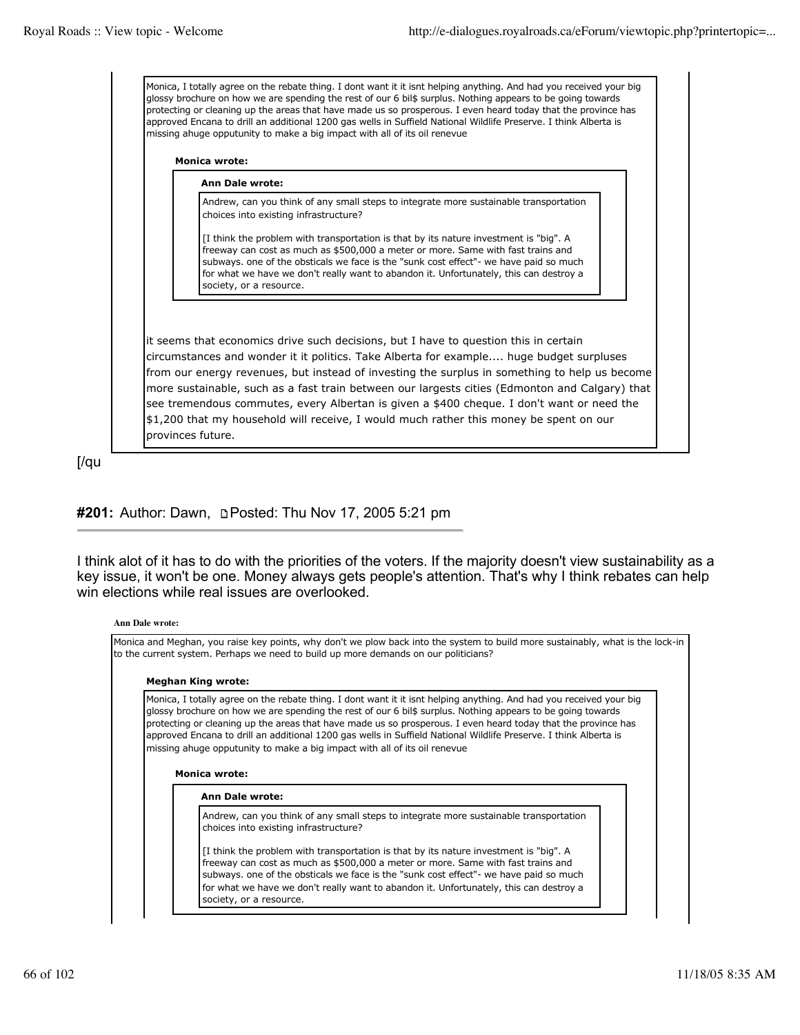> Monica, I totally agree on the rebate thing. I dont want it it isnt helping anything. And had you received your big glossy brochure on how we are spending the rest of our 6 bil$ surplus. Nothing appears to be going towards protecting or cleaning up the areas that have made us so prosperous. I even heard today that the province has approved Encana to drill an additional 1200 gas wells in Suffield National Wildlife Preserve. I think Alberta is missing ahuge opputunity to make a big impact with all of its oil renevue
>
> > **Monica wrote:**
> >
> > > **Ann Dale wrote:**
> > >
> > > Andrew, can you think of any small steps to integrate more sustainable transportation choices into existing infrastructure?
> > >
> > > [I think the problem with transportation is that by its nature investment is "big". A freeway can cost as much as $500,000 a meter or more. Same with fast trains and subways. one of the obsticals we face is the "sunk cost effect"- we have paid so much for what we have we don't really want to abandon it. Unfortunately, this can destroy a society, or a resource.
> >
> > it seems that economics drive such decisions, but I have to question this in certain circumstances and wonder it it politics. Take Alberta for example.... huge budget surpluses from our energy revenues, but instead of investing the surplus in something to help us become more sustainable, such as a fast train between our largests cities (Edmonton and Calgary) that see tremendous commutes, every Albertan is given a $400 cheque. I don't want or need the $1,200 that my household will receive, I would much rather this money be spent on our provinces future.

[/qu

**#201:** Author: Dawn, Posted: Thu Nov 17, 2005 5:21 pm

I think alot of it has to do with the priorities of the voters. If the majority doesn't view sustainability as a key issue, it won't be one. Money always gets people's attention. That's why I think rebates can help win elections while real issues are overlooked.

> **Ann Dale wrote:**
>
> Monica and Meghan, you raise key points, why don't we plow back into the system to build more sustainably, what is the lock-in to the current system. Perhaps we need to build up more demands on our politicians?
>
> > **Meghan King wrote:**
> >
> > Monica, I totally agree on the rebate thing. I dont want it it isnt helping anything. And had you received your big glossy brochure on how we are spending the rest of our 6 bil$ surplus. Nothing appears to be going towards protecting or cleaning up the areas that have made us so prosperous. I even heard today that the province has approved Encana to drill an additional 1200 gas wells in Suffield National Wildlife Preserve. I think Alberta is missing ahuge opputunity to make a big impact with all of its oil renevue
> >
> > > **Monica wrote:**
> > >
> > > > **Ann Dale wrote:**
> > > >
> > > > Andrew, can you think of any small steps to integrate more sustainable transportation choices into existing infrastructure?
> > > >
> > > > [I think the problem with transportation is that by its nature investment is "big". A freeway can cost as much as $500,000 a meter or more. Same with fast trains and subways. one of the obsticals we face is the "sunk cost effect"- we have paid so much for what we have we don't really want to abandon it. Unfortunately, this can destroy a society, or a resource.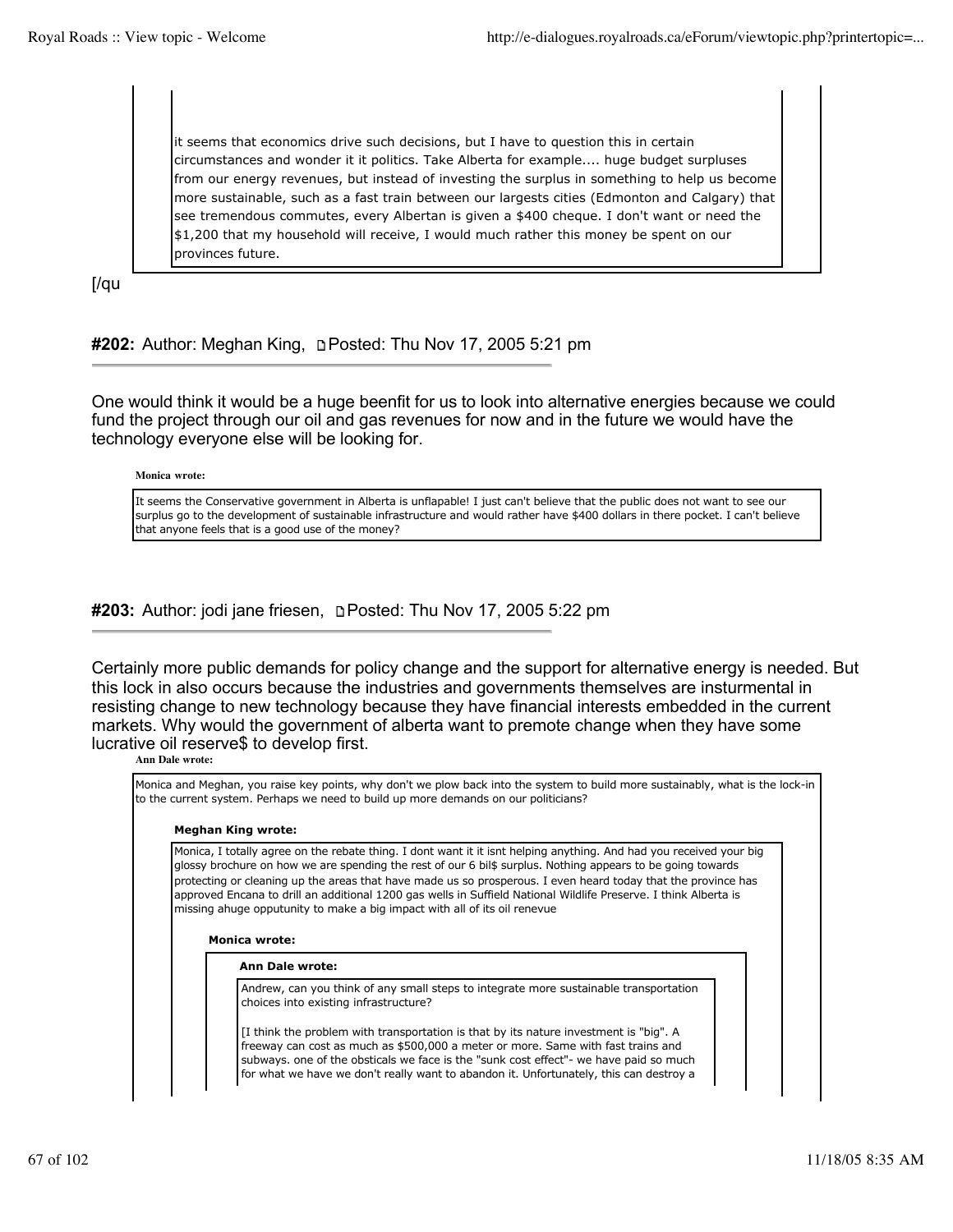> > it seems that economics drive such decisions, but I have to question this in certain circumstances and wonder it it politics. Take Alberta for example.... huge budget surpluses from our energy revenues, but instead of investing the surplus in something to help us become more sustainable, such as a fast train between our largests cities (Edmonton and Calgary) that see tremendous commutes, every Albertan is given a $400 cheque. I don't want or need the $1,200 that my household will receive, I would much rather this money be spent on our provinces future.

[/qu

**#202:** Author: Meghan King, Posted: Thu Nov 17, 2005 5:21 pm

One would think it would be a huge beenfit for us to look into alternative energies because we could fund the project through our oil and gas revenues for now and in the future we would have the technology everyone else will be looking for.

**Monica wrote:**

> It seems the Conservative government in Alberta is unflapable! I just can't believe that the public does not want to see our surplus go to the development of sustainable infrastructure and would rather have $400 dollars in there pocket. I can't believe that anyone feels that is a good use of the money?

**#203:** Author: jodi jane friesen, Posted: Thu Nov 17, 2005 5:22 pm

Certainly more public demands for policy change and the support for alternative energy is needed. But this lock in also occurs because the industries and governments themselves are insturmental in resisting change to new technology because they have financial interests embedded in the current markets. Why would the government of alberta want to premote change when they have some lucrative oil reserve$ to develop first.

**Ann Dale wrote:**

> Monica and Meghan, you raise key points, why don't we plow back into the system to build more sustainably, what is the lock-in to the current system. Perhaps we need to build up more demands on our politicians?
>
> **Meghan King wrote:**
>
> > Monica, I totally agree on the rebate thing. I dont want it it isnt helping anything. And had you received your big glossy brochure on how we are spending the rest of our 6 bil$ surplus. Nothing appears to be going towards protecting or cleaning up the areas that have made us so prosperous. I even heard today that the province has approved Encana to drill an additional 1200 gas wells in Suffield National Wildlife Preserve. I think Alberta is missing ahuge opputunity to make a big impact with all of its oil renevue
> >
> > **Monica wrote:**
> >
> > > **Ann Dale wrote:**
> > >
> > > > Andrew, can you think of any small steps to integrate more sustainable transportation choices into existing infrastructure?
> > > >
> > > > [I think the problem with transportation is that by its nature investment is "big". A freeway can cost as much as $500,000 a meter or more. Same with fast trains and subways. one of the obsticals we face is the "sunk cost effect"- we have paid so much for what we have we don't really want to abandon it. Unfortunately, this can destroy a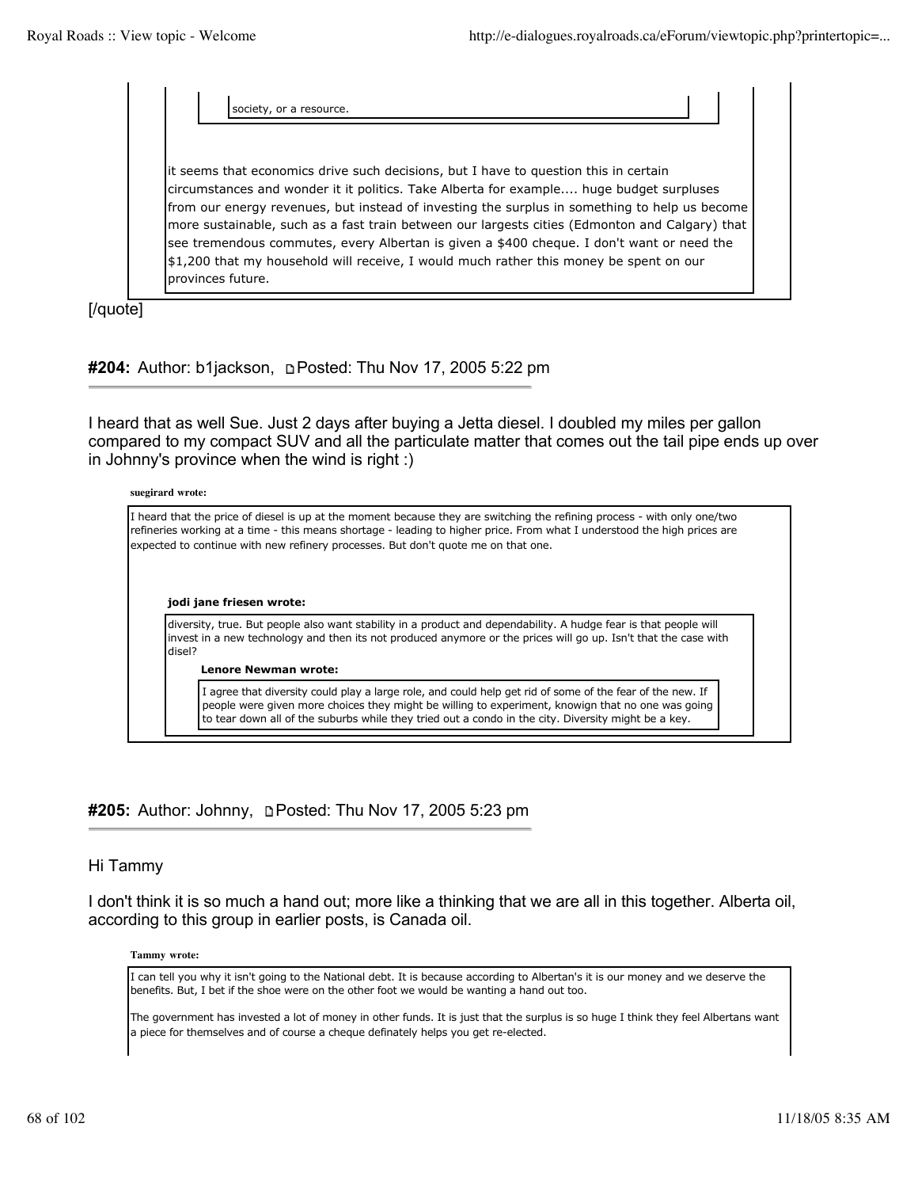> > society, or a resource.
>
> it seems that economics drive such decisions, but I have to question this in certain circumstances and wonder it it politics. Take Alberta for example.... huge budget surpluses from our energy revenues, but instead of investing the surplus in something to help us become more sustainable, such as a fast train between our largests cities (Edmonton and Calgary) that see tremendous commutes, every Albertan is given a $400 cheque. I don't want or need the $1,200 that my household will receive, I would much rather this money be spent on our provinces future.

[/quote]

**#204:** Author: b1jackson, Posted: Thu Nov 17, 2005 5:22 pm

I heard that as well Sue. Just 2 days after buying a Jetta diesel. I doubled my miles per gallon compared to my compact SUV and all the particulate matter that comes out the tail pipe ends up over in Johnny's province when the wind is right :)

**suegirard wrote:**

> I heard that the price of diesel is up at the moment because they are switching the refining process - with only one/two refineries working at a time - this means shortage - leading to higher price. From what I understood the high prices are expected to continue with new refinery processes. But don't quote me on that one.
>
> **jodi jane friesen wrote:**
>
> > diversity, true. But people also want stability in a product and dependability. A hudge fear is that people will invest in a new technology and then its not produced anymore or the prices will go up. Isn't that the case with disel?
> >
> > **Lenore Newman wrote:**
> >
> > > I agree that diversity could play a large role, and could help get rid of some of the fear of the new. If people were given more choices they might be willing to experiment, knowign that no one was going to tear down all of the suburbs while they tried out a condo in the city. Diversity might be a key.

**#205:** Author: Johnny, Posted: Thu Nov 17, 2005 5:23 pm

Hi Tammy

I don't think it is so much a hand out; more like a thinking that we are all in this together. Alberta oil, according to this group in earlier posts, is Canada oil.

**Tammy wrote:**

> I can tell you why it isn't going to the National debt. It is because according to Albertan's it is our money and we deserve the benefits. But, I bet if the shoe were on the other foot we would be wanting a hand out too.
>
> The government has invested a lot of money in other funds. It is just that the surplus is so huge I think they feel Albertans want a piece for themselves and of course a cheque definately helps you get re-elected.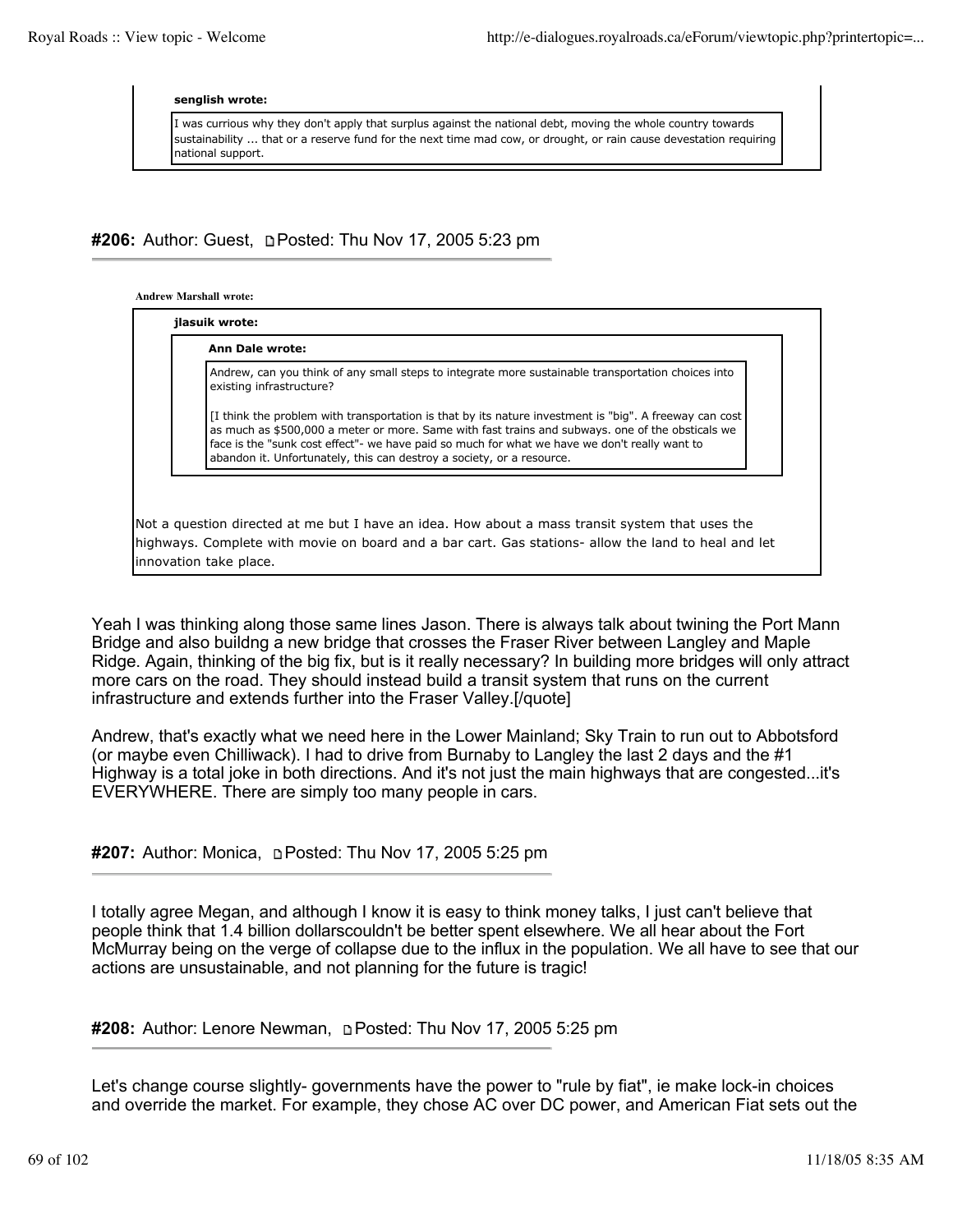> **senglish wrote:**
>
> I was currious why they don't apply that surplus against the national debt, moving the whole country towards sustainability ... that or a reserve fund for the next time mad cow, or drought, or rain cause devestation requiring national support.

**#206:** Author: Guest, Posted: Thu Nov 17, 2005 5:23 pm

> **Andrew Marshall wrote:**
>
> > **jlasuik wrote:**
> >
> > > **Ann Dale wrote:**
> > >
> > > Andrew, can you think of any small steps to integrate more sustainable transportation choices into existing infrastructure?
> > >
> > > [I think the problem with transportation is that by its nature investment is "big". A freeway can cost as much as $500,000 a meter or more. Same with fast trains and subways. one of the obsticals we face is the "sunk cost effect"- we have paid so much for what we have we don't really want to abandon it. Unfortunately, this can destroy a society, or a resource.
>
> Not a question directed at me but I have an idea. How about a mass transit system that uses the highways. Complete with movie on board and a bar cart. Gas stations- allow the land to heal and let innovation take place.

Yeah I was thinking along those same lines Jason. There is always talk about twining the Port Mann Bridge and also buildng a new bridge that crosses the Fraser River between Langley and Maple Ridge. Again, thinking of the big fix, but is it really necessary? In building more bridges will only attract more cars on the road. They should instead build a transit system that runs on the current infrastructure and extends further into the Fraser Valley.[/quote]

Andrew, that's exactly what we need here in the Lower Mainland; Sky Train to run out to Abbotsford (or maybe even Chilliwack). I had to drive from Burnaby to Langley the last 2 days and the #1 Highway is a total joke in both directions. And it's not just the main highways that are congested...it's EVERYWHERE. There are simply too many people in cars.

**#207:** Author: Monica, Posted: Thu Nov 17, 2005 5:25 pm

I totally agree Megan, and although I know it is easy to think money talks, I just can't believe that people think that 1.4 billion dollarscouldn't be better spent elsewhere. We all hear about the Fort McMurray being on the verge of collapse due to the influx in the population. We all have to see that our actions are unsustainable, and not planning for the future is tragic!

**#208:** Author: Lenore Newman, Posted: Thu Nov 17, 2005 5:25 pm

Let's change course slightly- governments have the power to "rule by fiat", ie make lock-in choices and override the market. For example, they chose AC over DC power, and American Fiat sets out the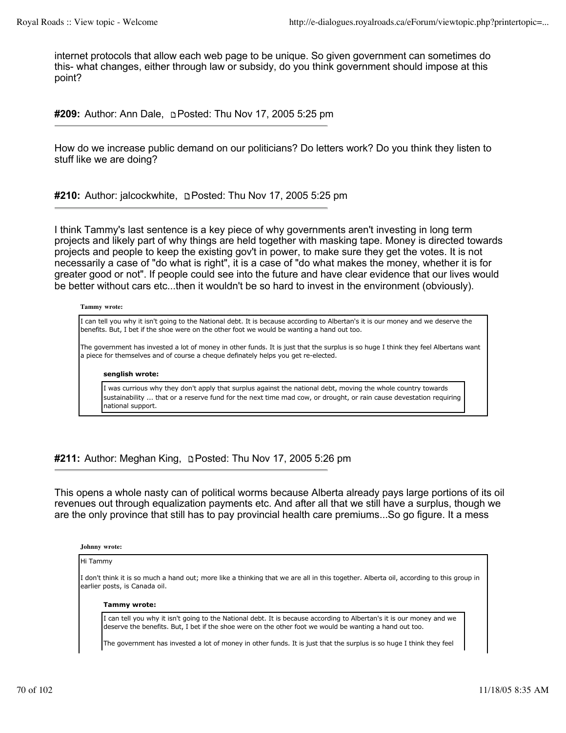internet protocols that allow each web page to be unique. So given government can sometimes do this- what changes, either through law or subsidy, do you think government should impose at this point?

**#209:** Author: Ann Dale, Posted: Thu Nov 17, 2005 5:25 pm

---

How do we increase public demand on our politicians? Do letters work? Do you think they listen to stuff like we are doing?

**#210:** Author: jalcockwhite, Posted: Thu Nov 17, 2005 5:25 pm

---

I think Tammy's last sentence is a key piece of why governments aren't investing in long term projects and likely part of why things are held together with masking tape. Money is directed towards projects and people to keep the existing gov't in power, to make sure they get the votes. It is not necessarily a case of "do what is right", it is a case of "do what makes the money, whether it is for greater good or not". If people could see into the future and have clear evidence that our lives would be better without cars etc...then it wouldn't be so hard to invest in the environment (obviously).

> **Tammy wrote:**
>
> I can tell you why it isn't going to the National debt. It is because according to Albertan's it is our money and we deserve the benefits. But, I bet if the shoe were on the other foot we would be wanting a hand out too.
>
> The government has invested a lot of money in other funds. It is just that the surplus is so huge I think they feel Albertans want a piece for themselves and of course a cheque definately helps you get re-elected.
>
> > **senglish wrote:**
> >
> > I was currious why they don't apply that surplus against the national debt, moving the whole country towards sustainability ... that or a reserve fund for the next time mad cow, or drought, or rain cause devestation requiring national support.

**#211:** Author: Meghan King, Posted: Thu Nov 17, 2005 5:26 pm

---

This opens a whole nasty can of political worms because Alberta already pays large portions of its oil revenues out through equalization payments etc. And after all that we still have a surplus, though we are the only province that still has to pay provincial health care premiums...So go figure. It a mess

> **Johnny wrote:**
>
> Hi Tammy
>
> I don't think it is so much a hand out; more like a thinking that we are all in this together. Alberta oil, according to this group in earlier posts, is Canada oil.
>
> > **Tammy wrote:**
> >
> > I can tell you why it isn't going to the National debt. It is because according to Albertan's it is our money and we deserve the benefits. But, I bet if the shoe were on the other foot we would be wanting a hand out too.
> >
> > The government has invested a lot of money in other funds. It is just that the surplus is so huge I think they feel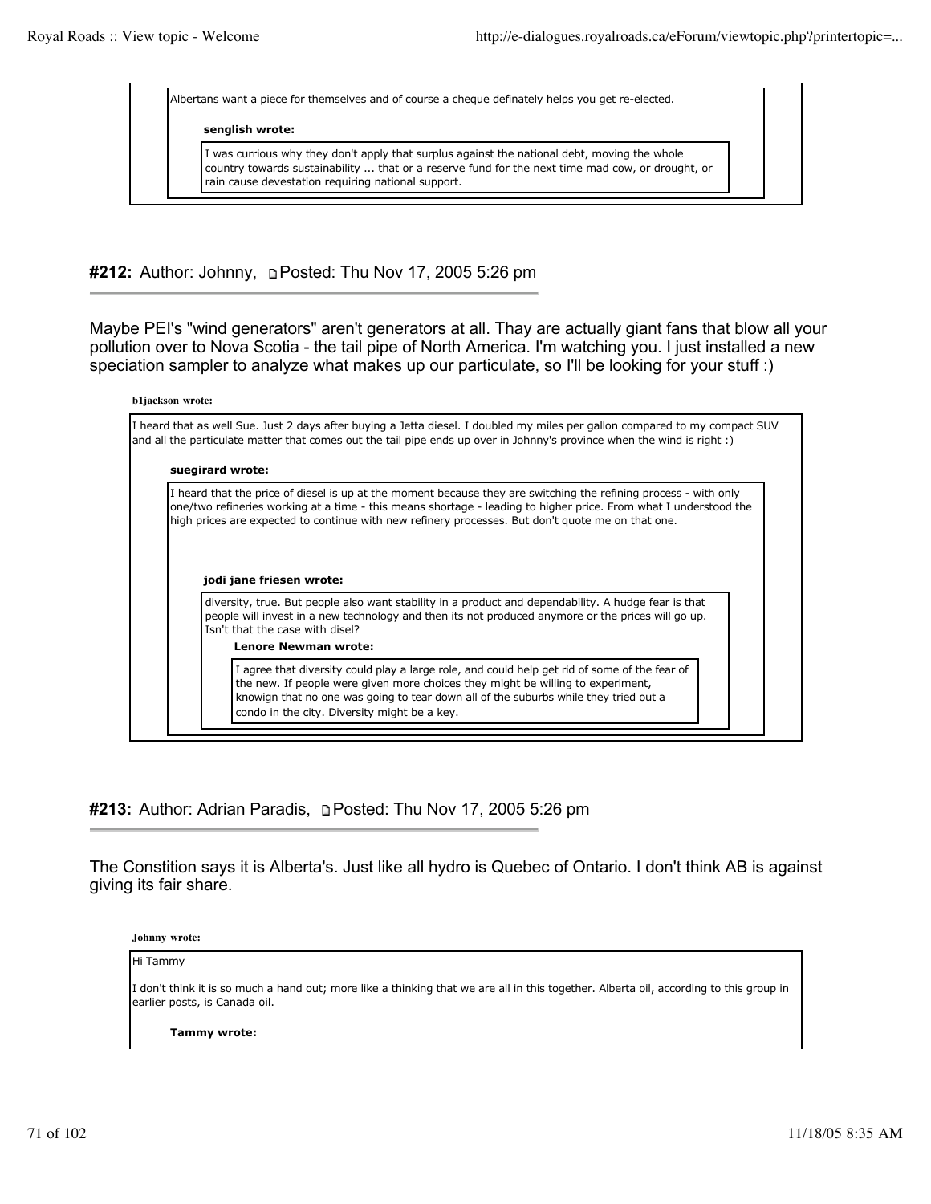> Albertans want a piece for themselves and of course a cheque definately helps you get re-elected.
>
> > **senglish wrote:**
> >
> > I was currious why they don't apply that surplus against the national debt, moving the whole country towards sustainability ... that or a reserve fund for the next time mad cow, or drought, or rain cause devestation requiring national support.

**#212:** Author: Johnny, Posted: Thu Nov 17, 2005 5:26 pm

Maybe PEI's "wind generators" aren't generators at all. Thay are actually giant fans that blow all your pollution over to Nova Scotia - the tail pipe of North America. I'm watching you. I just installed a new speciation sampler to analyze what makes up our particulate, so I'll be looking for your stuff :)

> **b1jackson wrote:**
>
> I heard that as well Sue. Just 2 days after buying a Jetta diesel. I doubled my miles per gallon compared to my compact SUV and all the particulate matter that comes out the tail pipe ends up over in Johnny's province when the wind is right :)
>
> > **suegirard wrote:**
> >
> > I heard that the price of diesel is up at the moment because they are switching the refining process - with only one/two refineries working at a time - this means shortage - leading to higher price. From what I understood the high prices are expected to continue with new refinery processes. But don't quote me on that one.
> >
> > > **jodi jane friesen wrote:**
> > >
> > > diversity, true. But people also want stability in a product and dependability. A hudge fear is that people will invest in a new technology and then its not produced anymore or the prices will go up. Isn't that the case with disel?
> > >
> > > > **Lenore Newman wrote:**
> > > >
> > > > I agree that diversity could play a large role, and could help get rid of some of the fear of the new. If people were given more choices they might be willing to experiment, knowign that no one was going to tear down all of the suburbs while they tried out a condo in the city. Diversity might be a key.

**#213:** Author: Adrian Paradis, Posted: Thu Nov 17, 2005 5:26 pm

The Constition says it is Alberta's. Just like all hydro is Quebec of Ontario. I don't think AB is against giving its fair share.

> **Johnny wrote:**
>
> Hi Tammy
>
> I don't think it is so much a hand out; more like a thinking that we are all in this together. Alberta oil, according to this group in earlier posts, is Canada oil.
>
> > **Tammy wrote:**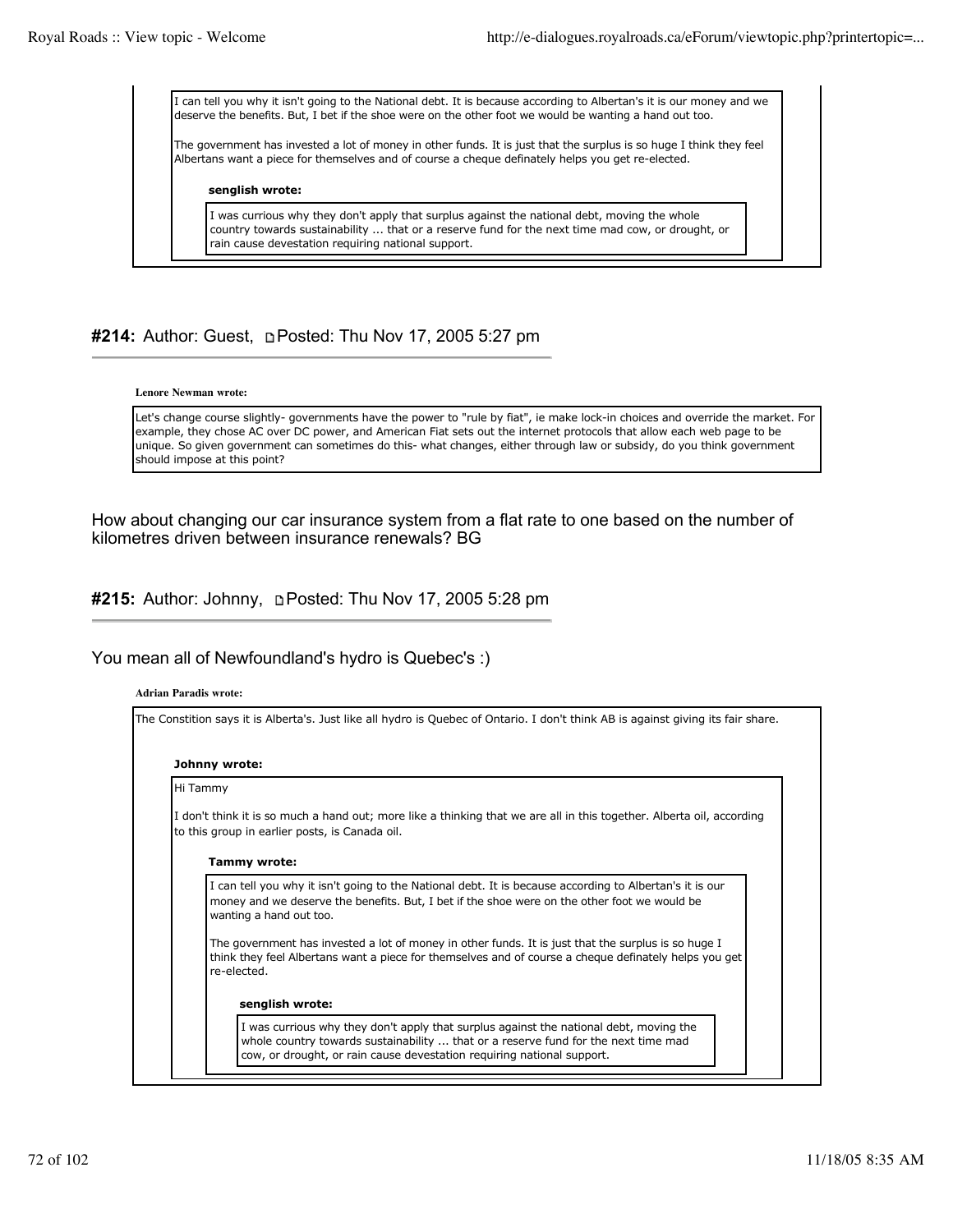> I can tell you why it isn't going to the National debt. It is because according to Albertan's it is our money and we deserve the benefits. But, I bet if the shoe were on the other foot we would be wanting a hand out too.
>
> The government has invested a lot of money in other funds. It is just that the surplus is so huge I think they feel Albertans want a piece for themselves and of course a cheque definately helps you get re-elected.
>
> **senglish wrote:**
>
> > I was currious why they don't apply that surplus against the national debt, moving the whole country towards sustainability ... that or a reserve fund for the next time mad cow, or drought, or rain cause devestation requiring national support.

### **#214:** Author: Guest, Posted: Thu Nov 17, 2005 5:27 pm

**Lenore Newman wrote:**

> Let's change course slightly- governments have the power to "rule by fiat", ie make lock-in choices and override the market. For example, they chose AC over DC power, and American Fiat sets out the internet protocols that allow each web page to be unique. So given government can sometimes do this- what changes, either through law or subsidy, do you think government should impose at this point?

How about changing our car insurance system from a flat rate to one based on the number of kilometres driven between insurance renewals? BG

### **#215:** Author: Johnny, Posted: Thu Nov 17, 2005 5:28 pm

You mean all of Newfoundland's hydro is Quebec's :)

**Adrian Paradis wrote:**

> The Constition says it is Alberta's. Just like all hydro is Quebec of Ontario. I don't think AB is against giving its fair share.
>
> **Johnny wrote:**
>
> > Hi Tammy
> >
> > I don't think it is so much a hand out; more like a thinking that we are all in this together. Alberta oil, according to this group in earlier posts, is Canada oil.
> >
> > **Tammy wrote:**
> >
> > > I can tell you why it isn't going to the National debt. It is because according to Albertan's it is our money and we deserve the benefits. But, I bet if the shoe were on the other foot we would be wanting a hand out too.
> > >
> > > The government has invested a lot of money in other funds. It is just that the surplus is so huge I think they feel Albertans want a piece for themselves and of course a cheque definately helps you get re-elected.
> > >
> > > **senglish wrote:**
> > >
> > > > I was currious why they don't apply that surplus against the national debt, moving the whole country towards sustainability ... that or a reserve fund for the next time mad cow, or drought, or rain cause devestation requiring national support.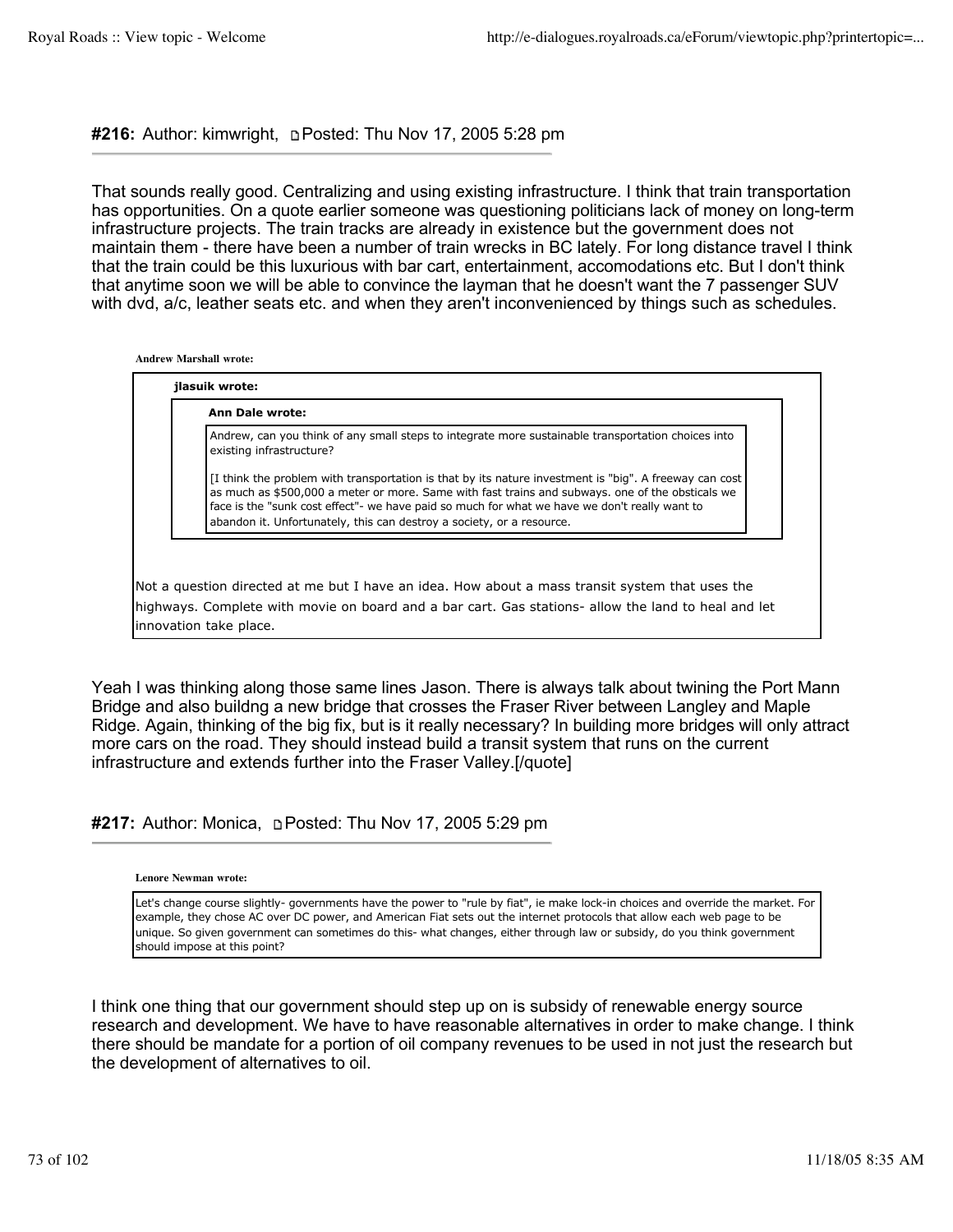**#216:** Author: kimwright, Posted: Thu Nov 17, 2005 5:28 pm

That sounds really good. Centralizing and using existing infrastructure. I think that train transportation has opportunities. On a quote earlier someone was questioning politicians lack of money on long-term infrastructure projects. The train tracks are already in existence but the government does not maintain them - there have been a number of train wrecks in BC lately. For long distance travel I think that the train could be this luxurious with bar cart, entertainment, accomodations etc. But I don't think that anytime soon we will be able to convince the layman that he doesn't want the 7 passenger SUV with dvd, a/c, leather seats etc. and when they aren't inconvenienced by things such as schedules.

> **Andrew Marshall wrote:**
>
> > **jlasuik wrote:**
> >
> > > **Ann Dale wrote:**
> > >
> > > Andrew, can you think of any small steps to integrate more sustainable transportation choices into existing infrastructure?
> > >
> > > [I think the problem with transportation is that by its nature investment is "big". A freeway can cost as much as $500,000 a meter or more. Same with fast trains and subways. one of the obsticals we face is the "sunk cost effect"- we have paid so much for what we have we don't really want to abandon it. Unfortunately, this can destroy a society, or a resource.
>
> Not a question directed at me but I have an idea. How about a mass transit system that uses the highways. Complete with movie on board and a bar cart. Gas stations- allow the land to heal and let innovation take place.

Yeah I was thinking along those same lines Jason. There is always talk about twining the Port Mann Bridge and also buildng a new bridge that crosses the Fraser River between Langley and Maple Ridge. Again, thinking of the big fix, but is it really necessary? In building more bridges will only attract more cars on the road. They should instead build a transit system that runs on the current infrastructure and extends further into the Fraser Valley.[/quote]

**#217:** Author: Monica, Posted: Thu Nov 17, 2005 5:29 pm

> **Lenore Newman wrote:**
>
> Let's change course slightly- governments have the power to "rule by fiat", ie make lock-in choices and override the market. For example, they chose AC over DC power, and American Fiat sets out the internet protocols that allow each web page to be unique. So given government can sometimes do this- what changes, either through law or subsidy, do you think government should impose at this point?

I think one thing that our government should step up on is subsidy of renewable energy source research and development. We have to have reasonable alternatives in order to make change. I think there should be mandate for a portion of oil company revenues to be used in not just the research but the development of alternatives to oil.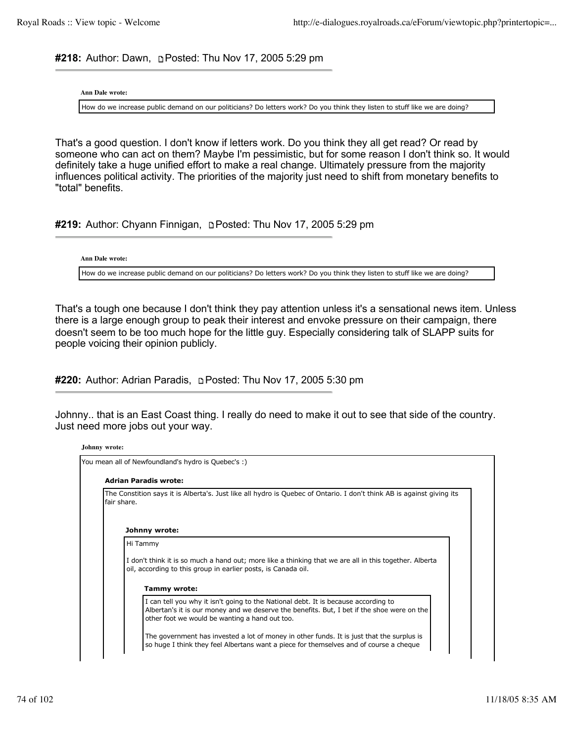**#218:** Author: Dawn, Posted: Thu Nov 17, 2005 5:29 pm

> **Ann Dale wrote:**
>
> How do we increase public demand on our politicians? Do letters work? Do you think they listen to stuff like we are doing?

That's a good question. I don't know if letters work. Do you think they all get read? Or read by someone who can act on them? Maybe I'm pessimistic, but for some reason I don't think so. It would definitely take a huge unified effort to make a real change. Ultimately pressure from the majority influences political activity. The priorities of the majority just need to shift from monetary benefits to "total" benefits.

**#219:** Author: Chyann Finnigan, Posted: Thu Nov 17, 2005 5:29 pm

> **Ann Dale wrote:**
>
> How do we increase public demand on our politicians? Do letters work? Do you think they listen to stuff like we are doing?

That's a tough one because I don't think they pay attention unless it's a sensational news item. Unless there is a large enough group to peak their interest and envoke pressure on their campaign, there doesn't seem to be too much hope for the little guy. Especially considering talk of SLAPP suits for people voicing their opinion publicly.

**#220:** Author: Adrian Paradis, Posted: Thu Nov 17, 2005 5:30 pm

Johnny.. that is an East Coast thing. I really do need to make it out to see that side of the country. Just need more jobs out your way.

> **Johnny wrote:**
>
> You mean all of Newfoundland's hydro is Quebec's :)
>
> > **Adrian Paradis wrote:**
> >
> > The Constition says it is Alberta's. Just like all hydro is Quebec of Ontario. I don't think AB is against giving its fair share.
> >
> > > **Johnny wrote:**
> > >
> > > Hi Tammy
> > >
> > > I don't think it is so much a hand out; more like a thinking that we are all in this together. Alberta oil, according to this group in earlier posts, is Canada oil.
> > >
> > > > **Tammy wrote:**
> > > >
> > > > I can tell you why it isn't going to the National debt. It is because according to Albertan's it is our money and we deserve the benefits. But, I bet if the shoe were on the other foot we would be wanting a hand out too.
> > > >
> > > > The government has invested a lot of money in other funds. It is just that the surplus is so huge I think they feel Albertans want a piece for themselves and of course a cheque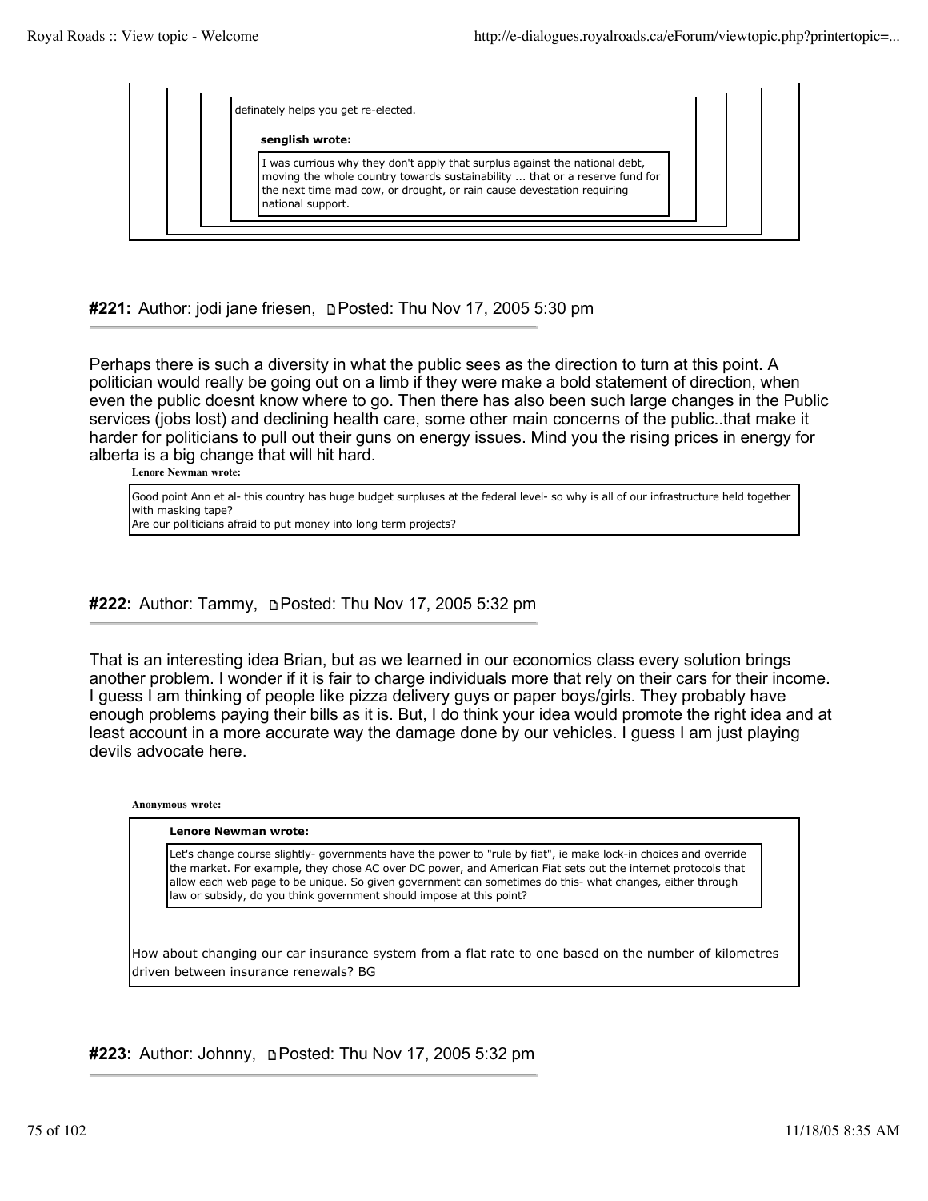> > > definately helps you get re-elected.
> > >
> > > **senglish wrote:**
> > >
> > > > I was currious why they don't apply that surplus against the national debt, moving the whole country towards sustainability ... that or a reserve fund for the next time mad cow, or drought, or rain cause devestation requiring national support.

### **#221:** Author: jodi jane friesen, Posted: Thu Nov 17, 2005 5:30 pm

Perhaps there is such a diversity in what the public sees as the direction to turn at this point. A politician would really be going out on a limb if they were make a bold statement of direction, when even the public doesnt know where to go. Then there has also been such large changes in the Public services (jobs lost) and declining health care, some other main concerns of the public..that make it harder for politicians to pull out their guns on energy issues. Mind you the rising prices in energy for alberta is a big change that will hit hard.

**Lenore Newman wrote:**

> Good point Ann et al- this country has huge budget surpluses at the federal level- so why is all of our infrastructure held together with masking tape?
> Are our politicians afraid to put money into long term projects?

### **#222:** Author: Tammy, Posted: Thu Nov 17, 2005 5:32 pm

That is an interesting idea Brian, but as we learned in our economics class every solution brings another problem. I wonder if it is fair to charge individuals more that rely on their cars for their income. I guess I am thinking of people like pizza delivery guys or paper boys/girls. They probably have enough problems paying their bills as it is. But, I do think your idea would promote the right idea and at least account in a more accurate way the damage done by our vehicles. I guess I am just playing devils advocate here.

**Anonymous wrote:**

> **Lenore Newman wrote:**
>
> > Let's change course slightly- governments have the power to "rule by fiat", ie make lock-in choices and override the market. For example, they chose AC over DC power, and American Fiat sets out the internet protocols that allow each web page to be unique. So given government can sometimes do this- what changes, either through law or subsidy, do you think government should impose at this point?
>
> How about changing our car insurance system from a flat rate to one based on the number of kilometres driven between insurance renewals? BG

### **#223:** Author: Johnny, Posted: Thu Nov 17, 2005 5:32 pm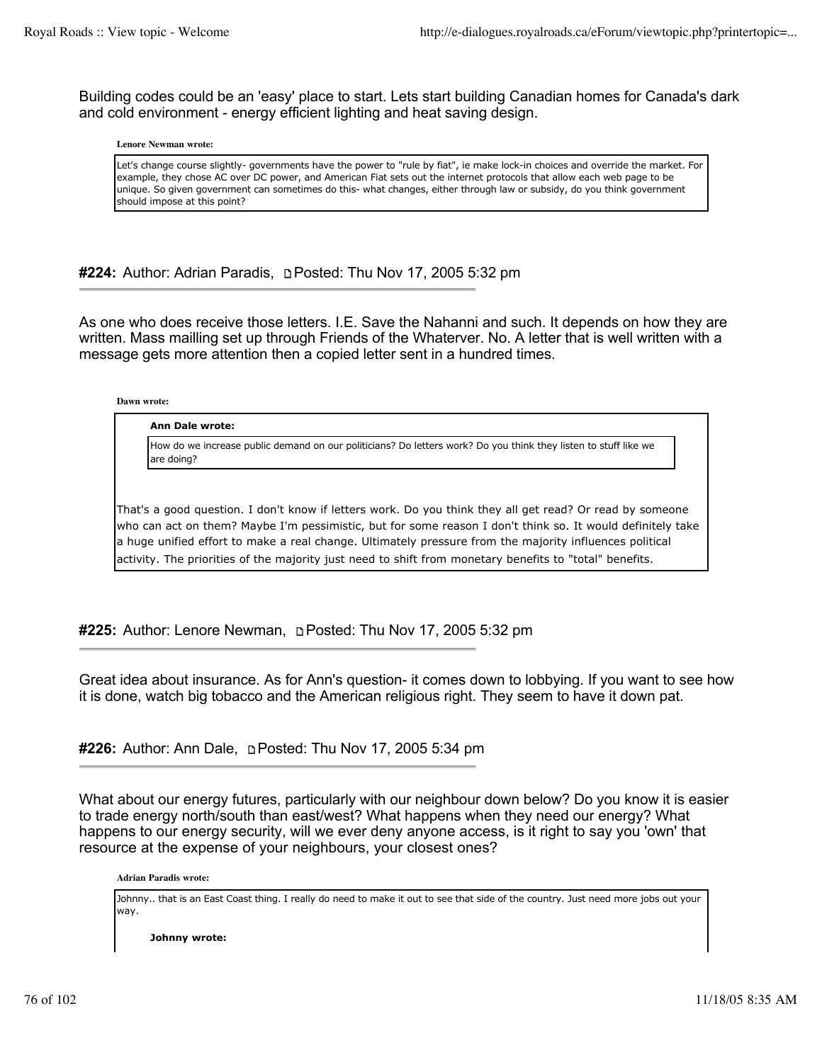Building codes could be an 'easy' place to start. Lets start building Canadian homes for Canada's dark and cold environment - energy efficient lighting and heat saving design.

> **Lenore Newman wrote:**
>
> Let's change course slightly- governments have the power to "rule by fiat", ie make lock-in choices and override the market. For example, they chose AC over DC power, and American Fiat sets out the internet protocols that allow each web page to be unique. So given government can sometimes do this- what changes, either through law or subsidy, do you think government should impose at this point?

### #224: Author: Adrian Paradis, Posted: Thu Nov 17, 2005 5:32 pm

As one who does receive those letters. I.E. Save the Nahanni and such. It depends on how they are written. Mass mailling set up through Friends of the Whaterver. No. A letter that is well written with a message gets more attention then a copied letter sent in a hundred times.

> **Dawn wrote:**
>
> > **Ann Dale wrote:**
> >
> > How do we increase public demand on our politicians? Do letters work? Do you think they listen to stuff like we are doing?
>
> That's a good question. I don't know if letters work. Do you think they all get read? Or read by someone who can act on them? Maybe I'm pessimistic, but for some reason I don't think so. It would definitely take a huge unified effort to make a real change. Ultimately pressure from the majority influences political activity. The priorities of the majority just need to shift from monetary benefits to "total" benefits.

### #225: Author: Lenore Newman, Posted: Thu Nov 17, 2005 5:32 pm

Great idea about insurance. As for Ann's question- it comes down to lobbying. If you want to see how it is done, watch big tobacco and the American religious right. They seem to have it down pat.

### #226: Author: Ann Dale, Posted: Thu Nov 17, 2005 5:34 pm

What about our energy futures, particularly with our neighbour down below? Do you know it is easier to trade energy north/south than east/west? What happens when they need our energy? What happens to our energy security, will we ever deny anyone access, is it right to say you 'own' that resource at the expense of your neighbours, your closest ones?

> **Adrian Paradis wrote:**
>
> Johnny.. that is an East Coast thing. I really do need to make it out to see that side of the country. Just need more jobs out your way.
>
> > **Johnny wrote:**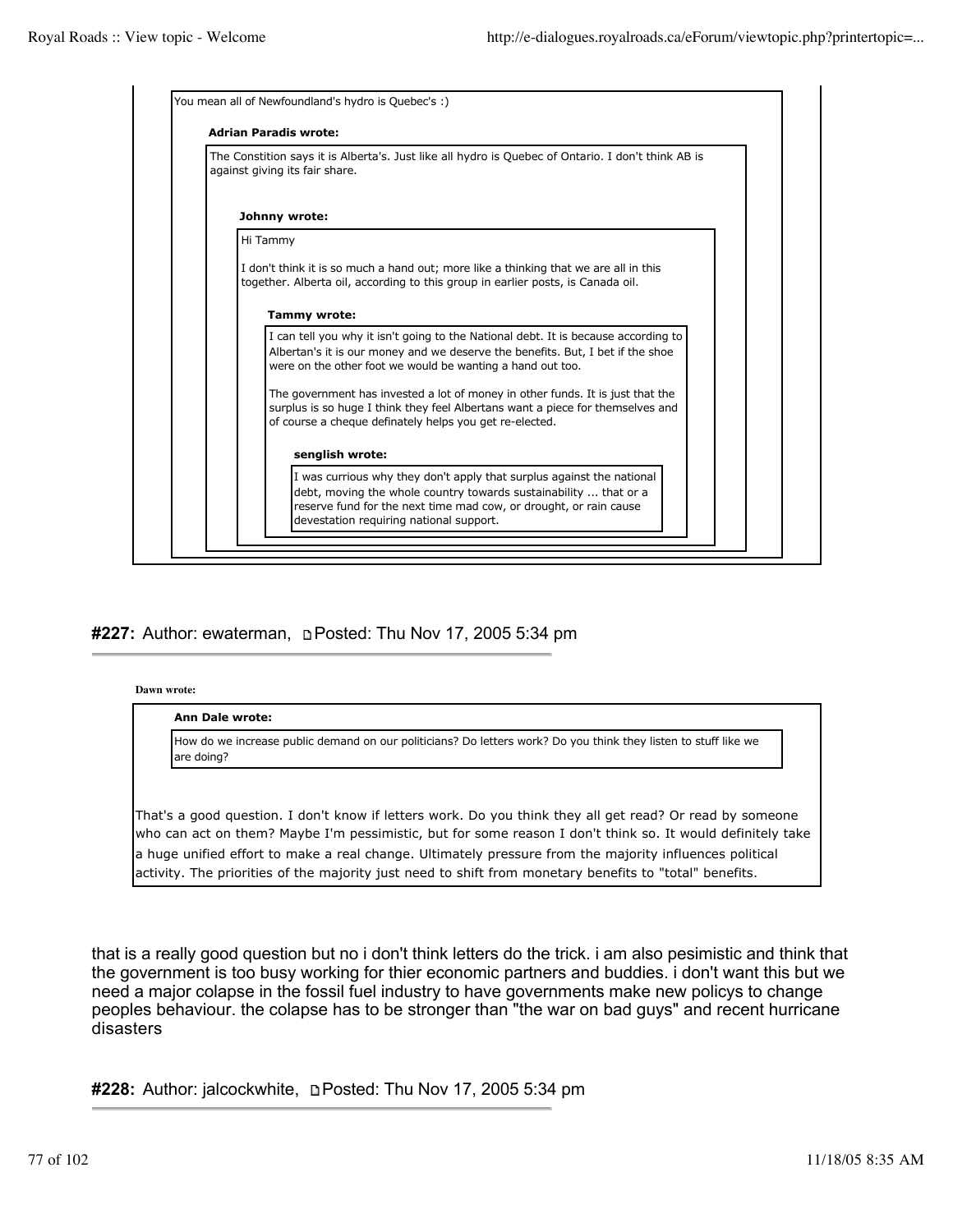> You mean all of Newfoundland's hydro is Quebec's :)
>
> **Adrian Paradis wrote:**
>
> > The Constition says it is Alberta's. Just like all hydro is Quebec of Ontario. I don't think AB is against giving its fair share.
> >
> > **Johnny wrote:**
> >
> > > Hi Tammy
> > >
> > > I don't think it is so much a hand out; more like a thinking that we are all in this together. Alberta oil, according to this group in earlier posts, is Canada oil.
> > >
> > > **Tammy wrote:**
> > >
> > > > I can tell you why it isn't going to the National debt. It is because according to Albertan's it is our money and we deserve the benefits. But, I bet if the shoe were on the other foot we would be wanting a hand out too.
> > > >
> > > > The government has invested a lot of money in other funds. It is just that the surplus is so huge I think they feel Albertans want a piece for themselves and of course a cheque definately helps you get re-elected.
> > > >
> > > > **senglish wrote:**
> > > >
> > > > > I was currious why they don't apply that surplus against the national debt, moving the whole country towards sustainability ... that or a reserve fund for the next time mad cow, or drought, or rain cause devestation requiring national support.

## #227: Author: ewaterman, Posted: Thu Nov 17, 2005 5:34 pm

**Dawn wrote:**

> **Ann Dale wrote:**
>
> > How do we increase public demand on our politicians? Do letters work? Do you think they listen to stuff like we are doing?
>
> That's a good question. I don't know if letters work. Do you think they all get read? Or read by someone who can act on them? Maybe I'm pessimistic, but for some reason I don't think so. It would definitely take a huge unified effort to make a real change. Ultimately pressure from the majority influences political activity. The priorities of the majority just need to shift from monetary benefits to "total" benefits.

that is a really good question but no i don't think letters do the trick. i am also pesimistic and think that the government is too busy working for thier economic partners and buddies. i don't want this but we need a major colapse in the fossil fuel industry to have governments make new policys to change peoples behaviour. the colapse has to be stronger than "the war on bad guys" and recent hurricane disasters

## #228: Author: jalcockwhite, Posted: Thu Nov 17, 2005 5:34 pm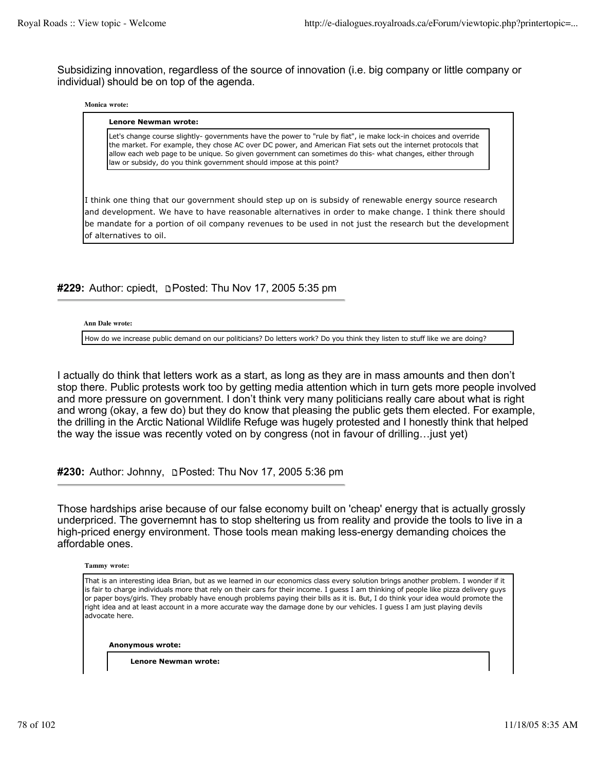Subsidizing innovation, regardless of the source of innovation (i.e. big company or little company or individual) should be on top of the agenda.

> **Monica wrote:**
>
> > **Lenore Newman wrote:**
> >
> > Let's change course slightly- governments have the power to "rule by fiat", ie make lock-in choices and override the market. For example, they chose AC over DC power, and American Fiat sets out the internet protocols that allow each web page to be unique. So given government can sometimes do this- what changes, either through law or subsidy, do you think government should impose at this point?
>
> I think one thing that our government should step up on is subsidy of renewable energy source research and development. We have to have reasonable alternatives in order to make change. I think there should be mandate for a portion of oil company revenues to be used in not just the research but the development of alternatives to oil.

**#229:** Author: cpiedt, Posted: Thu Nov 17, 2005 5:35 pm

> **Ann Dale wrote:**
>
> How do we increase public demand on our politicians? Do letters work? Do you think they listen to stuff like we are doing?

I actually do think that letters work as a start, as long as they are in mass amounts and then don't stop there. Public protests work too by getting media attention which in turn gets more people involved and more pressure on government. I don't think very many politicians really care about what is right and wrong (okay, a few do) but they do know that pleasing the public gets them elected. For example, the drilling in the Arctic National Wildlife Refuge was hugely protested and I honestly think that helped the way the issue was recently voted on by congress (not in favour of drilling…just yet)

**#230:** Author: Johnny, Posted: Thu Nov 17, 2005 5:36 pm

Those hardships arise because of our false economy built on 'cheap' energy that is actually grossly underpriced. The governemnt has to stop sheltering us from reality and provide the tools to live in a high-priced energy environment. Those tools mean making less-energy demanding choices the affordable ones.

> **Tammy wrote:**
>
> That is an interesting idea Brian, but as we learned in our economics class every solution brings another problem. I wonder if it is fair to charge individuals more that rely on their cars for their income. I guess I am thinking of people like pizza delivery guys or paper boys/girls. They probably have enough problems paying their bills as it is. But, I do think your idea would promote the right idea and at least account in a more accurate way the damage done by our vehicles. I guess I am just playing devils advocate here.
>
> > **Anonymous wrote:**
> >
> > > **Lenore Newman wrote:**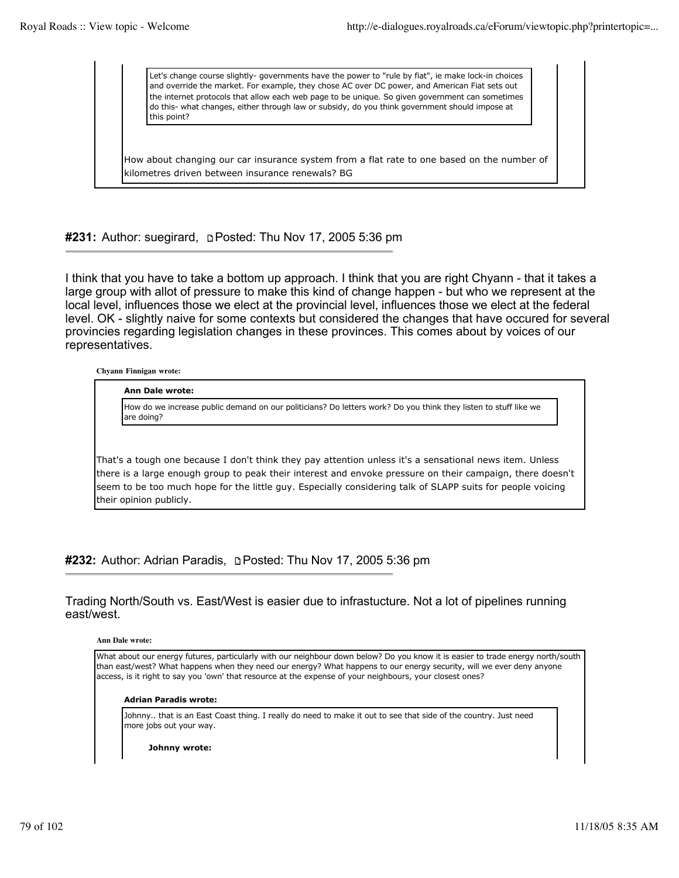> > Let's change course slightly- governments have the power to "rule by fiat", ie make lock-in choices and override the market. For example, they chose AC over DC power, and American Fiat sets out the internet protocols that allow each web page to be unique. So given government can sometimes do this- what changes, either through law or subsidy, do you think government should impose at this point?
>
> How about changing our car insurance system from a flat rate to one based on the number of kilometres driven between insurance renewals? BG

### #231: Author: suegirard, Posted: Thu Nov 17, 2005 5:36 pm

I think that you have to take a bottom up approach. I think that you are right Chyann - that it takes a large group with allot of pressure to make this kind of change happen - but who we represent at the local level, influences those we elect at the provincial level, influences those we elect at the federal level. OK - slightly naive for some contexts but considered the changes that have occured for several provincies regarding legislation changes in these provinces. This comes about by voices of our representatives.

**Chyann Finnigan wrote:**

> **Ann Dale wrote:**
>
> > How do we increase public demand on our politicians? Do letters work? Do you think they listen to stuff like we are doing?
>
> That's a tough one because I don't think they pay attention unless it's a sensational news item. Unless there is a large enough group to peak their interest and envoke pressure on their campaign, there doesn't seem to be too much hope for the little guy. Especially considering talk of SLAPP suits for people voicing their opinion publicly.

### #232: Author: Adrian Paradis, Posted: Thu Nov 17, 2005 5:36 pm

Trading North/South vs. East/West is easier due to infrastucture. Not a lot of pipelines running east/west.

**Ann Dale wrote:**

> What about our energy futures, particularly with our neighbour down below? Do you know it is easier to trade energy north/south than east/west? What happens when they need our energy? What happens to our energy security, will we ever deny anyone access, is it right to say you 'own' that resource at the expense of your neighbours, your closest ones?
>
> **Adrian Paradis wrote:**
>
> > Johnny.. that is an East Coast thing. I really do need to make it out to see that side of the country. Just need more jobs out your way.
> >
> > **Johnny wrote:**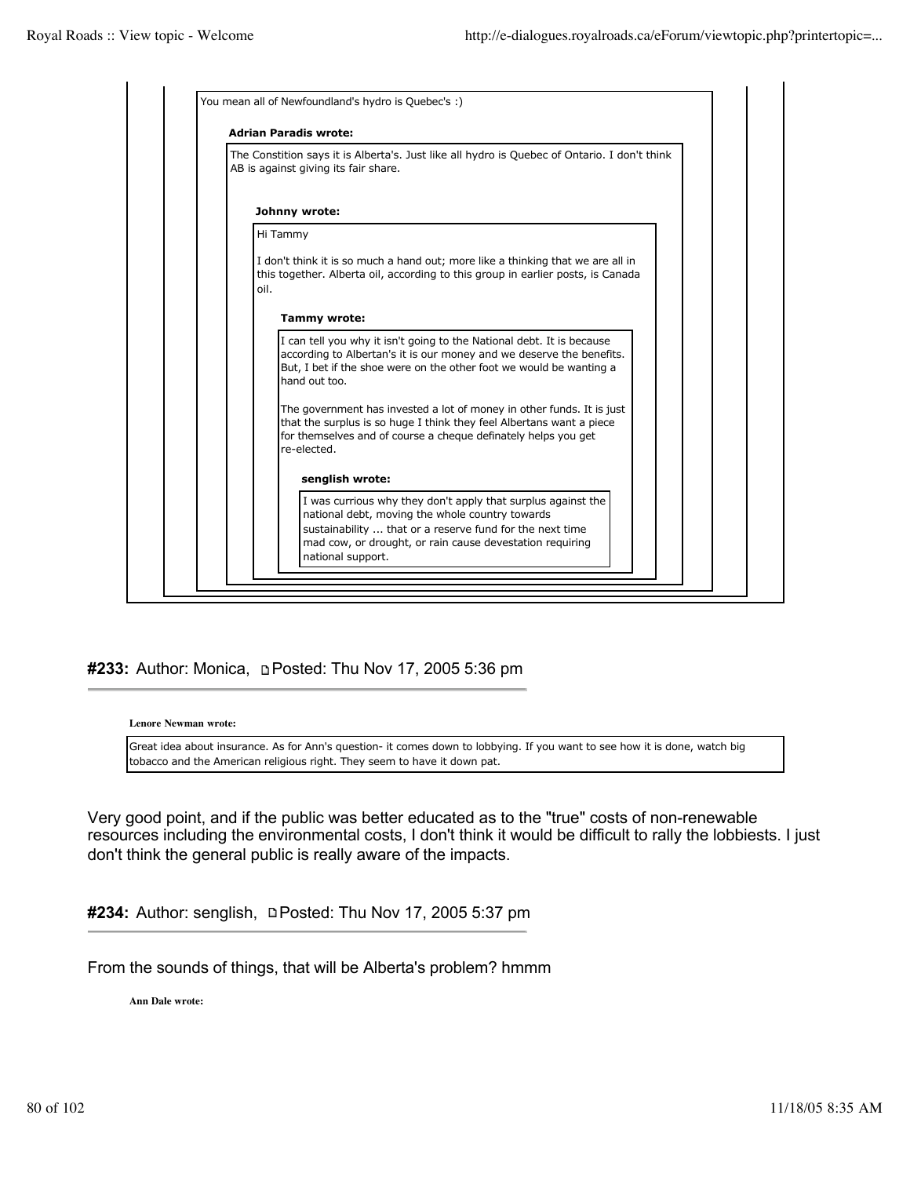> You mean all of Newfoundland's hydro is Quebec's :)
>
> **Adrian Paradis wrote:**
>
> > The Constition says it is Alberta's. Just like all hydro is Quebec of Ontario. I don't think AB is against giving its fair share.
> >
> > **Johnny wrote:**
> >
> > > Hi Tammy
> > >
> > > I don't think it is so much a hand out; more like a thinking that we are all in this together. Alberta oil, according to this group in earlier posts, is Canada oil.
> > >
> > > **Tammy wrote:**
> > >
> > > > I can tell you why it isn't going to the National debt. It is because according to Albertan's it is our money and we deserve the benefits. But, I bet if the shoe were on the other foot we would be wanting a hand out too.
> > > >
> > > > The government has invested a lot of money in other funds. It is just that the surplus is so huge I think they feel Albertans want a piece for themselves and of course a cheque definately helps you get re-elected.
> > > >
> > > > **senglish wrote:**
> > > >
> > > > > I was currious why they don't apply that surplus against the national debt, moving the whole country towards sustainability ... that or a reserve fund for the next time mad cow, or drought, or rain cause devestation requiring national support.

**#233:** Author: Monica, Posted: Thu Nov 17, 2005 5:36 pm

**Lenore Newman wrote:**

> Great idea about insurance. As for Ann's question- it comes down to lobbying. If you want to see how it is done, watch big tobacco and the American religious right. They seem to have it down pat.

Very good point, and if the public was better educated as to the "true" costs of non-renewable resources including the environmental costs, I don't think it would be difficult to rally the lobbiests. I just don't think the general public is really aware of the impacts.

**#234:** Author: senglish, Posted: Thu Nov 17, 2005 5:37 pm

From the sounds of things, that will be Alberta's problem? hmmm

**Ann Dale wrote:**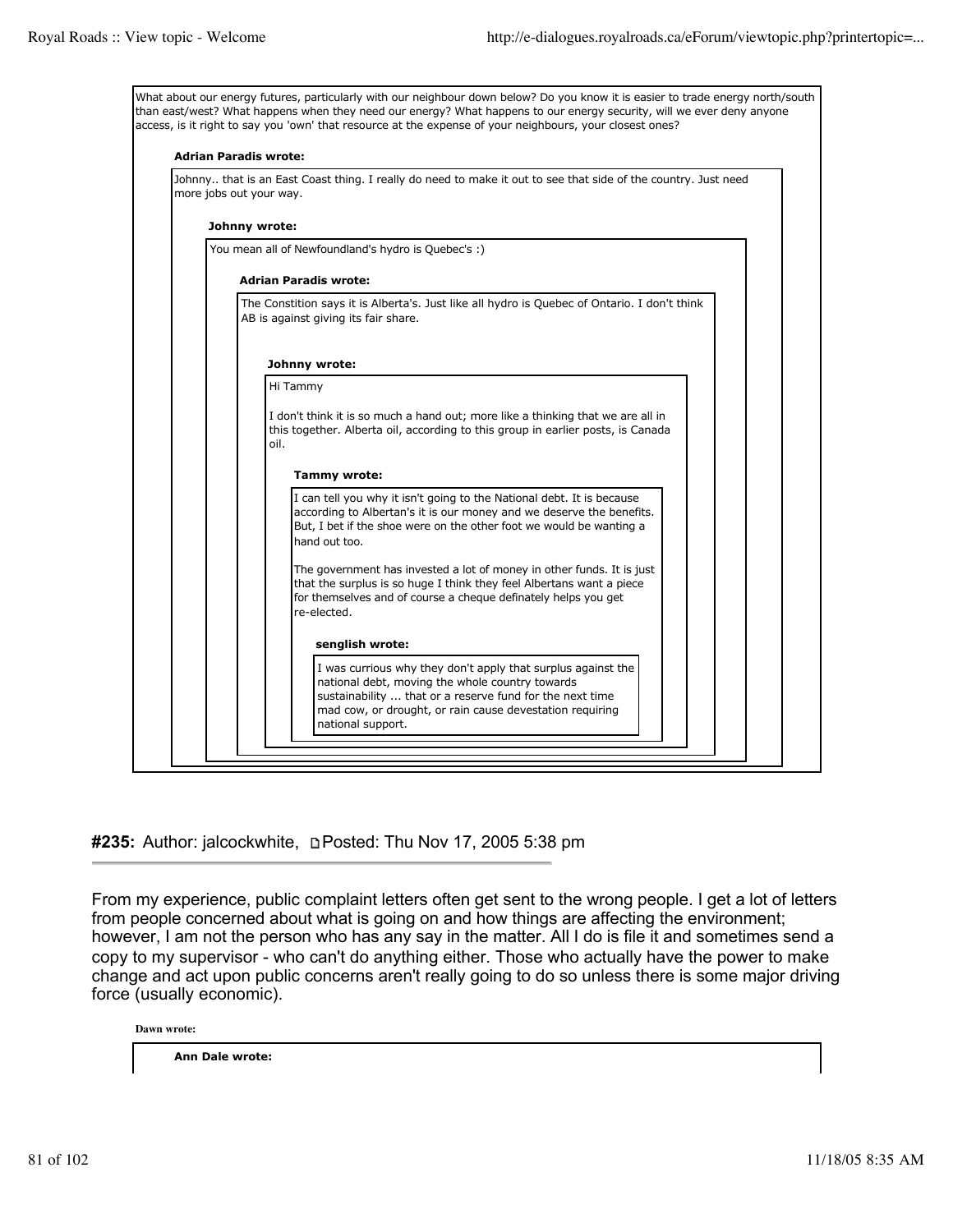What about our energy futures, particularly with our neighbour down below? Do you know it is easier to trade energy north/south than east/west? What happens when they need our energy? What happens to our energy security, will we ever deny anyone access, is it right to say you 'own' that resource at the expense of your neighbours, your closest ones?

> **Adrian Paradis wrote:**
>
> Johnny.. that is an East Coast thing. I really do need to make it out to see that side of the country. Just need more jobs out your way.
>
> > **Johnny wrote:**
> >
> > You mean all of Newfoundland's hydro is Quebec's :)
> >
> > > **Adrian Paradis wrote:**
> > >
> > > The Constition says it is Alberta's. Just like all hydro is Quebec of Ontario. I don't think AB is against giving its fair share.
> > >
> > > > **Johnny wrote:**
> > > >
> > > > Hi Tammy
> > > >
> > > > I don't think it is so much a hand out; more like a thinking that we are all in this together. Alberta oil, according to this group in earlier posts, is Canada oil.
> > > >
> > > > > **Tammy wrote:**
> > > > >
> > > > > I can tell you why it isn't going to the National debt. It is because according to Albertan's it is our money and we deserve the benefits. But, I bet if the shoe were on the other foot we would be wanting a hand out too.
> > > > >
> > > > > The government has invested a lot of money in other funds. It is just that the surplus is so huge I think they feel Albertans want a piece for themselves and of course a cheque definately helps you get re-elected.
> > > > >
> > > > > > **senglish wrote:**
> > > > > >
> > > > > > I was currious why they don't apply that surplus against the national debt, moving the whole country towards sustainability ... that or a reserve fund for the next time mad cow, or drought, or rain cause devestation requiring national support.

**#235:** Author: jalcockwhite, Posted: Thu Nov 17, 2005 5:38 pm

From my experience, public complaint letters often get sent to the wrong people. I get a lot of letters from people concerned about what is going on and how things are affecting the environment; however, I am not the person who has any say in the matter. All I do is file it and sometimes send a copy to my supervisor - who can't do anything either. Those who actually have the power to make change and act upon public concerns aren't really going to do so unless there is some major driving force (usually economic).

**Dawn wrote:**

> **Ann Dale wrote:**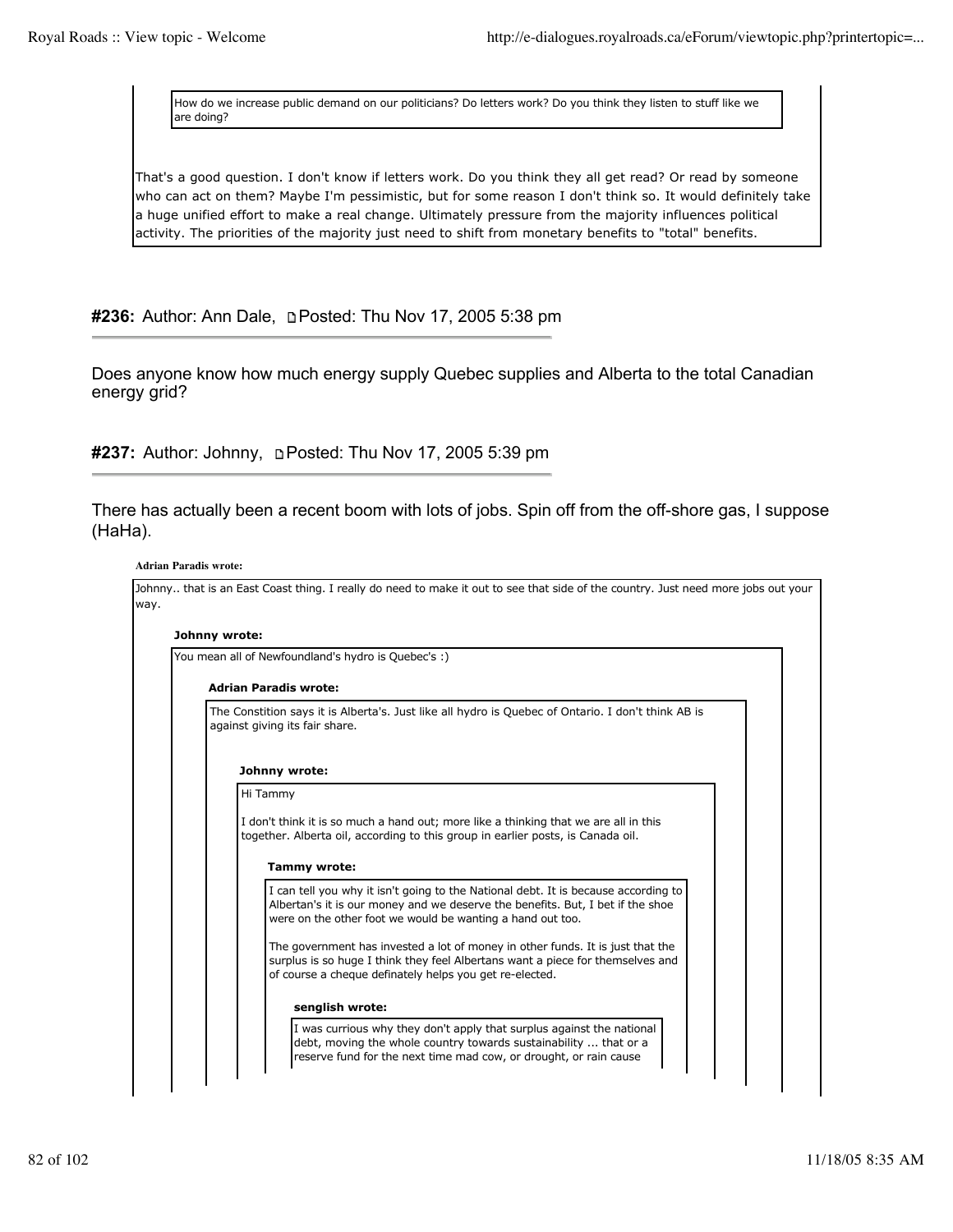> How do we increase public demand on our politicians? Do letters work? Do you think they listen to stuff like we are doing?

That's a good question. I don't know if letters work. Do you think they all get read? Or read by someone who can act on them? Maybe I'm pessimistic, but for some reason I don't think so. It would definitely take a huge unified effort to make a real change. Ultimately pressure from the majority influences political activity. The priorities of the majority just need to shift from monetary benefits to "total" benefits.

**#236:** Author: Ann Dale, Posted: Thu Nov 17, 2005 5:38 pm

Does anyone know how much energy supply Quebec supplies and Alberta to the total Canadian energy grid?

**#237:** Author: Johnny, Posted: Thu Nov 17, 2005 5:39 pm

There has actually been a recent boom with lots of jobs. Spin off from the off-shore gas, I suppose (HaHa).

**Adrian Paradis wrote:**

> Johnny.. that is an East Coast thing. I really do need to make it out to see that side of the country. Just need more jobs out your way.
>
> **Johnny wrote:**
>
> > You mean all of Newfoundland's hydro is Quebec's :)
> >
> > **Adrian Paradis wrote:**
> >
> > > The Constition says it is Alberta's. Just like all hydro is Quebec of Ontario. I don't think AB is against giving its fair share.
> > >
> > > **Johnny wrote:**
> > >
> > > > Hi Tammy
> > > >
> > > > I don't think it is so much a hand out; more like a thinking that we are all in this together. Alberta oil, according to this group in earlier posts, is Canada oil.
> > > >
> > > > **Tammy wrote:**
> > > >
> > > > > I can tell you why it isn't going to the National debt. It is because according to Albertan's it is our money and we deserve the benefits. But, I bet if the shoe were on the other foot we would be wanting a hand out too.
> > > > >
> > > > > The government has invested a lot of money in other funds. It is just that the surplus is so huge I think they feel Albertans want a piece for themselves and of course a cheque definately helps you get re-elected.
> > > > >
> > > > > **senglish wrote:**
> > > > >
> > > > > > I was currious why they don't apply that surplus against the national debt, moving the whole country towards sustainability ... that or a reserve fund for the next time mad cow, or drought, or rain cause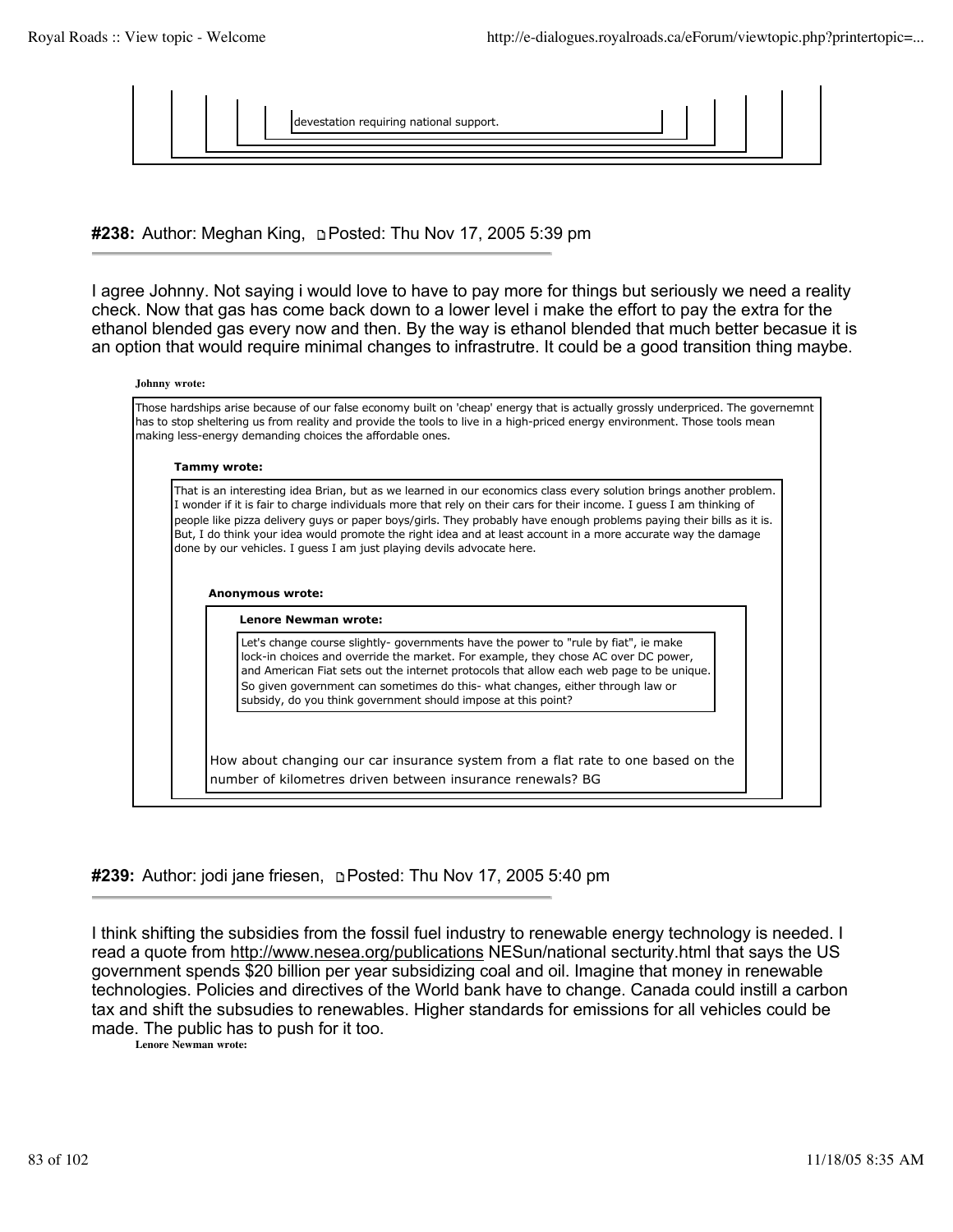devestation requiring national support.

**#238:** Author: Meghan King, Posted: Thu Nov 17, 2005 5:39 pm

I agree Johnny. Not saying i would love to have to pay more for things but seriously we need a reality check. Now that gas has come back down to a lower level i make the effort to pay the extra for the ethanol blended gas every now and then. By the way is ethanol blended that much better becasue it is an option that would require minimal changes to infrastrutre. It could be a good transition thing maybe.

> **Johnny wrote:**
>
> Those hardships arise because of our false economy built on 'cheap' energy that is actually grossly underpriced. The governemnt has to stop sheltering us from reality and provide the tools to live in a high-priced energy environment. Those tools mean making less-energy demanding choices the affordable ones.
>
> > **Tammy wrote:**
> >
> > That is an interesting idea Brian, but as we learned in our economics class every solution brings another problem. I wonder if it is fair to charge individuals more that rely on their cars for their income. I guess I am thinking of people like pizza delivery guys or paper boys/girls. They probably have enough problems paying their bills as it is. But, I do think your idea would promote the right idea and at least account in a more accurate way the damage done by our vehicles. I guess I am just playing devils advocate here.
> >
> > > **Anonymous wrote:**
> > >
> > > > **Lenore Newman wrote:**
> > > >
> > > > Let's change course slightly- governments have the power to "rule by fiat", ie make lock-in choices and override the market. For example, they chose AC over DC power, and American Fiat sets out the internet protocols that allow each web page to be unique. So given government can sometimes do this- what changes, either through law or subsidy, do you think government should impose at this point?
> > >
> > > How about changing our car insurance system from a flat rate to one based on the number of kilometres driven between insurance renewals? BG

**#239:** Author: jodi jane friesen, Posted: Thu Nov 17, 2005 5:40 pm

I think shifting the subsidies from the fossil fuel industry to renewable energy technology is needed. I read a quote from http://www.nesea.org/publications NESun/national sectury.html that says the US government spends $20 billion per year subsidizing coal and oil. Imagine that money in renewable technologies. Policies and directives of the World bank have to change. Canada could instill a carbon tax and shift the subsudies to renewables. Higher standards for emissions for all vehicles could be made. The public has to push for it too.

> **Lenore Newman wrote:**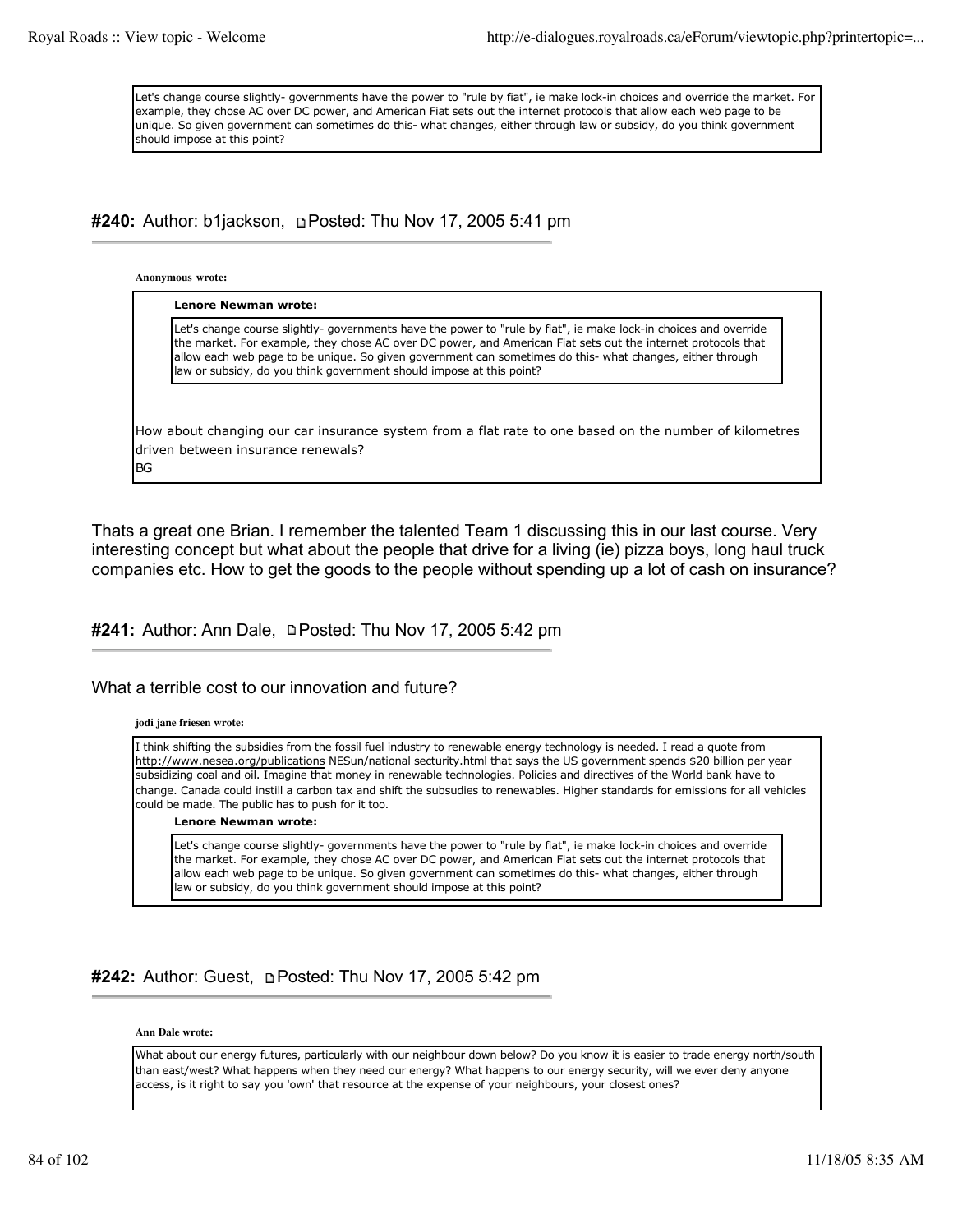> Let's change course slightly- governments have the power to "rule by fiat", ie make lock-in choices and override the market. For example, they chose AC over DC power, and American Fiat sets out the internet protocols that allow each web page to be unique. So given government can sometimes do this- what changes, either through law or subsidy, do you think government should impose at this point?

### #240: Author: b1jackson, Posted: Thu Nov 17, 2005 5:41 pm

**Anonymous wrote:**

> **Lenore Newman wrote:**
>
> > Let's change course slightly- governments have the power to "rule by fiat", ie make lock-in choices and override the market. For example, they chose AC over DC power, and American Fiat sets out the internet protocols that allow each web page to be unique. So given government can sometimes do this- what changes, either through law or subsidy, do you think government should impose at this point?
>
> How about changing our car insurance system from a flat rate to one based on the number of kilometres driven between insurance renewals?
> BG

Thats a great one Brian. I remember the talented Team 1 discussing this in our last course. Very interesting concept but what about the people that drive for a living (ie) pizza boys, long haul truck companies etc. How to get the goods to the people without spending up a lot of cash on insurance?

### #241: Author: Ann Dale, Posted: Thu Nov 17, 2005 5:42 pm

What a terrible cost to our innovation and future?

**jodi jane friesen wrote:**

> I think shifting the subsidies from the fossil fuel industry to renewable energy technology is needed. I read a quote from http://www.nesea.org/publications NESun/national sectruity.html that says the US government spends $20 billion per year subsidizing coal and oil. Imagine that money in renewable technologies. Policies and directives of the World bank have to change. Canada could instill a carbon tax and shift the subsudies to renewables. Higher standards for emissions for all vehicles could be made. The public has to push for it too.
>
> **Lenore Newman wrote:**
>
> > Let's change course slightly- governments have the power to "rule by fiat", ie make lock-in choices and override the market. For example, they chose AC over DC power, and American Fiat sets out the internet protocols that allow each web page to be unique. So given government can sometimes do this- what changes, either through law or subsidy, do you think government should impose at this point?

### #242: Author: Guest, Posted: Thu Nov 17, 2005 5:42 pm

**Ann Dale wrote:**

> What about our energy futures, particularly with our neighbour down below? Do you know it is easier to trade energy north/south than east/west? What happens when they need our energy? What happens to our energy security, will we ever deny anyone access, is it right to say you 'own' that resource at the expense of your neighbours, your closest ones?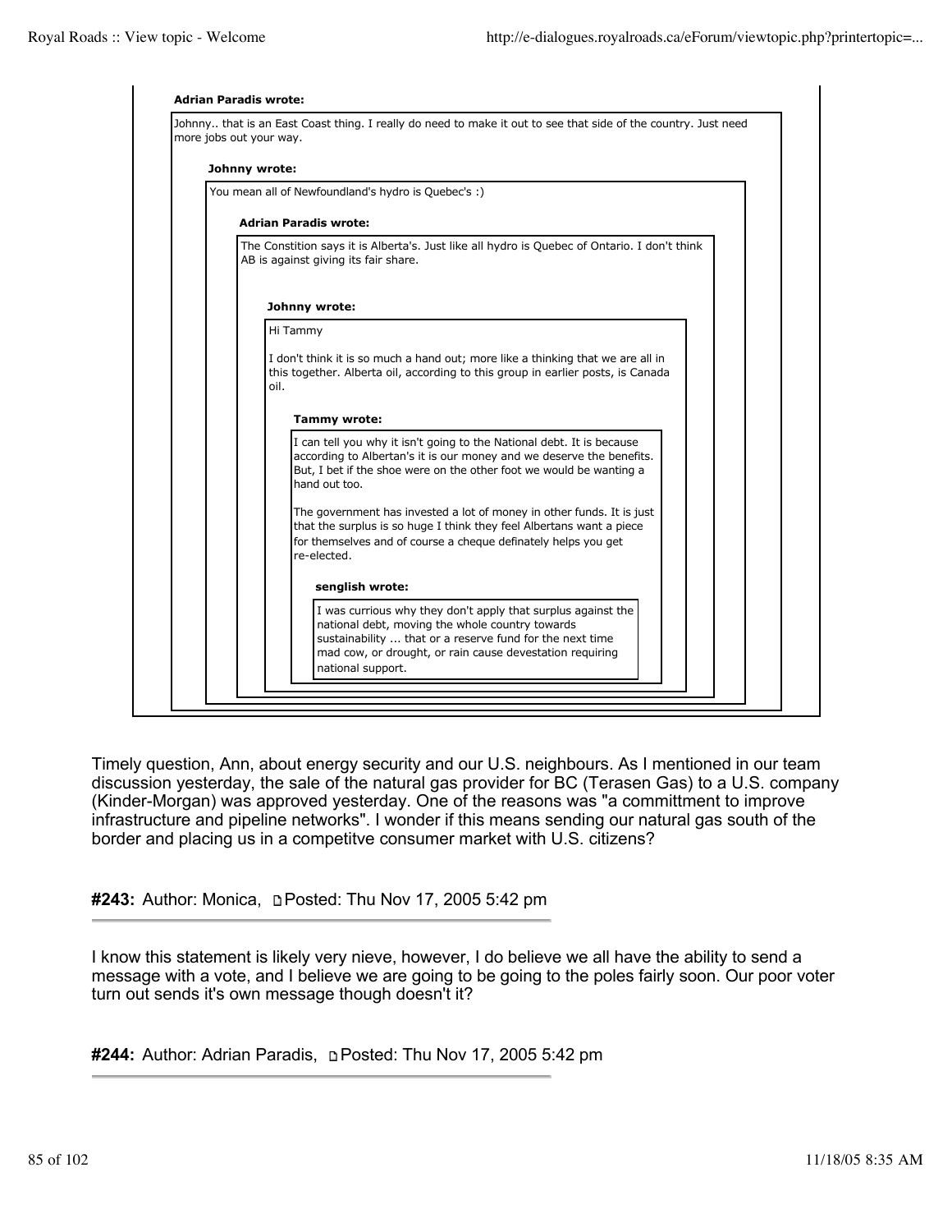> **Adrian Paradis wrote:**
>
> Johnny.. that is an East Coast thing. I really do need to make it out to see that side of the country. Just need more jobs out your way.
>
> > **Johnny wrote:**
> >
> > You mean all of Newfoundland's hydro is Quebec's :)
> >
> > > **Adrian Paradis wrote:**
> > >
> > > The Constition says it is Alberta's. Just like all hydro is Quebec of Ontario. I don't think AB is against giving its fair share.
> > >
> > > > **Johnny wrote:**
> > > >
> > > > Hi Tammy
> > > >
> > > > I don't think it is so much a hand out; more like a thinking that we are all in this together. Alberta oil, according to this group in earlier posts, is Canada oil.
> > > >
> > > > > **Tammy wrote:**
> > > > >
> > > > > I can tell you why it isn't going to the National debt. It is because according to Albertan's it is our money and we deserve the benefits. But, I bet if the shoe were on the other foot we would be wanting a hand out too.
> > > > >
> > > > > The government has invested a lot of money in other funds. It is just that the surplus is so huge I think they feel Albertans want a piece for themselves and of course a cheque definately helps you get re-elected.
> > > > >
> > > > > > **senglish wrote:**
> > > > > >
> > > > > > I was currious why they don't apply that surplus against the national debt, moving the whole country towards sustainability ... that or a reserve fund for the next time mad cow, or drought, or rain cause devestation requiring national support.

Timely question, Ann, about energy security and our U.S. neighbours. As I mentioned in our team discussion yesterday, the sale of the natural gas provider for BC (Terasen Gas) to a U.S. company (Kinder-Morgan) was approved yesterday. One of the reasons was "a committment to improve infrastructure and pipeline networks". I wonder if this means sending our natural gas south of the border and placing us in a competitve consumer market with U.S. citizens?

**#243:** Author: Monica, Posted: Thu Nov 17, 2005 5:42 pm

---

I know this statement is likely very nieve, however, I do believe we all have the ability to send a message with a vote, and I believe we are going to be going to the poles fairly soon. Our poor voter turn out sends it's own message though doesn't it?

**#244:** Author: Adrian Paradis, Posted: Thu Nov 17, 2005 5:42 pm

---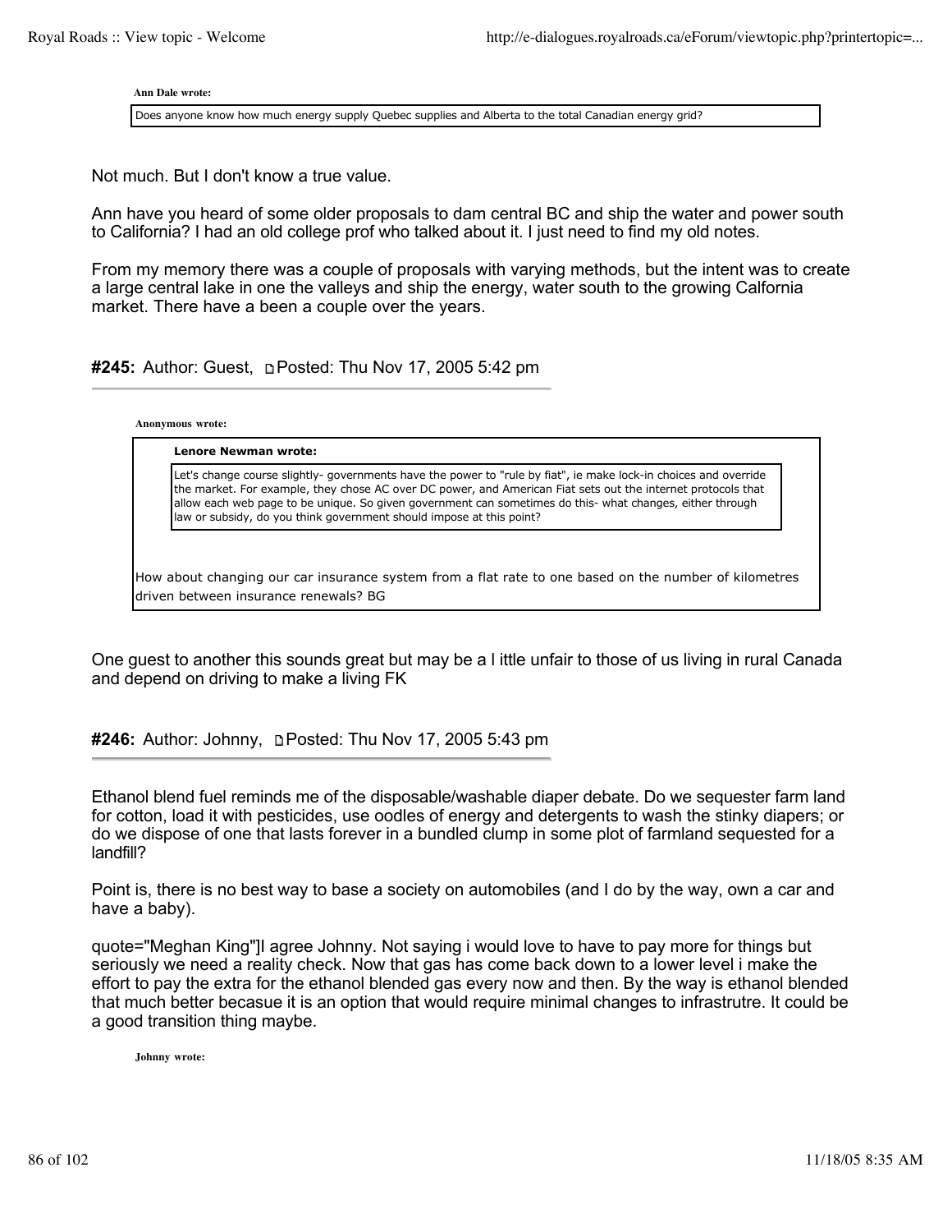**Ann Dale wrote:**

> Does anyone know how much energy supply Quebec supplies and Alberta to the total Canadian energy grid?

Not much. But I don't know a true value.

Ann have you heard of some older proposals to dam central BC and ship the water and power south to California? I had an old college prof who talked about it. I just need to find my old notes.

From my memory there was a couple of proposals with varying methods, but the intent was to create a large central lake in one the valleys and ship the energy, water south to the growing Calfornia market. There have a been a couple over the years.

**#245:** Author: Guest, Posted: Thu Nov 17, 2005 5:42 pm

---

**Anonymous wrote:**

> **Lenore Newman wrote:**
>
> > Let's change course slightly- governments have the power to "rule by fiat", ie make lock-in choices and override the market. For example, they chose AC over DC power, and American Fiat sets out the internet protocols that allow each web page to be unique. So given government can sometimes do this- what changes, either through law or subsidy, do you think government should impose at this point?
>
> How about changing our car insurance system from a flat rate to one based on the number of kilometres driven between insurance renewals? BG

One guest to another this sounds great but may be a l ittle unfair to those of us living in rural Canada and depend on driving to make a living FK

**#246:** Author: Johnny, Posted: Thu Nov 17, 2005 5:43 pm

---

Ethanol blend fuel reminds me of the disposable/washable diaper debate. Do we sequester farm land for cotton, load it with pesticides, use oodles of energy and detergents to wash the stinky diapers; or do we dispose of one that lasts forever in a bundled clump in some plot of farmland sequested for a landfill?

Point is, there is no best way to base a society on automobiles (and I do by the way, own a car and have a baby).

quote="Meghan King"]I agree Johnny. Not saying i would love to have to pay more for things but seriously we need a reality check. Now that gas has come back down to a lower level i make the effort to pay the extra for the ethanol blended gas every now and then. By the way is ethanol blended that much better becasue it is an option that would require minimal changes to infrastrutre. It could be a good transition thing maybe.

**Johnny wrote:**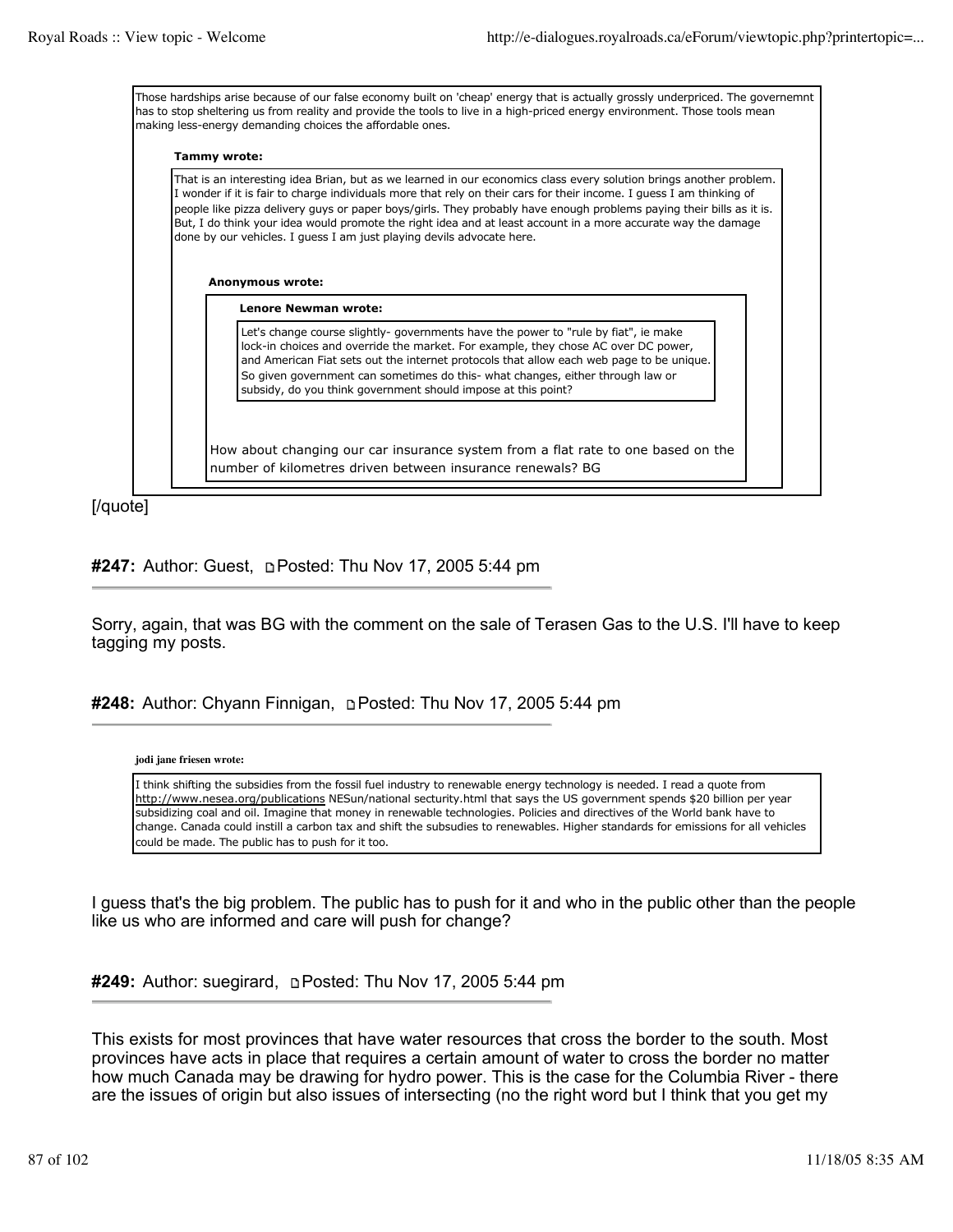> Those hardships arise because of our false economy built on 'cheap' energy that is actually grossly underpriced. The governemnt has to stop sheltering us from reality and provide the tools to live in a high-priced energy environment. Those tools mean making less-energy demanding choices the affordable ones.
>
> **Tammy wrote:**
>
> > That is an interesting idea Brian, but as we learned in our economics class every solution brings another problem. I wonder if it is fair to charge individuals more that rely on their cars for their income. I guess I am thinking of people like pizza delivery guys or paper boys/girls. They probably have enough problems paying their bills as it is. But, I do think your idea would promote the right idea and at least account in a more accurate way the damage done by our vehicles. I guess I am just playing devils advocate here.
> >
> > **Anonymous wrote:**
> >
> > > **Lenore Newman wrote:**
> > >
> > > > Let's change course slightly- governments have the power to "rule by fiat", ie make lock-in choices and override the market. For example, they chose AC over DC power, and American Fiat sets out the internet protocols that allow each web page to be unique. So given government can sometimes do this- what changes, either through law or subsidy, do you think government should impose at this point?
> > >
> > > How about changing our car insurance system from a flat rate to one based on the number of kilometres driven between insurance renewals? BG

[/quote]

**#247:** Author: Guest, Posted: Thu Nov 17, 2005 5:44 pm

---

Sorry, again, that was BG with the comment on the sale of Terasen Gas to the U.S. I'll have to keep tagging my posts.

**#248:** Author: Chyann Finnigan, Posted: Thu Nov 17, 2005 5:44 pm

---

**jodi jane friesen wrote:**

> I think shifting the subsidies from the fossil fuel industry to renewable energy technology is needed. I read a quote from http://www.nesea.org/publications NESun/national sectурity.html that says the US government spends $20 billion per year subsidizing coal and oil. Imagine that money in renewable technologies. Policies and directives of the World bank have to change. Canada could instill a carbon tax and shift the subsudies to renewables. Higher standards for emissions for all vehicles could be made. The public has to push for it too.

I guess that's the big problem. The public has to push for it and who in the public other than the people like us who are informed and care will push for change?

**#249:** Author: suegirard, Posted: Thu Nov 17, 2005 5:44 pm

---

This exists for most provinces that have water resources that cross the border to the south. Most provinces have acts in place that requires a certain amount of water to cross the border no matter how much Canada may be drawing for hydro power. This is the case for the Columbia River - there are the issues of origin but also issues of intersecting (no the right word but I think that you get my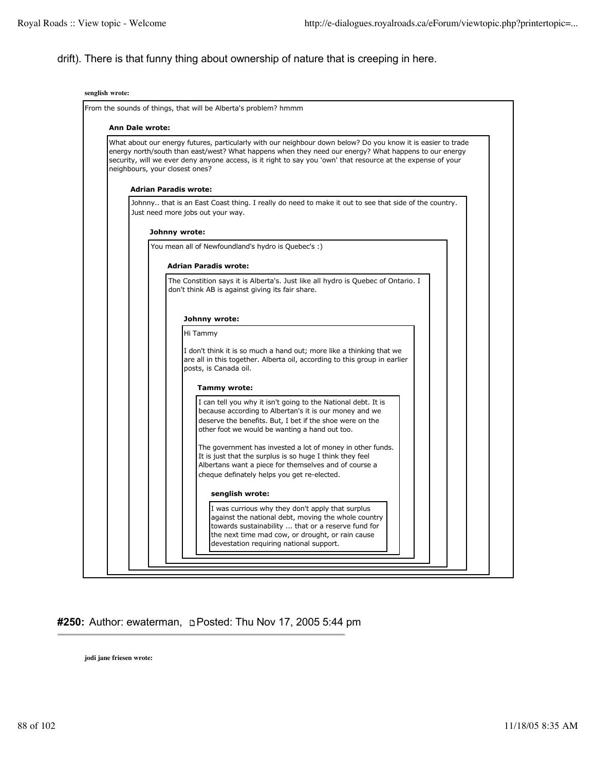drift). There is that funny thing about ownership of nature that is creeping in here.

**senglish wrote:**

> From the sounds of things, that will be Alberta's problem? hmmm
>
> **Ann Dale wrote:**
>
> > What about our energy futures, particularly with our neighbour down below? Do you know it is easier to trade energy north/south than east/west? What happens when they need our energy? What happens to our energy security, will we ever deny anyone access, is it right to say you 'own' that resource at the expense of your neighbours, your closest ones?
> >
> > **Adrian Paradis wrote:**
> >
> > > Johnny.. that is an East Coast thing. I really do need to make it out to see that side of the country. Just need more jobs out your way.
> > >
> > > **Johnny wrote:**
> > >
> > > > You mean all of Newfoundland's hydro is Quebec's :)
> > > >
> > > > **Adrian Paradis wrote:**
> > > >
> > > > > The Constition says it is Alberta's. Just like all hydro is Quebec of Ontario. I don't think AB is against giving its fair share.
> > > > >
> > > > > **Johnny wrote:**
> > > > >
> > > > > > Hi Tammy
> > > > > >
> > > > > > I don't think it is so much a hand out; more like a thinking that we are all in this together. Alberta oil, according to this group in earlier posts, is Canada oil.
> > > > > >
> > > > > > **Tammy wrote:**
> > > > > >
> > > > > > > I can tell you why it isn't going to the National debt. It is because according to Albertan's it is our money and we deserve the benefits. But, I bet if the shoe were on the other foot we would be wanting a hand out too.
> > > > > > >
> > > > > > > The government has invested a lot of money in other funds. It is just that the surplus is so huge I think they feel Albertans want a piece for themselves and of course a cheque definately helps you get re-elected.
> > > > > > >
> > > > > > > **senglish wrote:**
> > > > > > >
> > > > > > > > I was currious why they don't apply that surplus against the national debt, moving the whole country towards sustainability ... that or a reserve fund for the next time mad cow, or drought, or rain cause devestation requiring national support.

**#250:** Author: ewaterman, Posted: Thu Nov 17, 2005 5:44 pm

**jodi jane friesen wrote:**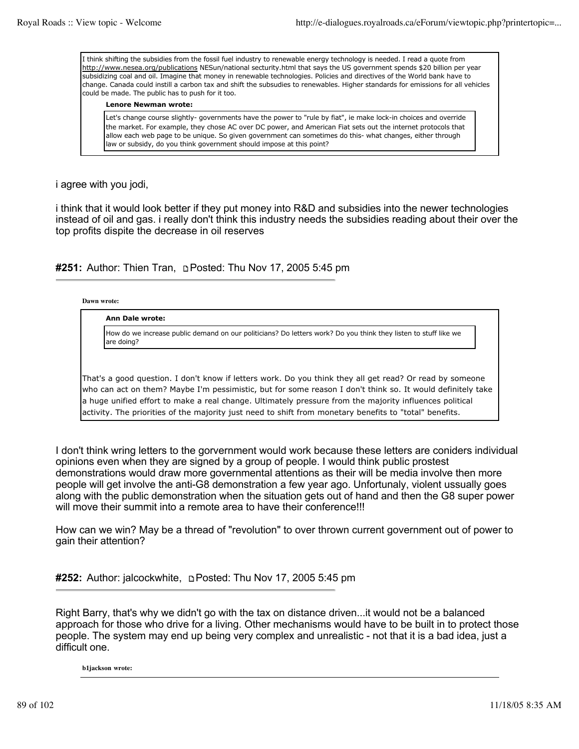> I think shifting the subsidies from the fossil fuel industry to renewable energy technology is needed. I read a quote from http://www.nesea.org/publications NESun/national sectury.html that says the US government spends $20 billion per year subsidizing coal and oil. Imagine that money in renewable technologies. Policies and directives of the World bank have to change. Canada could instill a carbon tax and shift the subsudies to renewables. Higher standards for emissions for all vehicles could be made. The public has to push for it too.
>
> **Lenore Newman wrote:**
>
> > Let's change course slightly- governments have the power to "rule by fiat", ie make lock-in choices and override the market. For example, they chose AC over DC power, and American Fiat sets out the internet protocols that allow each web page to be unique. So given government can sometimes do this- what changes, either through law or subsidy, do you think government should impose at this point?

i agree with you jodi,

i think that it would look better if they put money into R&D and subsidies into the newer technologies instead of oil and gas. i really don't think this industry needs the subsidies reading about their over the top profits dispite the decrease in oil reserves

**#251:** Author: Thien Tran, Posted: Thu Nov 17, 2005 5:45 pm

**Dawn wrote:**

> **Ann Dale wrote:**
>
> > How do we increase public demand on our politicians? Do letters work? Do you think they listen to stuff like we are doing?
>
> That's a good question. I don't know if letters work. Do you think they all get read? Or read by someone who can act on them? Maybe I'm pessimistic, but for some reason I don't think so. It would definitely take a huge unified effort to make a real change. Ultimately pressure from the majority influences political activity. The priorities of the majority just need to shift from monetary benefits to "total" benefits.

I don't think wring letters to the gorvernment would work because these letters are coniders individual opinions even when they are signed by a group of people. I would think public prostest demonstrations would draw more governmental attentions as their will be media involve then more people will get involve the anti-G8 demonstration a few year ago. Unfortunaly, violent ussually goes along with the public demonstration when the situation gets out of hand and then the G8 super power will move their summit into a remote area to have their conference!!!

How can we win? May be a thread of "revolution" to over thrown current government out of power to gain their attention?

**#252:** Author: jalcockwhite, Posted: Thu Nov 17, 2005 5:45 pm

Right Barry, that's why we didn't go with the tax on distance driven...it would not be a balanced approach for those who drive for a living. Other mechanisms would have to be built in to protect those people. The system may end up being very complex and unrealistic - not that it is a bad idea, just a difficult one.

**b1jackson wrote:**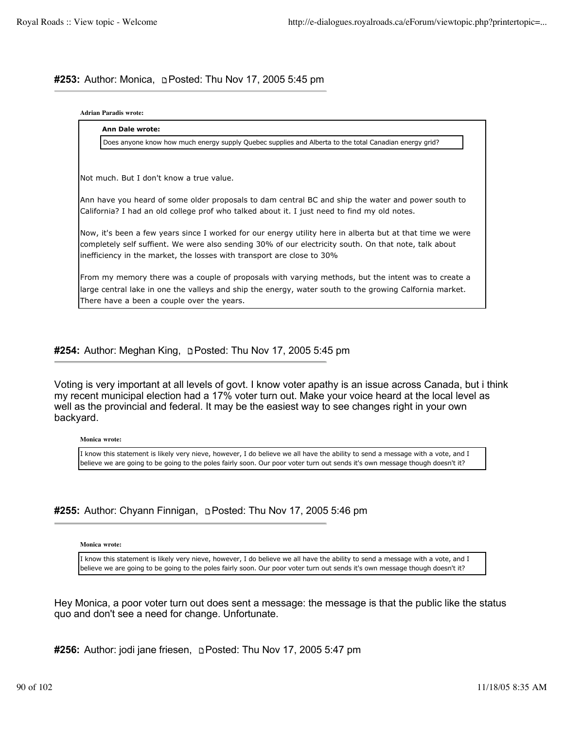#### #253: Author: Monica, Posted: Thu Nov 17, 2005 5:45 pm

**Adrian Paradis wrote:**

> **Ann Dale wrote:**
>
> > Does anyone know how much energy supply Quebec supplies and Alberta to the total Canadian energy grid?
>
> Not much. But I don't know a true value.
>
> Ann have you heard of some older proposals to dam central BC and ship the water and power south to California? I had an old college prof who talked about it. I just need to find my old notes.
>
> Now, it's been a few years since I worked for our energy utility here in alberta but at that time we were completely self suffient. We were also sending 30% of our electricity south. On that note, talk about inefficiency in the market, the losses with transport are close to 30%
>
> From my memory there was a couple of proposals with varying methods, but the intent was to create a large central lake in one the valleys and ship the energy, water south to the growing Calfornia market. There have a been a couple over the years.

#### #254: Author: Meghan King, Posted: Thu Nov 17, 2005 5:45 pm

Voting is very important at all levels of govt. I know voter apathy is an issue across Canada, but i think my recent municipal election had a 17% voter turn out. Make your voice heard at the local level as well as the provincial and federal. It may be the easiest way to see changes right in your own backyard.

**Monica wrote:**

> I know this statement is likely very nieve, however, I do believe we all have the ability to send a message with a vote, and I believe we are going to be going to the poles fairly soon. Our poor voter turn out sends it's own message though doesn't it?

#### #255: Author: Chyann Finnigan, Posted: Thu Nov 17, 2005 5:46 pm

**Monica wrote:**

> I know this statement is likely very nieve, however, I do believe we all have the ability to send a message with a vote, and I believe we are going to be going to the poles fairly soon. Our poor voter turn out sends it's own message though doesn't it?

Hey Monica, a poor voter turn out does sent a message: the message is that the public like the status quo and don't see a need for change. Unfortunate.

#### #256: Author: jodi jane friesen, Posted: Thu Nov 17, 2005 5:47 pm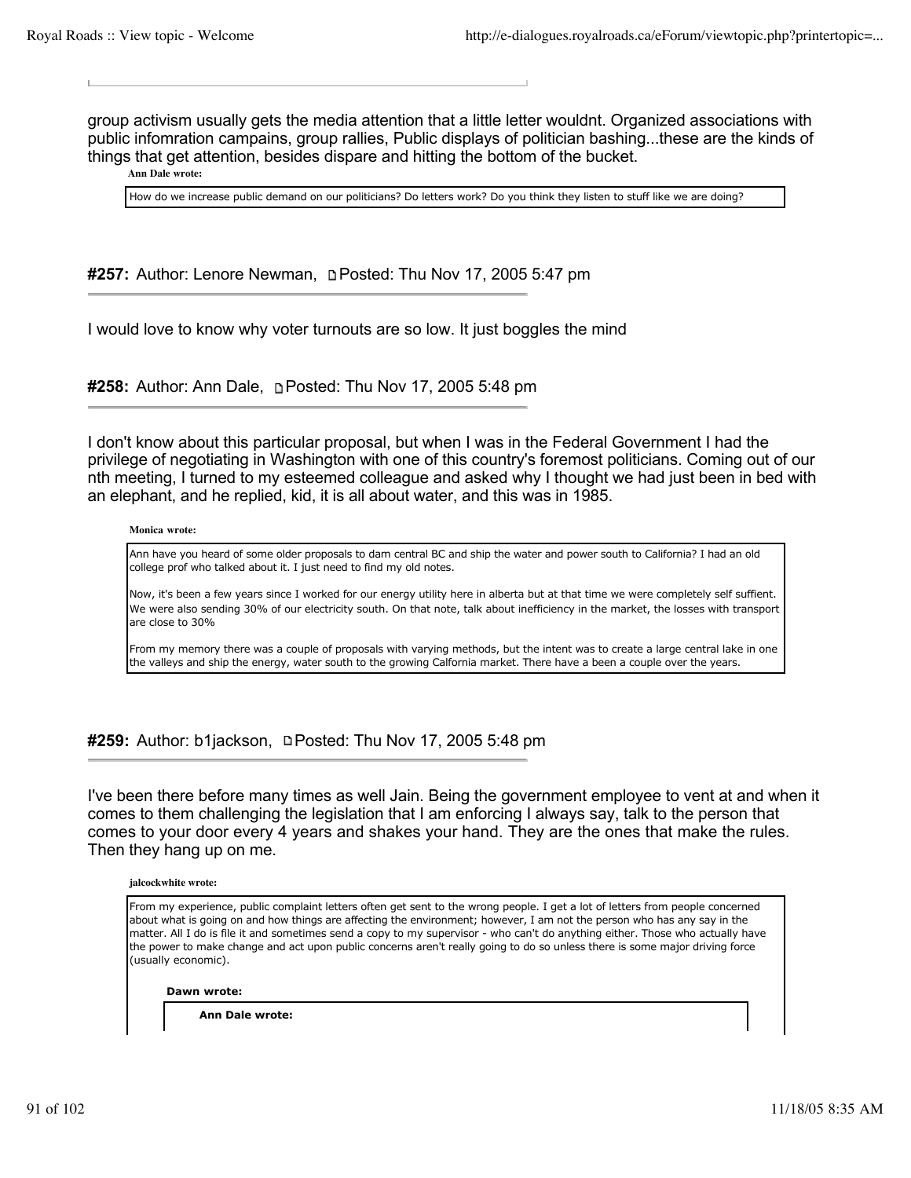group activism usually gets the media attention that a little letter wouldnt. Organized associations with public infomration campains, group rallies, Public displays of politician bashing...these are the kinds of things that get attention, besides dispare and hitting the bottom of the bucket.

> **Ann Dale wrote:**
>
> How do we increase public demand on our politicians? Do letters work? Do you think they listen to stuff like we are doing?

**#257:** Author: Lenore Newman, Posted: Thu Nov 17, 2005 5:47 pm

I would love to know why voter turnouts are so low. It just boggles the mind

**#258:** Author: Ann Dale, Posted: Thu Nov 17, 2005 5:48 pm

I don't know about this particular proposal, but when I was in the Federal Government I had the privilege of negotiating in Washington with one of this country's foremost politicians. Coming out of our nth meeting, I turned to my esteemed colleague and asked why I thought we had just been in bed with an elephant, and he replied, kid, it is all about water, and this was in 1985.

> **Monica wrote:**
>
> Ann have you heard of some older proposals to dam central BC and ship the water and power south to California? I had an old college prof who talked about it. I just need to find my old notes.
>
> Now, it's been a few years since I worked for our energy utility here in alberta but at that time we were completely self suffient. We were also sending 30% of our electricity south. On that note, talk about inefficiency in the market, the losses with transport are close to 30%
>
> From my memory there was a couple of proposals with varying methods, but the intent was to create a large central lake in one the valleys and ship the energy, water south to the growing Calfornia market. There have a been a couple over the years.

**#259:** Author: b1jackson, Posted: Thu Nov 17, 2005 5:48 pm

I've been there before many times as well Jain. Being the government employee to vent at and when it comes to them challenging the legislation that I am enforcing I always say, talk to the person that comes to your door every 4 years and shakes your hand. They are the ones that make the rules. Then they hang up on me.

> **jalcockwhite wrote:**
>
> From my experience, public complaint letters often get sent to the wrong people. I get a lot of letters from people concerned about what is going on and how things are affecting the environment; however, I am not the person who has any say in the matter. All I do is file it and sometimes send a copy to my supervisor - who can't do anything either. Those who actually have the power to make change and act upon public concerns aren't really going to do so unless there is some major driving force (usually economic).
>
> > **Dawn wrote:**
> >
> > > **Ann Dale wrote:**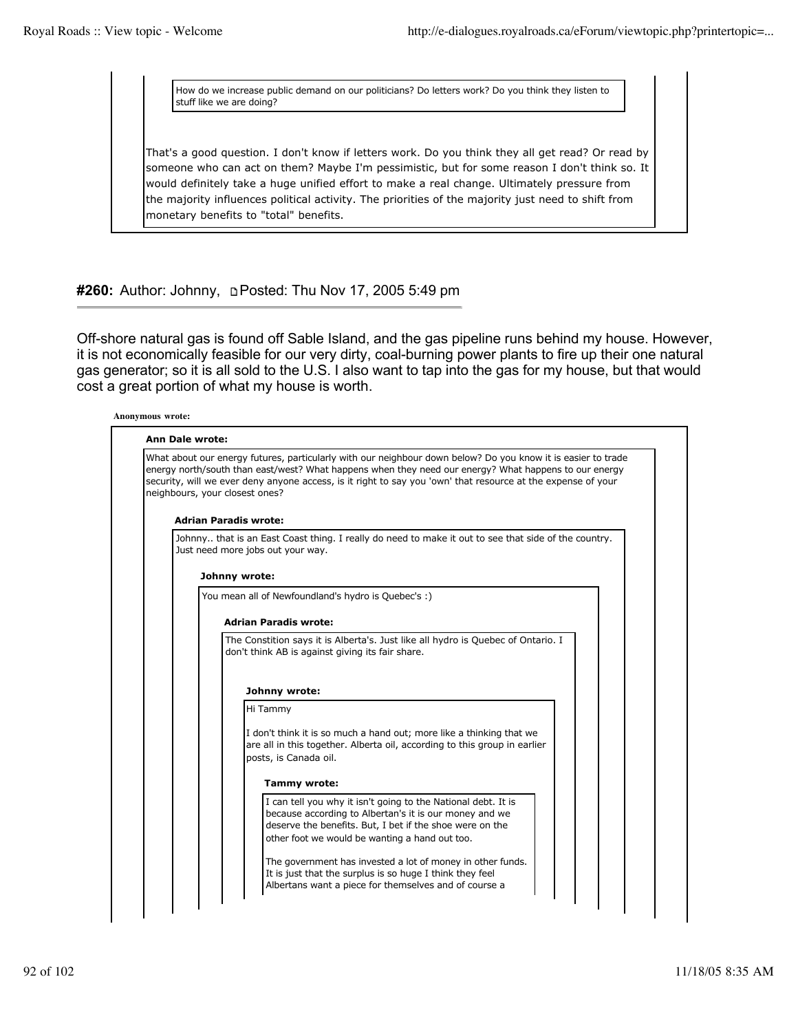> How do we increase public demand on our politicians? Do letters work? Do you think they listen to stuff like we are doing?

That's a good question. I don't know if letters work. Do you think they all get read? Or read by someone who can act on them? Maybe I'm pessimistic, but for some reason I don't think so. It would definitely take a huge unified effort to make a real change. Ultimately pressure from the majority influences political activity. The priorities of the majority just need to shift from monetary benefits to "total" benefits.

## #260: Author: Johnny, Posted: Thu Nov 17, 2005 5:49 pm

Off-shore natural gas is found off Sable Island, and the gas pipeline runs behind my house. However, it is not economically feasible for our very dirty, coal-burning power plants to fire up their one natural gas generator; so it is all sold to the U.S. I also want to tap into the gas for my house, but that would cost a great portion of what my house is worth.

**Anonymous wrote:**

> **Ann Dale wrote:**
>
> What about our energy futures, particularly with our neighbour down below? Do you know it is easier to trade energy north/south than east/west? What happens when they need our energy? What happens to our energy security, will we ever deny anyone access, is it right to say you 'own' that resource at the expense of your neighbours, your closest ones?
>
> > **Adrian Paradis wrote:**
> >
> > Johnny.. that is an East Coast thing. I really do need to make it out to see that side of the country. Just need more jobs out your way.
> >
> > > **Johnny wrote:**
> > >
> > > You mean all of Newfoundland's hydro is Quebec's :)
> > >
> > > > **Adrian Paradis wrote:**
> > > >
> > > > The Constition says it is Alberta's. Just like all hydro is Quebec of Ontario. I don't think AB is against giving its fair share.
> > > >
> > > > > **Johnny wrote:**
> > > > >
> > > > > Hi Tammy
> > > > >
> > > > > I don't think it is so much a hand out; more like a thinking that we are all in this together. Alberta oil, according to this group in earlier posts, is Canada oil.
> > > > >
> > > > > > **Tammy wrote:**
> > > > > >
> > > > > > I can tell you why it isn't going to the National debt. It is because according to Albertan's it is our money and we deserve the benefits. But, I bet if the shoe were on the other foot we would be wanting a hand out too.
> > > > > >
> > > > > > The government has invested a lot of money in other funds. It is just that the surplus is so huge I think they feel Albertans want a piece for themselves and of course a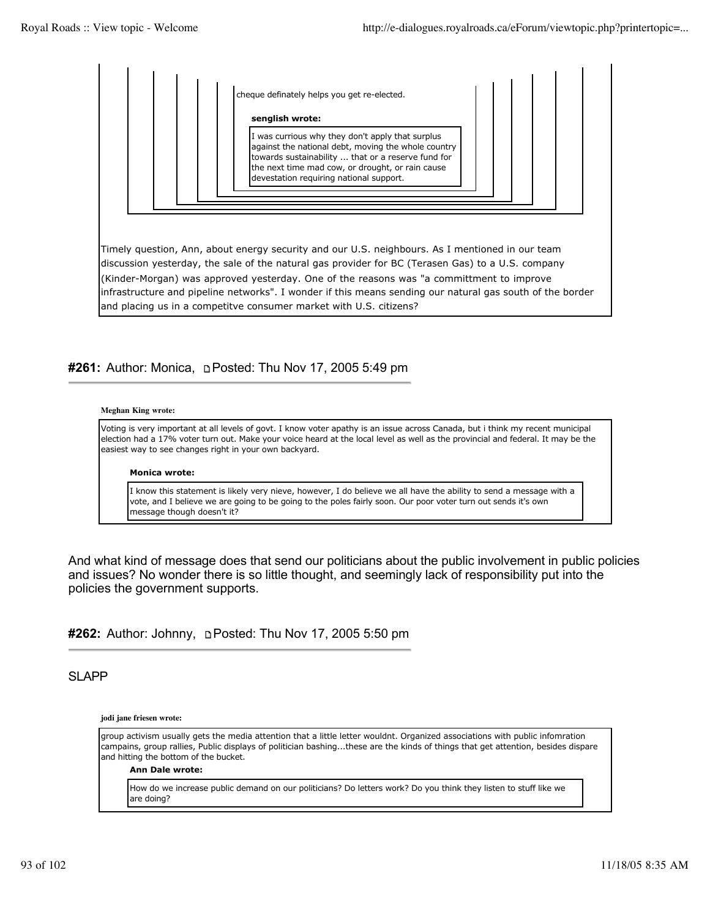> > > > > cheque definately helps you get re-elected.
> > > > >
> > > > > **senglish wrote:**
> > > > >
> > > > > > I was curious why they don't apply that surplus against the national debt, moving the whole country towards sustainability ... that or a reserve fund for the next time mad cow, or drought, or rain cause devestation requiring national support.

Timely question, Ann, about energy security and our U.S. neighbours. As I mentioned in our team discussion yesterday, the sale of the natural gas provider for BC (Terasen Gas) to a U.S. company (Kinder-Morgan) was approved yesterday. One of the reasons was "a committment to improve infrastructure and pipeline networks". I wonder if this means sending our natural gas south of the border and placing us in a competitve consumer market with U.S. citizens?

### #261: Author: Monica, Posted: Thu Nov 17, 2005 5:49 pm

> **Meghan King wrote:**
>
> Voting is very important at all levels of govt. I know voter apathy is an issue across Canada, but i think my recent municipal election had a 17% voter turn out. Make your voice heard at the local level as well as the provincial and federal. It may be the easiest way to see changes right in your own backyard.
>
> > **Monica wrote:**
> >
> > I know this statement is likely very nieve, however, I do believe we all have the ability to send a message with a vote, and I believe we are going to be going to the poles fairly soon. Our poor voter turn out sends it's own message though doesn't it?

And what kind of message does that send our politicians about the public involvement in public policies and issues? No wonder there is so little thought, and seemingly lack of responsibility put into the policies the government supports.

### #262: Author: Johnny, Posted: Thu Nov 17, 2005 5:50 pm

SLAPP

> **jodi jane friesen wrote:**
>
> group activism usually gets the media attention that a little letter wouldnt. Organized associations with public infomration campains, group rallies, Public displays of politician bashing...these are the kinds of things that get attention, besides dispare and hitting the bottom of the bucket.
>
> > **Ann Dale wrote:**
> >
> > How do we increase public demand on our politicians? Do letters work? Do you think they listen to stuff like we are doing?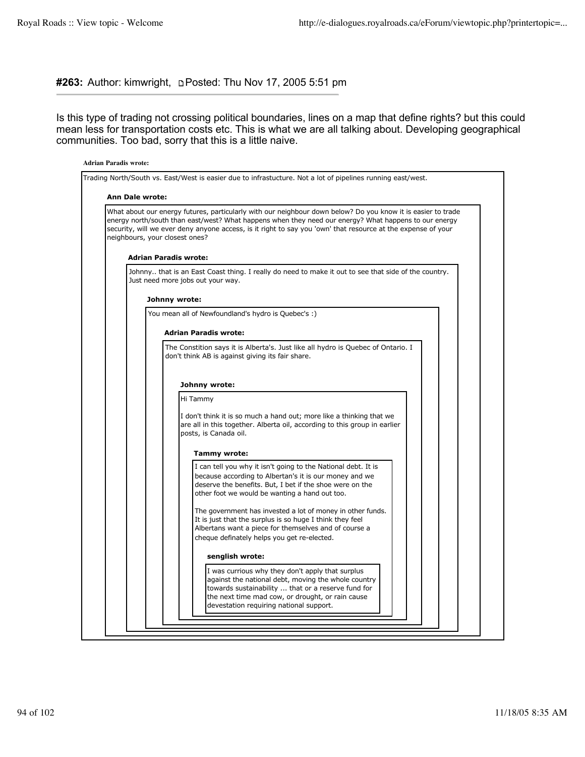**#263:** Author: kimwright, Posted: Thu Nov 17, 2005 5:51 pm

Is this type of trading not crossing political boundaries, lines on a map that define rights? but this could mean less for transportation costs etc. This is what we are all talking about. Developing geographical communities. Too bad, sorry that this is a little naive.

> **Adrian Paradis wrote:**
>
> Trading North/South vs. East/West is easier due to infrastucture. Not a lot of pipelines running east/west.
>
> > **Ann Dale wrote:**
> >
> > What about our energy futures, particularly with our neighbour down below? Do you know it is easier to trade energy north/south than east/west? What happens when they need our energy? What happens to our energy security, will we ever deny anyone access, is it right to say you 'own' that resource at the expense of your neighbours, your closest ones?
> >
> > > **Adrian Paradis wrote:**
> > >
> > > Johnny.. that is an East Coast thing. I really do need to make it out to see that side of the country. Just need more jobs out your way.
> > >
> > > > **Johnny wrote:**
> > > >
> > > > You mean all of Newfoundland's hydro is Quebec's :)
> > > >
> > > > > **Adrian Paradis wrote:**
> > > > >
> > > > > The Constition says it is Alberta's. Just like all hydro is Quebec of Ontario. I don't think AB is against giving its fair share.
> > > > >
> > > > > > **Johnny wrote:**
> > > > > >
> > > > > > Hi Tammy
> > > > > >
> > > > > > I don't think it is so much a hand out; more like a thinking that we are all in this together. Alberta oil, according to this group in earlier posts, is Canada oil.
> > > > > >
> > > > > > > **Tammy wrote:**
> > > > > > >
> > > > > > > I can tell you why it isn't going to the National debt. It is because according to Albertan's it is our money and we deserve the benefits. But, I bet if the shoe were on the other foot we would be wanting a hand out too.
> > > > > > >
> > > > > > > The government has invested a lot of money in other funds. It is just that the surplus is so huge I think they feel Albertans want a piece for themselves and of course a cheque definately helps you get re-elected.
> > > > > > >
> > > > > > > > **senglish wrote:**
> > > > > > > >
> > > > > > > > I was currious why they don't apply that surplus against the national debt, moving the whole country towards sustainability ... that or a reserve fund for the next time mad cow, or drought, or rain cause devestation requiring national support.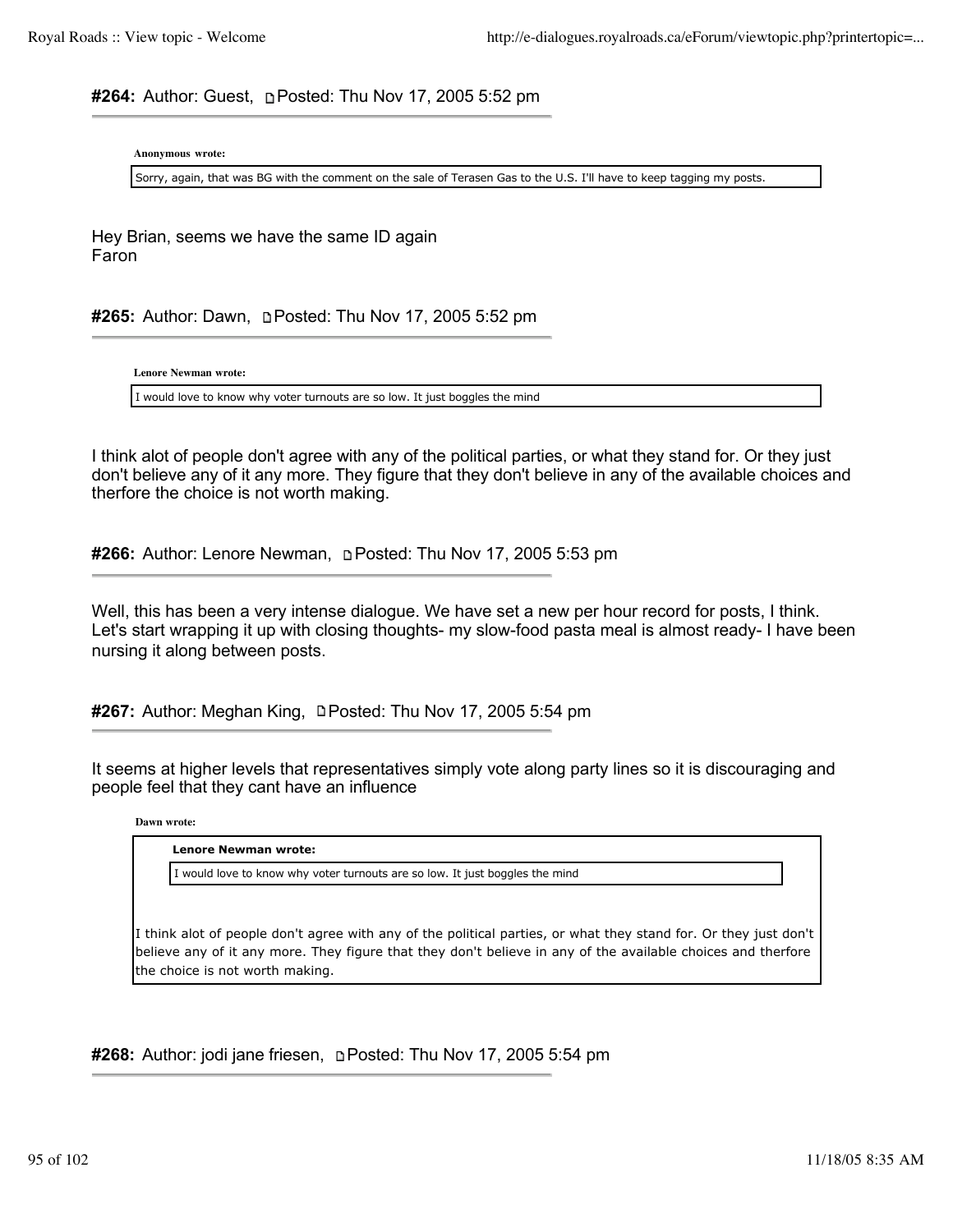**#264:** Author: Guest, Posted: Thu Nov 17, 2005 5:52 pm

> **Anonymous wrote:**
>
> Sorry, again, that was BG with the comment on the sale of Terasen Gas to the U.S. I'll have to keep tagging my posts.

Hey Brian, seems we have the same ID again
Faron

**#265:** Author: Dawn, Posted: Thu Nov 17, 2005 5:52 pm

> **Lenore Newman wrote:**
>
> I would love to know why voter turnouts are so low. It just boggles the mind

I think alot of people don't agree with any of the political parties, or what they stand for. Or they just don't believe any of it any more. They figure that they don't believe in any of the available choices and therfore the choice is not worth making.

**#266:** Author: Lenore Newman, Posted: Thu Nov 17, 2005 5:53 pm

Well, this has been a very intense dialogue. We have set a new per hour record for posts, I think. Let's start wrapping it up with closing thoughts- my slow-food pasta meal is almost ready- I have been nursing it along between posts.

**#267:** Author: Meghan King, Posted: Thu Nov 17, 2005 5:54 pm

It seems at higher levels that representatives simply vote along party lines so it is discouraging and people feel that they cant have an influence

> **Dawn wrote:**
>
> > **Lenore Newman wrote:**
> >
> > I would love to know why voter turnouts are so low. It just boggles the mind
>
> I think alot of people don't agree with any of the political parties, or what they stand for. Or they just don't believe any of it any more. They figure that they don't believe in any of the available choices and therfore the choice is not worth making.

**#268:** Author: jodi jane friesen, Posted: Thu Nov 17, 2005 5:54 pm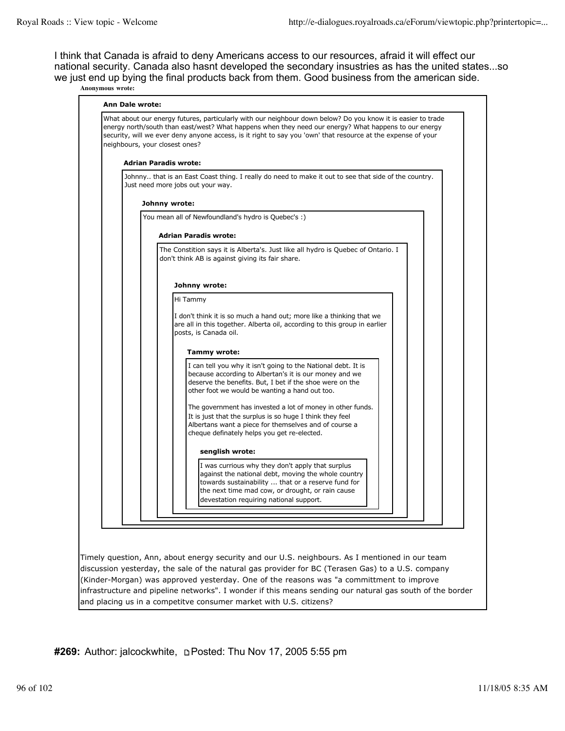I think that Canada is afraid to deny Americans access to our resources, afraid it will effect our national security. Canada also hasnt developed the secondary insustries as has the united states...so we just end up bying the final products back from them. Good business from the american side.

**Anonymous wrote:**

> **Ann Dale wrote:**
>
> What about our energy futures, particularly with our neighbour down below? Do you know it is easier to trade energy north/south than east/west? What happens when they need our energy? What happens to our energy security, will we ever deny anyone access, is it right to say you 'own' that resource at the expense of your neighbours, your closest ones?
>
> > **Adrian Paradis wrote:**
> >
> > Johnny.. that is an East Coast thing. I really do need to make it out to see that side of the country. Just need more jobs out your way.
> >
> > > **Johnny wrote:**
> > >
> > > You mean all of Newfoundland's hydro is Quebec's :)
> > >
> > > > **Adrian Paradis wrote:**
> > > >
> > > > The Constition says it is Alberta's. Just like all hydro is Quebec of Ontario. I don't think AB is against giving its fair share.
> > > >
> > > > > **Johnny wrote:**
> > > > >
> > > > > Hi Tammy
> > > > >
> > > > > I don't think it is so much a hand out; more like a thinking that we are all in this together. Alberta oil, according to this group in earlier posts, is Canada oil.
> > > > >
> > > > > > **Tammy wrote:**
> > > > > >
> > > > > > I can tell you why it isn't going to the National debt. It is because according to Albertan's it is our money and we deserve the benefits. But, I bet if the shoe were on the other foot we would be wanting a hand out too.
> > > > > >
> > > > > > The government has invested a lot of money in other funds. It is just that the surplus is so huge I think they feel Albertans want a piece for themselves and of course a cheque definately helps you get re-elected.
> > > > > >
> > > > > > > **senglish wrote:**
> > > > > > >
> > > > > > > I was currious why they don't apply that surplus against the national debt, moving the whole country towards sustainability ... that or a reserve fund for the next time mad cow, or drought, or rain cause devestation requiring national support.
>
> Timely question, Ann, about energy security and our U.S. neighbours. As I mentioned in our team discussion yesterday, the sale of the natural gas provider for BC (Terasen Gas) to a U.S. company (Kinder-Morgan) was approved yesterday. One of the reasons was "a committment to improve infrastructure and pipeline networks". I wonder if this means sending our natural gas south of the border and placing us in a competitve consumer market with U.S. citizens?

**#269:** Author: jalcockwhite, Posted: Thu Nov 17, 2005 5:55 pm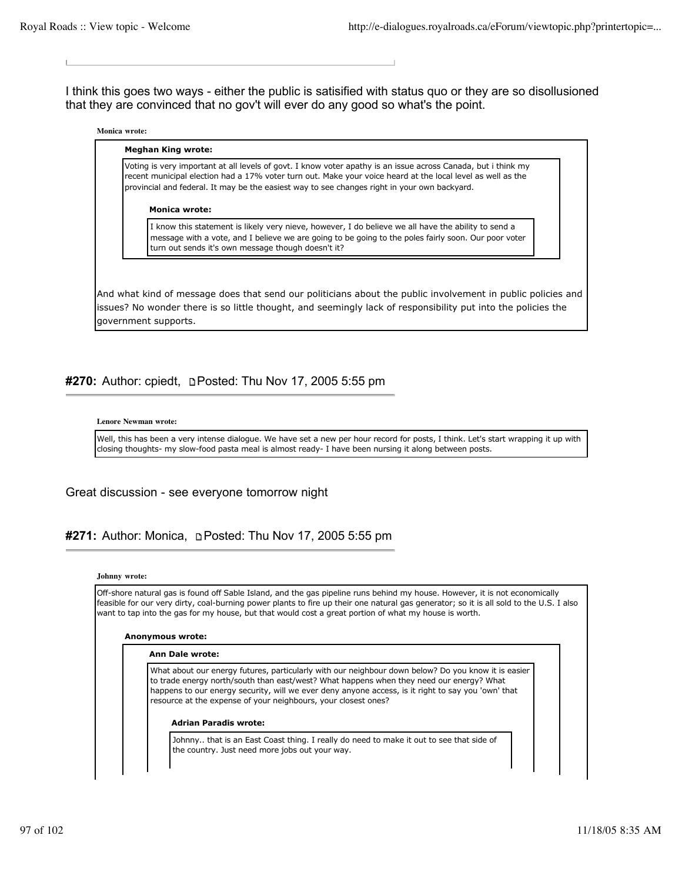I think this goes two ways - either the public is satisified with status quo or they are so disollusioned that they are convinced that no gov't will ever do any good so what's the point.

> **Monica wrote:**
>
> > **Meghan King wrote:**
> >
> > Voting is very important at all levels of govt. I know voter apathy is an issue across Canada, but i think my recent municipal election had a 17% voter turn out. Make your voice heard at the local level as well as the provincial and federal. It may be the easiest way to see changes right in your own backyard.
> >
> > > **Monica wrote:**
> > >
> > > I know this statement is likely very nieve, however, I do believe we all have the ability to send a message with a vote, and I believe we are going to be going to the poles fairly soon. Our poor voter turn out sends it's own message though doesn't it?
>
> And what kind of message does that send our politicians about the public involvement in public policies and issues? No wonder there is so little thought, and seemingly lack of responsibility put into the policies the government supports.

## #270: Author: cpiedt, Posted: Thu Nov 17, 2005 5:55 pm

> **Lenore Newman wrote:**
>
> Well, this has been a very intense dialogue. We have set a new per hour record for posts, I think. Let's start wrapping it up with closing thoughts- my slow-food pasta meal is almost ready- I have been nursing it along between posts.

Great discussion - see everyone tomorrow night

## #271: Author: Monica, Posted: Thu Nov 17, 2005 5:55 pm

> **Johnny wrote:**
>
> Off-shore natural gas is found off Sable Island, and the gas pipeline runs behind my house. However, it is not economically feasible for our very dirty, coal-burning power plants to fire up their one natural gas generator; so it is all sold to the U.S. I also want to tap into the gas for my house, but that would cost a great portion of what my house is worth.
>
> > **Anonymous wrote:**
> >
> > > **Ann Dale wrote:**
> > >
> > > What about our energy futures, particularly with our neighbour down below? Do you know it is easier to trade energy north/south than east/west? What happens when they need our energy? What happens to our energy security, will we ever deny anyone access, is it right to say you 'own' that resource at the expense of your neighbours, your closest ones?
> > >
> > > > **Adrian Paradis wrote:**
> > > >
> > > > Johnny.. that is an East Coast thing. I really do need to make it out to see that side of the country. Just need more jobs out your way.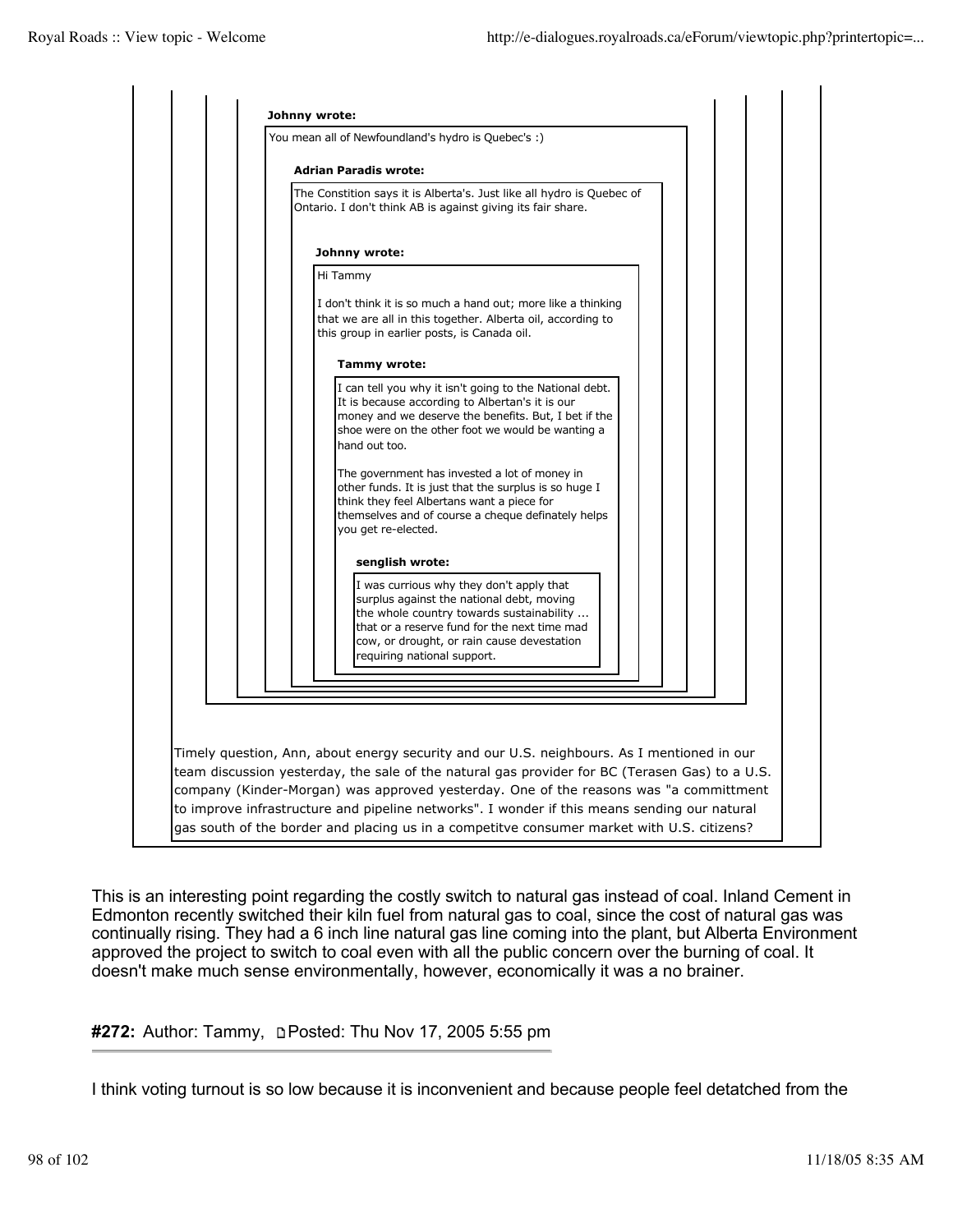> > > > **Johnny wrote:**
> > > >
> > > > You mean all of Newfoundland's hydro is Quebec's :)
> > > >
> > > > > **Adrian Paradis wrote:**
> > > > >
> > > > > The Constition says it is Alberta's. Just like all hydro is Quebec of Ontario. I don't think AB is against giving its fair share.
> > > > >
> > > > > > **Johnny wrote:**
> > > > > >
> > > > > > Hi Tammy
> > > > > >
> > > > > > I don't think it is so much a hand out; more like a thinking that we are all in this together. Alberta oil, according to this group in earlier posts, is Canada oil.
> > > > > >
> > > > > > > **Tammy wrote:**
> > > > > > >
> > > > > > > I can tell you why it isn't going to the National debt. It is because according to Albertan's it is our money and we deserve the benefits. But, I bet if the shoe were on the other foot we would be wanting a hand out too.
> > > > > > >
> > > > > > > The government has invested a lot of money in other funds. It is just that the surplus is so huge I think they feel Albertans want a piece for themselves and of course a cheque definately helps you get re-elected.
> > > > > > >
> > > > > > > > **senglish wrote:**
> > > > > > > >
> > > > > > > > I was currious why they don't apply that surplus against the national debt, moving the whole country towards sustainability ... that or a reserve fund for the next time mad cow, or drought, or rain cause devestation requiring national support.
>
> Timely question, Ann, about energy security and our U.S. neighbours. As I mentioned in our team discussion yesterday, the sale of the natural gas provider for BC (Terasen Gas) to a U.S. company (Kinder-Morgan) was approved yesterday. One of the reasons was "a committment to improve infrastructure and pipeline networks". I wonder if this means sending our natural gas south of the border and placing us in a competitve consumer market with U.S. citizens?

This is an interesting point regarding the costly switch to natural gas instead of coal. Inland Cement in Edmonton recently switched their kiln fuel from natural gas to coal, since the cost of natural gas was continually rising. They had a 6 inch line natural gas line coming into the plant, but Alberta Environment approved the project to switch to coal even with all the public concern over the burning of coal. It doesn't make much sense environmentally, however, economically it was a no brainer.

**#272:** Author: Tammy, Posted: Thu Nov 17, 2005 5:55 pm

I think voting turnout is so low because it is inconvenient and because people feel detatched from the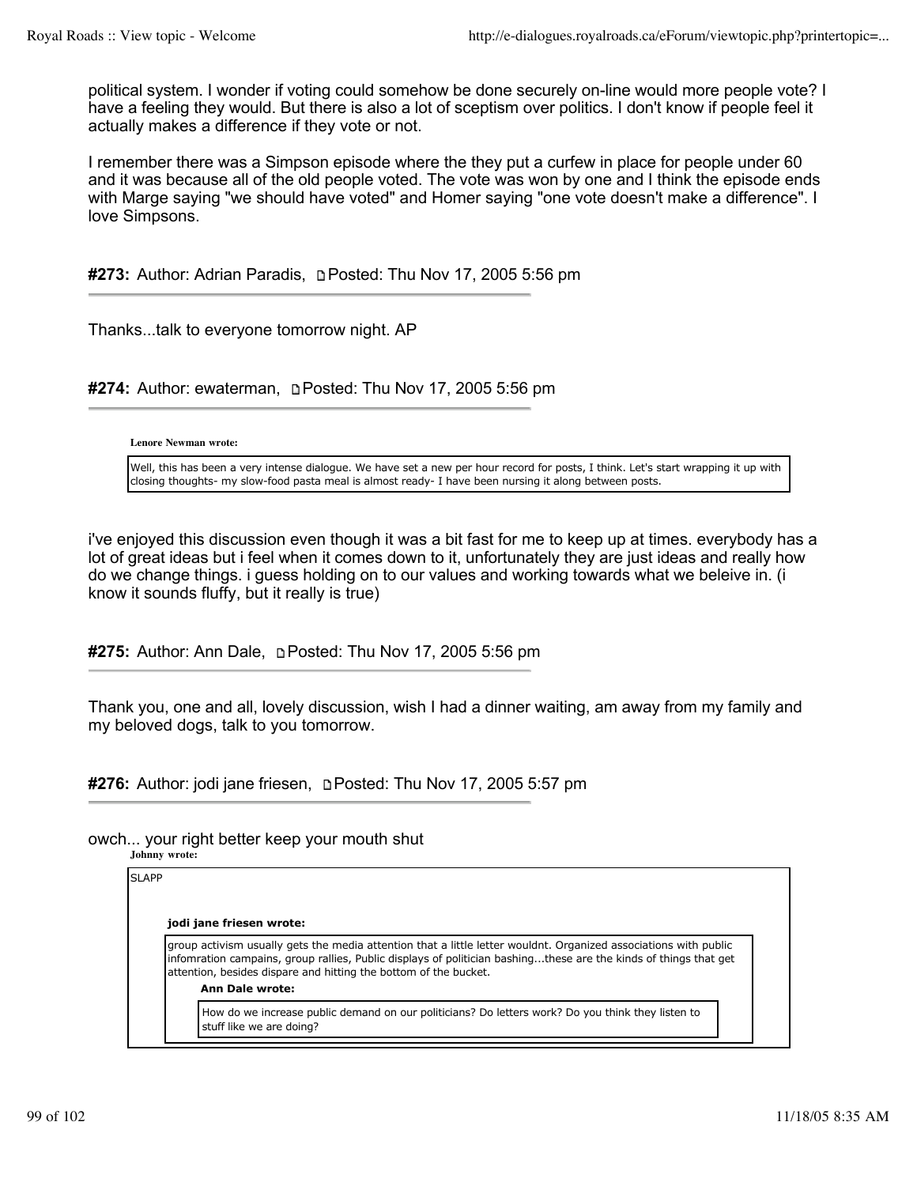political system. I wonder if voting could somehow be done securely on-line would more people vote? I have a feeling they would. But there is also a lot of sceptism over politics. I don't know if people feel it actually makes a difference if they vote or not.

I remember there was a Simpson episode where the they put a curfew in place for people under 60 and it was because all of the old people voted. The vote was won by one and I think the episode ends with Marge saying "we should have voted" and Homer saying "one vote doesn't make a difference". I love Simpsons.

**#273:** Author: Adrian Paradis, Posted: Thu Nov 17, 2005 5:56 pm

Thanks...talk to everyone tomorrow night. AP

**#274:** Author: ewaterman, Posted: Thu Nov 17, 2005 5:56 pm

> **Lenore Newman wrote:**
>
> Well, this has been a very intense dialogue. We have set a new per hour record for posts, I think. Let's start wrapping it up with closing thoughts- my slow-food pasta meal is almost ready- I have been nursing it along between posts.

i've enjoyed this discussion even though it was a bit fast for me to keep up at times. everybody has a lot of great ideas but i feel when it comes down to it, unfortunately they are just ideas and really how do we change things. i guess holding on to our values and working towards what we beleive in. (i know it sounds fluffy, but it really is true)

**#275:** Author: Ann Dale, Posted: Thu Nov 17, 2005 5:56 pm

Thank you, one and all, lovely discussion, wish I had a dinner waiting, am away from my family and my beloved dogs, talk to you tomorrow.

**#276:** Author: jodi jane friesen, Posted: Thu Nov 17, 2005 5:57 pm

owch... your right better keep your mouth shut

> **Johnny wrote:**
>
> SLAPP
>
> > **jodi jane friesen wrote:**
> >
> > group activism usually gets the media attention that a little letter wouldnt. Organized associations with public infomration campains, group rallies, Public displays of politician bashing...these are the kinds of things that get attention, besides dispare and hitting the bottom of the bucket.
> >
> > > **Ann Dale wrote:**
> > >
> > > How do we increase public demand on our politicians? Do letters work? Do you think they listen to stuff like we are doing?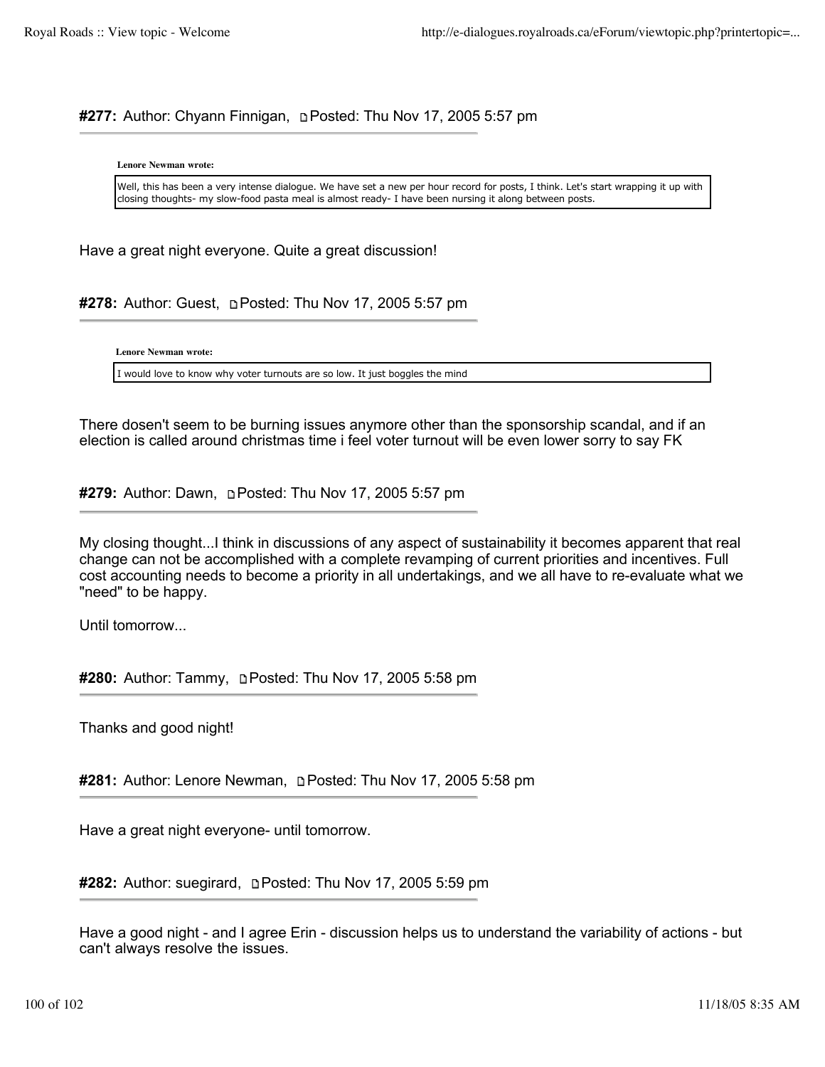**#277:** Author: Chyann Finnigan, Posted: Thu Nov 17, 2005 5:57 pm

> **Lenore Newman wrote:**
>
> Well, this has been a very intense dialogue. We have set a new per hour record for posts, I think. Let's start wrapping it up with closing thoughts- my slow-food pasta meal is almost ready- I have been nursing it along between posts.

Have a great night everyone. Quite a great discussion!

**#278:** Author: Guest, Posted: Thu Nov 17, 2005 5:57 pm

> **Lenore Newman wrote:**
>
> I would love to know why voter turnouts are so low. It just boggles the mind

There dosen't seem to be burning issues anymore other than the sponsorship scandal, and if an election is called around christmas time i feel voter turnout will be even lower sorry to say FK

**#279:** Author: Dawn, Posted: Thu Nov 17, 2005 5:57 pm

My closing thought...I think in discussions of any aspect of sustainability it becomes apparent that real change can not be accomplished with a complete revamping of current priorities and incentives. Full cost accounting needs to become a priority in all undertakings, and we all have to re-evaluate what we "need" to be happy.

Until tomorrow...

**#280:** Author: Tammy, Posted: Thu Nov 17, 2005 5:58 pm

Thanks and good night!

**#281:** Author: Lenore Newman, Posted: Thu Nov 17, 2005 5:58 pm

Have a great night everyone- until tomorrow.

**#282:** Author: suegirard, Posted: Thu Nov 17, 2005 5:59 pm

Have a good night - and I agree Erin - discussion helps us to understand the variability of actions - but can't always resolve the issues.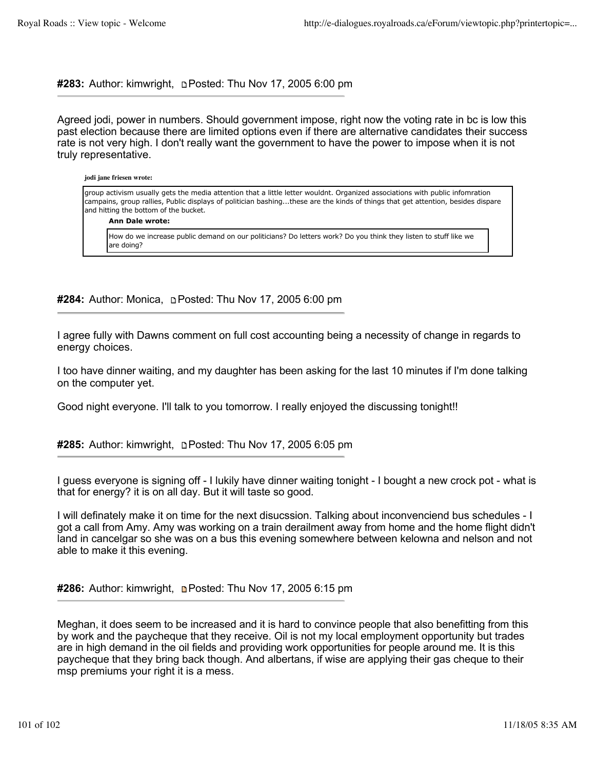**#283:** Author: kimwright, Posted: Thu Nov 17, 2005 6:00 pm

Agreed jodi, power in numbers. Should government impose, right now the voting rate in bc is low this past election because there are limited options even if there are alternative candidates their success rate is not very high. I don't really want the government to have the power to impose when it is not truly representative.

> **jodi jane friesen wrote:**
>
> group activism usually gets the media attention that a little letter wouldnt. Organized associations with public infomration campains, group rallies, Public displays of politician bashing...these are the kinds of things that get attention, besides dispare and hitting the bottom of the bucket.
>
> > **Ann Dale wrote:**
> >
> > How do we increase public demand on our politicians? Do letters work? Do you think they listen to stuff like we are doing?

**#284:** Author: Monica, Posted: Thu Nov 17, 2005 6:00 pm

I agree fully with Dawns comment on full cost accounting being a necessity of change in regards to energy choices.

I too have dinner waiting, and my daughter has been asking for the last 10 minutes if I'm done talking on the computer yet.

Good night everyone. I'll talk to you tomorrow. I really enjoyed the discussing tonight!!

**#285:** Author: kimwright, Posted: Thu Nov 17, 2005 6:05 pm

I guess everyone is signing off - I lukily have dinner waiting tonight - I bought a new crock pot - what is that for energy? it is on all day. But it will taste so good.

I will definately make it on time for the next disucssion. Talking about inconvenciend bus schedules - I got a call from Amy. Amy was working on a train derailment away from home and the home flight didn't land in cancelgar so she was on a bus this evening somewhere between kelowna and nelson and not able to make it this evening.

**#286:** Author: kimwright, Posted: Thu Nov 17, 2005 6:15 pm

Meghan, it does seem to be increased and it is hard to convince people that also benefitting from this by work and the paycheque that they receive. Oil is not my local employment opportunity but trades are in high demand in the oil fields and providing work opportunities for people around me. It is this paycheque that they bring back though. And albertans, if wise are applying their gas cheque to their msp premiums your right it is a mess.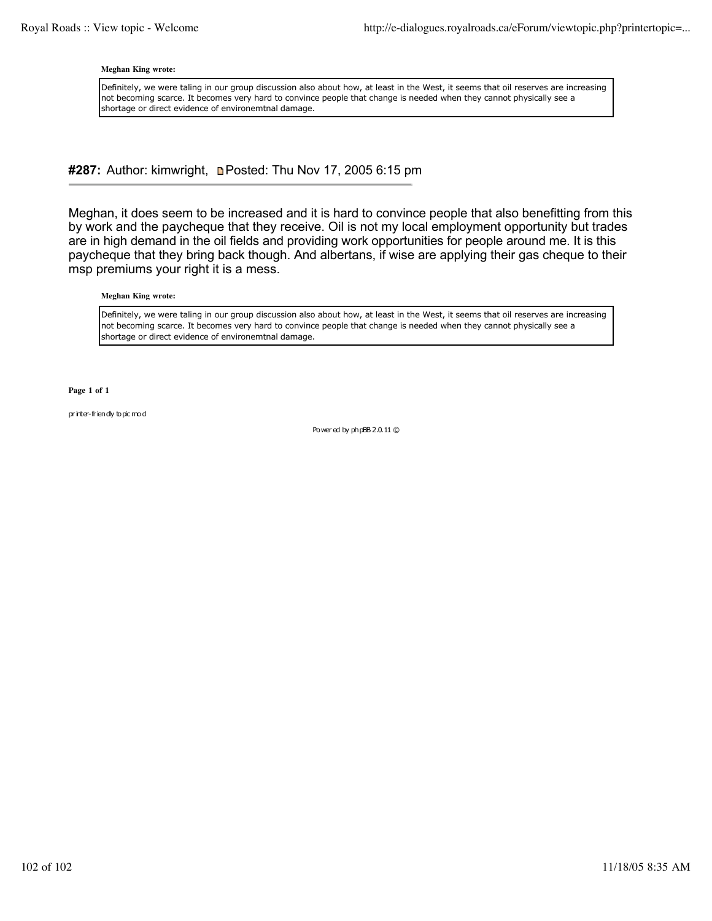**Meghan King wrote:**

> Definitely, we were taling in our group discussion also about how, at least in the West, it seems that oil reserves are increasing not becoming scarce. It becomes very hard to convince people that change is needed when they cannot physically see a shortage or direct evidence of environemtnal damage.

## #287: Author: kimwright, Posted: Thu Nov 17, 2005 6:15 pm

Meghan, it does seem to be increased and it is hard to convince people that also benefitting from this by work and the paycheque that they receive. Oil is not my local employment opportunity but trades are in high demand in the oil fields and providing work opportunities for people around me. It is this paycheque that they bring back though. And albertans, if wise are applying their gas cheque to their msp premiums your right it is a mess.

**Meghan King wrote:**

> Definitely, we were taling in our group discussion also about how, at least in the West, it seems that oil reserves are increasing not becoming scarce. It becomes very hard to convince people that change is needed when they cannot physically see a shortage or direct evidence of environemtnal damage.

**Page 1 of 1**

printer-friendly topic mod

Powered by phpBB 2.0.11 ©